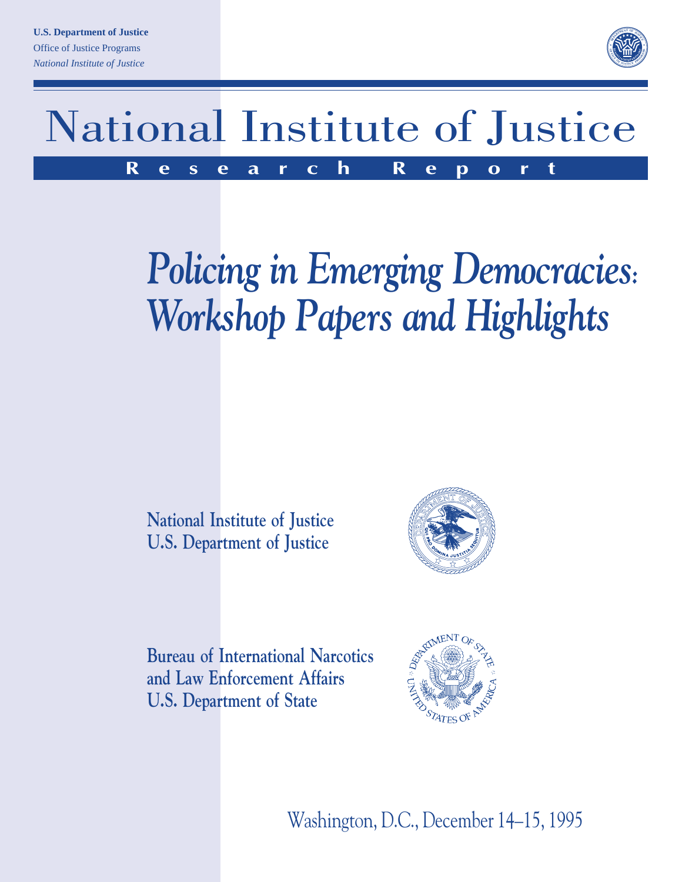U.S. Department of Justice
Office of Justice Programps
*National Institute of Justice*

# National Institute of Justice

**Research Report**

# *Policing in Emerging Democracies: Workshop Papers and Highlights*

**National Institute of Justice**
**U.S. Department of Justice**

**Bureau of International Narcotics and Law Enforcement Affairs**
**U.S. Department of State**

Washington, D.C., December 14–15, 1995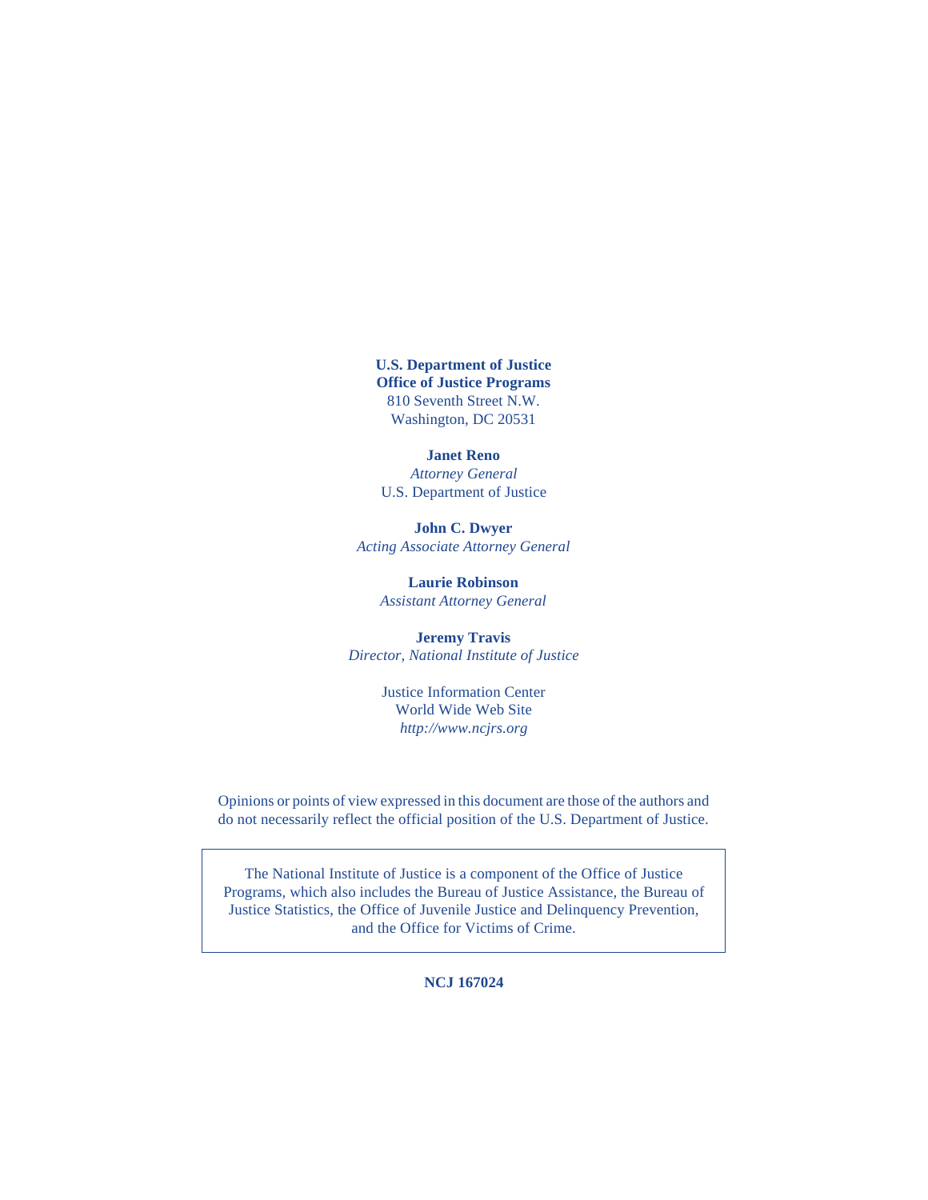**U.S. Department of Justice**
**Office of Justice Programs**
810 Seventh Street N.W.
Washington, DC 20531

**Janet Reno**
*Attorney General*
U.S. Department of Justice

**John C. Dwyer**
*Acting Associate Attorney General*

**Laurie Robinson**
*Assistant Attorney General*

**Jeremy Travis**
*Director, National Institute of Justice*

Justice Information Center
World Wide Web Site
*http://www.ncjrs.org*

Opinions or points of view expressed in this document are those of the authors and do not necessarily reflect the official position of the U.S. Department of Justice.

The National Institute of Justice is a component of the Office of Justice Programs, which also includes the Bureau of Justice Assistance, the Bureau of Justice Statistics, the Office of Juvenile Justice and Delinquency Prevention, and the Office for Victims of Crime.

**NCJ 167024**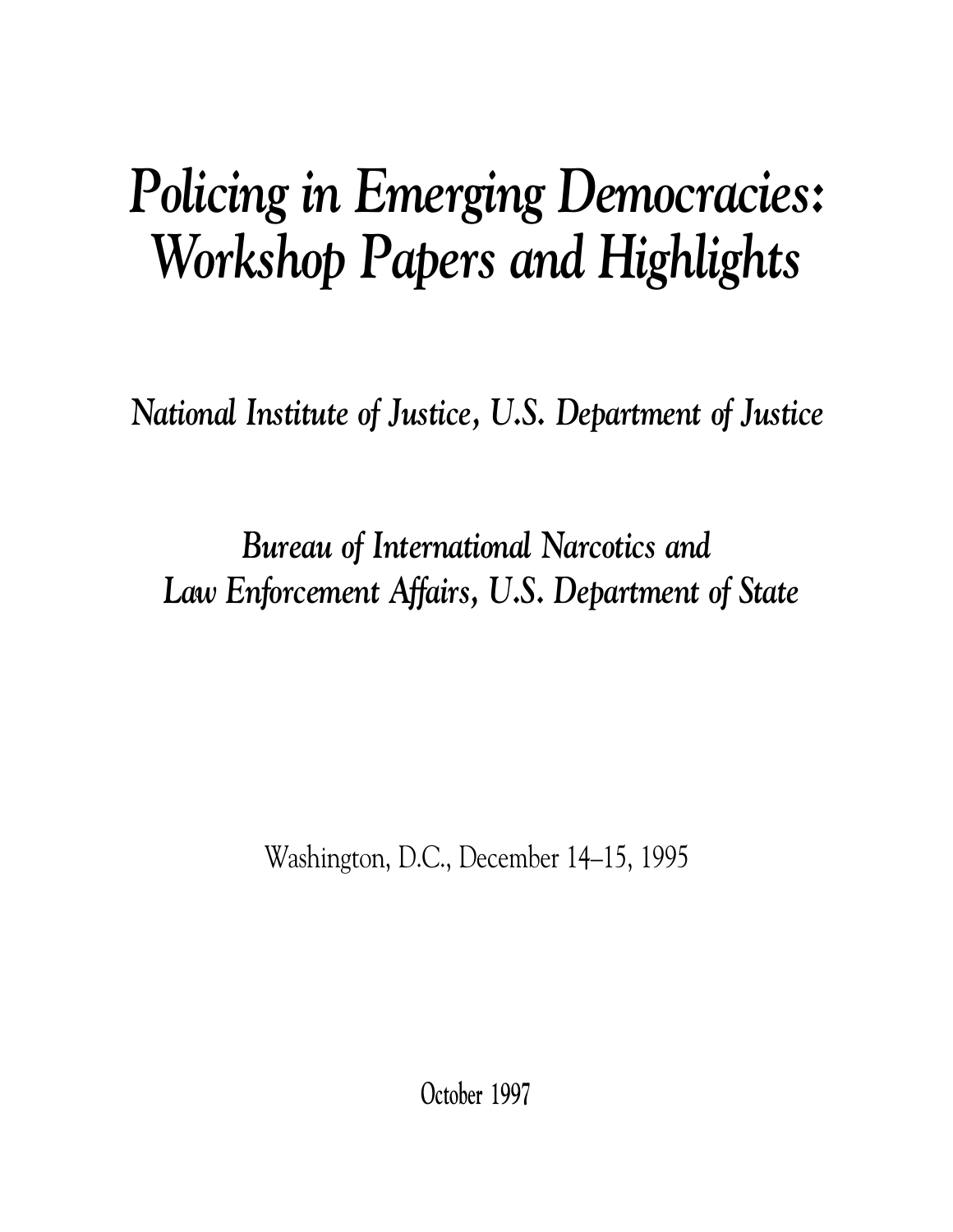# *Policing in Emerging Democracies: Workshop Papers and Highlights*

*National Institute of Justice, U.S. Department of Justice*

*Bureau of International Narcotics and Law Enforcement Affairs, U.S. Department of State*

Washington, D.C., December 14–15, 1995

October 1997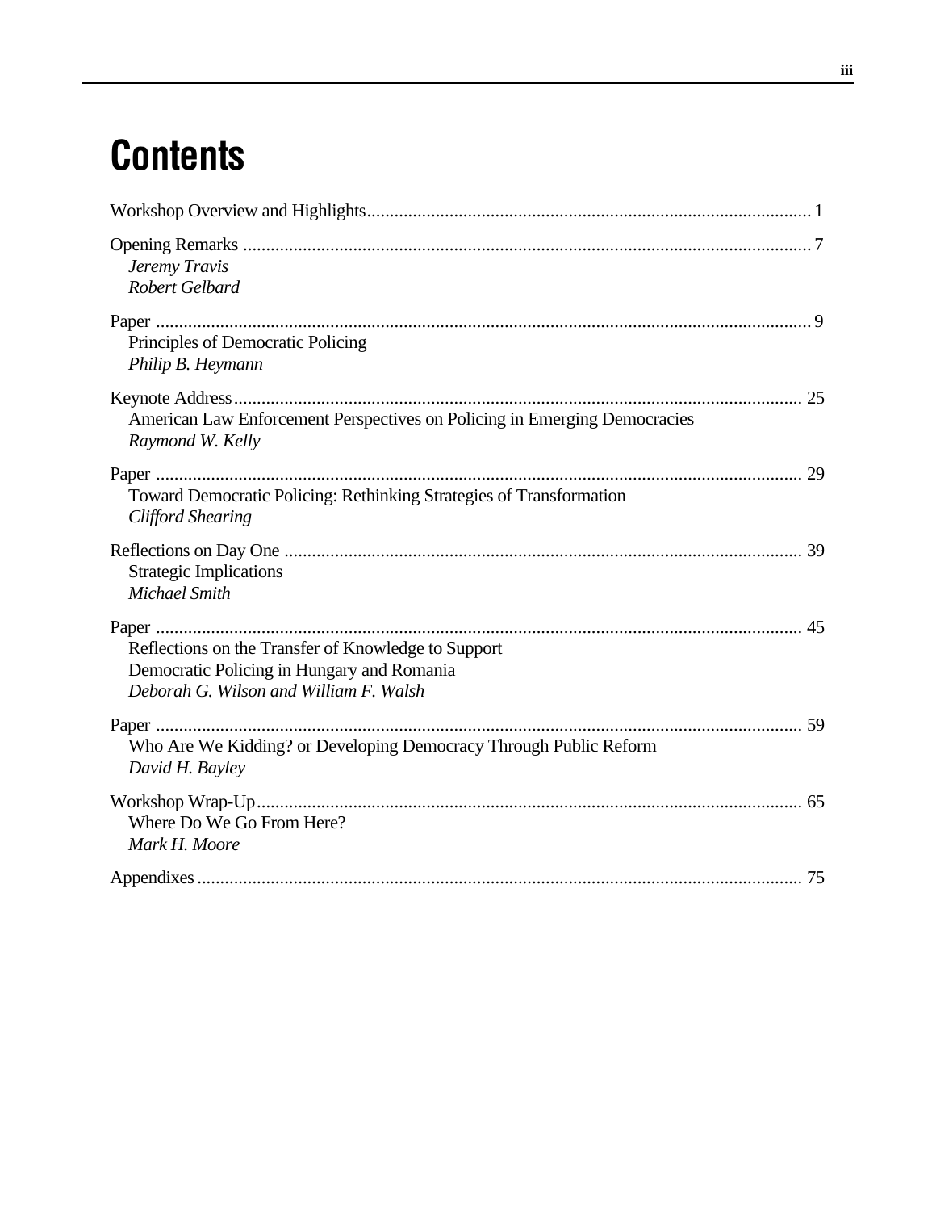# Contents

Workshop Overview and Highlights ........................................................................................ 1

Opening Remarks ........................................................................................ 7
*Jeremy Travis*
*Robert Gelbard*

Paper ........................................................................................ 9
Principles of Democratic Policing
*Philip B. Heymann*

Keynote Address ........................................................................................ 25
American Law Enforcement Perspectives on Policing in Emerging Democracies
*Raymond W. Kelly*

Paper ........................................................................................ 29
Toward Democratic Policing: Rethinking Strategies of Transformation
*Clifford Shearing*

Reflections on Day One ........................................................................................ 39
Strategic Implications
*Michael Smith*

Paper ........................................................................................ 45
Reflections on the Transfer of Knowledge to Support
Democratic Policing in Hungary and Romania
*Deborah G. Wilson and William F. Walsh*

Paper ........................................................................................ 59
Who Are We Kidding? or Developing Democracy Through Public Reform
*David H. Bayley*

Workshop Wrap-Up ........................................................................................ 65
Where Do We Go From Here?
*Mark H. Moore*

Appendixes ........................................................................................ 75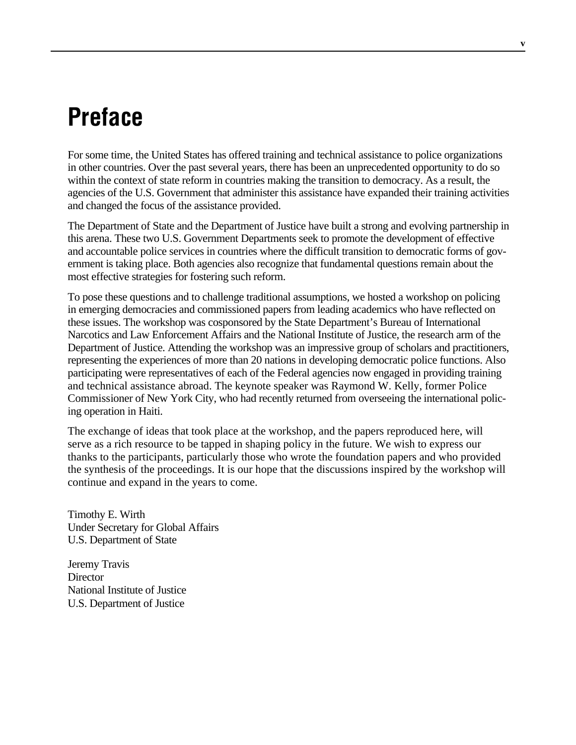# Preface

For some time, the United States has offered training and technical assistance to police organizations in other countries. Over the past several years, there has been an unprecedented opportunity to do so within the context of state reform in countries making the transition to democracy. As a result, the agencies of the U.S. Government that administer this assistance have expanded their training activities and changed the focus of the assistance provided.

The Department of State and the Department of Justice have built a strong and evolving partnership in this arena. These two U.S. Government Departments seek to promote the development of effective and accountable police services in countries where the difficult transition to democratic forms of government is taking place. Both agencies also recognize that fundamental questions remain about the most effective strategies for fostering such reform.

To pose these questions and to challenge traditional assumptions, we hosted a workshop on policing in emerging democracies and commissioned papers from leading academics who have reflected on these issues. The workshop was cosponsored by the State Department's Bureau of International Narcotics and Law Enforcement Affairs and the National Institute of Justice, the research arm of the Department of Justice. Attending the workshop was an impressive group of scholars and practitioners, representing the experiences of more than 20 nations in developing democratic police functions. Also participating were representatives of each of the Federal agencies now engaged in providing training and technical assistance abroad. The keynote speaker was Raymond W. Kelly, former Police Commissioner of New York City, who had recently returned from overseeing the international policing operation in Haiti.

The exchange of ideas that took place at the workshop, and the papers reproduced here, will serve as a rich resource to be tapped in shaping policy in the future. We wish to express our thanks to the participants, particularly those who wrote the foundation papers and who provided the synthesis of the proceedings. It is our hope that the discussions inspired by the workshop will continue and expand in the years to come.

Timothy E. Wirth
Under Secretary for Global Affairs
U.S. Department of State

Jeremy Travis
Director
National Institute of Justice
U.S. Department of Justice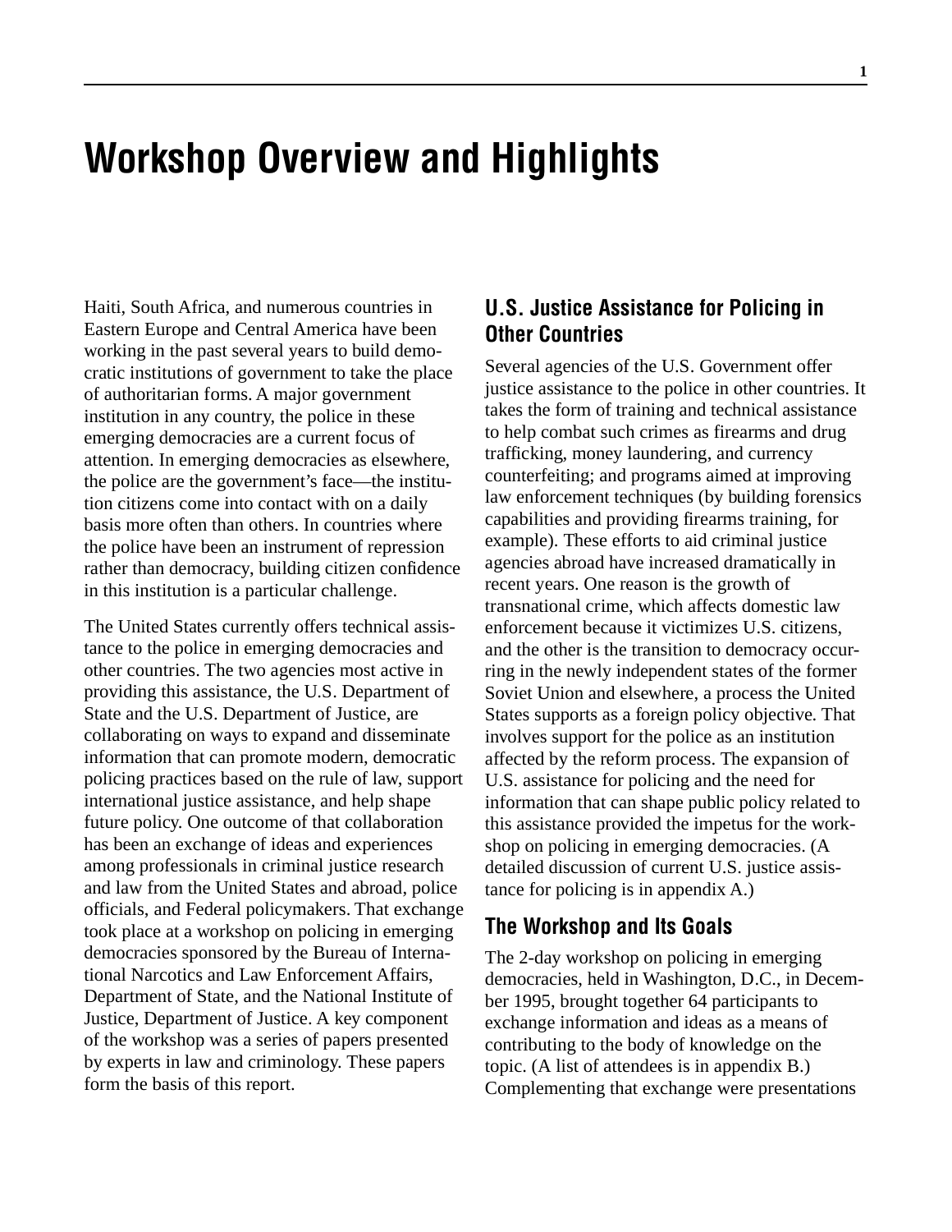# Workshop Overview and Highlights

Haiti, South Africa, and numerous countries in Eastern Europe and Central America have been working in the past several years to build democratic institutions of government to take the place of authoritarian forms. A major government institution in any country, the police in these emerging democracies are a current focus of attention. In emerging democracies as elsewhere, the police are the government's face—the institution citizens come into contact with on a daily basis more often than others. In countries where the police have been an instrument of repression rather than democracy, building citizen confidence in this institution is a particular challenge.

The United States currently offers technical assistance to the police in emerging democracies and other countries. The two agencies most active in providing this assistance, the U.S. Department of State and the U.S. Department of Justice, are collaborating on ways to expand and disseminate information that can promote modern, democratic policing practices based on the rule of law, support international justice assistance, and help shape future policy. One outcome of that collaboration has been an exchange of ideas and experiences among professionals in criminal justice research and law from the United States and abroad, police officials, and Federal policymakers. That exchange took place at a workshop on policing in emerging democracies sponsored by the Bureau of International Narcotics and Law Enforcement Affairs, Department of State, and the National Institute of Justice, Department of Justice. A key component of the workshop was a series of papers presented by experts in law and criminology. These papers form the basis of this report.

## U.S. Justice Assistance for Policing in Other Countries

Several agencies of the U.S. Government offer justice assistance to the police in other countries. It takes the form of training and technical assistance to help combat such crimes as firearms and drug trafficking, money laundering, and currency counterfeiting; and programs aimed at improving law enforcement techniques (by building forensics capabilities and providing firearms training, for example). These efforts to aid criminal justice agencies abroad have increased dramatically in recent years. One reason is the growth of transnational crime, which affects domestic law enforcement because it victimizes U.S. citizens, and the other is the transition to democracy occurring in the newly independent states of the former Soviet Union and elsewhere, a process the United States supports as a foreign policy objective. That involves support for the police as an institution affected by the reform process. The expansion of U.S. assistance for policing and the need for information that can shape public policy related to this assistance provided the impetus for the workshop on policing in emerging democracies. (A detailed discussion of current U.S. justice assistance for policing is in appendix A.)

## The Workshop and Its Goals

The 2-day workshop on policing in emerging democracies, held in Washington, D.C., in December 1995, brought together 64 participants to exchange information and ideas as a means of contributing to the body of knowledge on the topic. (A list of attendees is in appendix B.) Complementing that exchange were presentations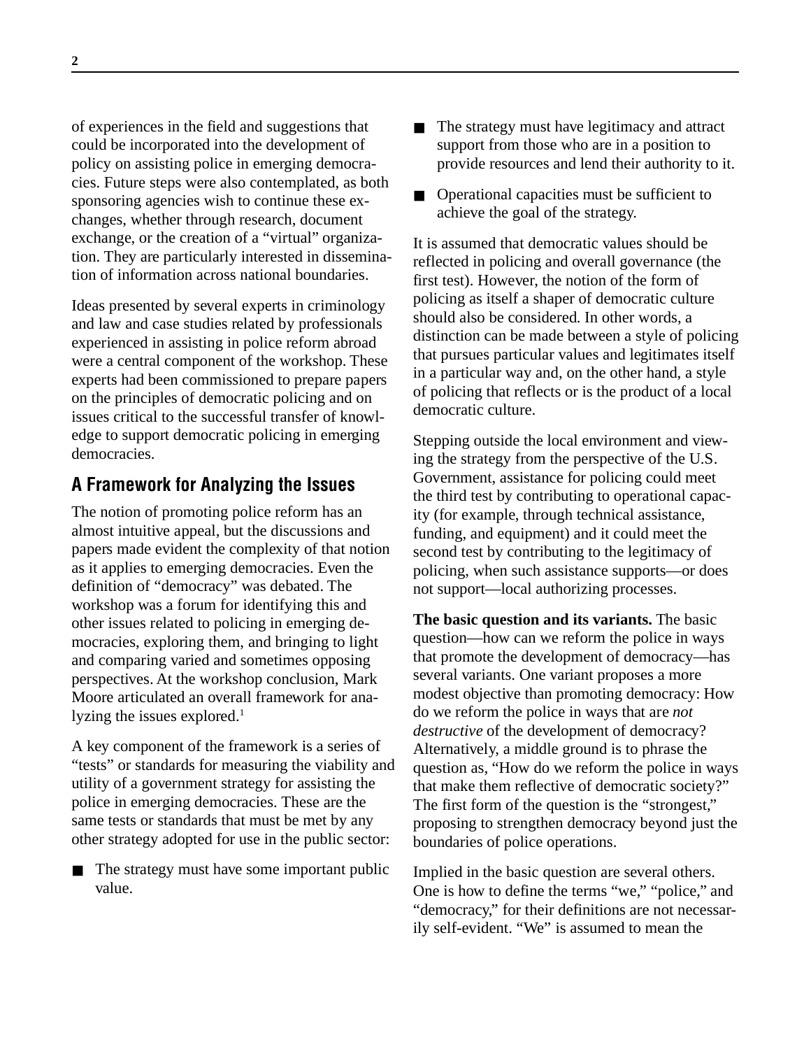of experiences in the field and suggestions that could be incorporated into the development of policy on assisting police in emerging democracies. Future steps were also contemplated, as both sponsoring agencies wish to continue these exchanges, whether through research, document exchange, or the creation of a "virtual" organization. They are particularly interested in dissemination of information across national boundaries.

Ideas presented by several experts in criminology and law and case studies related by professionals experienced in assisting in police reform abroad were a central component of the workshop. These experts had been commissioned to prepare papers on the principles of democratic policing and on issues critical to the successful transfer of knowledge to support democratic policing in emerging democracies.

## A Framework for Analyzing the Issues

The notion of promoting police reform has an almost intuitive appeal, but the discussions and papers made evident the complexity of that notion as it applies to emerging democracies. Even the definition of "democracy" was debated. The workshop was a forum for identifying this and other issues related to policing in emerging democracies, exploring them, and bringing to light and comparing varied and sometimes opposing perspectives. At the workshop conclusion, Mark Moore articulated an overall framework for analyzing the issues explored.[1]

A key component of the framework is a series of "tests" or standards for measuring the viability and utility of a government strategy for assisting the police in emerging democracies. These are the same tests or standards that must be met by any other strategy adopted for use in the public sector:

- The strategy must have some important public value.
- The strategy must have legitimacy and attract support from those who are in a position to provide resources and lend their authority to it.
- Operational capacities must be sufficient to achieve the goal of the strategy.

It is assumed that democratic values should be reflected in policing and overall governance (the first test). However, the notion of the form of policing as itself a shaper of democratic culture should also be considered. In other words, a distinction can be made between a style of policing that pursues particular values and legitimates itself in a particular way and, on the other hand, a style of policing that reflects or is the product of a local democratic culture.

Stepping outside the local environment and viewing the strategy from the perspective of the U.S. Government, assistance for policing could meet the third test by contributing to operational capacity (for example, through technical assistance, funding, and equipment) and it could meet the second test by contributing to the legitimacy of policing, when such assistance supports—or does not support—local authorizing processes.

**The basic question and its variants.** The basic question—how can we reform the police in ways that promote the development of democracy—has several variants. One variant proposes a more modest objective than promoting democracy: How do we reform the police in ways that are *not destructive* of the development of democracy? Alternatively, a middle ground is to phrase the question as, "How do we reform the police in ways that make them reflective of democratic society?" The first form of the question is the "strongest," proposing to strengthen democracy beyond just the boundaries of police operations.

Implied in the basic question are several others. One is how to define the terms "we," "police," and "democracy," for their definitions are not necessarily self-evident. "We" is assumed to mean the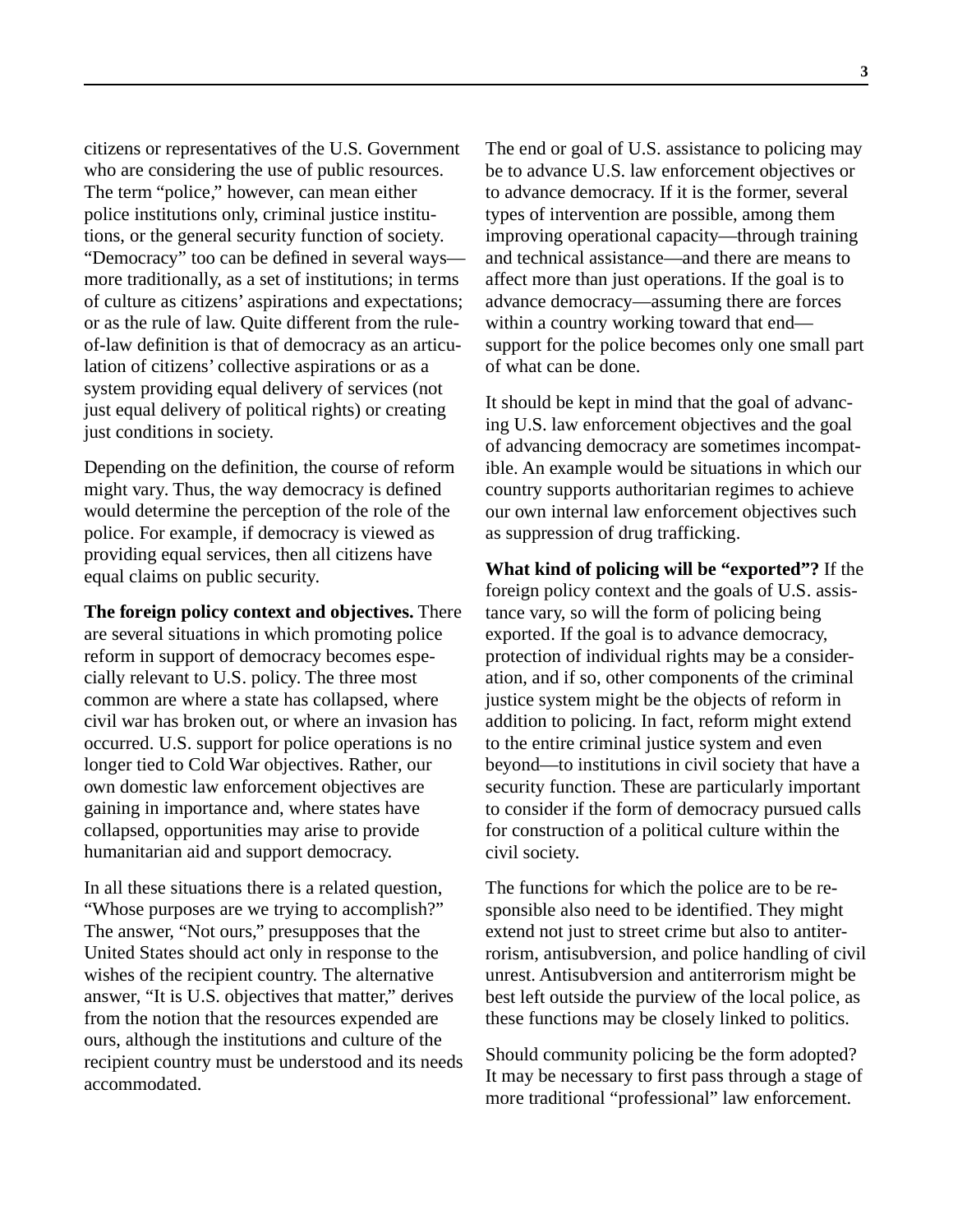citizens or representatives of the U.S. Government who are considering the use of public resources. The term "police," however, can mean either police institutions only, criminal justice institutions, or the general security function of society. "Democracy" too can be defined in several ways—more traditionally, as a set of institutions; in terms of culture as citizens' aspirations and expectations; or as the rule of law. Quite different from the rule-of-law definition is that of democracy as an articulation of citizens' collective aspirations or as a system providing equal delivery of services (not just equal delivery of political rights) or creating just conditions in society.

Depending on the definition, the course of reform might vary. Thus, the way democracy is defined would determine the perception of the role of the police. For example, if democracy is viewed as providing equal services, then all citizens have equal claims on public security.

**The foreign policy context and objectives.** There are several situations in which promoting police reform in support of democracy becomes especially relevant to U.S. policy. The three most common are where a state has collapsed, where civil war has broken out, or where an invasion has occurred. U.S. support for police operations is no longer tied to Cold War objectives. Rather, our own domestic law enforcement objectives are gaining in importance and, where states have collapsed, opportunities may arise to provide humanitarian aid and support democracy.

In all these situations there is a related question, "Whose purposes are we trying to accomplish?" The answer, "Not ours," presupposes that the United States should act only in response to the wishes of the recipient country. The alternative answer, "It is U.S. objectives that matter," derives from the notion that the resources expended are ours, although the institutions and culture of the recipient country must be understood and its needs accommodated.

The end or goal of U.S. assistance to policing may be to advance U.S. law enforcement objectives or to advance democracy. If it is the former, several types of intervention are possible, among them improving operational capacity—through training and technical assistance—and there are means to affect more than just operations. If the goal is to advance democracy—assuming there are forces within a country working toward that end—support for the police becomes only one small part of what can be done.

It should be kept in mind that the goal of advancing U.S. law enforcement objectives and the goal of advancing democracy are sometimes incompatible. An example would be situations in which our country supports authoritarian regimes to achieve our own internal law enforcement objectives such as suppression of drug trafficking.

**What kind of policing will be "exported"?** If the foreign policy context and the goals of U.S. assistance vary, so will the form of policing being exported. If the goal is to advance democracy, protection of individual rights may be a consideration, and if so, other components of the criminal justice system might be the objects of reform in addition to policing. In fact, reform might extend to the entire criminal justice system and even beyond—to institutions in civil society that have a security function. These are particularly important to consider if the form of democracy pursued calls for construction of a political culture within the civil society.

The functions for which the police are to be responsible also need to be identified. They might extend not just to street crime but also to antiterrorism, antisubversion, and police handling of civil unrest. Antisubversion and antiterrorism might be best left outside the purview of the local police, as these functions may be closely linked to politics.

Should community policing be the form adopted? It may be necessary to first pass through a stage of more traditional "professional" law enforcement.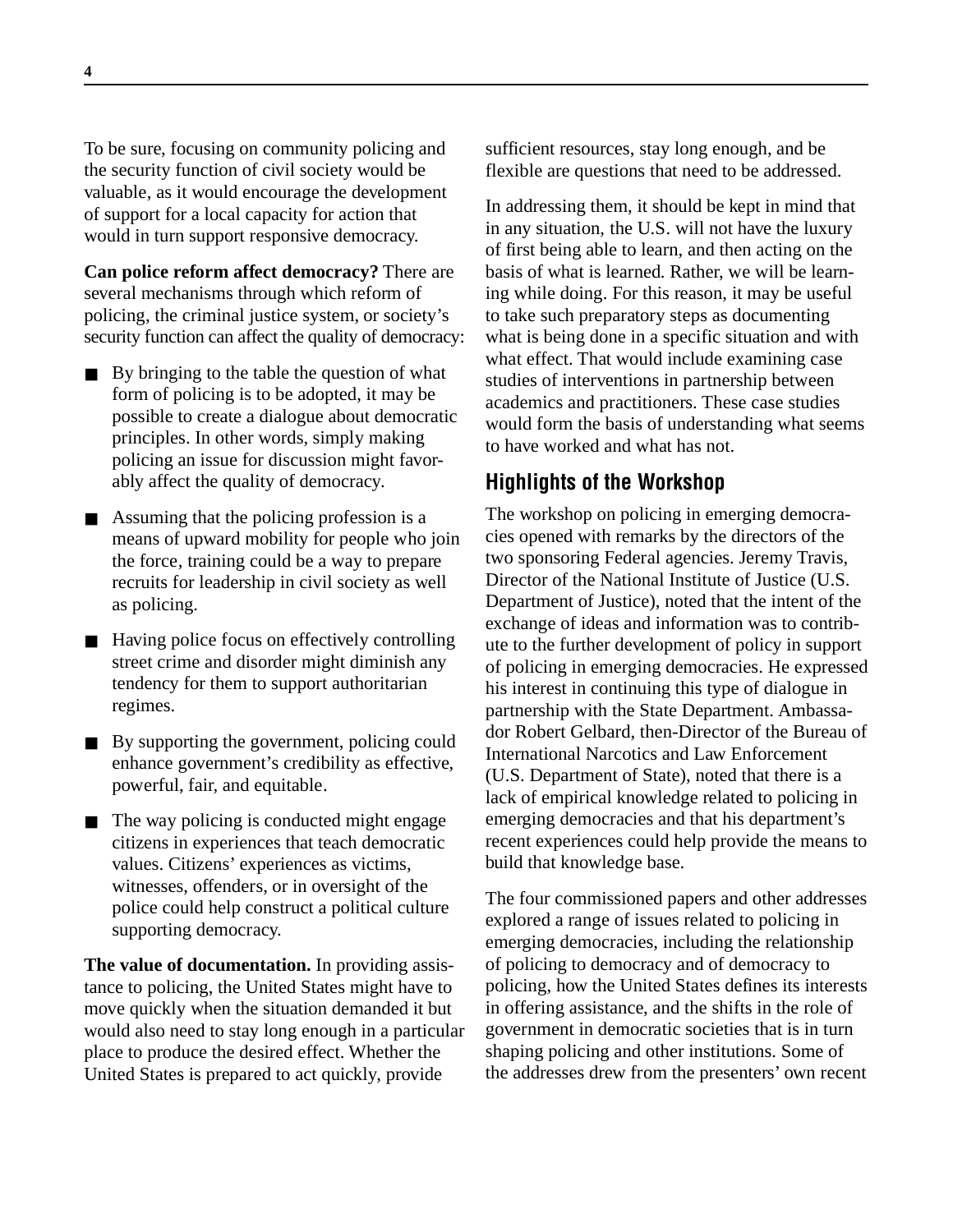To be sure, focusing on community policing and the security function of civil society would be valuable, as it would encourage the development of support for a local capacity for action that would in turn support responsive democracy.

**Can police reform affect democracy?** There are several mechanisms through which reform of policing, the criminal justice system, or society's security function can affect the quality of democracy:

- By bringing to the table the question of what form of policing is to be adopted, it may be possible to create a dialogue about democratic principles. In other words, simply making policing an issue for discussion might favorably affect the quality of democracy.
- Assuming that the policing profession is a means of upward mobility for people who join the force, training could be a way to prepare recruits for leadership in civil society as well as policing.
- Having police focus on effectively controlling street crime and disorder might diminish any tendency for them to support authoritarian regimes.
- By supporting the government, policing could enhance government's credibility as effective, powerful, fair, and equitable.
- The way policing is conducted might engage citizens in experiences that teach democratic values. Citizens' experiences as victims, witnesses, offenders, or in oversight of the police could help construct a political culture supporting democracy.

**The value of documentation.** In providing assistance to policing, the United States might have to move quickly when the situation demanded it but would also need to stay long enough in a particular place to produce the desired effect. Whether the United States is prepared to act quickly, provide sufficient resources, stay long enough, and be flexible are questions that need to be addressed.

In addressing them, it should be kept in mind that in any situation, the U.S. will not have the luxury of first being able to learn, and then acting on the basis of what is learned. Rather, we will be learning while doing. For this reason, it may be useful to take such preparatory steps as documenting what is being done in a specific situation and with what effect. That would include examining case studies of interventions in partnership between academics and practitioners. These case studies would form the basis of understanding what seems to have worked and what has not.

## Highlights of the Workshop

The workshop on policing in emerging democracies opened with remarks by the directors of the two sponsoring Federal agencies. Jeremy Travis, Director of the National Institute of Justice (U.S. Department of Justice), noted that the intent of the exchange of ideas and information was to contribute to the further development of policy in support of policing in emerging democracies. He expressed his interest in continuing this type of dialogue in partnership with the State Department. Ambassador Robert Gelbard, then-Director of the Bureau of International Narcotics and Law Enforcement (U.S. Department of State), noted that there is a lack of empirical knowledge related to policing in emerging democracies and that his department's recent experiences could help provide the means to build that knowledge base.

The four commissioned papers and other addresses explored a range of issues related to policing in emerging democracies, including the relationship of policing to democracy and of democracy to policing, how the United States defines its interests in offering assistance, and the shifts in the role of government in democratic societies that is in turn shaping policing and other institutions. Some of the addresses drew from the presenters' own recent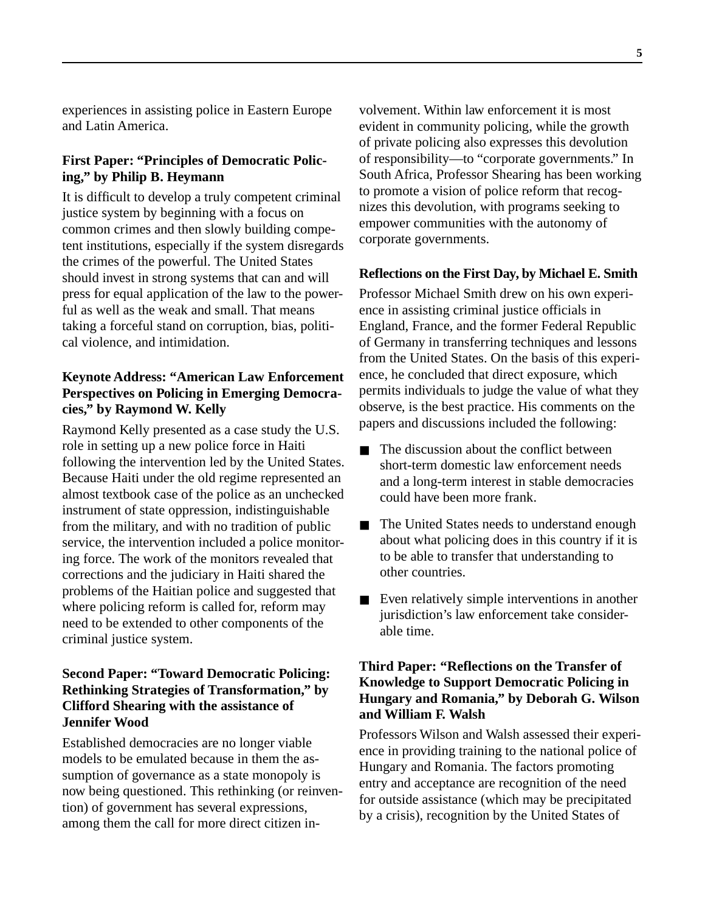experiences in assisting police in Eastern Europe and Latin America.

### First Paper: "Principles of Democratic Policing," by Philip B. Heymann

It is difficult to develop a truly competent criminal justice system by beginning with a focus on common crimes and then slowly building competent institutions, especially if the system disregards the crimes of the powerful. The United States should invest in strong systems that can and will press for equal application of the law to the powerful as well as the weak and small. That means taking a forceful stand on corruption, bias, political violence, and intimidation.

### Keynote Address: "American Law Enforcement Perspectives on Policing in Emerging Democracies," by Raymond W. Kelly

Raymond Kelly presented as a case study the U.S. role in setting up a new police force in Haiti following the intervention led by the United States. Because Haiti under the old regime represented an almost textbook case of the police as an unchecked instrument of state oppression, indistinguishable from the military, and with no tradition of public service, the intervention included a police monitoring force. The work of the monitors revealed that corrections and the judiciary in Haiti shared the problems of the Haitian police and suggested that where policing reform is called for, reform may need to be extended to other components of the criminal justice system.

### Second Paper: "Toward Democratic Policing: Rethinking Strategies of Transformation," by Clifford Shearing with the assistance of Jennifer Wood

Established democracies are no longer viable models to be emulated because in them the assumption of governance as a state monopoly is now being questioned. This rethinking (or reinvention) of government has several expressions, among them the call for more direct citizen involvement. Within law enforcement it is most evident in community policing, while the growth of private policing also expresses this devolution of responsibility—to "corporate governments." In South Africa, Professor Shearing has been working to promote a vision of police reform that recognizes this devolution, with programs seeking to empower communities with the autonomy of corporate governments.

### Reflections on the First Day, by Michael E. Smith

Professor Michael Smith drew on his own experience in assisting criminal justice officials in England, France, and the former Federal Republic of Germany in transferring techniques and lessons from the United States. On the basis of this experience, he concluded that direct exposure, which permits individuals to judge the value of what they observe, is the best practice. His comments on the papers and discussions included the following:

- The discussion about the conflict between short-term domestic law enforcement needs and a long-term interest in stable democracies could have been more frank.
- The United States needs to understand enough about what policing does in this country if it is to be able to transfer that understanding to other countries.
- Even relatively simple interventions in another jurisdiction's law enforcement take considerable time.

### Third Paper: "Reflections on the Transfer of Knowledge to Support Democratic Policing in Hungary and Romania," by Deborah G. Wilson and William F. Walsh

Professors Wilson and Walsh assessed their experience in providing training to the national police of Hungary and Romania. The factors promoting entry and acceptance are recognition of the need for outside assistance (which may be precipitated by a crisis), recognition by the United States of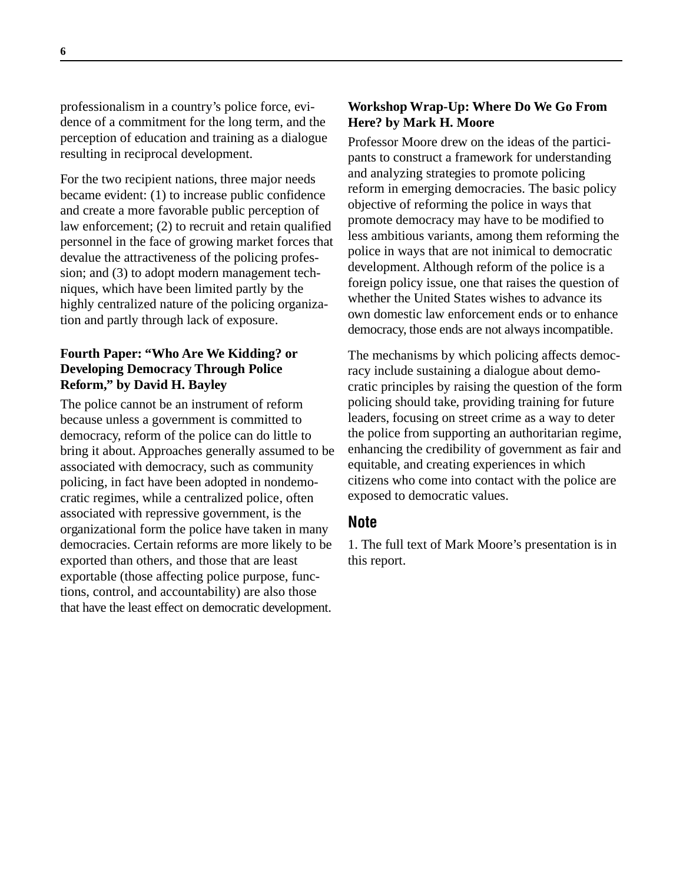professionalism in a country's police force, evidence of a commitment for the long term, and the perception of education and training as a dialogue resulting in reciprocal development.

For the two recipient nations, three major needs became evident: (1) to increase public confidence and create a more favorable public perception of law enforcement; (2) to recruit and retain qualified personnel in the face of growing market forces that devalue the attractiveness of the policing profession; and (3) to adopt modern management techniques, which have been limited partly by the highly centralized nature of the policing organization and partly through lack of exposure.

**Fourth Paper: "Who Are We Kidding? or Developing Democracy Through Police Reform," by David H. Bayley**

The police cannot be an instrument of reform because unless a government is committed to democracy, reform of the police can do little to bring it about. Approaches generally assumed to be associated with democracy, such as community policing, in fact have been adopted in nondemocratic regimes, while a centralized police, often associated with repressive government, is the organizational form the police have taken in many democracies. Certain reforms are more likely to be exported than others, and those that are least exportable (those affecting police purpose, functions, control, and accountability) are also those that have the least effect on democratic development.

**Workshop Wrap-Up: Where Do We Go From Here? by Mark H. Moore**

Professor Moore drew on the ideas of the participants to construct a framework for understanding and analyzing strategies to promote policing reform in emerging democracies. The basic policy objective of reforming the police in ways that promote democracy may have to be modified to less ambitious variants, among them reforming the police in ways that are not inimical to democratic development. Although reform of the police is a foreign policy issue, one that raises the question of whether the United States wishes to advance its own domestic law enforcement ends or to enhance democracy, those ends are not always incompatible.

The mechanisms by which policing affects democracy include sustaining a dialogue about democratic principles by raising the question of the form policing should take, providing training for future leaders, focusing on street crime as a way to deter the police from supporting an authoritarian regime, enhancing the credibility of government as fair and equitable, and creating experiences in which citizens who come into contact with the police are exposed to democratic values.

## Note

1. The full text of Mark Moore's presentation is in this report.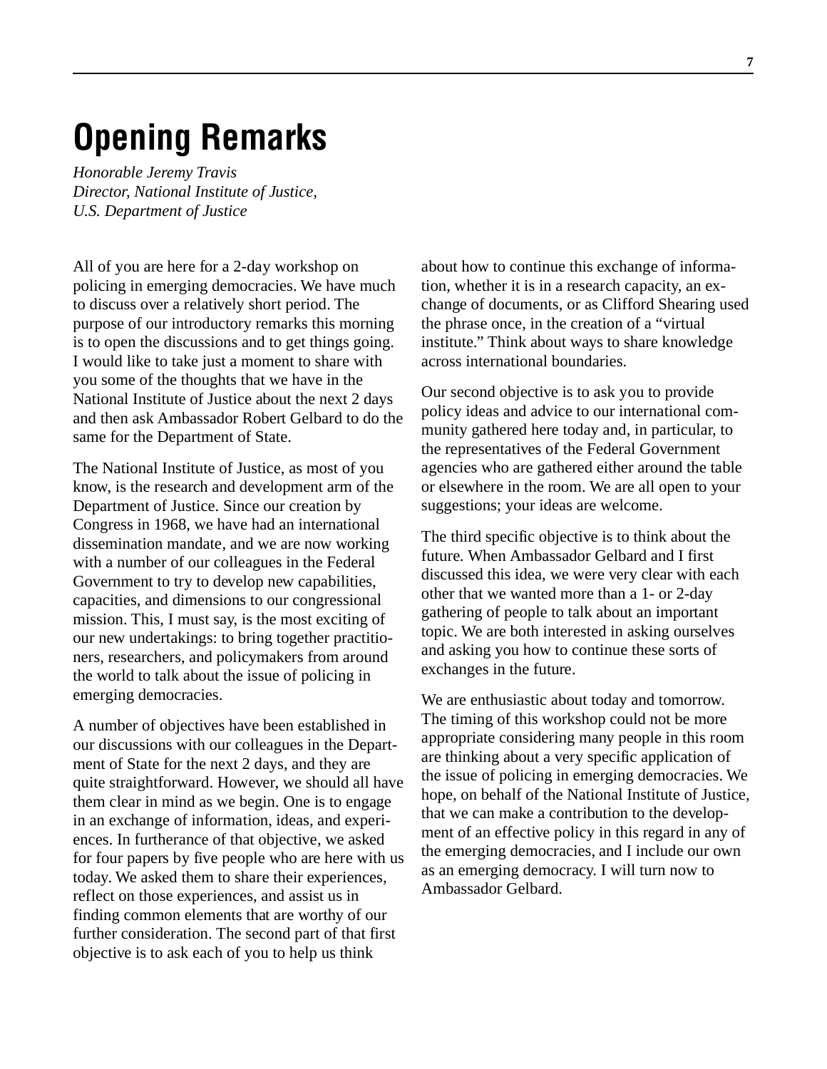# Opening Remarks

*Honorable Jeremy Travis*
*Director, National Institute of Justice,*
*U.S. Department of Justice*

All of you are here for a 2-day workshop on policing in emerging democracies. We have much to discuss over a relatively short period. The purpose of our introductory remarks this morning is to open the discussions and to get things going. I would like to take just a moment to share with you some of the thoughts that we have in the National Institute of Justice about the next 2 days and then ask Ambassador Robert Gelbard to do the same for the Department of State.

The National Institute of Justice, as most of you know, is the research and development arm of the Department of Justice. Since our creation by Congress in 1968, we have had an international dissemination mandate, and we are now working with a number of our colleagues in the Federal Government to try to develop new capabilities, capacities, and dimensions to our congressional mission. This, I must say, is the most exciting of our new undertakings: to bring together practitioners, researchers, and policymakers from around the world to talk about the issue of policing in emerging democracies.

A number of objectives have been established in our discussions with our colleagues in the Department of State for the next 2 days, and they are quite straightforward. However, we should all have them clear in mind as we begin. One is to engage in an exchange of information, ideas, and experiences. In furtherance of that objective, we asked for four papers by five people who are here with us today. We asked them to share their experiences, reflect on those experiences, and assist us in finding common elements that are worthy of our further consideration. The second part of that first objective is to ask each of you to help us think about how to continue this exchange of information, whether it is in a research capacity, an exchange of documents, or as Clifford Shearing used the phrase once, in the creation of a "virtual institute." Think about ways to share knowledge across international boundaries.

Our second objective is to ask you to provide policy ideas and advice to our international community gathered here today and, in particular, to the representatives of the Federal Government agencies who are gathered either around the table or elsewhere in the room. We are all open to your suggestions; your ideas are welcome.

The third specific objective is to think about the future. When Ambassador Gelbard and I first discussed this idea, we were very clear with each other that we wanted more than a 1- or 2-day gathering of people to talk about an important topic. We are both interested in asking ourselves and asking you how to continue these sorts of exchanges in the future.

We are enthusiastic about today and tomorrow. The timing of this workshop could not be more appropriate considering many people in this room are thinking about a very specific application of the issue of policing in emerging democracies. We hope, on behalf of the National Institute of Justice, that we can make a contribution to the development of an effective policy in this regard in any of the emerging democracies, and I include our own as an emerging democracy. I will turn now to Ambassador Gelbard.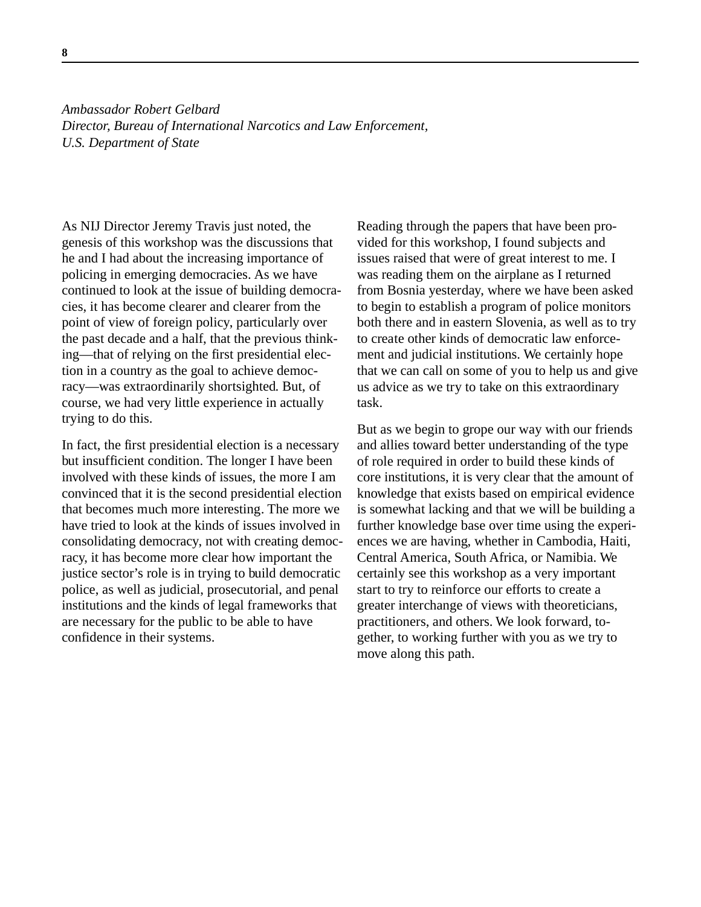*Ambassador Robert Gelbard*
*Director, Bureau of International Narcotics and Law Enforcement,*
*U.S. Department of State*

As NIJ Director Jeremy Travis just noted, the genesis of this workshop was the discussions that he and I had about the increasing importance of policing in emerging democracies. As we have continued to look at the issue of building democracies, it has become clearer and clearer from the point of view of foreign policy, particularly over the past decade and a half, that the previous thinking—that of relying on the first presidential election in a country as the goal to achieve democracy—was extraordinarily shortsighted. But, of course, we had very little experience in actually trying to do this.

In fact, the first presidential election is a necessary but insufficient condition. The longer I have been involved with these kinds of issues, the more I am convinced that it is the second presidential election that becomes much more interesting. The more we have tried to look at the kinds of issues involved in consolidating democracy, not with creating democracy, it has become more clear how important the justice sector's role is in trying to build democratic police, as well as judicial, prosecutorial, and penal institutions and the kinds of legal frameworks that are necessary for the public to be able to have confidence in their systems.

Reading through the papers that have been provided for this workshop, I found subjects and issues raised that were of great interest to me. I was reading them on the airplane as I returned from Bosnia yesterday, where we have been asked to begin to establish a program of police monitors both there and in eastern Slovenia, as well as to try to create other kinds of democratic law enforcement and judicial institutions. We certainly hope that we can call on some of you to help us and give us advice as we try to take on this extraordinary task.

But as we begin to grope our way with our friends and allies toward better understanding of the type of role required in order to build these kinds of core institutions, it is very clear that the amount of knowledge that exists based on empirical evidence is somewhat lacking and that we will be building a further knowledge base over time using the experiences we are having, whether in Cambodia, Haiti, Central America, South Africa, or Namibia. We certainly see this workshop as a very important start to try to reinforce our efforts to create a greater interchange of views with theoreticians, practitioners, and others. We look forward, together, to working further with you as we try to move along this path.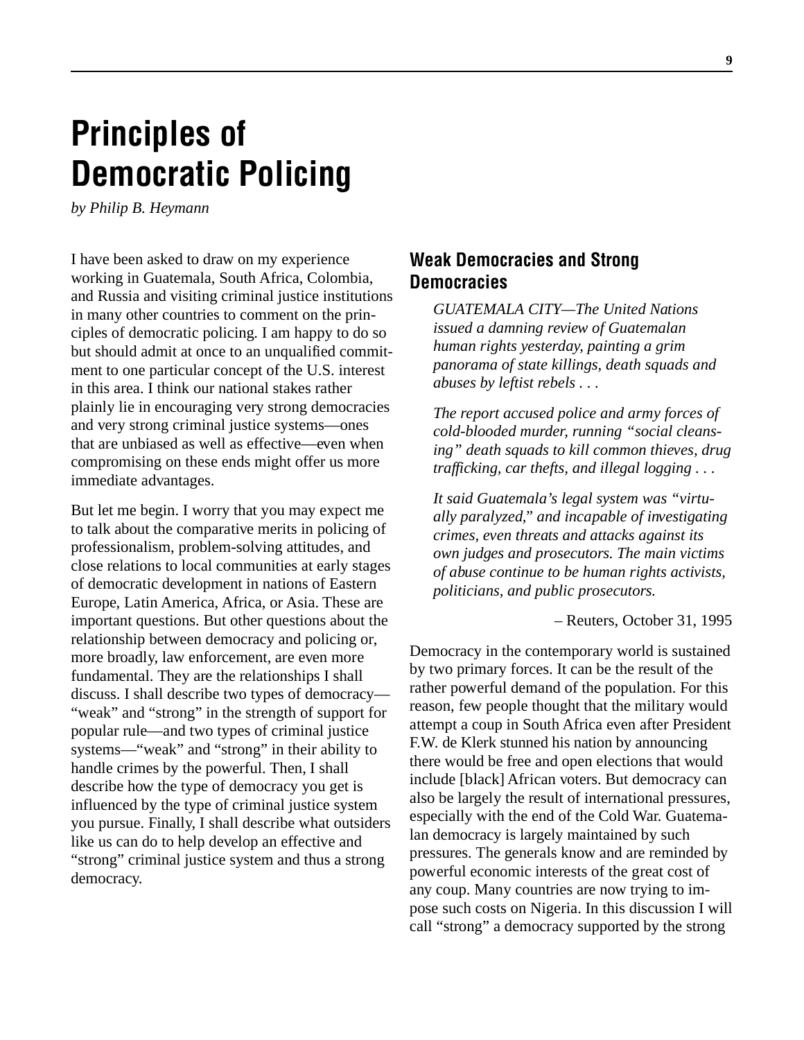# Principles of Democratic Policing

*by Philip B. Heymann*

I have been asked to draw on my experience working in Guatemala, South Africa, Colombia, and Russia and visiting criminal justice institutions in many other countries to comment on the principles of democratic policing. I am happy to do so but should admit at once to an unqualified commitment to one particular concept of the U.S. interest in this area. I think our national stakes rather plainly lie in encouraging very strong democracies and very strong criminal justice systems—ones that are unbiased as well as effective—even when compromising on these ends might offer us more immediate advantages.

But let me begin. I worry that you may expect me to talk about the comparative merits in policing of professionalism, problem-solving attitudes, and close relations to local communities at early stages of democratic development in nations of Eastern Europe, Latin America, Africa, or Asia. These are important questions. But other questions about the relationship between democracy and policing or, more broadly, law enforcement, are even more fundamental. They are the relationships I shall discuss. I shall describe two types of democracy—"weak" and "strong" in the strength of support for popular rule—and two types of criminal justice systems—"weak" and "strong" in their ability to handle crimes by the powerful. Then, I shall describe how the type of democracy you get is influenced by the type of criminal justice system you pursue. Finally, I shall describe what outsiders like us can do to help develop an effective and "strong" criminal justice system and thus a strong democracy.

## Weak Democracies and Strong Democracies

> *GUATEMALA CITY—The United Nations issued a damning review of Guatemalan human rights yesterday, painting a grim panorama of state killings, death squads and abuses by leftist rebels . . .*
>
> *The report accused police and army forces of cold-blooded murder, running "social cleansing" death squads to kill common thieves, drug trafficking, car thefts, and illegal logging . . .*
>
> *It said Guatemala's legal system was "virtually paralyzed," and incapable of investigating crimes, even threats and attacks against its own judges and prosecutors. The main victims of abuse continue to be human rights activists, politicians, and public prosecutors.*
>
> – Reuters, October 31, 1995

Democracy in the contemporary world is sustained by two primary forces. It can be the result of the rather powerful demand of the population. For this reason, few people thought that the military would attempt a coup in South Africa even after President F.W. de Klerk stunned his nation by announcing there would be free and open elections that would include [black] African voters. But democracy can also be largely the result of international pressures, especially with the end of the Cold War. Guatemalan democracy is largely maintained by such pressures. The generals know and are reminded by powerful economic interests of the great cost of any coup. Many countries are now trying to impose such costs on Nigeria. In this discussion I will call "strong" a democracy supported by the strong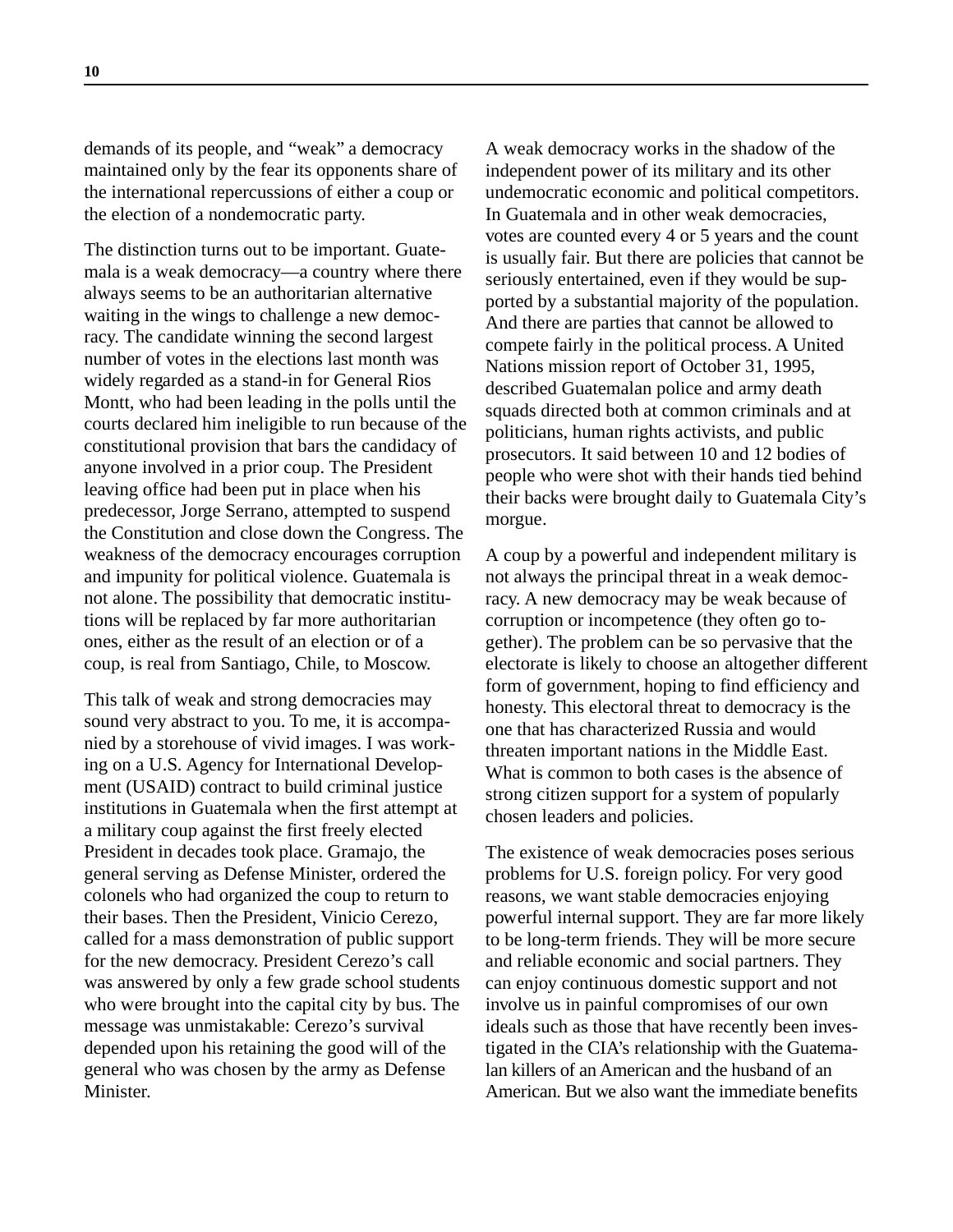demands of its people, and "weak" a democracy maintained only by the fear its opponents share of the international repercussions of either a coup or the election of a nondemocratic party.

The distinction turns out to be important. Guatemala is a weak democracy—a country where there always seems to be an authoritarian alternative waiting in the wings to challenge a new democracy. The candidate winning the second largest number of votes in the elections last month was widely regarded as a stand-in for General Rios Montt, who had been leading in the polls until the courts declared him ineligible to run because of the constitutional provision that bars the candidacy of anyone involved in a prior coup. The President leaving office had been put in place when his predecessor, Jorge Serrano, attempted to suspend the Constitution and close down the Congress. The weakness of the democracy encourages corruption and impunity for political violence. Guatemala is not alone. The possibility that democratic institutions will be replaced by far more authoritarian ones, either as the result of an election or of a coup, is real from Santiago, Chile, to Moscow.

This talk of weak and strong democracies may sound very abstract to you. To me, it is accompanied by a storehouse of vivid images. I was working on a U.S. Agency for International Development (USAID) contract to build criminal justice institutions in Guatemala when the first attempt at a military coup against the first freely elected President in decades took place. Gramajo, the general serving as Defense Minister, ordered the colonels who had organized the coup to return to their bases. Then the President, Vinicio Cerezo, called for a mass demonstration of public support for the new democracy. President Cerezo's call was answered by only a few grade school students who were brought into the capital city by bus. The message was unmistakable: Cerezo's survival depended upon his retaining the good will of the general who was chosen by the army as Defense Minister.

A weak democracy works in the shadow of the independent power of its military and its other undemocratic economic and political competitors. In Guatemala and in other weak democracies, votes are counted every 4 or 5 years and the count is usually fair. But there are policies that cannot be seriously entertained, even if they would be supported by a substantial majority of the population. And there are parties that cannot be allowed to compete fairly in the political process. A United Nations mission report of October 31, 1995, described Guatemalan police and army death squads directed both at common criminals and at politicians, human rights activists, and public prosecutors. It said between 10 and 12 bodies of people who were shot with their hands tied behind their backs were brought daily to Guatemala City's morgue.

A coup by a powerful and independent military is not always the principal threat in a weak democracy. A new democracy may be weak because of corruption or incompetence (they often go together). The problem can be so pervasive that the electorate is likely to choose an altogether different form of government, hoping to find efficiency and honesty. This electoral threat to democracy is the one that has characterized Russia and would threaten important nations in the Middle East. What is common to both cases is the absence of strong citizen support for a system of popularly chosen leaders and policies.

The existence of weak democracies poses serious problems for U.S. foreign policy. For very good reasons, we want stable democracies enjoying powerful internal support. They are far more likely to be long-term friends. They will be more secure and reliable economic and social partners. They can enjoy continuous domestic support and not involve us in painful compromises of our own ideals such as those that have recently been investigated in the CIA's relationship with the Guatemalan killers of an American and the husband of an American. But we also want the immediate benefits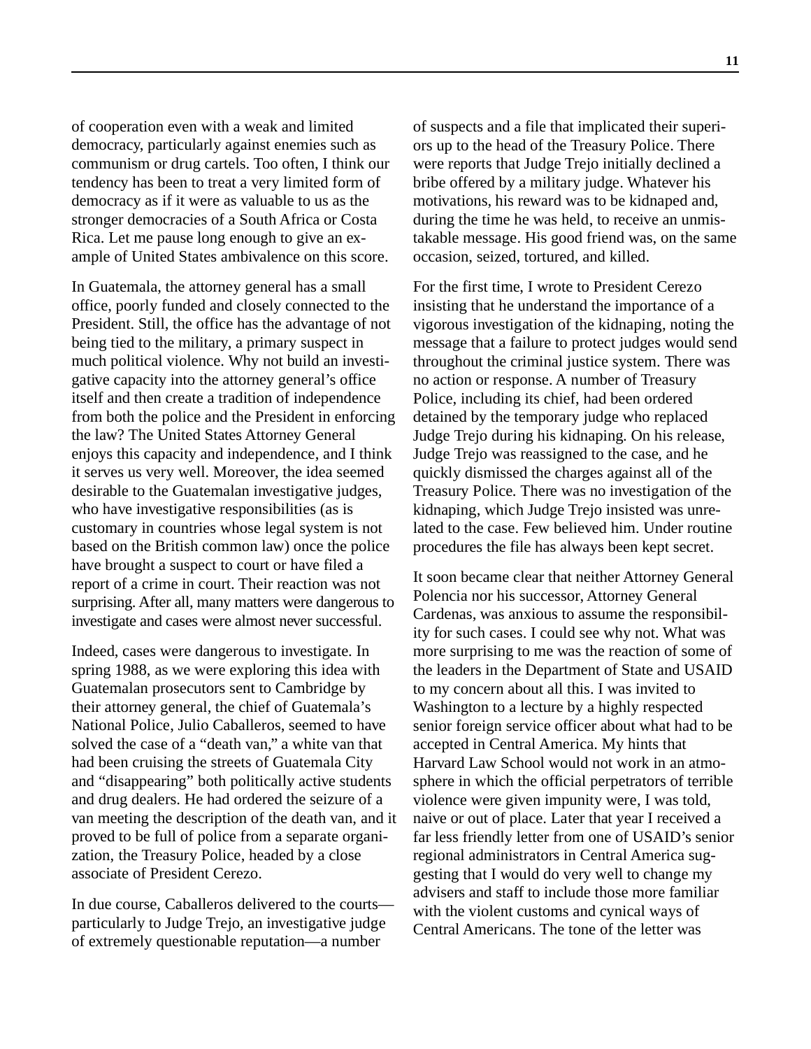of cooperation even with a weak and limited democracy, particularly against enemies such as communism or drug cartels. Too often, I think our tendency has been to treat a very limited form of democracy as if it were as valuable to us as the stronger democracies of a South Africa or Costa Rica. Let me pause long enough to give an example of United States ambivalence on this score.

In Guatemala, the attorney general has a small office, poorly funded and closely connected to the President. Still, the office has the advantage of not being tied to the military, a primary suspect in much political violence. Why not build an investigative capacity into the attorney general's office itself and then create a tradition of independence from both the police and the President in enforcing the law? The United States Attorney General enjoys this capacity and independence, and I think it serves us very well. Moreover, the idea seemed desirable to the Guatemalan investigative judges, who have investigative responsibilities (as is customary in countries whose legal system is not based on the British common law) once the police have brought a suspect to court or have filed a report of a crime in court. Their reaction was not surprising. After all, many matters were dangerous to investigate and cases were almost never successful.

Indeed, cases were dangerous to investigate. In spring 1988, as we were exploring this idea with Guatemalan prosecutors sent to Cambridge by their attorney general, the chief of Guatemala's National Police, Julio Caballeros, seemed to have solved the case of a "death van," a white van that had been cruising the streets of Guatemala City and "disappearing" both politically active students and drug dealers. He had ordered the seizure of a van meeting the description of the death van, and it proved to be full of police from a separate organization, the Treasury Police, headed by a close associate of President Cerezo.

In due course, Caballeros delivered to the courts—particularly to Judge Trejo, an investigative judge of extremely questionable reputation—a number of suspects and a file that implicated their superiors up to the head of the Treasury Police. There were reports that Judge Trejo initially declined a bribe offered by a military judge. Whatever his motivations, his reward was to be kidnaped and, during the time he was held, to receive an unmistakable message. His good friend was, on the same occasion, seized, tortured, and killed.

For the first time, I wrote to President Cerezo insisting that he understand the importance of a vigorous investigation of the kidnaping, noting the message that a failure to protect judges would send throughout the criminal justice system. There was no action or response. A number of Treasury Police, including its chief, had been ordered detained by the temporary judge who replaced Judge Trejo during his kidnaping. On his release, Judge Trejo was reassigned to the case, and he quickly dismissed the charges against all of the Treasury Police. There was no investigation of the kidnaping, which Judge Trejo insisted was unrelated to the case. Few believed him. Under routine procedures the file has always been kept secret.

It soon became clear that neither Attorney General Polencia nor his successor, Attorney General Cardenas, was anxious to assume the responsibility for such cases. I could see why not. What was more surprising to me was the reaction of some of the leaders in the Department of State and USAID to my concern about all this. I was invited to Washington to a lecture by a highly respected senior foreign service officer about what had to be accepted in Central America. My hints that Harvard Law School would not work in an atmosphere in which the official perpetrators of terrible violence were given impunity were, I was told, naive or out of place. Later that year I received a far less friendly letter from one of USAID's senior regional administrators in Central America suggesting that I would do very well to change my advisers and staff to include those more familiar with the violent customs and cynical ways of Central Americans. The tone of the letter was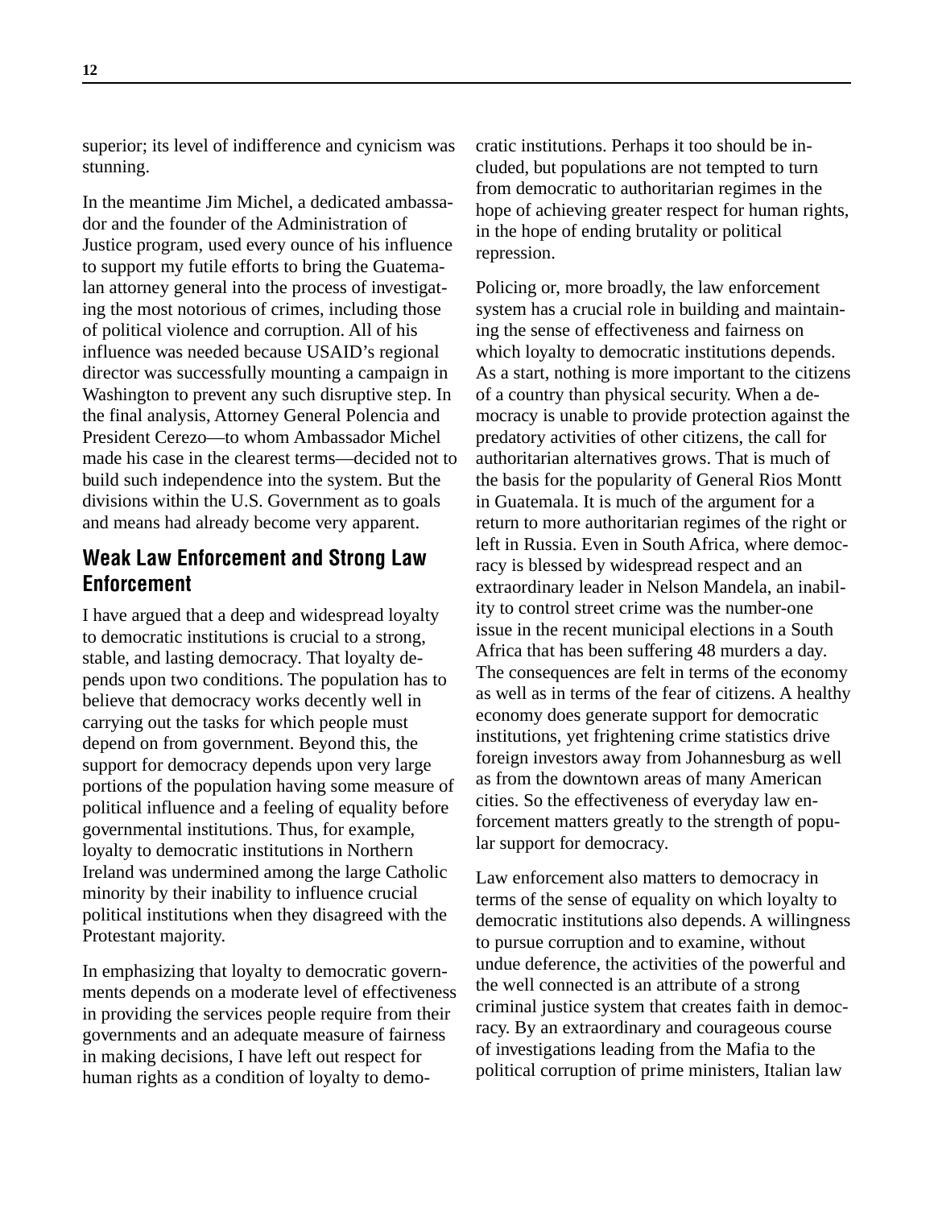superior; its level of indifference and cynicism was stunning.

In the meantime Jim Michel, a dedicated ambassador and the founder of the Administration of Justice program, used every ounce of his influence to support my futile efforts to bring the Guatemalan attorney general into the process of investigating the most notorious of crimes, including those of political violence and corruption. All of his influence was needed because USAID's regional director was successfully mounting a campaign in Washington to prevent any such disruptive step. In the final analysis, Attorney General Polencia and President Cerezo—to whom Ambassador Michel made his case in the clearest terms—decided not to build such independence into the system. But the divisions within the U.S. Government as to goals and means had already become very apparent.

## Weak Law Enforcement and Strong Law Enforcement

I have argued that a deep and widespread loyalty to democratic institutions is crucial to a strong, stable, and lasting democracy. That loyalty depends upon two conditions. The population has to believe that democracy works decently well in carrying out the tasks for which people must depend on from government. Beyond this, the support for democracy depends upon very large portions of the population having some measure of political influence and a feeling of equality before governmental institutions. Thus, for example, loyalty to democratic institutions in Northern Ireland was undermined among the large Catholic minority by their inability to influence crucial political institutions when they disagreed with the Protestant majority.

In emphasizing that loyalty to democratic governments depends on a moderate level of effectiveness in providing the services people require from their governments and an adequate measure of fairness in making decisions, I have left out respect for human rights as a condition of loyalty to democratic institutions. Perhaps it too should be included, but populations are not tempted to turn from democratic to authoritarian regimes in the hope of achieving greater respect for human rights, in the hope of ending brutality or political repression.

Policing or, more broadly, the law enforcement system has a crucial role in building and maintaining the sense of effectiveness and fairness on which loyalty to democratic institutions depends. As a start, nothing is more important to the citizens of a country than physical security. When a democracy is unable to provide protection against the predatory activities of other citizens, the call for authoritarian alternatives grows. That is much of the basis for the popularity of General Rios Montt in Guatemala. It is much of the argument for a return to more authoritarian regimes of the right or left in Russia. Even in South Africa, where democracy is blessed by widespread respect and an extraordinary leader in Nelson Mandela, an inability to control street crime was the number-one issue in the recent municipal elections in a South Africa that has been suffering 48 murders a day. The consequences are felt in terms of the economy as well as in terms of the fear of citizens. A healthy economy does generate support for democratic institutions, yet frightening crime statistics drive foreign investors away from Johannesburg as well as from the downtown areas of many American cities. So the effectiveness of everyday law enforcement matters greatly to the strength of popular support for democracy.

Law enforcement also matters to democracy in terms of the sense of equality on which loyalty to democratic institutions also depends. A willingness to pursue corruption and to examine, without undue deference, the activities of the powerful and the well connected is an attribute of a strong criminal justice system that creates faith in democracy. By an extraordinary and courageous course of investigations leading from the Mafia to the political corruption of prime ministers, Italian law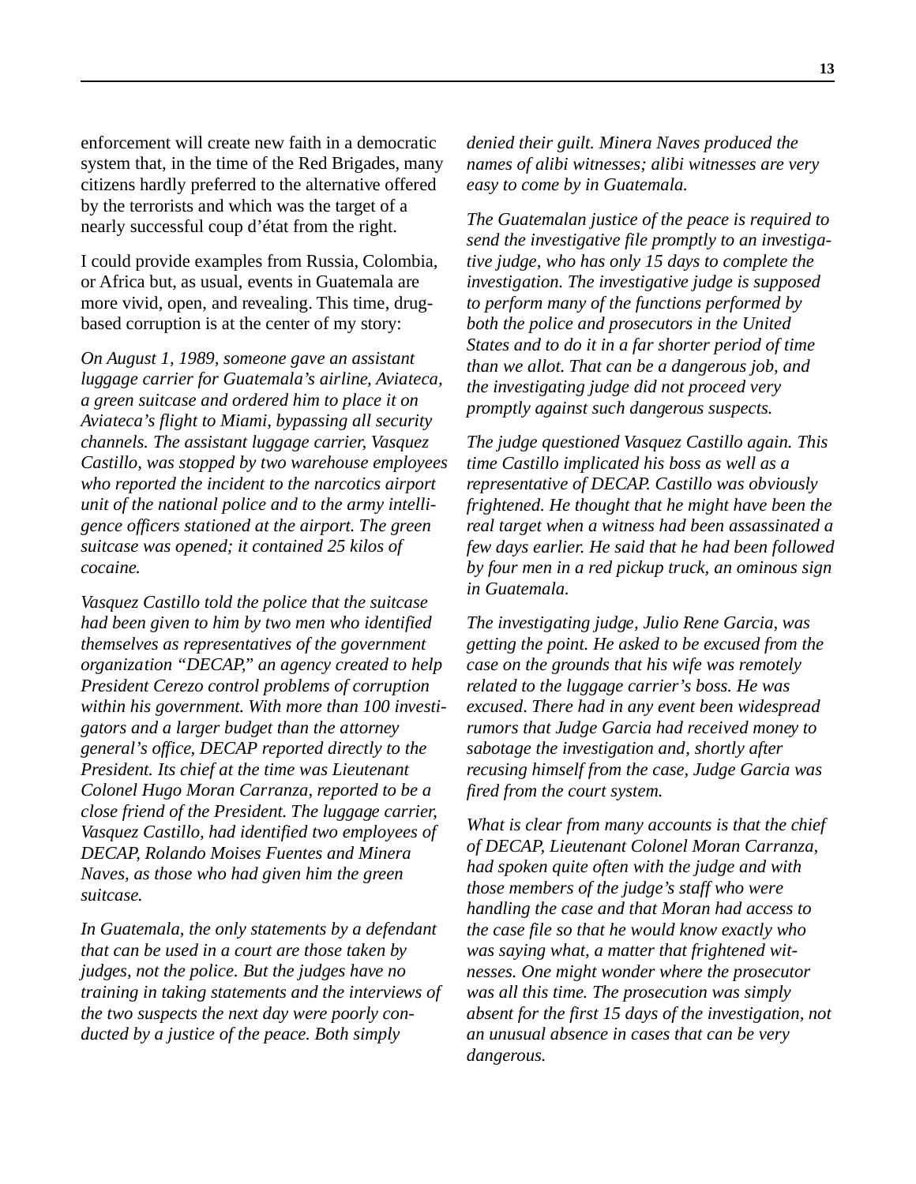enforcement will create new faith in a democratic system that, in the time of the Red Brigades, many citizens hardly preferred to the alternative offered by the terrorists and which was the target of a nearly successful coup d'état from the right.

I could provide examples from Russia, Colombia, or Africa but, as usual, events in Guatemala are more vivid, open, and revealing. This time, drug-based corruption is at the center of my story:

*On August 1, 1989, someone gave an assistant luggage carrier for Guatemala's airline, Aviateca, a green suitcase and ordered him to place it on Aviateca's flight to Miami, bypassing all security channels. The assistant luggage carrier, Vasquez Castillo, was stopped by two warehouse employees who reported the incident to the narcotics airport unit of the national police and to the army intelligence officers stationed at the airport. The green suitcase was opened; it contained 25 kilos of cocaine.*

*Vasquez Castillo told the police that the suitcase had been given to him by two men who identified themselves as representatives of the government organization "DECAP," an agency created to help President Cerezo control problems of corruption within his government. With more than 100 investigators and a larger budget than the attorney general's office, DECAP reported directly to the President. Its chief at the time was Lieutenant Colonel Hugo Moran Carranza, reported to be a close friend of the President. The luggage carrier, Vasquez Castillo, had identified two employees of DECAP, Rolando Moises Fuentes and Minera Naves, as those who had given him the green suitcase.*

*In Guatemala, the only statements by a defendant that can be used in a court are those taken by judges, not the police. But the judges have no training in taking statements and the interviews of the two suspects the next day were poorly conducted by a justice of the peace. Both simply denied their guilt. Minera Naves produced the names of alibi witnesses; alibi witnesses are very easy to come by in Guatemala.*

*The Guatemalan justice of the peace is required to send the investigative file promptly to an investigative judge, who has only 15 days to complete the investigation. The investigative judge is supposed to perform many of the functions performed by both the police and prosecutors in the United States and to do it in a far shorter period of time than we allot. That can be a dangerous job, and the investigating judge did not proceed very promptly against such dangerous suspects.*

*The judge questioned Vasquez Castillo again. This time Castillo implicated his boss as well as a representative of DECAP. Castillo was obviously frightened. He thought that he might have been the real target when a witness had been assassinated a few days earlier. He said that he had been followed by four men in a red pickup truck, an ominous sign in Guatemala.*

*The investigating judge, Julio Rene Garcia, was getting the point. He asked to be excused from the case on the grounds that his wife was remotely related to the luggage carrier's boss. He was excused. There had in any event been widespread rumors that Judge Garcia had received money to sabotage the investigation and, shortly after recusing himself from the case, Judge Garcia was fired from the court system.*

*What is clear from many accounts is that the chief of DECAP, Lieutenant Colonel Moran Carranza, had spoken quite often with the judge and with those members of the judge's staff who were handling the case and that Moran had access to the case file so that he would know exactly who was saying what, a matter that frightened witnesses. One might wonder where the prosecutor was all this time. The prosecution was simply absent for the first 15 days of the investigation, not an unusual absence in cases that can be very dangerous.*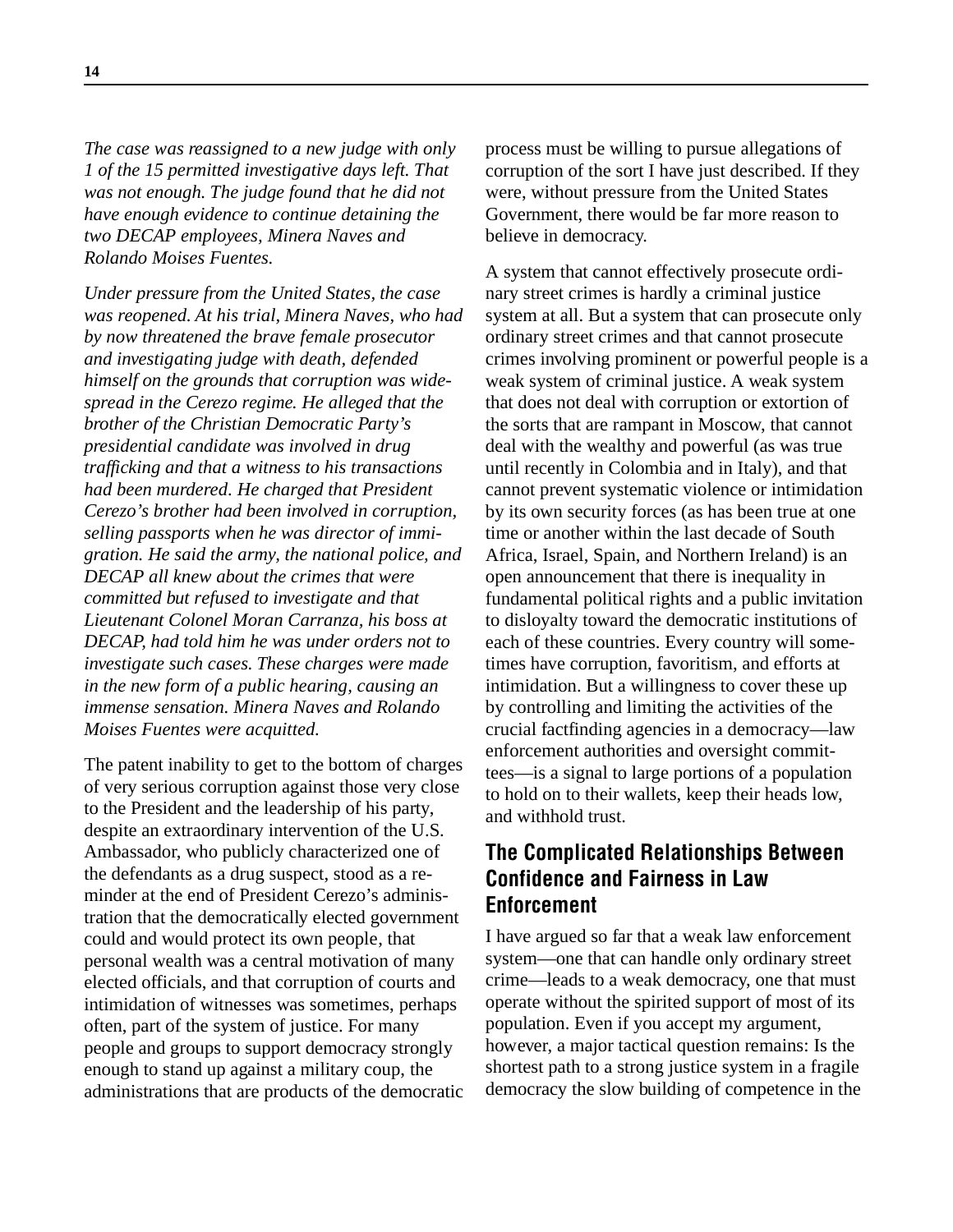*The case was reassigned to a new judge with only 1 of the 15 permitted investigative days left. That was not enough. The judge found that he did not have enough evidence to continue detaining the two DECAP employees, Minera Naves and Rolando Moises Fuentes.*

*Under pressure from the United States, the case was reopened. At his trial, Minera Naves, who had by now threatened the brave female prosecutor and investigating judge with death, defended himself on the grounds that corruption was widespread in the Cerezo regime. He alleged that the brother of the Christian Democratic Party's presidential candidate was involved in drug trafficking and that a witness to his transactions had been murdered. He charged that President Cerezo's brother had been involved in corruption, selling passports when he was director of immigration. He said the army, the national police, and DECAP all knew about the crimes that were committed but refused to investigate and that Lieutenant Colonel Moran Carranza, his boss at DECAP, had told him he was under orders not to investigate such cases. These charges were made in the new form of a public hearing, causing an immense sensation. Minera Naves and Rolando Moises Fuentes were acquitted.*

The patent inability to get to the bottom of charges of very serious corruption against those very close to the President and the leadership of his party, despite an extraordinary intervention of the U.S. Ambassador, who publicly characterized one of the defendants as a drug suspect, stood as a reminder at the end of President Cerezo's administration that the democratically elected government could and would protect its own people, that personal wealth was a central motivation of many elected officials, and that corruption of courts and intimidation of witnesses was sometimes, perhaps often, part of the system of justice. For many people and groups to support democracy strongly enough to stand up against a military coup, the administrations that are products of the democratic process must be willing to pursue allegations of corruption of the sort I have just described. If they were, without pressure from the United States Government, there would be far more reason to believe in democracy.

A system that cannot effectively prosecute ordinary street crimes is hardly a criminal justice system at all. But a system that can prosecute only ordinary street crimes and that cannot prosecute crimes involving prominent or powerful people is a weak system of criminal justice. A weak system that does not deal with corruption or extortion of the sorts that are rampant in Moscow, that cannot deal with the wealthy and powerful (as was true until recently in Colombia and in Italy), and that cannot prevent systematic violence or intimidation by its own security forces (as has been true at one time or another within the last decade of South Africa, Israel, Spain, and Northern Ireland) is an open announcement that there is inequality in fundamental political rights and a public invitation to disloyalty toward the democratic institutions of each of these countries. Every country will sometimes have corruption, favoritism, and efforts at intimidation. But a willingness to cover these up by controlling and limiting the activities of the crucial factfinding agencies in a democracy—law enforcement authorities and oversight committees—is a signal to large portions of a population to hold on to their wallets, keep their heads low, and withhold trust.

## The Complicated Relationships Between Confidence and Fairness in Law Enforcement

I have argued so far that a weak law enforcement system—one that can handle only ordinary street crime—leads to a weak democracy, one that must operate without the spirited support of most of its population. Even if you accept my argument, however, a major tactical question remains: Is the shortest path to a strong justice system in a fragile democracy the slow building of competence in the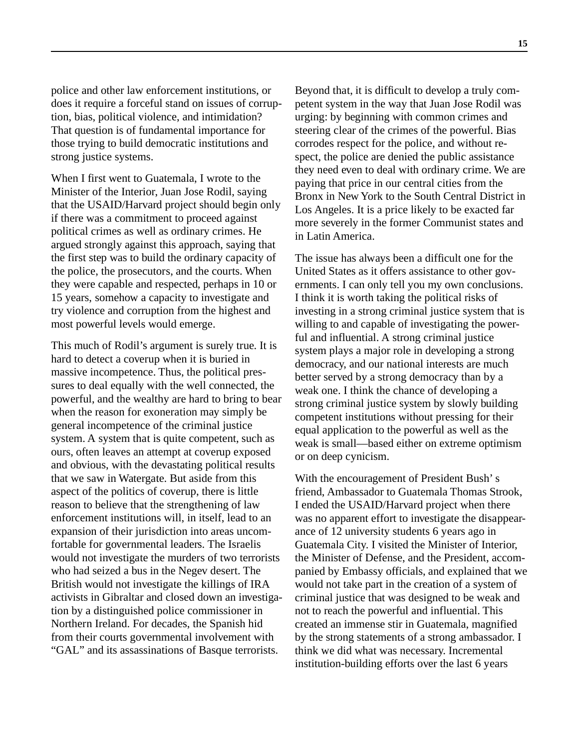police and other law enforcement institutions, or does it require a forceful stand on issues of corruption, bias, political violence, and intimidation? That question is of fundamental importance for those trying to build democratic institutions and strong justice systems.

When I first went to Guatemala, I wrote to the Minister of the Interior, Juan Jose Rodil, saying that the USAID/Harvard project should begin only if there was a commitment to proceed against political crimes as well as ordinary crimes. He argued strongly against this approach, saying that the first step was to build the ordinary capacity of the police, the prosecutors, and the courts. When they were capable and respected, perhaps in 10 or 15 years, somehow a capacity to investigate and try violence and corruption from the highest and most powerful levels would emerge.

This much of Rodil's argument is surely true. It is hard to detect a coverup when it is buried in massive incompetence. Thus, the political pressures to deal equally with the well connected, the powerful, and the wealthy are hard to bring to bear when the reason for exoneration may simply be general incompetence of the criminal justice system. A system that is quite competent, such as ours, often leaves an attempt at coverup exposed and obvious, with the devastating political results that we saw in Watergate. But aside from this aspect of the politics of coverup, there is little reason to believe that the strengthening of law enforcement institutions will, in itself, lead to an expansion of their jurisdiction into areas uncomfortable for governmental leaders. The Israelis would not investigate the murders of two terrorists who had seized a bus in the Negev desert. The British would not investigate the killings of IRA activists in Gibraltar and closed down an investigation by a distinguished police commissioner in Northern Ireland. For decades, the Spanish hid from their courts governmental involvement with "GAL" and its assassinations of Basque terrorists.

Beyond that, it is difficult to develop a truly competent system in the way that Juan Jose Rodil was urging: by beginning with common crimes and steering clear of the crimes of the powerful. Bias corrodes respect for the police, and without respect, the police are denied the public assistance they need even to deal with ordinary crime. We are paying that price in our central cities from the Bronx in New York to the South Central District in Los Angeles. It is a price likely to be exacted far more severely in the former Communist states and in Latin America.

The issue has always been a difficult one for the United States as it offers assistance to other governments. I can only tell you my own conclusions. I think it is worth taking the political risks of investing in a strong criminal justice system that is willing to and capable of investigating the powerful and influential. A strong criminal justice system plays a major role in developing a strong democracy, and our national interests are much better served by a strong democracy than by a weak one. I think the chance of developing a strong criminal justice system by slowly building competent institutions without pressing for their equal application to the powerful as well as the weak is small—based either on extreme optimism or on deep cynicism.

With the encouragement of President Bush's friend, Ambassador to Guatemala Thomas Strook, I ended the USAID/Harvard project when there was no apparent effort to investigate the disappearance of 12 university students 6 years ago in Guatemala City. I visited the Minister of Interior, the Minister of Defense, and the President, accompanied by Embassy officials, and explained that we would not take part in the creation of a system of criminal justice that was designed to be weak and not to reach the powerful and influential. This created an immense stir in Guatemala, magnified by the strong statements of a strong ambassador. I think we did what was necessary. Incremental institution-building efforts over the last 6 years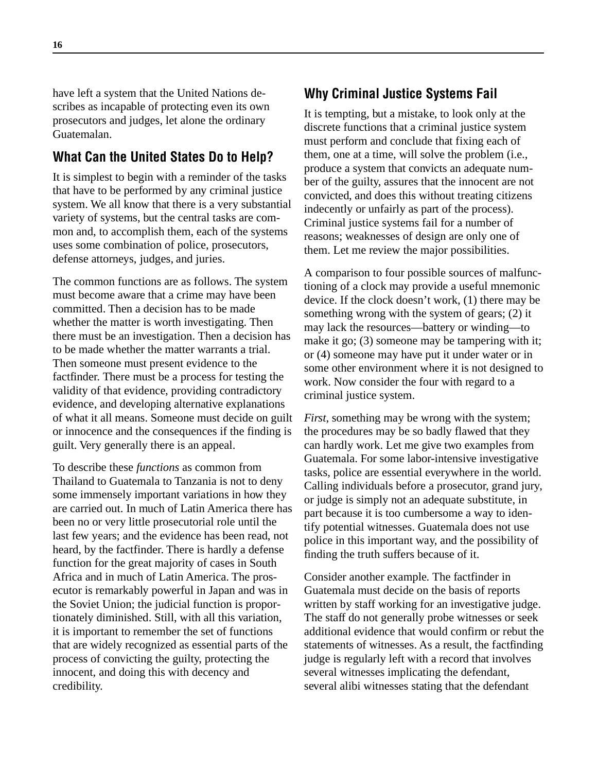have left a system that the United Nations describes as incapable of protecting even its own prosecutors and judges, let alone the ordinary Guatemalan.

## What Can the United States Do to Help?

It is simplest to begin with a reminder of the tasks that have to be performed by any criminal justice system. We all know that there is a very substantial variety of systems, but the central tasks are common and, to accomplish them, each of the systems uses some combination of police, prosecutors, defense attorneys, judges, and juries.

The common functions are as follows. The system must become aware that a crime may have been committed. Then a decision has to be made whether the matter is worth investigating. Then there must be an investigation. Then a decision has to be made whether the matter warrants a trial. Then someone must present evidence to the factfinder. There must be a process for testing the validity of that evidence, providing contradictory evidence, and developing alternative explanations of what it all means. Someone must decide on guilt or innocence and the consequences if the finding is guilt. Very generally there is an appeal.

To describe these *functions* as common from Thailand to Guatemala to Tanzania is not to deny some immensely important variations in how they are carried out. In much of Latin America there has been no or very little prosecutorial role until the last few years; and the evidence has been read, not heard, by the factfinder. There is hardly a defense function for the great majority of cases in South Africa and in much of Latin America. The prosecutor is remarkably powerful in Japan and was in the Soviet Union; the judicial function is proportionately diminished. Still, with all this variation, it is important to remember the set of functions that are widely recognized as essential parts of the process of convicting the guilty, protecting the innocent, and doing this with decency and credibility.

## Why Criminal Justice Systems Fail

It is tempting, but a mistake, to look only at the discrete functions that a criminal justice system must perform and conclude that fixing each of them, one at a time, will solve the problem (i.e., produce a system that convicts an adequate number of the guilty, assures that the innocent are not convicted, and does this without treating citizens indecently or unfairly as part of the process). Criminal justice systems fail for a number of reasons; weaknesses of design are only one of them. Let me review the major possibilities.

A comparison to four possible sources of malfunctioning of a clock may provide a useful mnemonic device. If the clock doesn't work, (1) there may be something wrong with the system of gears; (2) it may lack the resources—battery or winding—to make it go; (3) someone may be tampering with it; or (4) someone may have put it under water or in some other environment where it is not designed to work. Now consider the four with regard to a criminal justice system.

*First*, something may be wrong with the system; the procedures may be so badly flawed that they can hardly work. Let me give two examples from Guatemala. For some labor-intensive investigative tasks, police are essential everywhere in the world. Calling individuals before a prosecutor, grand jury, or judge is simply not an adequate substitute, in part because it is too cumbersome a way to identify potential witnesses. Guatemala does not use police in this important way, and the possibility of finding the truth suffers because of it.

Consider another example. The factfinder in Guatemala must decide on the basis of reports written by staff working for an investigative judge. The staff do not generally probe witnesses or seek additional evidence that would confirm or rebut the statements of witnesses. As a result, the factfinding judge is regularly left with a record that involves several witnesses implicating the defendant, several alibi witnesses stating that the defendant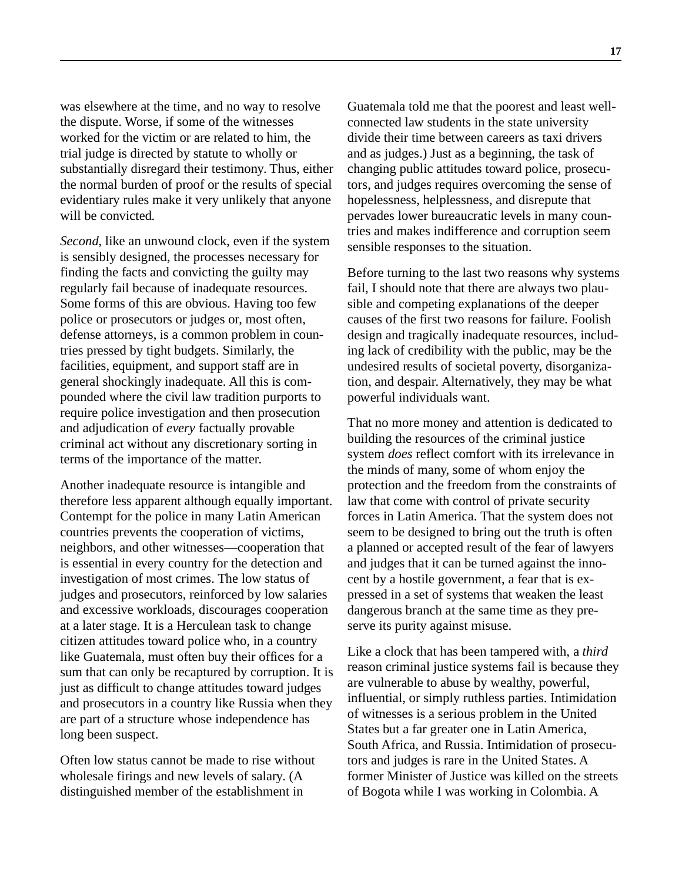was elsewhere at the time, and no way to resolve the dispute. Worse, if some of the witnesses worked for the victim or are related to him, the trial judge is directed by statute to wholly or substantially disregard their testimony. Thus, either the normal burden of proof or the results of special evidentiary rules make it very unlikely that anyone will be convicted.

*Second*, like an unwound clock, even if the system is sensibly designed, the processes necessary for finding the facts and convicting the guilty may regularly fail because of inadequate resources. Some forms of this are obvious. Having too few police or prosecutors or judges or, most often, defense attorneys, is a common problem in countries pressed by tight budgets. Similarly, the facilities, equipment, and support staff are in general shockingly inadequate. All this is compounded where the civil law tradition purports to require police investigation and then prosecution and adjudication of *every* factually provable criminal act without any discretionary sorting in terms of the importance of the matter.

Another inadequate resource is intangible and therefore less apparent although equally important. Contempt for the police in many Latin American countries prevents the cooperation of victims, neighbors, and other witnesses—cooperation that is essential in every country for the detection and investigation of most crimes. The low status of judges and prosecutors, reinforced by low salaries and excessive workloads, discourages cooperation at a later stage. It is a Herculean task to change citizen attitudes toward police who, in a country like Guatemala, must often buy their offices for a sum that can only be recaptured by corruption. It is just as difficult to change attitudes toward judges and prosecutors in a country like Russia when they are part of a structure whose independence has long been suspect.

Often low status cannot be made to rise without wholesale firings and new levels of salary. (A distinguished member of the establishment in Guatemala told me that the poorest and least well-connected law students in the state university divide their time between careers as taxi drivers and as judges.) Just as a beginning, the task of changing public attitudes toward police, prosecutors, and judges requires overcoming the sense of hopelessness, helplessness, and disrepute that pervades lower bureaucratic levels in many countries and makes indifference and corruption seem sensible responses to the situation.

Before turning to the last two reasons why systems fail, I should note that there are always two plausible and competing explanations of the deeper causes of the first two reasons for failure. Foolish design and tragically inadequate resources, including lack of credibility with the public, may be the undesired results of societal poverty, disorganization, and despair. Alternatively, they may be what powerful individuals want.

That no more money and attention is dedicated to building the resources of the criminal justice system *does* reflect comfort with its irrelevance in the minds of many, some of whom enjoy the protection and the freedom from the constraints of law that come with control of private security forces in Latin America. That the system does not seem to be designed to bring out the truth is often a planned or accepted result of the fear of lawyers and judges that it can be turned against the innocent by a hostile government, a fear that is expressed in a set of systems that weaken the least dangerous branch at the same time as they preserve its purity against misuse.

Like a clock that has been tampered with, a *third* reason criminal justice systems fail is because they are vulnerable to abuse by wealthy, powerful, influential, or simply ruthless parties. Intimidation of witnesses is a serious problem in the United States but a far greater one in Latin America, South Africa, and Russia. Intimidation of prosecutors and judges is rare in the United States. A former Minister of Justice was killed on the streets of Bogota while I was working in Colombia. A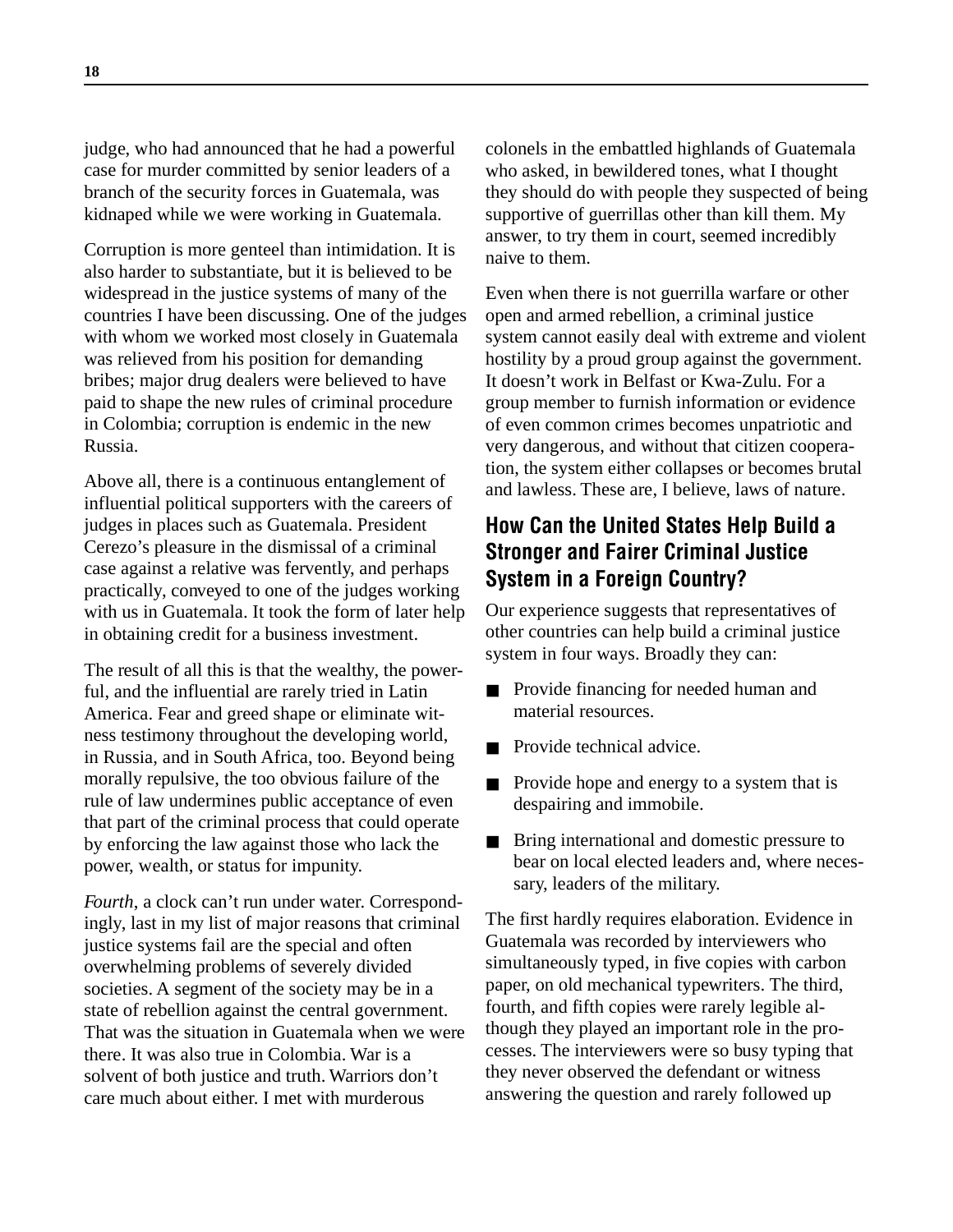judge, who had announced that he had a powerful case for murder committed by senior leaders of a branch of the security forces in Guatemala, was kidnaped while we were working in Guatemala.

Corruption is more genteel than intimidation. It is also harder to substantiate, but it is believed to be widespread in the justice systems of many of the countries I have been discussing. One of the judges with whom we worked most closely in Guatemala was relieved from his position for demanding bribes; major drug dealers were believed to have paid to shape the new rules of criminal procedure in Colombia; corruption is endemic in the new Russia.

Above all, there is a continuous entanglement of influential political supporters with the careers of judges in places such as Guatemala. President Cerezo's pleasure in the dismissal of a criminal case against a relative was fervently, and perhaps practically, conveyed to one of the judges working with us in Guatemala. It took the form of later help in obtaining credit for a business investment.

The result of all this is that the wealthy, the powerful, and the influential are rarely tried in Latin America. Fear and greed shape or eliminate witness testimony throughout the developing world, in Russia, and in South Africa, too. Beyond being morally repulsive, the too obvious failure of the rule of law undermines public acceptance of even that part of the criminal process that could operate by enforcing the law against those who lack the power, wealth, or status for impunity.

*Fourth*, a clock can't run under water. Correspondingly, last in my list of major reasons that criminal justice systems fail are the special and often overwhelming problems of severely divided societies. A segment of the society may be in a state of rebellion against the central government. That was the situation in Guatemala when we were there. It was also true in Colombia. War is a solvent of both justice and truth. Warriors don't care much about either. I met with murderous colonels in the embattled highlands of Guatemala who asked, in bewildered tones, what I thought they should do with people they suspected of being supportive of guerrillas other than kill them. My answer, to try them in court, seemed incredibly naive to them.

Even when there is not guerrilla warfare or other open and armed rebellion, a criminal justice system cannot easily deal with extreme and violent hostility by a proud group against the government. It doesn't work in Belfast or Kwa-Zulu. For a group member to furnish information or evidence of even common crimes becomes unpatriotic and very dangerous, and without that citizen cooperation, the system either collapses or becomes brutal and lawless. These are, I believe, laws of nature.

## How Can the United States Help Build a Stronger and Fairer Criminal Justice System in a Foreign Country?

Our experience suggests that representatives of other countries can help build a criminal justice system in four ways. Broadly they can:

- Provide financing for needed human and material resources.
- Provide technical advice.
- Provide hope and energy to a system that is despairing and immobile.
- Bring international and domestic pressure to bear on local elected leaders and, where necessary, leaders of the military.

The first hardly requires elaboration. Evidence in Guatemala was recorded by interviewers who simultaneously typed, in five copies with carbon paper, on old mechanical typewriters. The third, fourth, and fifth copies were rarely legible although they played an important role in the processes. The interviewers were so busy typing that they never observed the defendant or witness answering the question and rarely followed up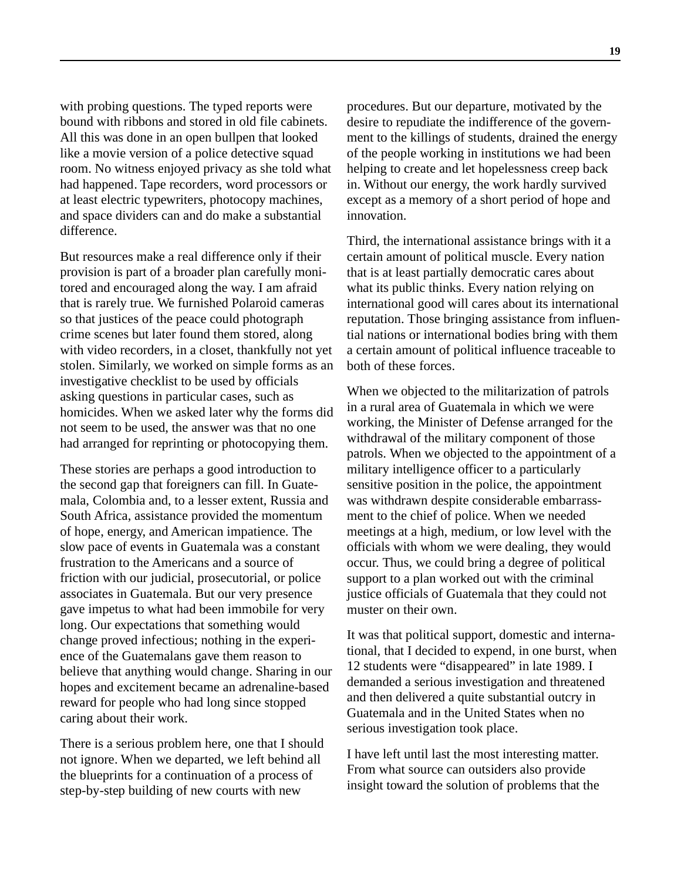with probing questions. The typed reports were bound with ribbons and stored in old file cabinets. All this was done in an open bullpen that looked like a movie version of a police detective squad room. No witness enjoyed privacy as she told what had happened. Tape recorders, word processors or at least electric typewriters, photocopy machines, and space dividers can and do make a substantial difference.

But resources make a real difference only if their provision is part of a broader plan carefully monitored and encouraged along the way. I am afraid that is rarely true. We furnished Polaroid cameras so that justices of the peace could photograph crime scenes but later found them stored, along with video recorders, in a closet, thankfully not yet stolen. Similarly, we worked on simple forms as an investigative checklist to be used by officials asking questions in particular cases, such as homicides. When we asked later why the forms did not seem to be used, the answer was that no one had arranged for reprinting or photocopying them.

These stories are perhaps a good introduction to the second gap that foreigners can fill. In Guatemala, Colombia and, to a lesser extent, Russia and South Africa, assistance provided the momentum of hope, energy, and American impatience. The slow pace of events in Guatemala was a constant frustration to the Americans and a source of friction with our judicial, prosecutorial, or police associates in Guatemala. But our very presence gave impetus to what had been immobile for very long. Our expectations that something would change proved infectious; nothing in the experience of the Guatemalans gave them reason to believe that anything would change. Sharing in our hopes and excitement became an adrenaline-based reward for people who had long since stopped caring about their work.

There is a serious problem here, one that I should not ignore. When we departed, we left behind all the blueprints for a continuation of a process of step-by-step building of new courts with new procedures. But our departure, motivated by the desire to repudiate the indifference of the government to the killings of students, drained the energy of the people working in institutions we had been helping to create and let hopelessness creep back in. Without our energy, the work hardly survived except as a memory of a short period of hope and innovation.

Third, the international assistance brings with it a certain amount of political muscle. Every nation that is at least partially democratic cares about what its public thinks. Every nation relying on international good will cares about its international reputation. Those bringing assistance from influential nations or international bodies bring with them a certain amount of political influence traceable to both of these forces.

When we objected to the militarization of patrols in a rural area of Guatemala in which we were working, the Minister of Defense arranged for the withdrawal of the military component of those patrols. When we objected to the appointment of a military intelligence officer to a particularly sensitive position in the police, the appointment was withdrawn despite considerable embarrassment to the chief of police. When we needed meetings at a high, medium, or low level with the officials with whom we were dealing, they would occur. Thus, we could bring a degree of political support to a plan worked out with the criminal justice officials of Guatemala that they could not muster on their own.

It was that political support, domestic and international, that I decided to expend, in one burst, when 12 students were "disappeared" in late 1989. I demanded a serious investigation and threatened and then delivered a quite substantial outcry in Guatemala and in the United States when no serious investigation took place.

I have left until last the most interesting matter. From what source can outsiders also provide insight toward the solution of problems that the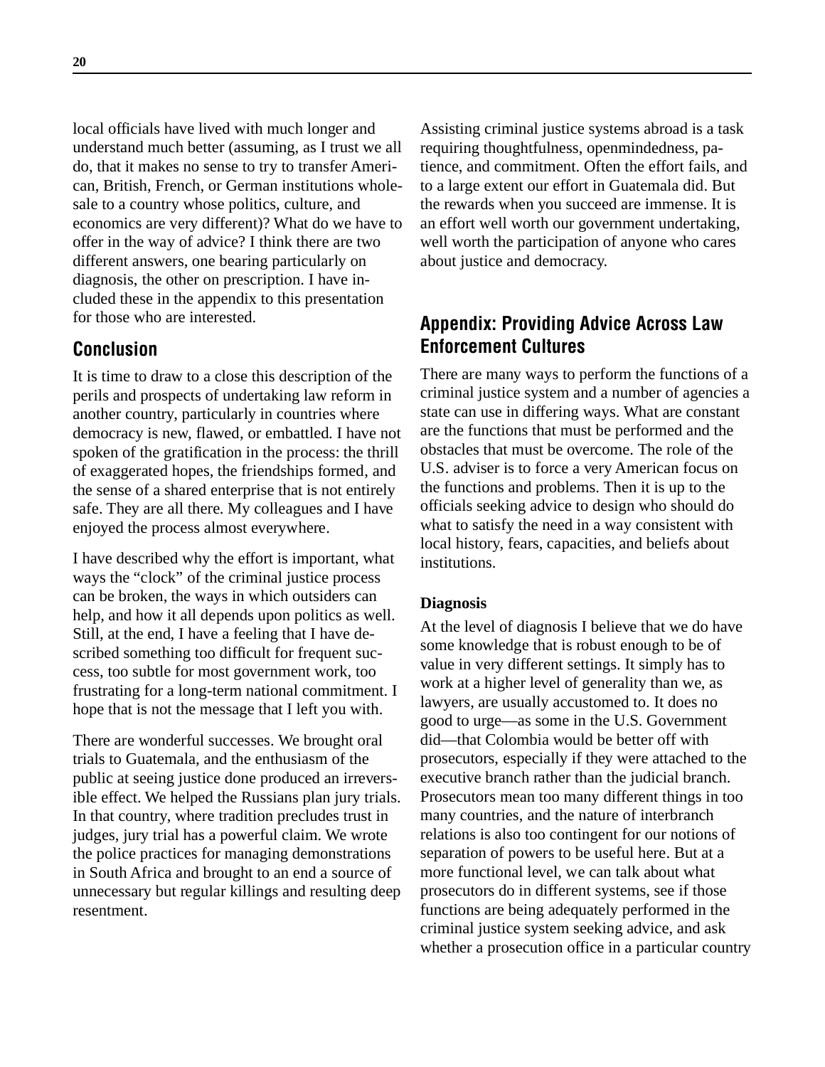local officials have lived with much longer and understand much better (assuming, as I trust we all do, that it makes no sense to try to transfer American, British, French, or German institutions wholesale to a country whose politics, culture, and economics are very different)? What do we have to offer in the way of advice? I think there are two different answers, one bearing particularly on diagnosis, the other on prescription. I have included these in the appendix to this presentation for those who are interested.

## Conclusion

It is time to draw to a close this description of the perils and prospects of undertaking law reform in another country, particularly in countries where democracy is new, flawed, or embattled. I have not spoken of the gratification in the process: the thrill of exaggerated hopes, the friendships formed, and the sense of a shared enterprise that is not entirely safe. They are all there. My colleagues and I have enjoyed the process almost everywhere.

I have described why the effort is important, what ways the "clock" of the criminal justice process can be broken, the ways in which outsiders can help, and how it all depends upon politics as well. Still, at the end, I have a feeling that I have described something too difficult for frequent success, too subtle for most government work, too frustrating for a long-term national commitment. I hope that is not the message that I left you with.

There are wonderful successes. We brought oral trials to Guatemala, and the enthusiasm of the public at seeing justice done produced an irreversible effect. We helped the Russians plan jury trials. In that country, where tradition precludes trust in judges, jury trial has a powerful claim. We wrote the police practices for managing demonstrations in South Africa and brought to an end a source of unnecessary but regular killings and resulting deep resentment.

Assisting criminal justice systems abroad is a task requiring thoughtfulness, openmindedness, patience, and commitment. Often the effort fails, and to a large extent our effort in Guatemala did. But the rewards when you succeed are immense. It is an effort well worth our government undertaking, well worth the participation of anyone who cares about justice and democracy.

## Appendix: Providing Advice Across Law Enforcement Cultures

There are many ways to perform the functions of a criminal justice system and a number of agencies a state can use in differing ways. What are constant are the functions that must be performed and the obstacles that must be overcome. The role of the U.S. adviser is to force a very American focus on the functions and problems. Then it is up to the officials seeking advice to design who should do what to satisfy the need in a way consistent with local history, fears, capacities, and beliefs about institutions.

### Diagnosis

At the level of diagnosis I believe that we do have some knowledge that is robust enough to be of value in very different settings. It simply has to work at a higher level of generality than we, as lawyers, are usually accustomed to. It does no good to urge—as some in the U.S. Government did—that Colombia would be better off with prosecutors, especially if they were attached to the executive branch rather than the judicial branch. Prosecutors mean too many different things in too many countries, and the nature of interbranch relations is also too contingent for our notions of separation of powers to be useful here. But at a more functional level, we can talk about what prosecutors do in different systems, see if those functions are being adequately performed in the criminal justice system seeking advice, and ask whether a prosecution office in a particular country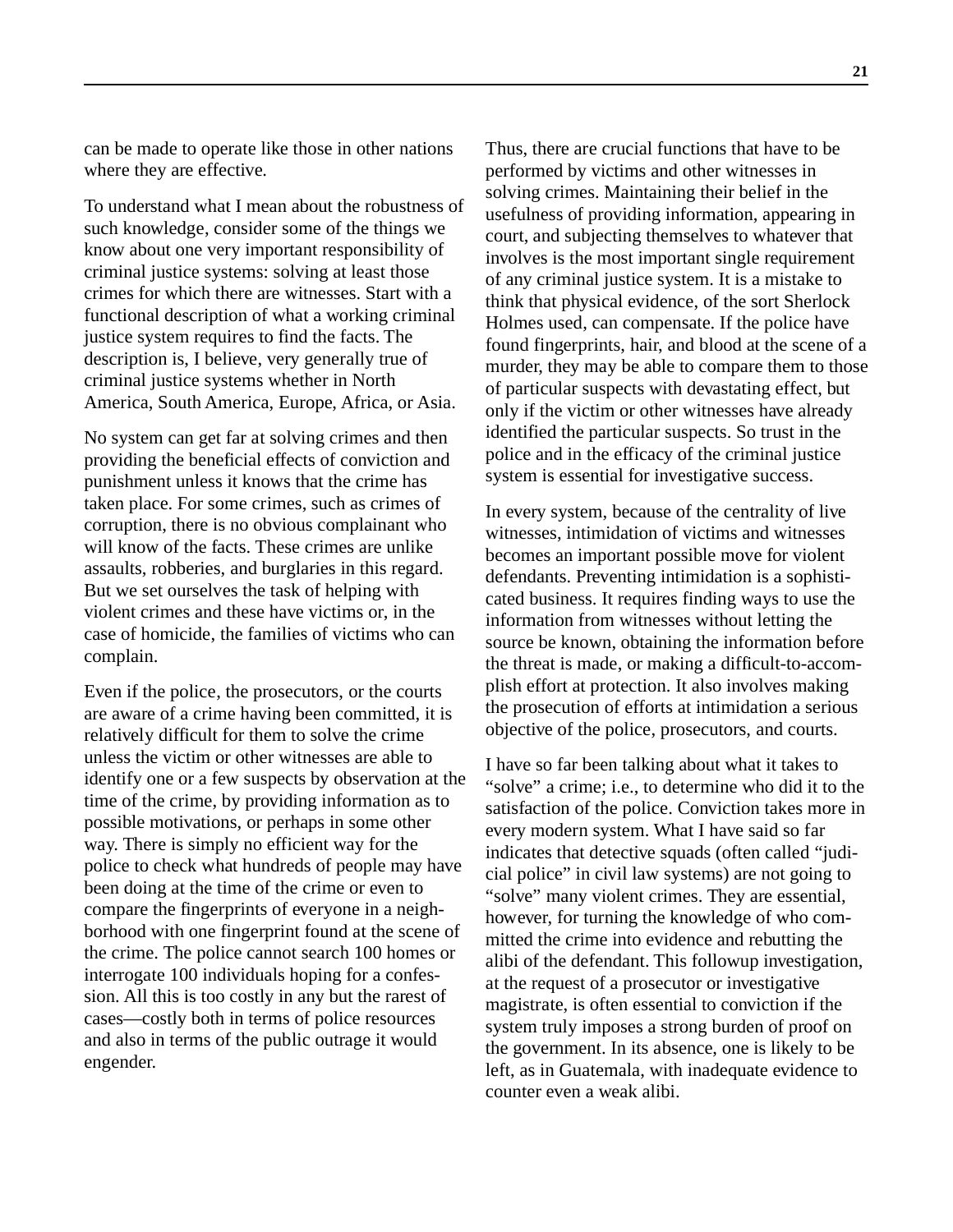can be made to operate like those in other nations where they are effective.

To understand what I mean about the robustness of such knowledge, consider some of the things we know about one very important responsibility of criminal justice systems: solving at least those crimes for which there are witnesses. Start with a functional description of what a working criminal justice system requires to find the facts. The description is, I believe, very generally true of criminal justice systems whether in North America, South America, Europe, Africa, or Asia.

No system can get far at solving crimes and then providing the beneficial effects of conviction and punishment unless it knows that the crime has taken place. For some crimes, such as crimes of corruption, there is no obvious complainant who will know of the facts. These crimes are unlike assaults, robberies, and burglaries in this regard. But we set ourselves the task of helping with violent crimes and these have victims or, in the case of homicide, the families of victims who can complain.

Even if the police, the prosecutors, or the courts are aware of a crime having been committed, it is relatively difficult for them to solve the crime unless the victim or other witnesses are able to identify one or a few suspects by observation at the time of the crime, by providing information as to possible motivations, or perhaps in some other way. There is simply no efficient way for the police to check what hundreds of people may have been doing at the time of the crime or even to compare the fingerprints of everyone in a neighborhood with one fingerprint found at the scene of the crime. The police cannot search 100 homes or interrogate 100 individuals hoping for a confession. All this is too costly in any but the rarest of cases—costly both in terms of police resources and also in terms of the public outrage it would engender.

Thus, there are crucial functions that have to be performed by victims and other witnesses in solving crimes. Maintaining their belief in the usefulness of providing information, appearing in court, and subjecting themselves to whatever that involves is the most important single requirement of any criminal justice system. It is a mistake to think that physical evidence, of the sort Sherlock Holmes used, can compensate. If the police have found fingerprints, hair, and blood at the scene of a murder, they may be able to compare them to those of particular suspects with devastating effect, but only if the victim or other witnesses have already identified the particular suspects. So trust in the police and in the efficacy of the criminal justice system is essential for investigative success.

In every system, because of the centrality of live witnesses, intimidation of victims and witnesses becomes an important possible move for violent defendants. Preventing intimidation is a sophisticated business. It requires finding ways to use the information from witnesses without letting the source be known, obtaining the information before the threat is made, or making a difficult-to-accomplish effort at protection. It also involves making the prosecution of efforts at intimidation a serious objective of the police, prosecutors, and courts.

I have so far been talking about what it takes to "solve" a crime; i.e., to determine who did it to the satisfaction of the police. Conviction takes more in every modern system. What I have said so far indicates that detective squads (often called "judicial police" in civil law systems) are not going to "solve" many violent crimes. They are essential, however, for turning the knowledge of who committed the crime into evidence and rebutting the alibi of the defendant. This followup investigation, at the request of a prosecutor or investigative magistrate, is often essential to conviction if the system truly imposes a strong burden of proof on the government. In its absence, one is likely to be left, as in Guatemala, with inadequate evidence to counter even a weak alibi.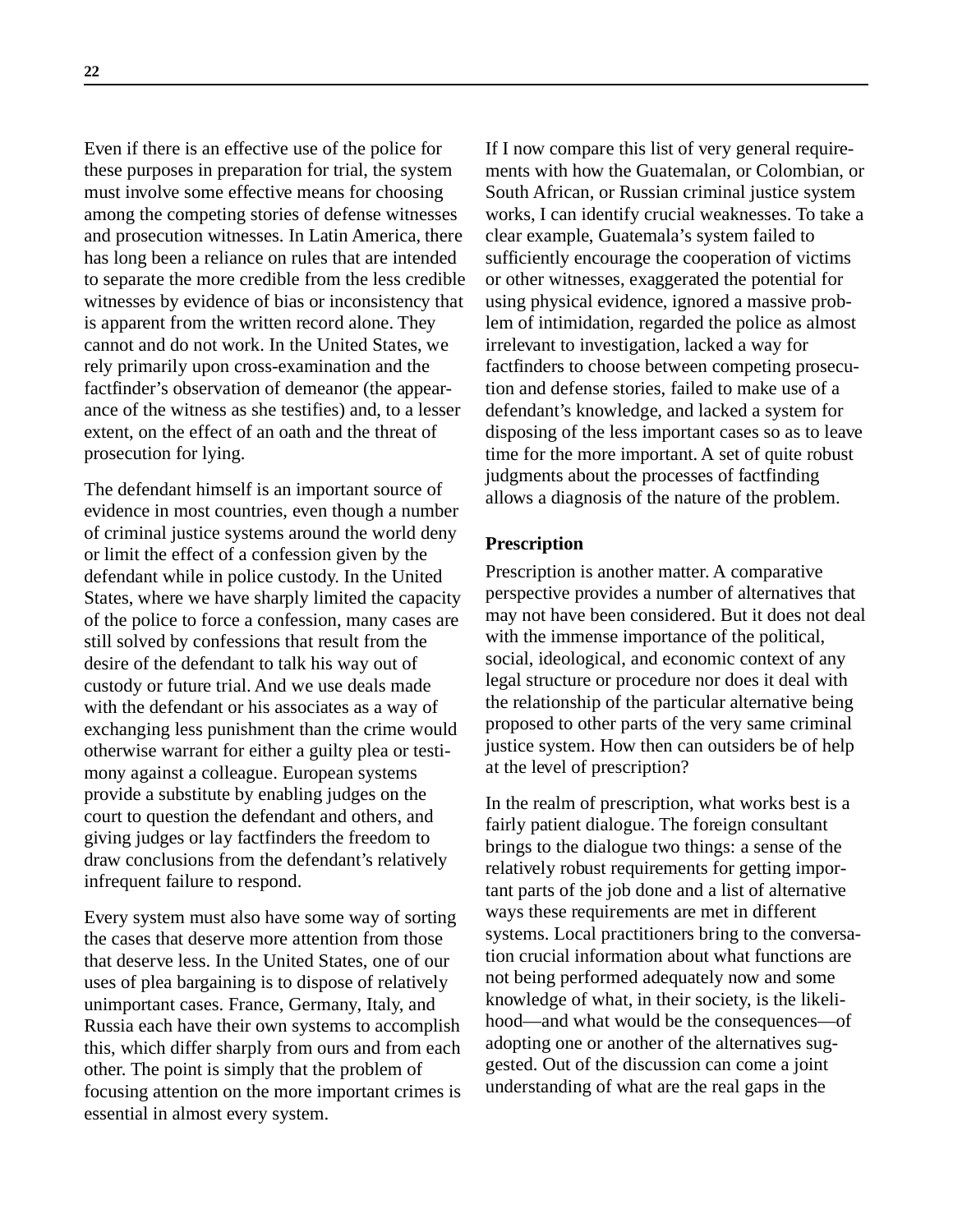Even if there is an effective use of the police for these purposes in preparation for trial, the system must involve some effective means for choosing among the competing stories of defense witnesses and prosecution witnesses. In Latin America, there has long been a reliance on rules that are intended to separate the more credible from the less credible witnesses by evidence of bias or inconsistency that is apparent from the written record alone. They cannot and do not work. In the United States, we rely primarily upon cross-examination and the factfinder's observation of demeanor (the appearance of the witness as she testifies) and, to a lesser extent, on the effect of an oath and the threat of prosecution for lying.

The defendant himself is an important source of evidence in most countries, even though a number of criminal justice systems around the world deny or limit the effect of a confession given by the defendant while in police custody. In the United States, where we have sharply limited the capacity of the police to force a confession, many cases are still solved by confessions that result from the desire of the defendant to talk his way out of custody or future trial. And we use deals made with the defendant or his associates as a way of exchanging less punishment than the crime would otherwise warrant for either a guilty plea or testimony against a colleague. European systems provide a substitute by enabling judges on the court to question the defendant and others, and giving judges or lay factfinders the freedom to draw conclusions from the defendant's relatively infrequent failure to respond.

Every system must also have some way of sorting the cases that deserve more attention from those that deserve less. In the United States, one of our uses of plea bargaining is to dispose of relatively unimportant cases. France, Germany, Italy, and Russia each have their own systems to accomplish this, which differ sharply from ours and from each other. The point is simply that the problem of focusing attention on the more important crimes is essential in almost every system.

If I now compare this list of very general requirements with how the Guatemalan, or Colombian, or South African, or Russian criminal justice system works, I can identify crucial weaknesses. To take a clear example, Guatemala's system failed to sufficiently encourage the cooperation of victims or other witnesses, exaggerated the potential for using physical evidence, ignored a massive problem of intimidation, regarded the police as almost irrelevant to investigation, lacked a way for factfinders to choose between competing prosecution and defense stories, failed to make use of a defendant's knowledge, and lacked a system for disposing of the less important cases so as to leave time for the more important. A set of quite robust judgments about the processes of factfinding allows a diagnosis of the nature of the problem.

### Prescription

Prescription is another matter. A comparative perspective provides a number of alternatives that may not have been considered. But it does not deal with the immense importance of the political, social, ideological, and economic context of any legal structure or procedure nor does it deal with the relationship of the particular alternative being proposed to other parts of the very same criminal justice system. How then can outsiders be of help at the level of prescription?

In the realm of prescription, what works best is a fairly patient dialogue. The foreign consultant brings to the dialogue two things: a sense of the relatively robust requirements for getting important parts of the job done and a list of alternative ways these requirements are met in different systems. Local practitioners bring to the conversation crucial information about what functions are not being performed adequately now and some knowledge of what, in their society, is the likelihood—and what would be the consequences—of adopting one or another of the alternatives suggested. Out of the discussion can come a joint understanding of what are the real gaps in the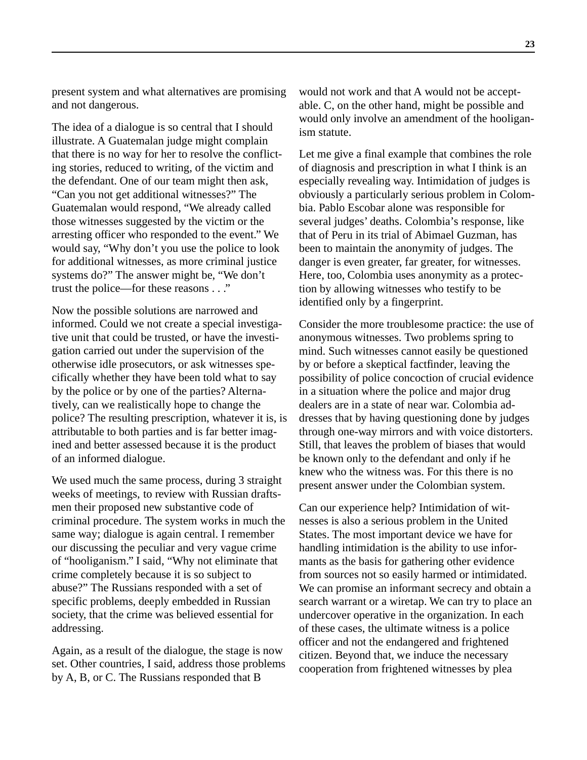present system and what alternatives are promising and not dangerous.

The idea of a dialogue is so central that I should illustrate. A Guatemalan judge might complain that there is no way for her to resolve the conflicting stories, reduced to writing, of the victim and the defendant. One of our team might then ask, "Can you not get additional witnesses?" The Guatemalan would respond, "We already called those witnesses suggested by the victim or the arresting officer who responded to the event." We would say, "Why don't you use the police to look for additional witnesses, as more criminal justice systems do?" The answer might be, "We don't trust the police—for these reasons . . ."

Now the possible solutions are narrowed and informed. Could we not create a special investigative unit that could be trusted, or have the investigation carried out under the supervision of the otherwise idle prosecutors, or ask witnesses specifically whether they have been told what to say by the police or by one of the parties? Alternatively, can we realistically hope to change the police? The resulting prescription, whatever it is, is attributable to both parties and is far better imagined and better assessed because it is the product of an informed dialogue.

We used much the same process, during 3 straight weeks of meetings, to review with Russian draftsmen their proposed new substantive code of criminal procedure. The system works in much the same way; dialogue is again central. I remember our discussing the peculiar and very vague crime of "hooliganism." I said, "Why not eliminate that crime completely because it is so subject to abuse?" The Russians responded with a set of specific problems, deeply embedded in Russian society, that the crime was believed essential for addressing.

Again, as a result of the dialogue, the stage is now set. Other countries, I said, address those problems by A, B, or C. The Russians responded that B would not work and that A would not be acceptable. C, on the other hand, might be possible and would only involve an amendment of the hooliganism statute.

Let me give a final example that combines the role of diagnosis and prescription in what I think is an especially revealing way. Intimidation of judges is obviously a particularly serious problem in Colombia. Pablo Escobar alone was responsible for several judges' deaths. Colombia's response, like that of Peru in its trial of Abimael Guzman, has been to maintain the anonymity of judges. The danger is even greater, far greater, for witnesses. Here, too, Colombia uses anonymity as a protection by allowing witnesses who testify to be identified only by a fingerprint.

Consider the more troublesome practice: the use of anonymous witnesses. Two problems spring to mind. Such witnesses cannot easily be questioned by or before a skeptical factfinder, leaving the possibility of police concoction of crucial evidence in a situation where the police and major drug dealers are in a state of near war. Colombia addresses that by having questioning done by judges through one-way mirrors and with voice distorters. Still, that leaves the problem of biases that would be known only to the defendant and only if he knew who the witness was. For this there is no present answer under the Colombian system.

Can our experience help? Intimidation of witnesses is also a serious problem in the United States. The most important device we have for handling intimidation is the ability to use informants as the basis for gathering other evidence from sources not so easily harmed or intimidated. We can promise an informant secrecy and obtain a search warrant or a wiretap. We can try to place an undercover operative in the organization. In each of these cases, the ultimate witness is a police officer and not the endangered and frightened citizen. Beyond that, we induce the necessary cooperation from frightened witnesses by plea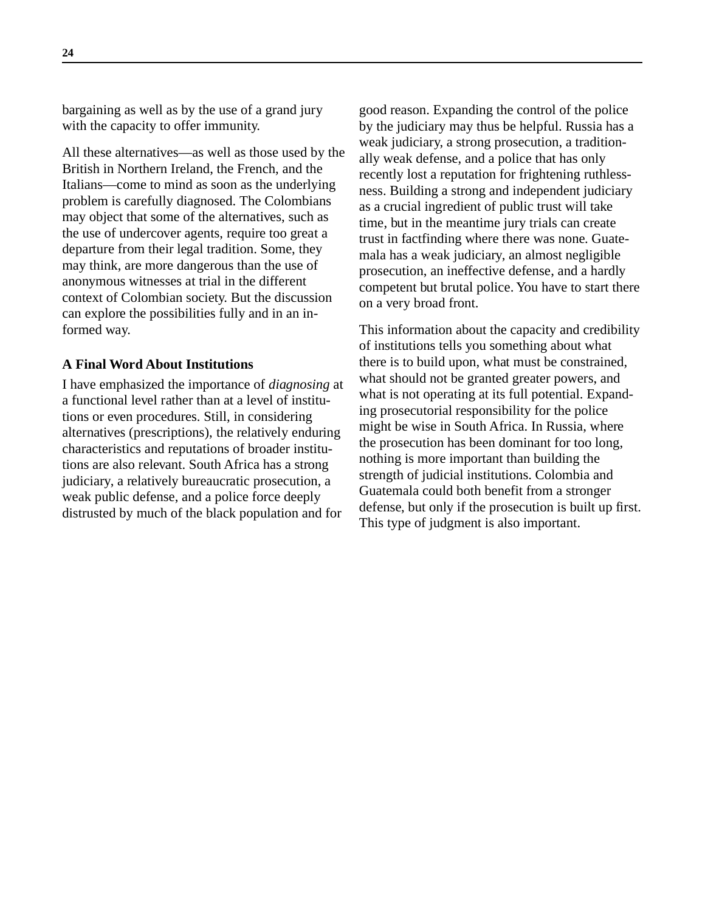bargaining as well as by the use of a grand jury with the capacity to offer immunity.

All these alternatives—as well as those used by the British in Northern Ireland, the French, and the Italians—come to mind as soon as the underlying problem is carefully diagnosed. The Colombians may object that some of the alternatives, such as the use of undercover agents, require too great a departure from their legal tradition. Some, they may think, are more dangerous than the use of anonymous witnesses at trial in the different context of Colombian society. But the discussion can explore the possibilities fully and in an informed way.

### A Final Word About Institutions

I have emphasized the importance of *diagnosing* at a functional level rather than at a level of institutions or even procedures. Still, in considering alternatives (prescriptions), the relatively enduring characteristics and reputations of broader institutions are also relevant. South Africa has a strong judiciary, a relatively bureaucratic prosecution, a weak public defense, and a police force deeply distrusted by much of the black population and for good reason. Expanding the control of the police by the judiciary may thus be helpful. Russia has a weak judiciary, a strong prosecution, a traditionally weak defense, and a police that has only recently lost a reputation for frightening ruthlessness. Building a strong and independent judiciary as a crucial ingredient of public trust will take time, but in the meantime jury trials can create trust in factfinding where there was none. Guatemala has a weak judiciary, an almost negligible prosecution, an ineffective defense, and a hardly competent but brutal police. You have to start there on a very broad front.

This information about the capacity and credibility of institutions tells you something about what there is to build upon, what must be constrained, what should not be granted greater powers, and what is not operating at its full potential. Expanding prosecutorial responsibility for the police might be wise in South Africa. In Russia, where the prosecution has been dominant for too long, nothing is more important than building the strength of judicial institutions. Colombia and Guatemala could both benefit from a stronger defense, but only if the prosecution is built up first. This type of judgment is also important.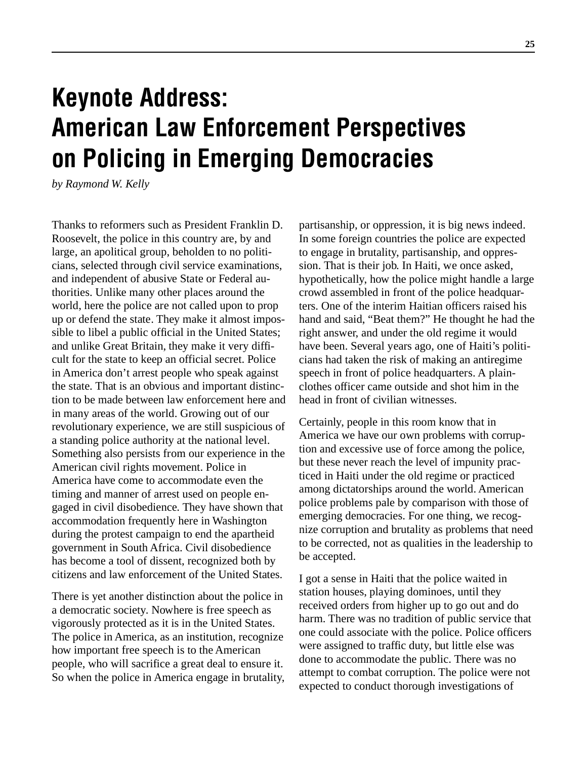# Keynote Address: American Law Enforcement Perspectives on Policing in Emerging Democracies

*by Raymond W. Kelly*

Thanks to reformers such as President Franklin D. Roosevelt, the police in this country are, by and large, an apolitical group, beholden to no politicians, selected through civil service examinations, and independent of abusive State or Federal authorities. Unlike many other places around the world, here the police are not called upon to prop up or defend the state. They make it almost impossible to libel a public official in the United States; and unlike Great Britain, they make it very difficult for the state to keep an official secret. Police in America don't arrest people who speak against the state. That is an obvious and important distinction to be made between law enforcement here and in many areas of the world. Growing out of our revolutionary experience, we are still suspicious of a standing police authority at the national level. Something also persists from our experience in the American civil rights movement. Police in America have come to accommodate even the timing and manner of arrest used on people engaged in civil disobedience. They have shown that accommodation frequently here in Washington during the protest campaign to end the apartheid government in South Africa. Civil disobedience has become a tool of dissent, recognized both by citizens and law enforcement of the United States.

There is yet another distinction about the police in a democratic society. Nowhere is free speech as vigorously protected as it is in the United States. The police in America, as an institution, recognize how important free speech is to the American people, who will sacrifice a great deal to ensure it. So when the police in America engage in brutality, partisanship, or oppression, it is big news indeed. In some foreign countries the police are expected to engage in brutality, partisanship, and oppression. That is their job. In Haiti, we once asked, hypothetically, how the police might handle a large crowd assembled in front of the police headquarters. One of the interim Haitian officers raised his hand and said, "Beat them?" He thought he had the right answer, and under the old regime it would have been. Several years ago, one of Haiti's politicians had taken the risk of making an antiregime speech in front of police headquarters. A plainclothes officer came outside and shot him in the head in front of civilian witnesses.

Certainly, people in this room know that in America we have our own problems with corruption and excessive use of force among the police, but these never reach the level of impunity practiced in Haiti under the old regime or practiced among dictatorships around the world. American police problems pale by comparison with those of emerging democracies. For one thing, we recognize corruption and brutality as problems that need to be corrected, not as qualities in the leadership to be accepted.

I got a sense in Haiti that the police waited in station houses, playing dominoes, until they received orders from higher up to go out and do harm. There was no tradition of public service that one could associate with the police. Police officers were assigned to traffic duty, but little else was done to accommodate the public. There was no attempt to combat corruption. The police were not expected to conduct thorough investigations of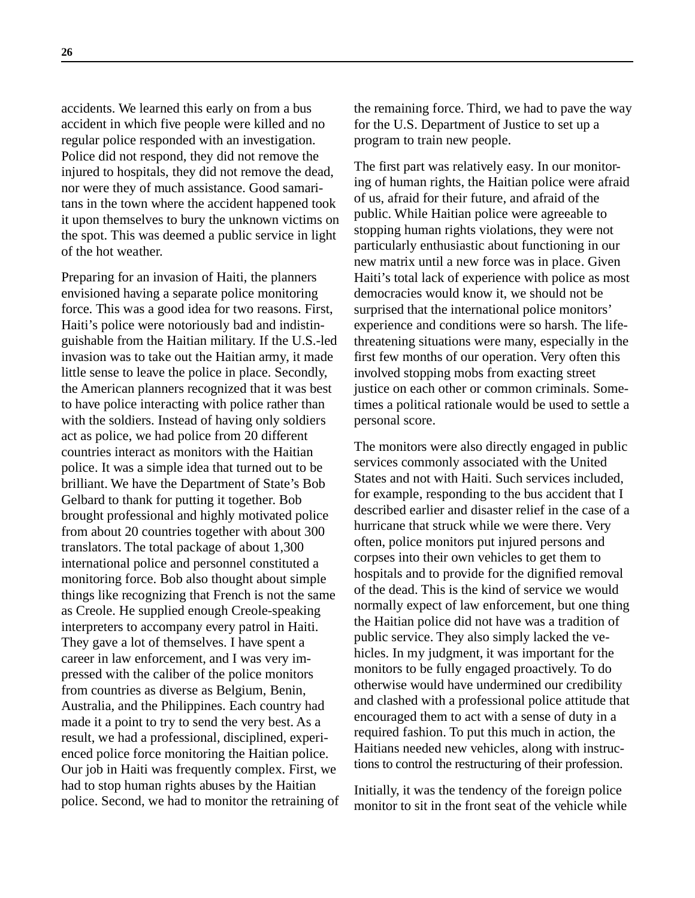accidents. We learned this early on from a bus accident in which five people were killed and no regular police responded with an investigation. Police did not respond, they did not remove the injured to hospitals, they did not remove the dead, nor were they of much assistance. Good samaritans in the town where the accident happened took it upon themselves to bury the unknown victims on the spot. This was deemed a public service in light of the hot weather.

Preparing for an invasion of Haiti, the planners envisioned having a separate police monitoring force. This was a good idea for two reasons. First, Haiti's police were notoriously bad and indistinguishable from the Haitian military. If the U.S.-led invasion was to take out the Haitian army, it made little sense to leave the police in place. Secondly, the American planners recognized that it was best to have police interacting with police rather than with the soldiers. Instead of having only soldiers act as police, we had police from 20 different countries interact as monitors with the Haitian police. It was a simple idea that turned out to be brilliant. We have the Department of State's Bob Gelbard to thank for putting it together. Bob brought professional and highly motivated police from about 20 countries together with about 300 translators. The total package of about 1,300 international police and personnel constituted a monitoring force. Bob also thought about simple things like recognizing that French is not the same as Creole. He supplied enough Creole-speaking interpreters to accompany every patrol in Haiti. They gave a lot of themselves. I have spent a career in law enforcement, and I was very impressed with the caliber of the police monitors from countries as diverse as Belgium, Benin, Australia, and the Philippines. Each country had made it a point to try to send the very best. As a result, we had a professional, disciplined, experienced police force monitoring the Haitian police. Our job in Haiti was frequently complex. First, we had to stop human rights abuses by the Haitian police. Second, we had to monitor the retraining of the remaining force. Third, we had to pave the way for the U.S. Department of Justice to set up a program to train new people.

The first part was relatively easy. In our monitoring of human rights, the Haitian police were afraid of us, afraid for their future, and afraid of the public. While Haitian police were agreeable to stopping human rights violations, they were not particularly enthusiastic about functioning in our new matrix until a new force was in place. Given Haiti's total lack of experience with police as most democracies would know it, we should not be surprised that the international police monitors' experience and conditions were so harsh. The life-threatening situations were many, especially in the first few months of our operation. Very often this involved stopping mobs from exacting street justice on each other or common criminals. Sometimes a political rationale would be used to settle a personal score.

The monitors were also directly engaged in public services commonly associated with the United States and not with Haiti. Such services included, for example, responding to the bus accident that I described earlier and disaster relief in the case of a hurricane that struck while we were there. Very often, police monitors put injured persons and corpses into their own vehicles to get them to hospitals and to provide for the dignified removal of the dead. This is the kind of service we would normally expect of law enforcement, but one thing the Haitian police did not have was a tradition of public service. They also simply lacked the vehicles. In my judgment, it was important for the monitors to be fully engaged proactively. To do otherwise would have undermined our credibility and clashed with a professional police attitude that encouraged them to act with a sense of duty in a required fashion. To put this much in action, the Haitians needed new vehicles, along with instructions to control the restructuring of their profession.

Initially, it was the tendency of the foreign police monitor to sit in the front seat of the vehicle while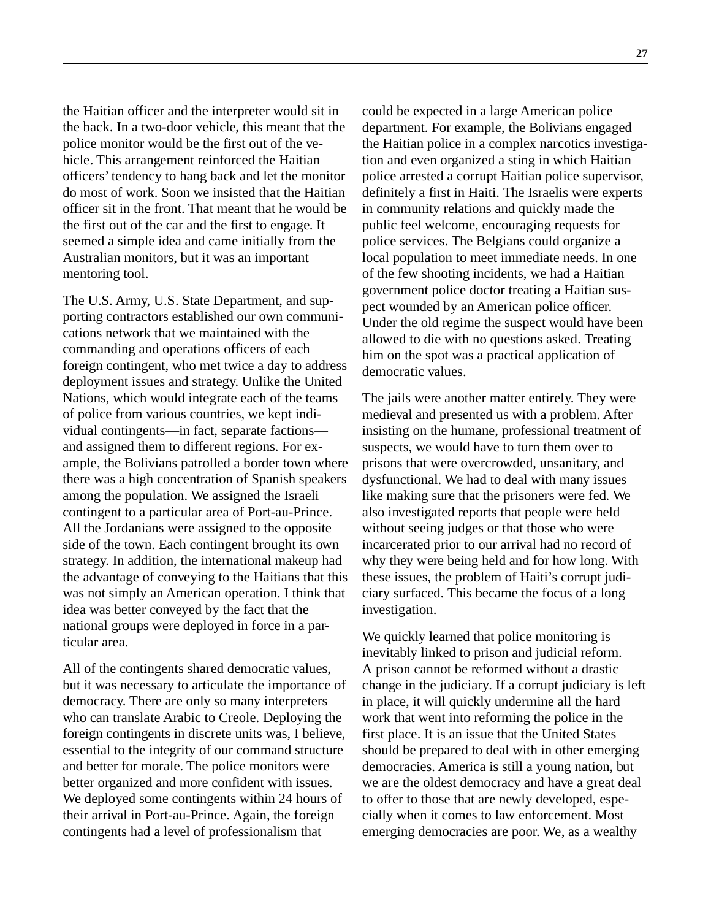the Haitian officer and the interpreter would sit in the back. In a two-door vehicle, this meant that the police monitor would be the first out of the vehicle. This arrangement reinforced the Haitian officers' tendency to hang back and let the monitor do most of work. Soon we insisted that the Haitian officer sit in the front. That meant that he would be the first out of the car and the first to engage. It seemed a simple idea and came initially from the Australian monitors, but it was an important mentoring tool.

The U.S. Army, U.S. State Department, and supporting contractors established our own communications network that we maintained with the commanding and operations officers of each foreign contingent, who met twice a day to address deployment issues and strategy. Unlike the United Nations, which would integrate each of the teams of police from various countries, we kept individual contingents—in fact, separate factions—and assigned them to different regions. For example, the Bolivians patrolled a border town where there was a high concentration of Spanish speakers among the population. We assigned the Israeli contingent to a particular area of Port-au-Prince. All the Jordanians were assigned to the opposite side of the town. Each contingent brought its own strategy. In addition, the international makeup had the advantage of conveying to the Haitians that this was not simply an American operation. I think that idea was better conveyed by the fact that the national groups were deployed in force in a particular area.

All of the contingents shared democratic values, but it was necessary to articulate the importance of democracy. There are only so many interpreters who can translate Arabic to Creole. Deploying the foreign contingents in discrete units was, I believe, essential to the integrity of our command structure and better for morale. The police monitors were better organized and more confident with issues. We deployed some contingents within 24 hours of their arrival in Port-au-Prince. Again, the foreign contingents had a level of professionalism that could be expected in a large American police department. For example, the Bolivians engaged the Haitian police in a complex narcotics investigation and even organized a sting in which Haitian police arrested a corrupt Haitian police supervisor, definitely a first in Haiti. The Israelis were experts in community relations and quickly made the public feel welcome, encouraging requests for police services. The Belgians could organize a local population to meet immediate needs. In one of the few shooting incidents, we had a Haitian government police doctor treating a Haitian suspect wounded by an American police officer. Under the old regime the suspect would have been allowed to die with no questions asked. Treating him on the spot was a practical application of democratic values.

The jails were another matter entirely. They were medieval and presented us with a problem. After insisting on the humane, professional treatment of suspects, we would have to turn them over to prisons that were overcrowded, unsanitary, and dysfunctional. We had to deal with many issues like making sure that the prisoners were fed. We also investigated reports that people were held without seeing judges or that those who were incarcerated prior to our arrival had no record of why they were being held and for how long. With these issues, the problem of Haiti's corrupt judiciary surfaced. This became the focus of a long investigation.

We quickly learned that police monitoring is inevitably linked to prison and judicial reform. A prison cannot be reformed without a drastic change in the judiciary. If a corrupt judiciary is left in place, it will quickly undermine all the hard work that went into reforming the police in the first place. It is an issue that the United States should be prepared to deal with in other emerging democracies. America is still a young nation, but we are the oldest democracy and have a great deal to offer to those that are newly developed, especially when it comes to law enforcement. Most emerging democracies are poor. We, as a wealthy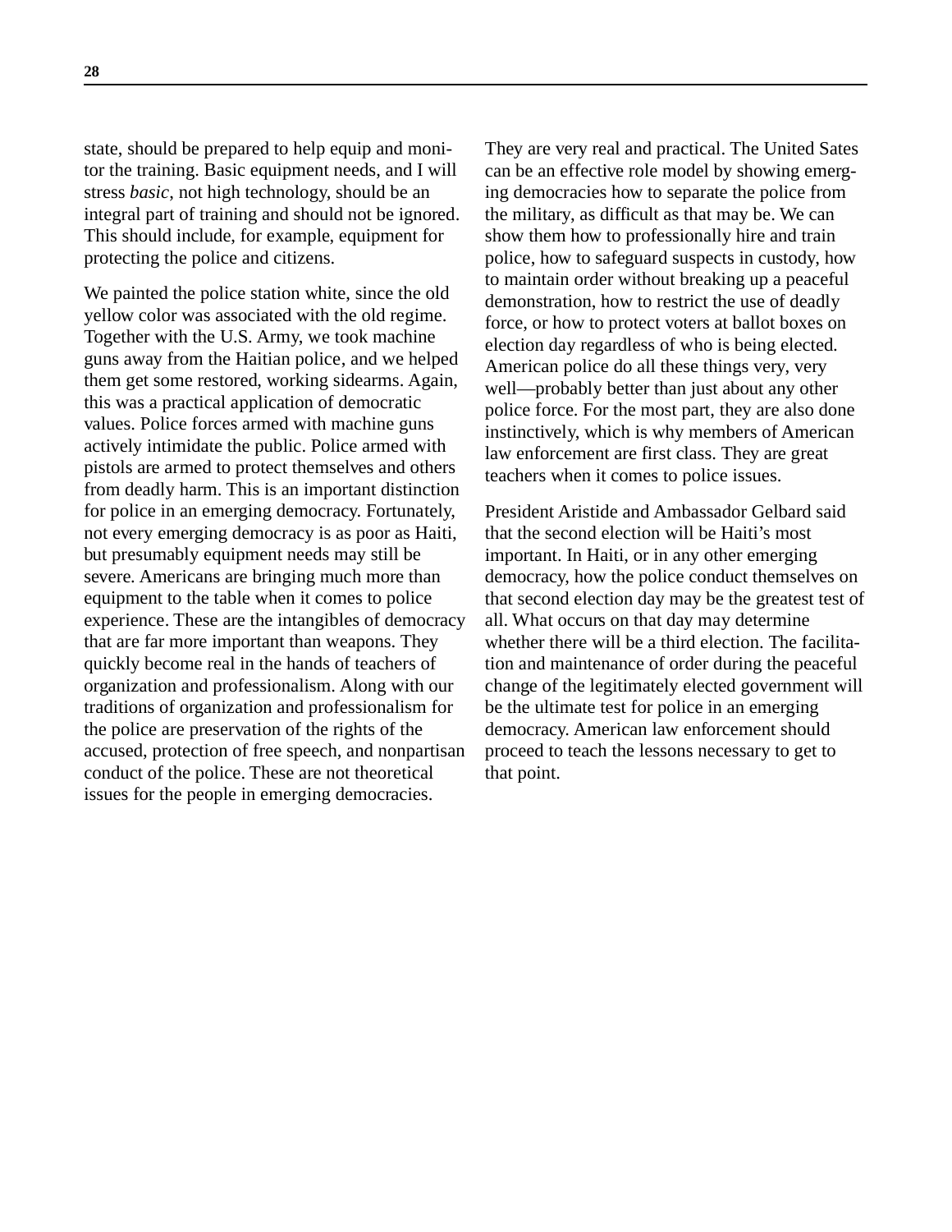state, should be prepared to help equip and monitor the training. Basic equipment needs, and I will stress *basic*, not high technology, should be an integral part of training and should not be ignored. This should include, for example, equipment for protecting the police and citizens.

We painted the police station white, since the old yellow color was associated with the old regime. Together with the U.S. Army, we took machine guns away from the Haitian police, and we helped them get some restored, working sidearms. Again, this was a practical application of democratic values. Police forces armed with machine guns actively intimidate the public. Police armed with pistols are armed to protect themselves and others from deadly harm. This is an important distinction for police in an emerging democracy. Fortunately, not every emerging democracy is as poor as Haiti, but presumably equipment needs may still be severe. Americans are bringing much more than equipment to the table when it comes to police experience. These are the intangibles of democracy that are far more important than weapons. They quickly become real in the hands of teachers of organization and professionalism. Along with our traditions of organization and professionalism for the police are preservation of the rights of the accused, protection of free speech, and nonpartisan conduct of the police. These are not theoretical issues for the people in emerging democracies. They are very real and practical. The United Sates can be an effective role model by showing emerging democracies how to separate the police from the military, as difficult as that may be. We can show them how to professionally hire and train police, how to safeguard suspects in custody, how to maintain order without breaking up a peaceful demonstration, how to restrict the use of deadly force, or how to protect voters at ballot boxes on election day regardless of who is being elected. American police do all these things very, very well—probably better than just about any other police force. For the most part, they are also done instinctively, which is why members of American law enforcement are first class. They are great teachers when it comes to police issues.

President Aristide and Ambassador Gelbard said that the second election will be Haiti's most important. In Haiti, or in any other emerging democracy, how the police conduct themselves on that second election day may be the greatest test of all. What occurs on that day may determine whether there will be a third election. The facilitation and maintenance of order during the peaceful change of the legitimately elected government will be the ultimate test for police in an emerging democracy. American law enforcement should proceed to teach the lessons necessary to get to that point.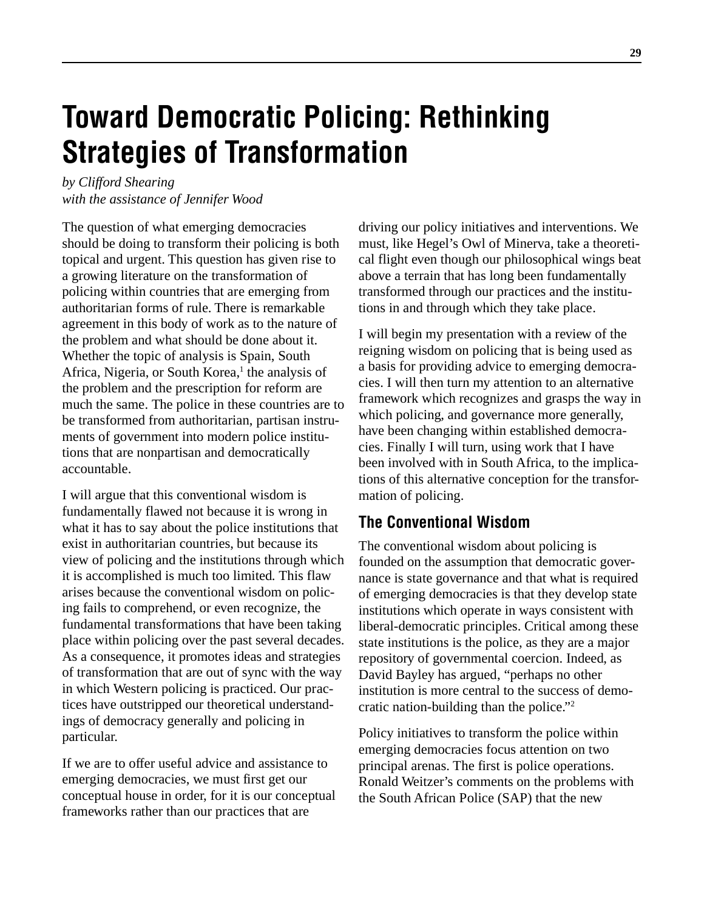# Toward Democratic Policing: Rethinking Strategies of Transformation

*by Clifford Shearing*
*with the assistance of Jennifer Wood*

The question of what emerging democracies should be doing to transform their policing is both topical and urgent. This question has given rise to a growing literature on the transformation of policing within countries that are emerging from authoritarian forms of rule. There is remarkable agreement in this body of work as to the nature of the problem and what should be done about it. Whether the topic of analysis is Spain, South Africa, Nigeria, or South Korea,[1] the analysis of the problem and the prescription for reform are much the same. The police in these countries are to be transformed from authoritarian, partisan instruments of government into modern police institutions that are nonpartisan and democratically accountable.

I will argue that this conventional wisdom is fundamentally flawed not because it is wrong in what it has to say about the police institutions that exist in authoritarian countries, but because its view of policing and the institutions through which it is accomplished is much too limited. This flaw arises because the conventional wisdom on policing fails to comprehend, or even recognize, the fundamental transformations that have been taking place within policing over the past several decades. As a consequence, it promotes ideas and strategies of transformation that are out of sync with the way in which Western policing is practiced. Our practices have outstripped our theoretical understandings of democracy generally and policing in particular.

If we are to offer useful advice and assistance to emerging democracies, we must first get our conceptual house in order, for it is our conceptual frameworks rather than our practices that are driving our policy initiatives and interventions. We must, like Hegel's Owl of Minerva, take a theoretical flight even though our philosophical wings beat above a terrain that has long been fundamentally transformed through our practices and the institutions in and through which they take place.

I will begin my presentation with a review of the reigning wisdom on policing that is being used as a basis for providing advice to emerging democracies. I will then turn my attention to an alternative framework which recognizes and grasps the way in which policing, and governance more generally, have been changing within established democracies. Finally I will turn, using work that I have been involved with in South Africa, to the implications of this alternative conception for the transformation of policing.

## The Conventional Wisdom

The conventional wisdom about policing is founded on the assumption that democratic governance is state governance and that what is required of emerging democracies is that they develop state institutions which operate in ways consistent with liberal-democratic principles. Critical among these state institutions is the police, as they are a major repository of governmental coercion. Indeed, as David Bayley has argued, "perhaps no other institution is more central to the success of democratic nation-building than the police."[2]

Policy initiatives to transform the police within emerging democracies focus attention on two principal arenas. The first is police operations. Ronald Weitzer's comments on the problems with the South African Police (SAP) that the new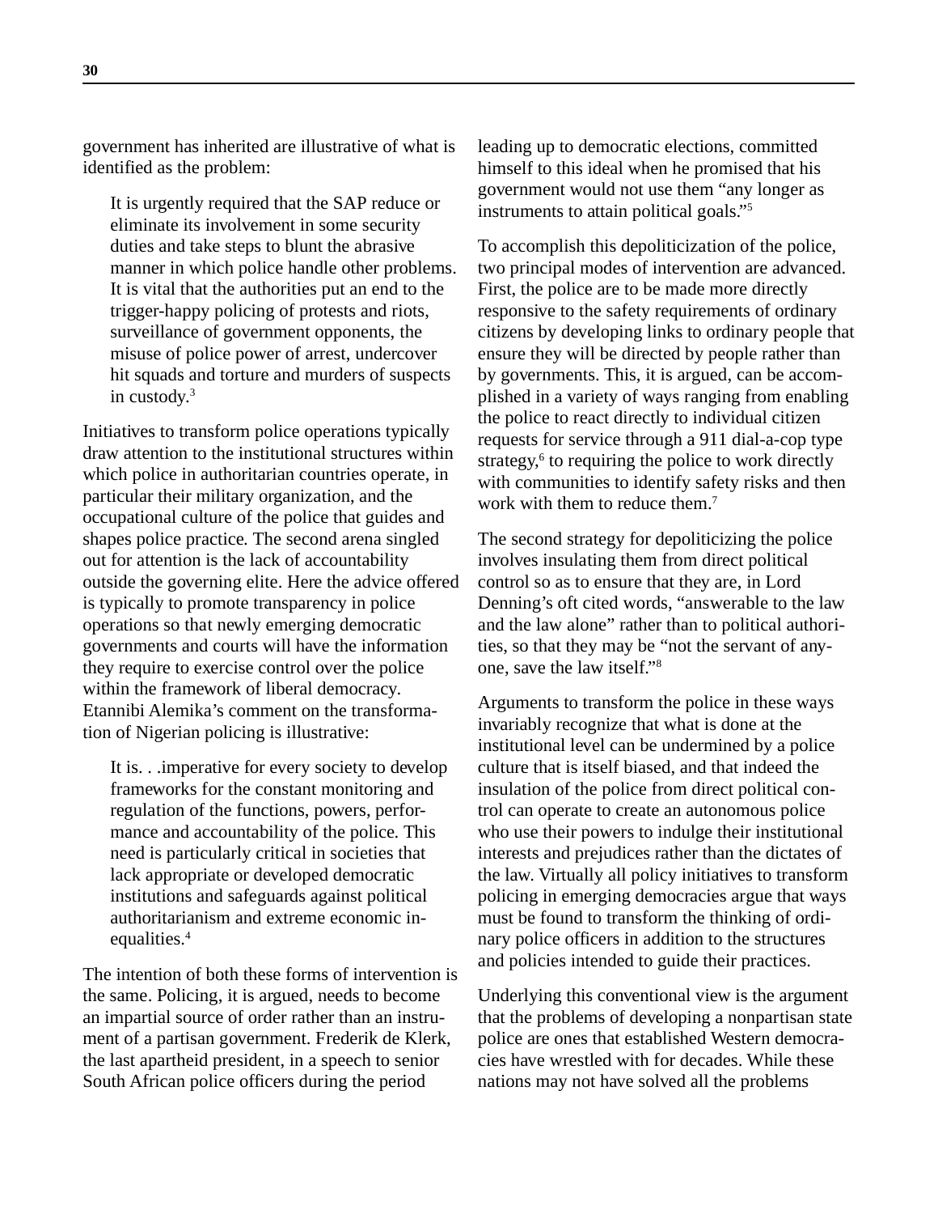government has inherited are illustrative of what is identified as the problem:

> It is urgently required that the SAP reduce or eliminate its involvement in some security duties and take steps to blunt the abrasive manner in which police handle other problems. It is vital that the authorities put an end to the trigger-happy policing of protests and riots, surveillance of government opponents, the misuse of police power of arrest, undercover hit squads and torture and murders of suspects in custody.[3]

Initiatives to transform police operations typically draw attention to the institutional structures within which police in authoritarian countries operate, in particular their military organization, and the occupational culture of the police that guides and shapes police practice. The second arena singled out for attention is the lack of accountability outside the governing elite. Here the advice offered is typically to promote transparency in police operations so that newly emerging democratic governments and courts will have the information they require to exercise control over the police within the framework of liberal democracy. Etannibi Alemika's comment on the transformation of Nigerian policing is illustrative:

> It is. . .imperative for every society to develop frameworks for the constant monitoring and regulation of the functions, powers, performance and accountability of the police. This need is particularly critical in societies that lack appropriate or developed democratic institutions and safeguards against political authoritarianism and extreme economic inequalities.[4]

The intention of both these forms of intervention is the same. Policing, it is argued, needs to become an impartial source of order rather than an instrument of a partisan government. Frederik de Klerk, the last apartheid president, in a speech to senior South African police officers during the period leading up to democratic elections, committed himself to this ideal when he promised that his government would not use them "any longer as instruments to attain political goals."[5]

To accomplish this depoliticization of the police, two principal modes of intervention are advanced. First, the police are to be made more directly responsive to the safety requirements of ordinary citizens by developing links to ordinary people that ensure they will be directed by people rather than by governments. This, it is argued, can be accomplished in a variety of ways ranging from enabling the police to react directly to individual citizen requests for service through a 911 dial-a-cop type strategy,[6] to requiring the police to work directly with communities to identify safety risks and then work with them to reduce them.[7]

The second strategy for depoliticizing the police involves insulating them from direct political control so as to ensure that they are, in Lord Denning's oft cited words, "answerable to the law and the law alone" rather than to political authorities, so that they may be "not the servant of anyone, save the law itself."[8]

Arguments to transform the police in these ways invariably recognize that what is done at the institutional level can be undermined by a police culture that is itself biased, and that indeed the insulation of the police from direct political control can operate to create an autonomous police who use their powers to indulge their institutional interests and prejudices rather than the dictates of the law. Virtually all policy initiatives to transform policing in emerging democracies argue that ways must be found to transform the thinking of ordinary police officers in addition to the structures and policies intended to guide their practices.

Underlying this conventional view is the argument that the problems of developing a nonpartisan state police are ones that established Western democracies have wrestled with for decades. While these nations may not have solved all the problems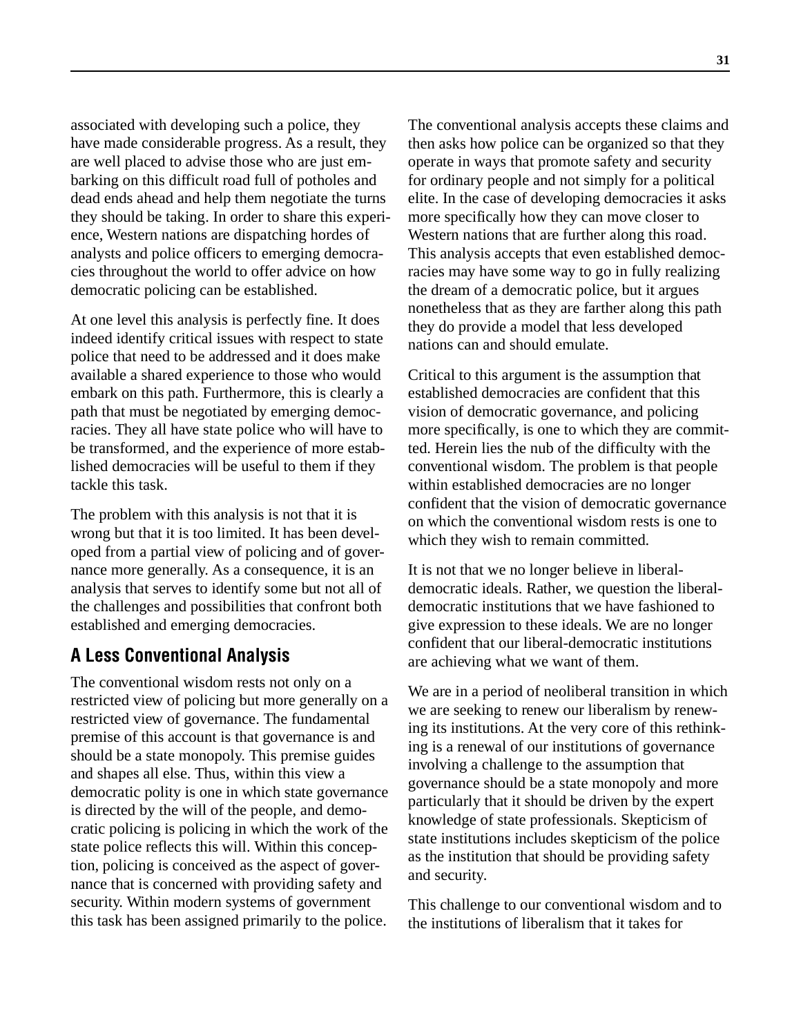associated with developing such a police, they have made considerable progress. As a result, they are well placed to advise those who are just embarking on this difficult road full of potholes and dead ends ahead and help them negotiate the turns they should be taking. In order to share this experience, Western nations are dispatching hordes of analysts and police officers to emerging democracies throughout the world to offer advice on how democratic policing can be established.

At one level this analysis is perfectly fine. It does indeed identify critical issues with respect to state police that need to be addressed and it does make available a shared experience to those who would embark on this path. Furthermore, this is clearly a path that must be negotiated by emerging democracies. They all have state police who will have to be transformed, and the experience of more established democracies will be useful to them if they tackle this task.

The problem with this analysis is not that it is wrong but that it is too limited. It has been developed from a partial view of policing and of governance more generally. As a consequence, it is an analysis that serves to identify some but not all of the challenges and possibilities that confront both established and emerging democracies.

## A Less Conventional Analysis

The conventional wisdom rests not only on a restricted view of policing but more generally on a restricted view of governance. The fundamental premise of this account is that governance is and should be a state monopoly. This premise guides and shapes all else. Thus, within this view a democratic polity is one in which state governance is directed by the will of the people, and democratic policing is policing in which the work of the state police reflects this will. Within this conception, policing is conceived as the aspect of governance that is concerned with providing safety and security. Within modern systems of government this task has been assigned primarily to the police.

The conventional analysis accepts these claims and then asks how police can be organized so that they operate in ways that promote safety and security for ordinary people and not simply for a political elite. In the case of developing democracies it asks more specifically how they can move closer to Western nations that are further along this road. This analysis accepts that even established democracies may have some way to go in fully realizing the dream of a democratic police, but it argues nonetheless that as they are farther along this path they do provide a model that less developed nations can and should emulate.

Critical to this argument is the assumption that established democracies are confident that this vision of democratic governance, and policing more specifically, is one to which they are committed. Herein lies the nub of the difficulty with the conventional wisdom. The problem is that people within established democracies are no longer confident that the vision of democratic governance on which the conventional wisdom rests is one to which they wish to remain committed.

It is not that we no longer believe in liberal-democratic ideals. Rather, we question the liberal-democratic institutions that we have fashioned to give expression to these ideals. We are no longer confident that our liberal-democratic institutions are achieving what we want of them.

We are in a period of neoliberal transition in which we are seeking to renew our liberalism by renewing its institutions. At the very core of this rethinking is a renewal of our institutions of governance involving a challenge to the assumption that governance should be a state monopoly and more particularly that it should be driven by the expert knowledge of state professionals. Skepticism of state institutions includes skepticism of the police as the institution that should be providing safety and security.

This challenge to our conventional wisdom and to the institutions of liberalism that it takes for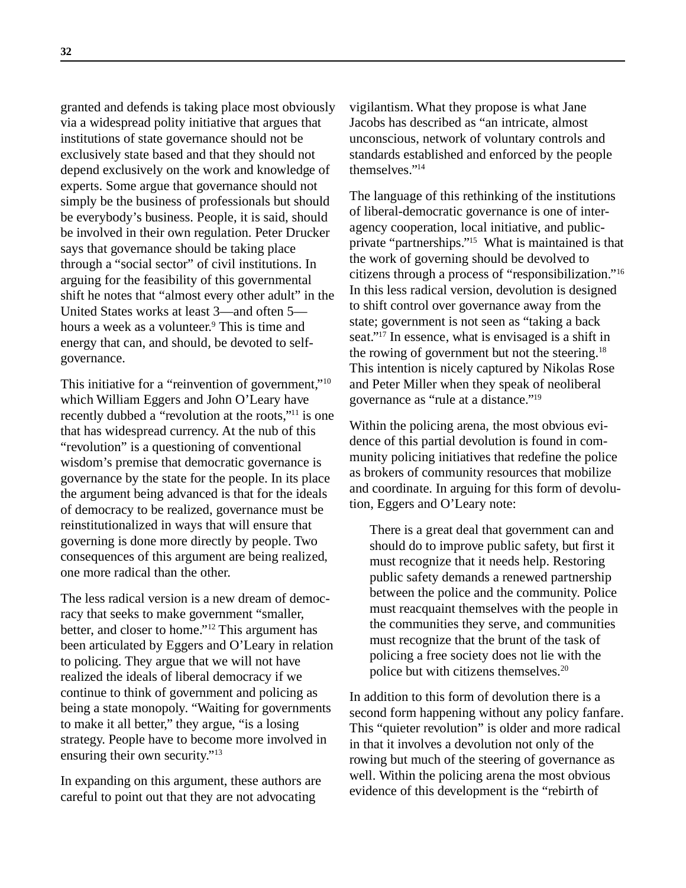granted and defends is taking place most obviously via a widespread polity initiative that argues that institutions of state governance should not be exclusively state based and that they should not depend exclusively on the work and knowledge of experts. Some argue that governance should not simply be the business of professionals but should be everybody's business. People, it is said, should be involved in their own regulation. Peter Drucker says that governance should be taking place through a "social sector" of civil institutions. In arguing for the feasibility of this governmental shift he notes that "almost every other adult" in the United States works at least 3—and often 5—hours a week as a volunteer.[9] This is time and energy that can, and should, be devoted to self-governance.

This initiative for a "reinvention of government,"[10] which William Eggers and John O'Leary have recently dubbed a "revolution at the roots,"[11] is one that has widespread currency. At the nub of this "revolution" is a questioning of conventional wisdom's premise that democratic governance is governance by the state for the people. In its place the argument being advanced is that for the ideals of democracy to be realized, governance must be reinstitutionalized in ways that will ensure that governing is done more directly by people. Two consequences of this argument are being realized, one more radical than the other.

The less radical version is a new dream of democracy that seeks to make government "smaller, better, and closer to home."[12] This argument has been articulated by Eggers and O'Leary in relation to policing. They argue that we will not have realized the ideals of liberal democracy if we continue to think of government and policing as being a state monopoly. "Waiting for governments to make it all better," they argue, "is a losing strategy. People have to become more involved in ensuring their own security."[13]

In expanding on this argument, these authors are careful to point out that they are not advocating vigilantism. What they propose is what Jane Jacobs has described as "an intricate, almost unconscious, network of voluntary controls and standards established and enforced by the people themselves."[14]

The language of this rethinking of the institutions of liberal-democratic governance is one of inter-agency cooperation, local initiative, and public-private "partnerships."[15] What is maintained is that the work of governing should be devolved to citizens through a process of "responsibilization."[16] In this less radical version, devolution is designed to shift control over governance away from the state; government is not seen as "taking a back seat."[17] In essence, what is envisaged is a shift in the rowing of government but not the steering.[18] This intention is nicely captured by Nikolas Rose and Peter Miller when they speak of neoliberal governance as "rule at a distance."[19]

Within the policing arena, the most obvious evidence of this partial devolution is found in community policing initiatives that redefine the police as brokers of community resources that mobilize and coordinate. In arguing for this form of devolution, Eggers and O'Leary note:

> There is a great deal that government can and should do to improve public safety, but first it must recognize that it needs help. Restoring public safety demands a renewed partnership between the police and the community. Police must reacquaint themselves with the people in the communities they serve, and communities must recognize that the brunt of the task of policing a free society does not lie with the police but with citizens themselves.[20]

In addition to this form of devolution there is a second form happening without any policy fanfare. This "quieter revolution" is older and more radical in that it involves a devolution not only of the rowing but much of the steering of governance as well. Within the policing arena the most obvious evidence of this development is the "rebirth of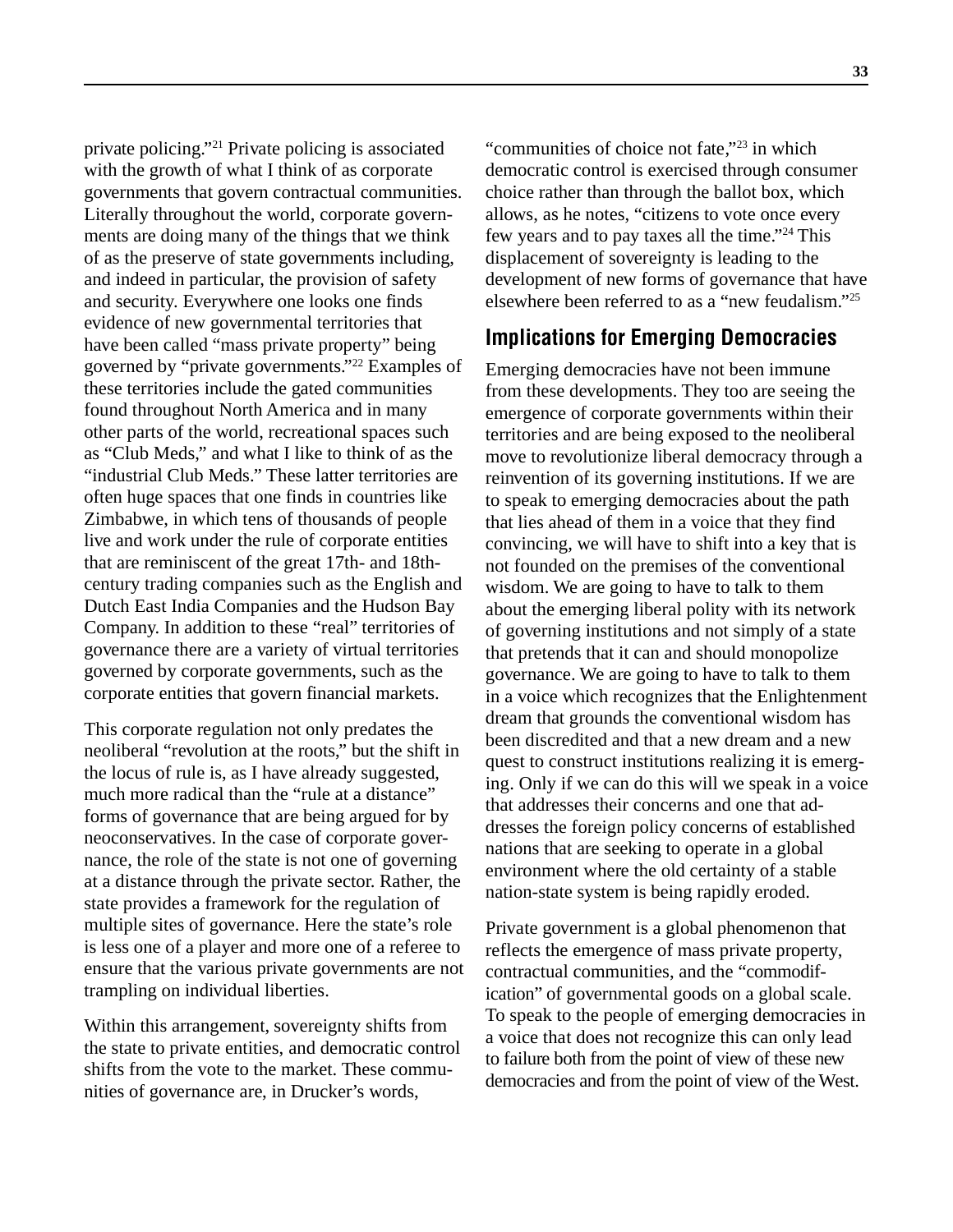private policing."[21] Private policing is associated with the growth of what I think of as corporate governments that govern contractual communities. Literally throughout the world, corporate governments are doing many of the things that we think of as the preserve of state governments including, and indeed in particular, the provision of safety and security. Everywhere one looks one finds evidence of new governmental territories that have been called "mass private property" being governed by "private governments."[22] Examples of these territories include the gated communities found throughout North America and in many other parts of the world, recreational spaces such as "Club Meds," and what I like to think of as the "industrial Club Meds." These latter territories are often huge spaces that one finds in countries like Zimbabwe, in which tens of thousands of people live and work under the rule of corporate entities that are reminiscent of the great 17th- and 18th-century trading companies such as the English and Dutch East India Companies and the Hudson Bay Company. In addition to these "real" territories of governance there are a variety of virtual territories governed by corporate governments, such as the corporate entities that govern financial markets.

This corporate regulation not only predates the neoliberal "revolution at the roots," but the shift in the locus of rule is, as I have already suggested, much more radical than the "rule at a distance" forms of governance that are being argued for by neoconservatives. In the case of corporate governance, the role of the state is not one of governing at a distance through the private sector. Rather, the state provides a framework for the regulation of multiple sites of governance. Here the state's role is less one of a player and more one of a referee to ensure that the various private governments are not trampling on individual liberties.

Within this arrangement, sovereignty shifts from the state to private entities, and democratic control shifts from the vote to the market. These communities of governance are, in Drucker's words, "communities of choice not fate,"[23] in which democratic control is exercised through consumer choice rather than through the ballot box, which allows, as he notes, "citizens to vote once every few years and to pay taxes all the time."[24] This displacement of sovereignty is leading to the development of new forms of governance that have elsewhere been referred to as a "new feudalism."[25]

## Implications for Emerging Democracies

Emerging democracies have not been immune from these developments. They too are seeing the emergence of corporate governments within their territories and are being exposed to the neoliberal move to revolutionize liberal democracy through a reinvention of its governing institutions. If we are to speak to emerging democracies about the path that lies ahead of them in a voice that they find convincing, we will have to shift into a key that is not founded on the premises of the conventional wisdom. We are going to have to talk to them about the emerging liberal polity with its network of governing institutions and not simply of a state that pretends that it can and should monopolize governance. We are going to have to talk to them in a voice which recognizes that the Enlightenment dream that grounds the conventional wisdom has been discredited and that a new dream and a new quest to construct institutions realizing it is emerging. Only if we can do this will we speak in a voice that addresses their concerns and one that addresses the foreign policy concerns of established nations that are seeking to operate in a global environment where the old certainty of a stable nation-state system is being rapidly eroded.

Private government is a global phenomenon that reflects the emergence of mass private property, contractual communities, and the "commodification" of governmental goods on a global scale. To speak to the people of emerging democracies in a voice that does not recognize this can only lead to failure both from the point of view of these new democracies and from the point of view of the West.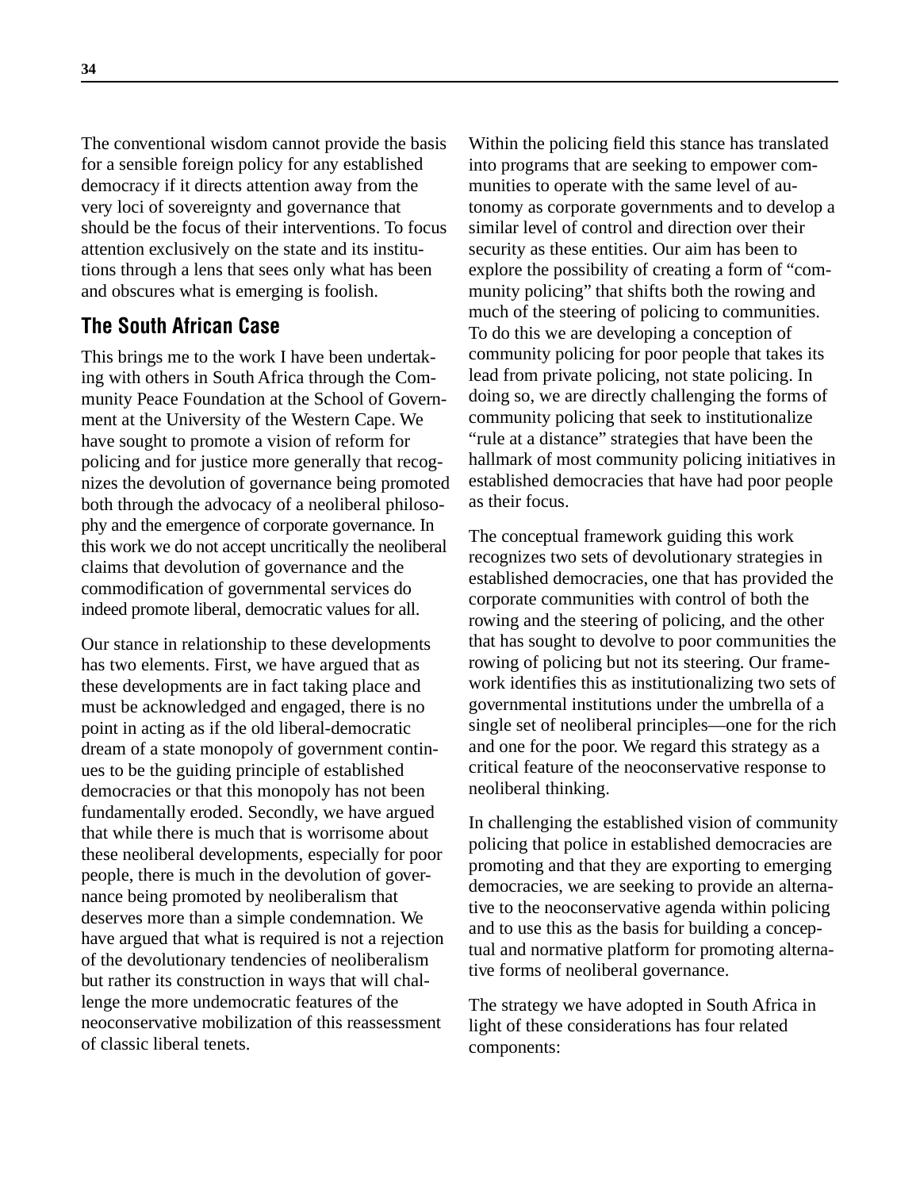The conventional wisdom cannot provide the basis for a sensible foreign policy for any established democracy if it directs attention away from the very loci of sovereignty and governance that should be the focus of their interventions. To focus attention exclusively on the state and its institutions through a lens that sees only what has been and obscures what is emerging is foolish.

## The South African Case

This brings me to the work I have been undertaking with others in South Africa through the Community Peace Foundation at the School of Government at the University of the Western Cape. We have sought to promote a vision of reform for policing and for justice more generally that recognizes the devolution of governance being promoted both through the advocacy of a neoliberal philosophy and the emergence of corporate governance. In this work we do not accept uncritically the neoliberal claims that devolution of governance and the commodification of governmental services do indeed promote liberal, democratic values for all.

Our stance in relationship to these developments has two elements. First, we have argued that as these developments are in fact taking place and must be acknowledged and engaged, there is no point in acting as if the old liberal-democratic dream of a state monopoly of government continues to be the guiding principle of established democracies or that this monopoly has not been fundamentally eroded. Secondly, we have argued that while there is much that is worrisome about these neoliberal developments, especially for poor people, there is much in the devolution of governance being promoted by neoliberalism that deserves more than a simple condemnation. We have argued that what is required is not a rejection of the devolutionary tendencies of neoliberalism but rather its construction in ways that will challenge the more undemocratic features of the neoconservative mobilization of this reassessment of classic liberal tenets.

Within the policing field this stance has translated into programs that are seeking to empower communities to operate with the same level of autonomy as corporate governments and to develop a similar level of control and direction over their security as these entities. Our aim has been to explore the possibility of creating a form of "community policing" that shifts both the rowing and much of the steering of policing to communities. To do this we are developing a conception of community policing for poor people that takes its lead from private policing, not state policing. In doing so, we are directly challenging the forms of community policing that seek to institutionalize "rule at a distance" strategies that have been the hallmark of most community policing initiatives in established democracies that have had poor people as their focus.

The conceptual framework guiding this work recognizes two sets of devolutionary strategies in established democracies, one that has provided the corporate communities with control of both the rowing and the steering of policing, and the other that has sought to devolve to poor communities the rowing of policing but not its steering. Our framework identifies this as institutionalizing two sets of governmental institutions under the umbrella of a single set of neoliberal principles—one for the rich and one for the poor. We regard this strategy as a critical feature of the neoconservative response to neoliberal thinking.

In challenging the established vision of community policing that police in established democracies are promoting and that they are exporting to emerging democracies, we are seeking to provide an alternative to the neoconservative agenda within policing and to use this as the basis for building a conceptual and normative platform for promoting alternative forms of neoliberal governance.

The strategy we have adopted in South Africa in light of these considerations has four related components: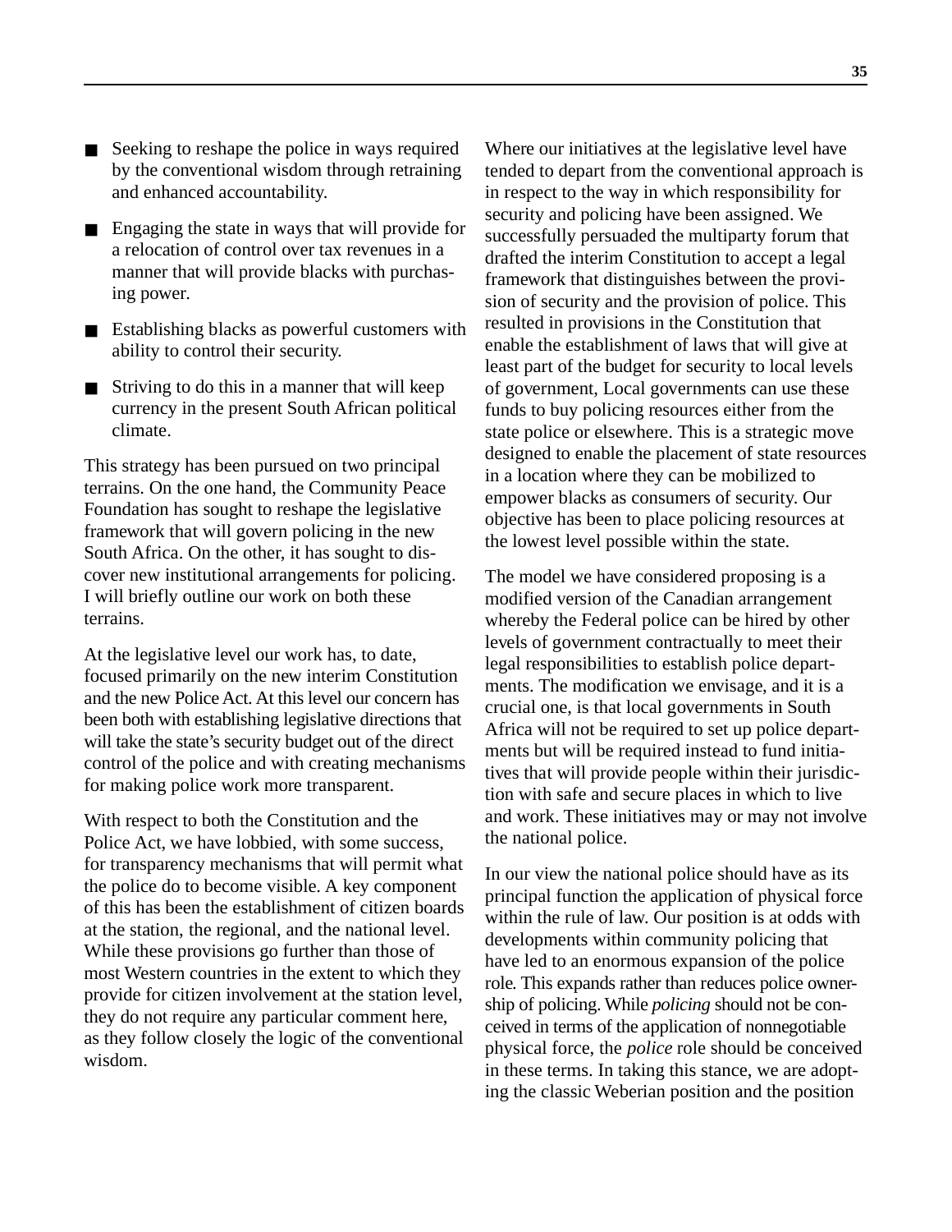- Seeking to reshape the police in ways required by the conventional wisdom through retraining and enhanced accountability.
- Engaging the state in ways that will provide for a relocation of control over tax revenues in a manner that will provide blacks with purchasing power.
- Establishing blacks as powerful customers with ability to control their security.
- Striving to do this in a manner that will keep currency in the present South African political climate.

This strategy has been pursued on two principal terrains. On the one hand, the Community Peace Foundation has sought to reshape the legislative framework that will govern policing in the new South Africa. On the other, it has sought to discover new institutional arrangements for policing. I will briefly outline our work on both these terrains.

At the legislative level our work has, to date, focused primarily on the new interim Constitution and the new Police Act. At this level our concern has been both with establishing legislative directions that will take the state's security budget out of the direct control of the police and with creating mechanisms for making police work more transparent.

With respect to both the Constitution and the Police Act, we have lobbied, with some success, for transparency mechanisms that will permit what the police do to become visible. A key component of this has been the establishment of citizen boards at the station, the regional, and the national level. While these provisions go further than those of most Western countries in the extent to which they provide for citizen involvement at the station level, they do not require any particular comment here, as they follow closely the logic of the conventional wisdom.

Where our initiatives at the legislative level have tended to depart from the conventional approach is in respect to the way in which responsibility for security and policing have been assigned. We successfully persuaded the multiparty forum that drafted the interim Constitution to accept a legal framework that distinguishes between the provision of security and the provision of police. This resulted in provisions in the Constitution that enable the establishment of laws that will give at least part of the budget for security to local levels of government, Local governments can use these funds to buy policing resources either from the state police or elsewhere. This is a strategic move designed to enable the placement of state resources in a location where they can be mobilized to empower blacks as consumers of security. Our objective has been to place policing resources at the lowest level possible within the state.

The model we have considered proposing is a modified version of the Canadian arrangement whereby the Federal police can be hired by other levels of government contractually to meet their legal responsibilities to establish police departments. The modification we envisage, and it is a crucial one, is that local governments in South Africa will not be required to set up police departments but will be required instead to fund initiatives that will provide people within their jurisdiction with safe and secure places in which to live and work. These initiatives may or may not involve the national police.

In our view the national police should have as its principal function the application of physical force within the rule of law. Our position is at odds with developments within community policing that have led to an enormous expansion of the police role. This expands rather than reduces police ownership of policing. While *policing* should not be conceived in terms of the application of nonnegotiable physical force, the *police* role should be conceived in these terms. In taking this stance, we are adopting the classic Weberian position and the position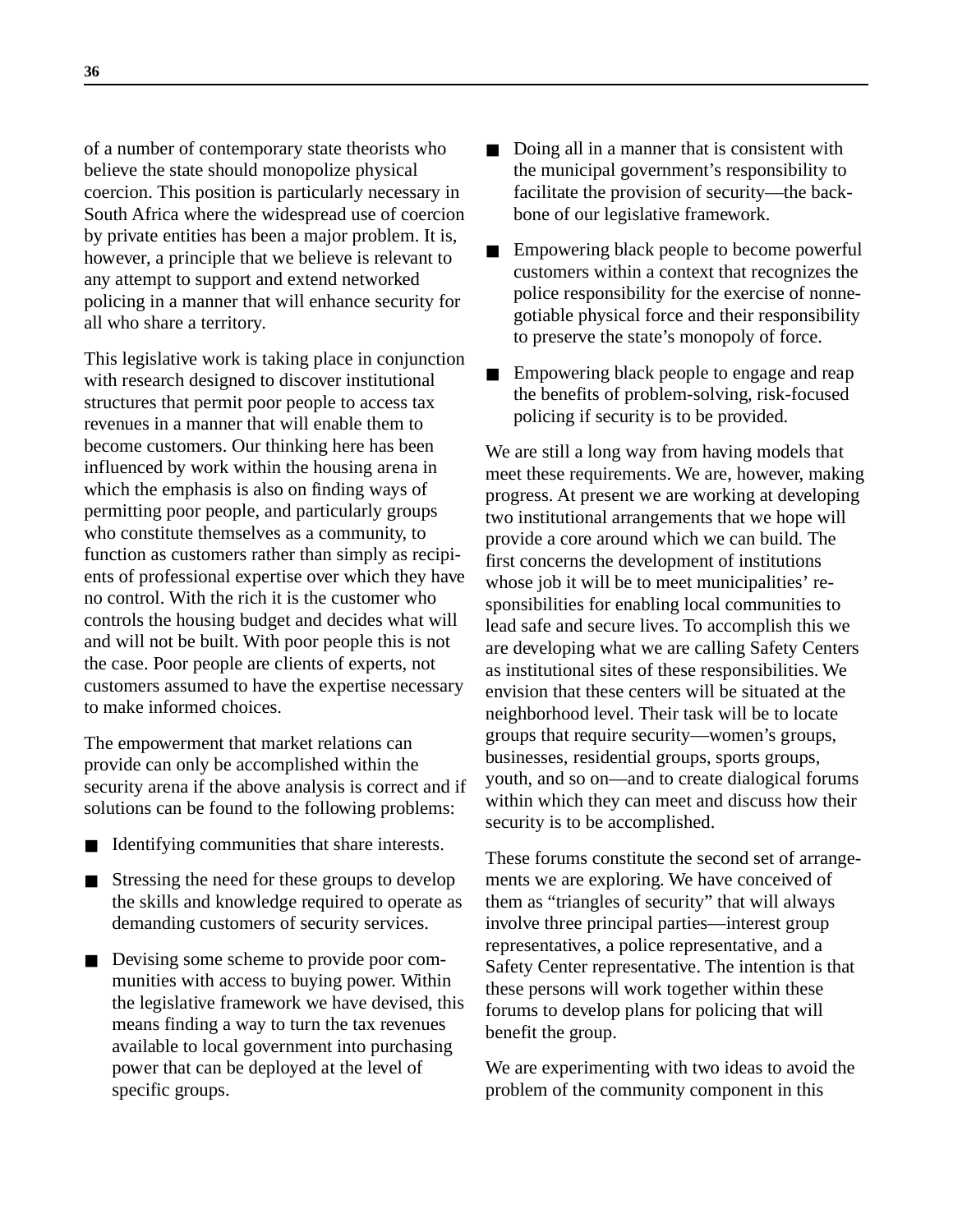of a number of contemporary state theorists who believe the state should monopolize physical coercion. This position is particularly necessary in South Africa where the widespread use of coercion by private entities has been a major problem. It is, however, a principle that we believe is relevant to any attempt to support and extend networked policing in a manner that will enhance security for all who share a territory.

This legislative work is taking place in conjunction with research designed to discover institutional structures that permit poor people to access tax revenues in a manner that will enable them to become customers. Our thinking here has been influenced by work within the housing arena in which the emphasis is also on finding ways of permitting poor people, and particularly groups who constitute themselves as a community, to function as customers rather than simply as recipients of professional expertise over which they have no control. With the rich it is the customer who controls the housing budget and decides what will and will not be built. With poor people this is not the case. Poor people are clients of experts, not customers assumed to have the expertise necessary to make informed choices.

The empowerment that market relations can provide can only be accomplished within the security arena if the above analysis is correct and if solutions can be found to the following problems:

- Identifying communities that share interests.
- Stressing the need for these groups to develop the skills and knowledge required to operate as demanding customers of security services.
- Devising some scheme to provide poor communities with access to buying power. Within the legislative framework we have devised, this means finding a way to turn the tax revenues available to local government into purchasing power that can be deployed at the level of specific groups.
- Doing all in a manner that is consistent with the municipal government's responsibility to facilitate the provision of security—the backbone of our legislative framework.
- Empowering black people to become powerful customers within a context that recognizes the police responsibility for the exercise of nonnegotiable physical force and their responsibility to preserve the state's monopoly of force.
- Empowering black people to engage and reap the benefits of problem-solving, risk-focused policing if security is to be provided.

We are still a long way from having models that meet these requirements. We are, however, making progress. At present we are working at developing two institutional arrangements that we hope will provide a core around which we can build. The first concerns the development of institutions whose job it will be to meet municipalities' responsibilities for enabling local communities to lead safe and secure lives. To accomplish this we are developing what we are calling Safety Centers as institutional sites of these responsibilities. We envision that these centers will be situated at the neighborhood level. Their task will be to locate groups that require security—women's groups, businesses, residential groups, sports groups, youth, and so on—and to create dialogical forums within which they can meet and discuss how their security is to be accomplished.

These forums constitute the second set of arrangements we are exploring. We have conceived of them as "triangles of security" that will always involve three principal parties—interest group representatives, a police representative, and a Safety Center representative. The intention is that these persons will work together within these forums to develop plans for policing that will benefit the group.

We are experimenting with two ideas to avoid the problem of the community component in this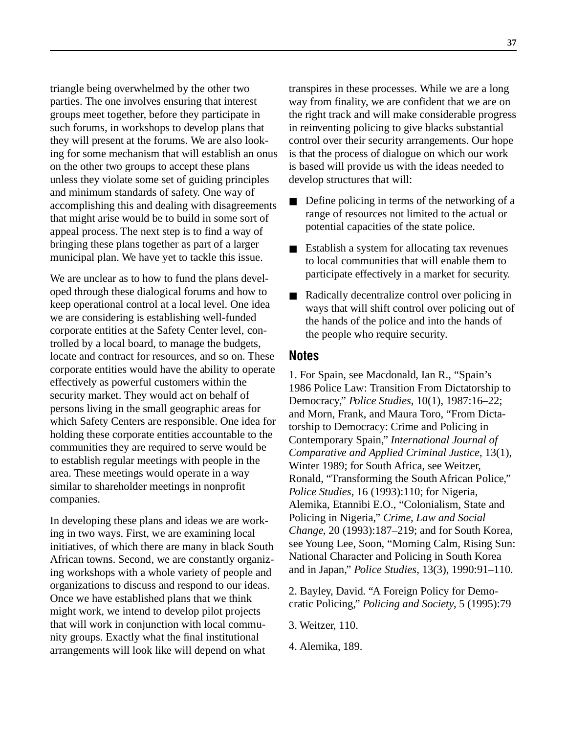triangle being overwhelmed by the other two parties. The one involves ensuring that interest groups meet together, before they participate in such forums, in workshops to develop plans that they will present at the forums. We are also looking for some mechanism that will establish an onus on the other two groups to accept these plans unless they violate some set of guiding principles and minimum standards of safety. One way of accomplishing this and dealing with disagreements that might arise would be to build in some sort of appeal process. The next step is to find a way of bringing these plans together as part of a larger municipal plan. We have yet to tackle this issue.

We are unclear as to how to fund the plans developed through these dialogical forums and how to keep operational control at a local level. One idea we are considering is establishing well-funded corporate entities at the Safety Center level, controlled by a local board, to manage the budgets, locate and contract for resources, and so on. These corporate entities would have the ability to operate effectively as powerful customers within the security market. They would act on behalf of persons living in the small geographic areas for which Safety Centers are responsible. One idea for holding these corporate entities accountable to the communities they are required to serve would be to establish regular meetings with people in the area. These meetings would operate in a way similar to shareholder meetings in nonprofit companies.

In developing these plans and ideas we are working in two ways. First, we are examining local initiatives, of which there are many in black South African towns. Second, we are constantly organizing workshops with a whole variety of people and organizations to discuss and respond to our ideas. Once we have established plans that we think might work, we intend to develop pilot projects that will work in conjunction with local community groups. Exactly what the final institutional arrangements will look like will depend on what transpires in these processes. While we are a long way from finality, we are confident that we are on the right track and will make considerable progress in reinventing policing to give blacks substantial control over their security arrangements. Our hope is that the process of dialogue on which our work is based will provide us with the ideas needed to develop structures that will:

- Define policing in terms of the networking of a range of resources not limited to the actual or potential capacities of the state police.
- Establish a system for allocating tax revenues to local communities that will enable them to participate effectively in a market for security.
- Radically decentralize control over policing in ways that will shift control over policing out of the hands of the police and into the hands of the people who require security.

## Notes

1. For Spain, see Macdonald, Ian R., "Spain's 1986 Police Law: Transition From Dictatorship to Democracy," *Police Studies*, 10(1), 1987:16–22; and Morn, Frank, and Maura Toro, "From Dictatorship to Democracy: Crime and Policing in Contemporary Spain," *International Journal of Comparative and Applied Criminal Justice*, 13(1), Winter 1989; for South Africa, see Weitzer, Ronald, "Transforming the South African Police," *Police Studies*, 16 (1993):110; for Nigeria, Alemika, Etannibi E.O., "Colonialism, State and Policing in Nigeria," *Crime, Law and Social Change*, 20 (1993):187–219; and for South Korea, see Young Lee, Soon, "Morning Calm, Rising Sun: National Character and Policing in South Korea and in Japan," *Police Studies*, 13(3), 1990:91–110.

2. Bayley, David. "A Foreign Policy for Democratic Policing," *Policing and Society*, 5 (1995):79

3. Weitzer, 110.

4. Alemika, 189.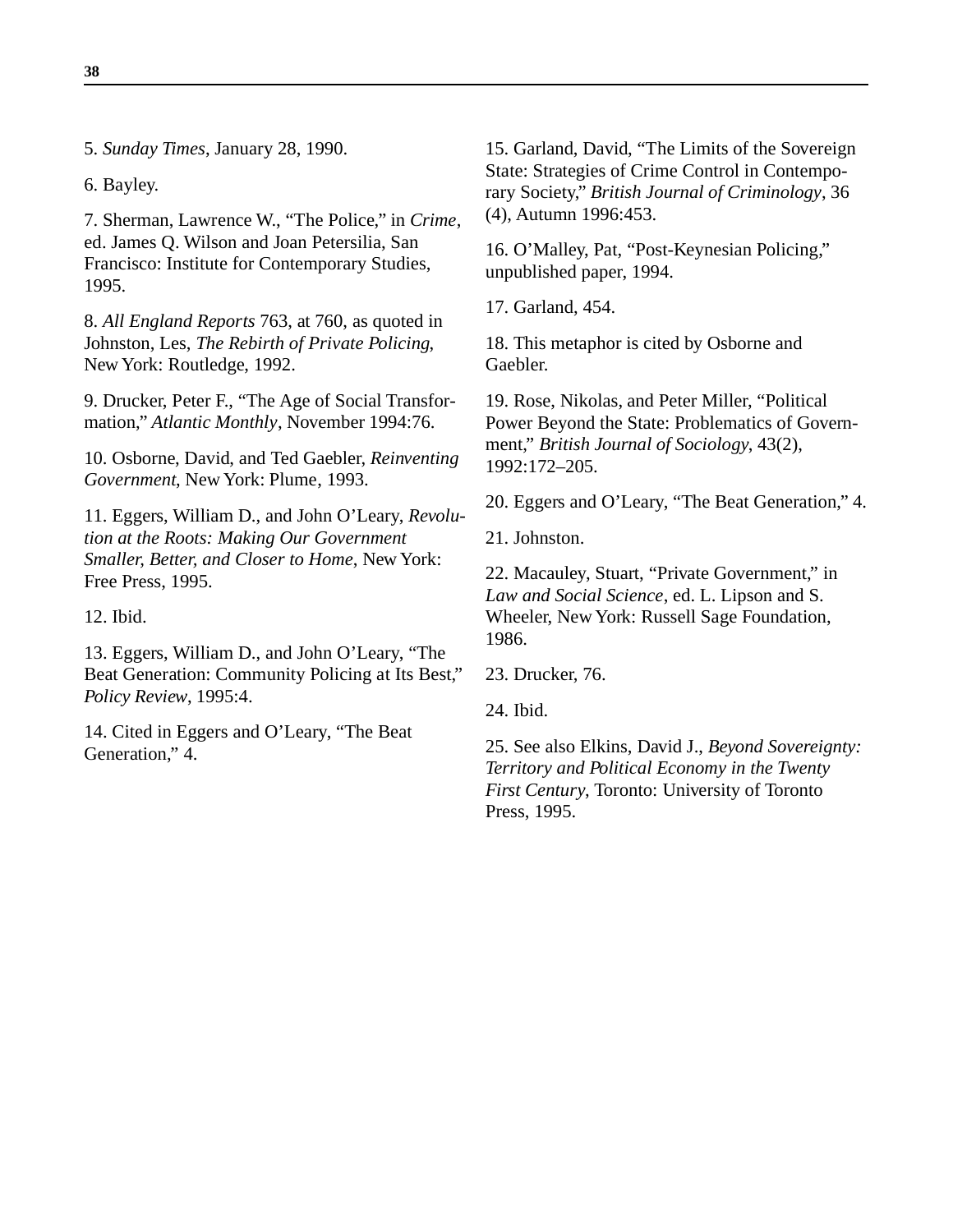5. *Sunday Times*, January 28, 1990.

6. Bayley.

7. Sherman, Lawrence W., "The Police," in *Crime*, ed. James Q. Wilson and Joan Petersilia, San Francisco: Institute for Contemporary Studies, 1995.

8. *All England Reports* 763, at 760, as quoted in Johnston, Les, *The Rebirth of Private Policing*, New York: Routledge, 1992.

9. Drucker, Peter F., "The Age of Social Transformation," *Atlantic Monthly*, November 1994:76.

10. Osborne, David, and Ted Gaebler, *Reinventing Government*, New York: Plume, 1993.

11. Eggers, William D., and John O'Leary, *Revolution at the Roots: Making Our Government Smaller, Better, and Closer to Home*, New York: Free Press, 1995.

12. Ibid.

13. Eggers, William D., and John O'Leary, "The Beat Generation: Community Policing at Its Best," *Policy Review*, 1995:4.

14. Cited in Eggers and O'Leary, "The Beat Generation," 4.

15. Garland, David, "The Limits of the Sovereign State: Strategies of Crime Control in Contemporary Society," *British Journal of Criminology*, 36 (4), Autumn 1996:453.

16. O'Malley, Pat, "Post-Keynesian Policing," unpublished paper, 1994.

17. Garland, 454.

18. This metaphor is cited by Osborne and Gaebler.

19. Rose, Nikolas, and Peter Miller, "Political Power Beyond the State: Problematics of Government," *British Journal of Sociology*, 43(2), 1992:172–205.

20. Eggers and O'Leary, "The Beat Generation," 4.

21. Johnston.

22. Macauley, Stuart, "Private Government," in *Law and Social Science*, ed. L. Lipson and S. Wheeler, New York: Russell Sage Foundation, 1986.

23. Drucker, 76.

24. Ibid.

25. See also Elkins, David J., *Beyond Sovereignty: Territory and Political Economy in the Twenty First Century*, Toronto: University of Toronto Press, 1995.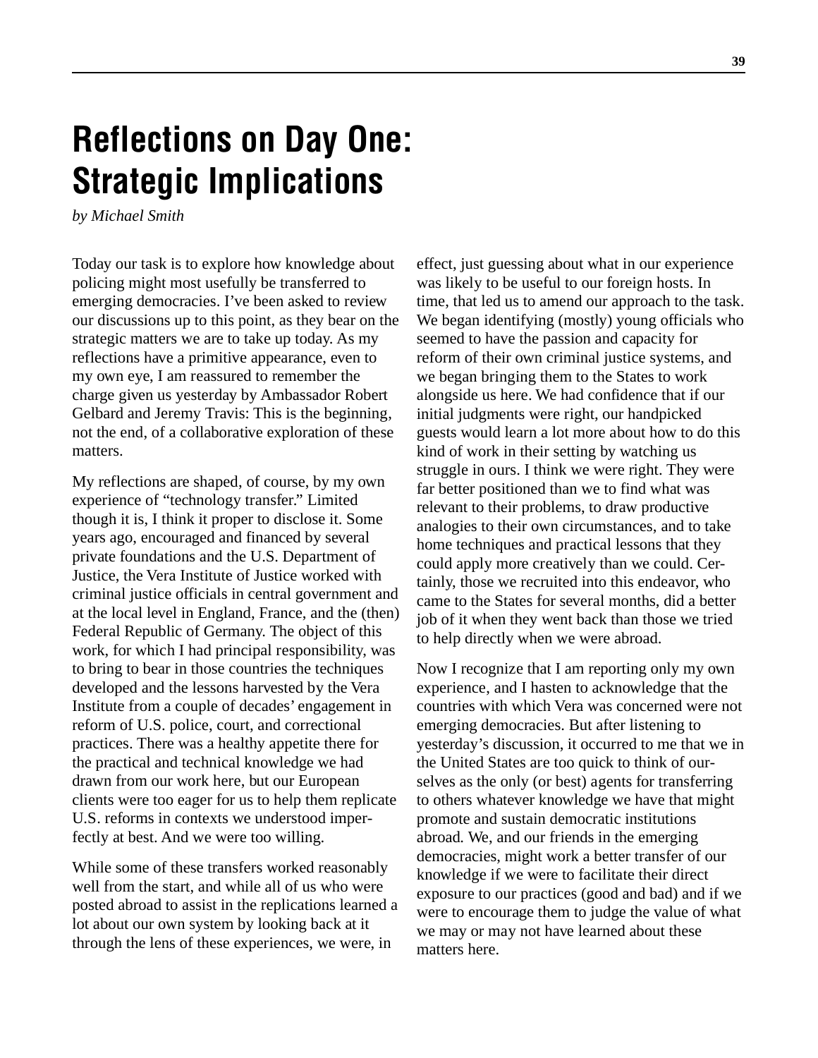# Reflections on Day One: Strategic Implications

*by Michael Smith*

Today our task is to explore how knowledge about policing might most usefully be transferred to emerging democracies. I've been asked to review our discussions up to this point, as they bear on the strategic matters we are to take up today. As my reflections have a primitive appearance, even to my own eye, I am reassured to remember the charge given us yesterday by Ambassador Robert Gelbard and Jeremy Travis: This is the beginning, not the end, of a collaborative exploration of these matters.

My reflections are shaped, of course, by my own experience of "technology transfer." Limited though it is, I think it proper to disclose it. Some years ago, encouraged and financed by several private foundations and the U.S. Department of Justice, the Vera Institute of Justice worked with criminal justice officials in central government and at the local level in England, France, and the (then) Federal Republic of Germany. The object of this work, for which I had principal responsibility, was to bring to bear in those countries the techniques developed and the lessons harvested by the Vera Institute from a couple of decades' engagement in reform of U.S. police, court, and correctional practices. There was a healthy appetite there for the practical and technical knowledge we had drawn from our work here, but our European clients were too eager for us to help them replicate U.S. reforms in contexts we understood imperfectly at best. And we were too willing.

While some of these transfers worked reasonably well from the start, and while all of us who were posted abroad to assist in the replications learned a lot about our own system by looking back at it through the lens of these experiences, we were, in effect, just guessing about what in our experience was likely to be useful to our foreign hosts. In time, that led us to amend our approach to the task. We began identifying (mostly) young officials who seemed to have the passion and capacity for reform of their own criminal justice systems, and we began bringing them to the States to work alongside us here. We had confidence that if our initial judgments were right, our handpicked guests would learn a lot more about how to do this kind of work in their setting by watching us struggle in ours. I think we were right. They were far better positioned than we to find what was relevant to their problems, to draw productive analogies to their own circumstances, and to take home techniques and practical lessons that they could apply more creatively than we could. Certainly, those we recruited into this endeavor, who came to the States for several months, did a better job of it when they went back than those we tried to help directly when we were abroad.

Now I recognize that I am reporting only my own experience, and I hasten to acknowledge that the countries with which Vera was concerned were not emerging democracies. But after listening to yesterday's discussion, it occurred to me that we in the United States are too quick to think of ourselves as the only (or best) agents for transferring to others whatever knowledge we have that might promote and sustain democratic institutions abroad. We, and our friends in the emerging democracies, might work a better transfer of our knowledge if we were to facilitate their direct exposure to our practices (good and bad) and if we were to encourage them to judge the value of what we may or may not have learned about these matters here.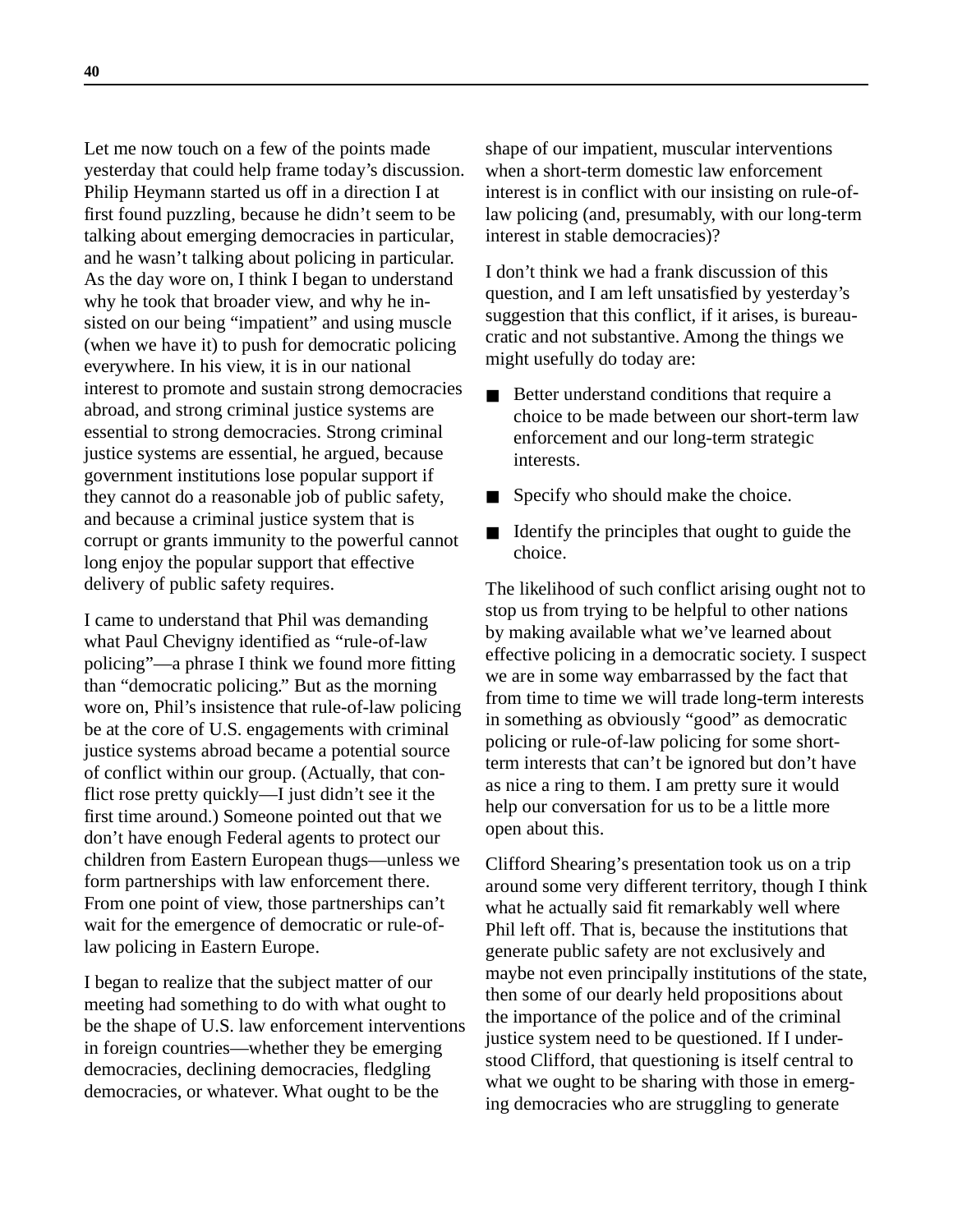Let me now touch on a few of the points made yesterday that could help frame today's discussion. Philip Heymann started us off in a direction I at first found puzzling, because he didn't seem to be talking about emerging democracies in particular, and he wasn't talking about policing in particular. As the day wore on, I think I began to understand why he took that broader view, and why he insisted on our being "impatient" and using muscle (when we have it) to push for democratic policing everywhere. In his view, it is in our national interest to promote and sustain strong democracies abroad, and strong criminal justice systems are essential to strong democracies. Strong criminal justice systems are essential, he argued, because government institutions lose popular support if they cannot do a reasonable job of public safety, and because a criminal justice system that is corrupt or grants immunity to the powerful cannot long enjoy the popular support that effective delivery of public safety requires.

I came to understand that Phil was demanding what Paul Chevigny identified as "rule-of-law policing"—a phrase I think we found more fitting than "democratic policing." But as the morning wore on, Phil's insistence that rule-of-law policing be at the core of U.S. engagements with criminal justice systems abroad became a potential source of conflict within our group. (Actually, that conflict rose pretty quickly—I just didn't see it the first time around.) Someone pointed out that we don't have enough Federal agents to protect our children from Eastern European thugs—unless we form partnerships with law enforcement there. From one point of view, those partnerships can't wait for the emergence of democratic or rule-of-law policing in Eastern Europe.

I began to realize that the subject matter of our meeting had something to do with what ought to be the shape of U.S. law enforcement interventions in foreign countries—whether they be emerging democracies, declining democracies, fledgling democracies, or whatever. What ought to be the shape of our impatient, muscular interventions when a short-term domestic law enforcement interest is in conflict with our insisting on rule-of-law policing (and, presumably, with our long-term interest in stable democracies)?

I don't think we had a frank discussion of this question, and I am left unsatisfied by yesterday's suggestion that this conflict, if it arises, is bureaucratic and not substantive. Among the things we might usefully do today are:

- Better understand conditions that require a choice to be made between our short-term law enforcement and our long-term strategic interests.
- Specify who should make the choice.
- Identify the principles that ought to guide the choice.

The likelihood of such conflict arising ought not to stop us from trying to be helpful to other nations by making available what we've learned about effective policing in a democratic society. I suspect we are in some way embarrassed by the fact that from time to time we will trade long-term interests in something as obviously "good" as democratic policing or rule-of-law policing for some short-term interests that can't be ignored but don't have as nice a ring to them. I am pretty sure it would help our conversation for us to be a little more open about this.

Clifford Shearing's presentation took us on a trip around some very different territory, though I think what he actually said fit remarkably well where Phil left off. That is, because the institutions that generate public safety are not exclusively and maybe not even principally institutions of the state, then some of our dearly held propositions about the importance of the police and of the criminal justice system need to be questioned. If I understood Clifford, that questioning is itself central to what we ought to be sharing with those in emerging democracies who are struggling to generate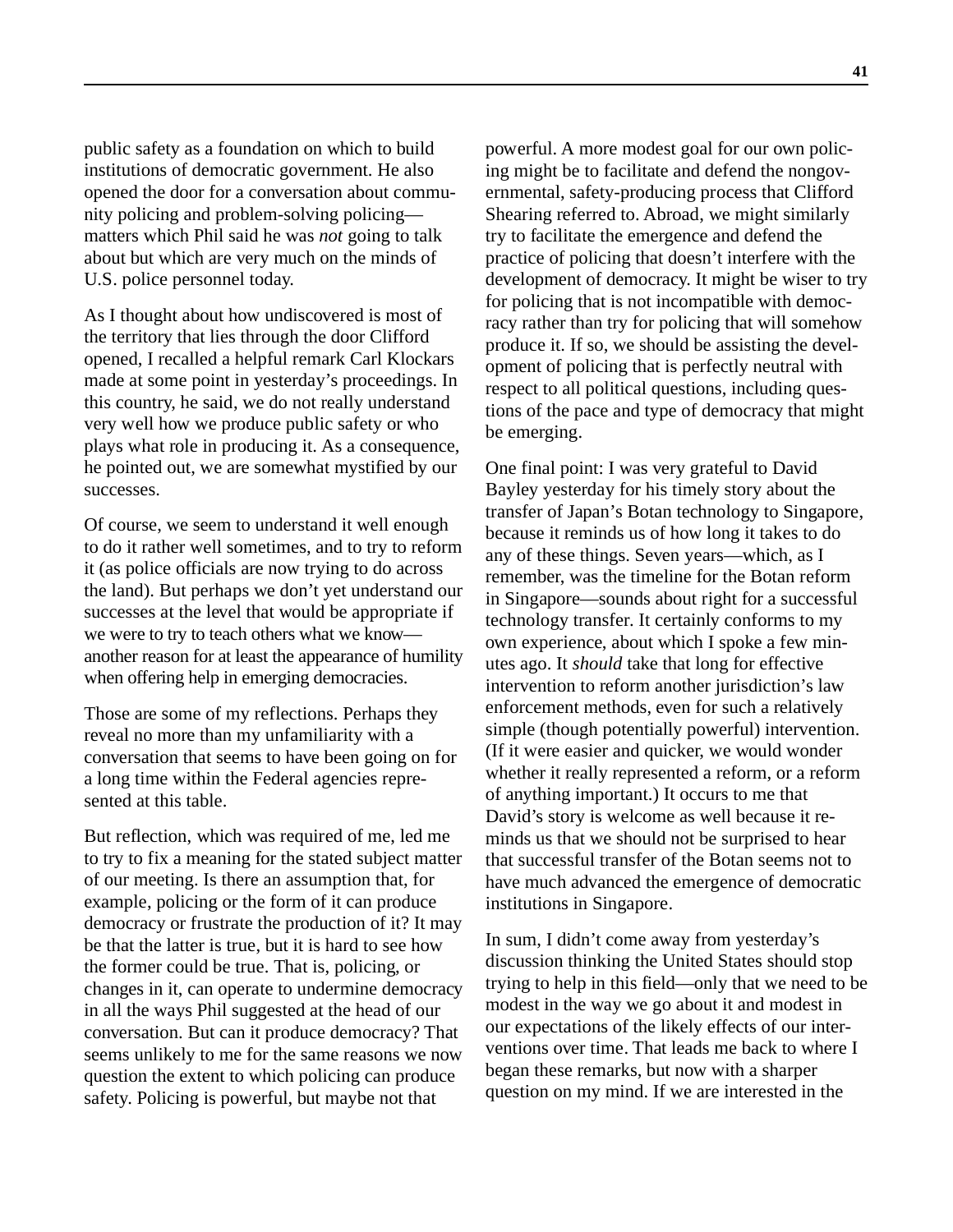public safety as a foundation on which to build institutions of democratic government. He also opened the door for a conversation about community policing and problem-solving policing—matters which Phil said he was *not* going to talk about but which are very much on the minds of U.S. police personnel today.

As I thought about how undiscovered is most of the territory that lies through the door Clifford opened, I recalled a helpful remark Carl Klockars made at some point in yesterday's proceedings. In this country, he said, we do not really understand very well how we produce public safety or who plays what role in producing it. As a consequence, he pointed out, we are somewhat mystified by our successes.

Of course, we seem to understand it well enough to do it rather well sometimes, and to try to reform it (as police officials are now trying to do across the land). But perhaps we don't yet understand our successes at the level that would be appropriate if we were to try to teach others what we know—another reason for at least the appearance of humility when offering help in emerging democracies.

Those are some of my reflections. Perhaps they reveal no more than my unfamiliarity with a conversation that seems to have been going on for a long time within the Federal agencies represented at this table.

But reflection, which was required of me, led me to try to fix a meaning for the stated subject matter of our meeting. Is there an assumption that, for example, policing or the form of it can produce democracy or frustrate the production of it? It may be that the latter is true, but it is hard to see how the former could be true. That is, policing, or changes in it, can operate to undermine democracy in all the ways Phil suggested at the head of our conversation. But can it produce democracy? That seems unlikely to me for the same reasons we now question the extent to which policing can produce safety. Policing is powerful, but maybe not that powerful. A more modest goal for our own policing might be to facilitate and defend the nongovernmental, safety-producing process that Clifford Shearing referred to. Abroad, we might similarly try to facilitate the emergence and defend the practice of policing that doesn't interfere with the development of democracy. It might be wiser to try for policing that is not incompatible with democracy rather than try for policing that will somehow produce it. If so, we should be assisting the development of policing that is perfectly neutral with respect to all political questions, including questions of the pace and type of democracy that might be emerging.

One final point: I was very grateful to David Bayley yesterday for his timely story about the transfer of Japan's Botan technology to Singapore, because it reminds us of how long it takes to do any of these things. Seven years—which, as I remember, was the timeline for the Botan reform in Singapore—sounds about right for a successful technology transfer. It certainly conforms to my own experience, about which I spoke a few minutes ago. It *should* take that long for effective intervention to reform another jurisdiction's law enforcement methods, even for such a relatively simple (though potentially powerful) intervention. (If it were easier and quicker, we would wonder whether it really represented a reform, or a reform of anything important.) It occurs to me that David's story is welcome as well because it reminds us that we should not be surprised to hear that successful transfer of the Botan seems not to have much advanced the emergence of democratic institutions in Singapore.

In sum, I didn't come away from yesterday's discussion thinking the United States should stop trying to help in this field—only that we need to be modest in the way we go about it and modest in our expectations of the likely effects of our interventions over time. That leads me back to where I began these remarks, but now with a sharper question on my mind. If we are interested in the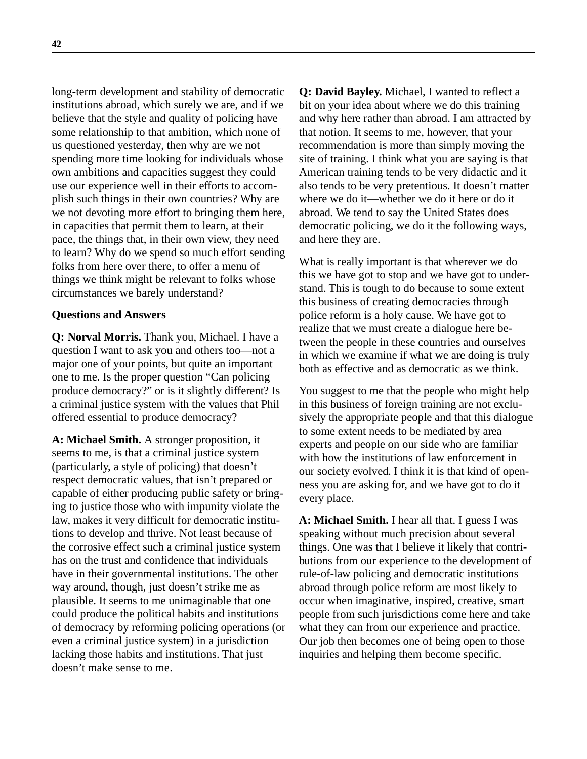long-term development and stability of democratic institutions abroad, which surely we are, and if we believe that the style and quality of policing have some relationship to that ambition, which none of us questioned yesterday, then why are we not spending more time looking for individuals whose own ambitions and capacities suggest they could use our experience well in their efforts to accomplish such things in their own countries? Why are we not devoting more effort to bringing them here, in capacities that permit them to learn, at their pace, the things that, in their own view, they need to learn? Why do we spend so much effort sending folks from here over there, to offer a menu of things we think might be relevant to folks whose circumstances we barely understand?

**Questions and Answers**

**Q: Norval Morris.** Thank you, Michael. I have a question I want to ask you and others too—not a major one of your points, but quite an important one to me. Is the proper question "Can policing produce democracy?" or is it slightly different? Is a criminal justice system with the values that Phil offered essential to produce democracy?

**A: Michael Smith.** A stronger proposition, it seems to me, is that a criminal justice system (particularly, a style of policing) that doesn't respect democratic values, that isn't prepared or capable of either producing public safety or bringing to justice those who with impunity violate the law, makes it very difficult for democratic institutions to develop and thrive. Not least because of the corrosive effect such a criminal justice system has on the trust and confidence that individuals have in their governmental institutions. The other way around, though, just doesn't strike me as plausible. It seems to me unimaginable that one could produce the political habits and institutions of democracy by reforming policing operations (or even a criminal justice system) in a jurisdiction lacking those habits and institutions. That just doesn't make sense to me.

**Q: David Bayley.** Michael, I wanted to reflect a bit on your idea about where we do this training and why here rather than abroad. I am attracted by that notion. It seems to me, however, that your recommendation is more than simply moving the site of training. I think what you are saying is that American training tends to be very didactic and it also tends to be very pretentious. It doesn't matter where we do it—whether we do it here or do it abroad. We tend to say the United States does democratic policing, we do it the following ways, and here they are.

What is really important is that wherever we do this we have got to stop and we have got to understand. This is tough to do because to some extent this business of creating democracies through police reform is a holy cause. We have got to realize that we must create a dialogue here between the people in these countries and ourselves in which we examine if what we are doing is truly both as effective and as democratic as we think.

You suggest to me that the people who might help in this business of foreign training are not exclusively the appropriate people and that this dialogue to some extent needs to be mediated by area experts and people on our side who are familiar with how the institutions of law enforcement in our society evolved. I think it is that kind of openness you are asking for, and we have got to do it every place.

**A: Michael Smith.** I hear all that. I guess I was speaking without much precision about several things. One was that I believe it likely that contributions from our experience to the development of rule-of-law policing and democratic institutions abroad through police reform are most likely to occur when imaginative, inspired, creative, smart people from such jurisdictions come here and take what they can from our experience and practice. Our job then becomes one of being open to those inquiries and helping them become specific.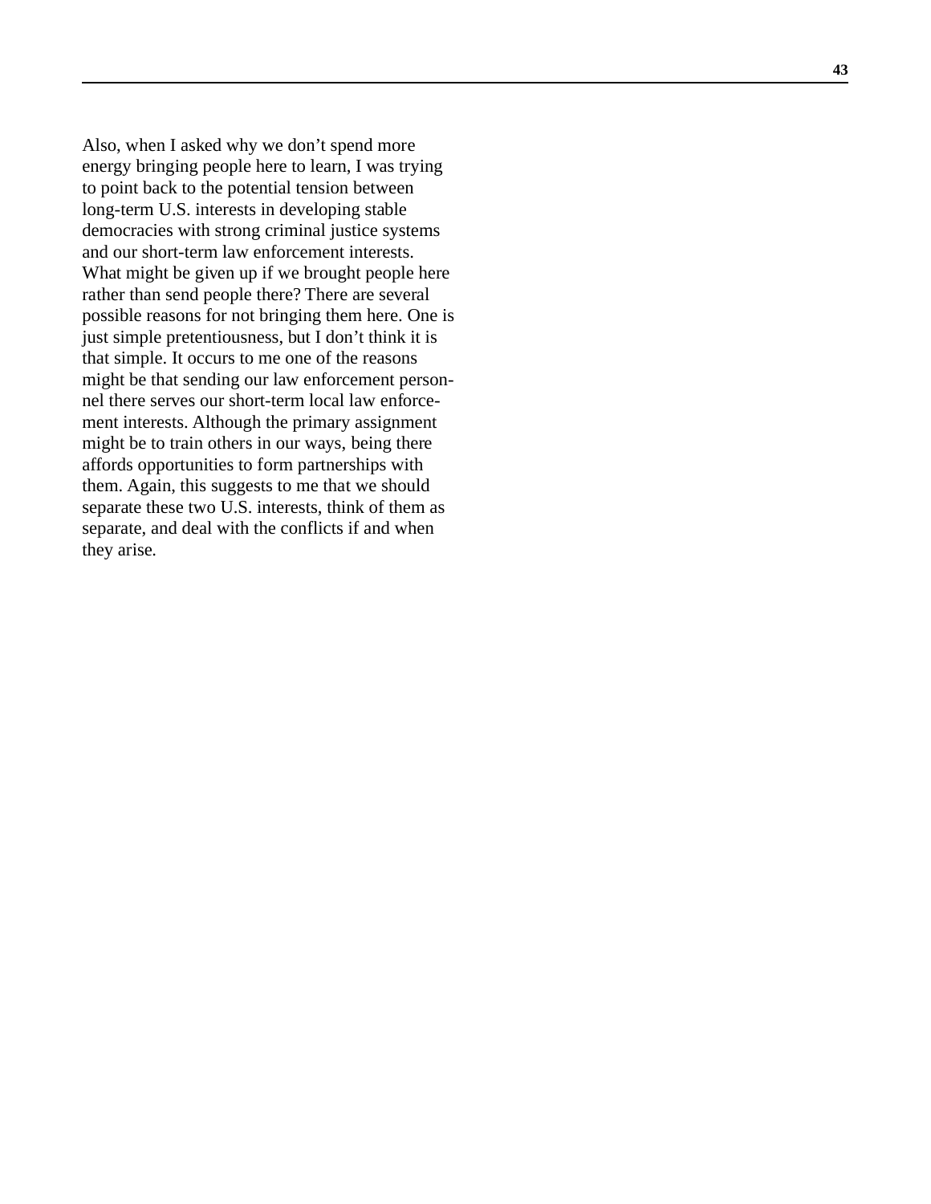Also, when I asked why we don't spend more energy bringing people here to learn, I was trying to point back to the potential tension between long-term U.S. interests in developing stable democracies with strong criminal justice systems and our short-term law enforcement interests. What might be given up if we brought people here rather than send people there? There are several possible reasons for not bringing them here. One is just simple pretentiousness, but I don't think it is that simple. It occurs to me one of the reasons might be that sending our law enforcement personnel there serves our short-term local law enforcement interests. Although the primary assignment might be to train others in our ways, being there affords opportunities to form partnerships with them. Again, this suggests to me that we should separate these two U.S. interests, think of them as separate, and deal with the conflicts if and when they arise.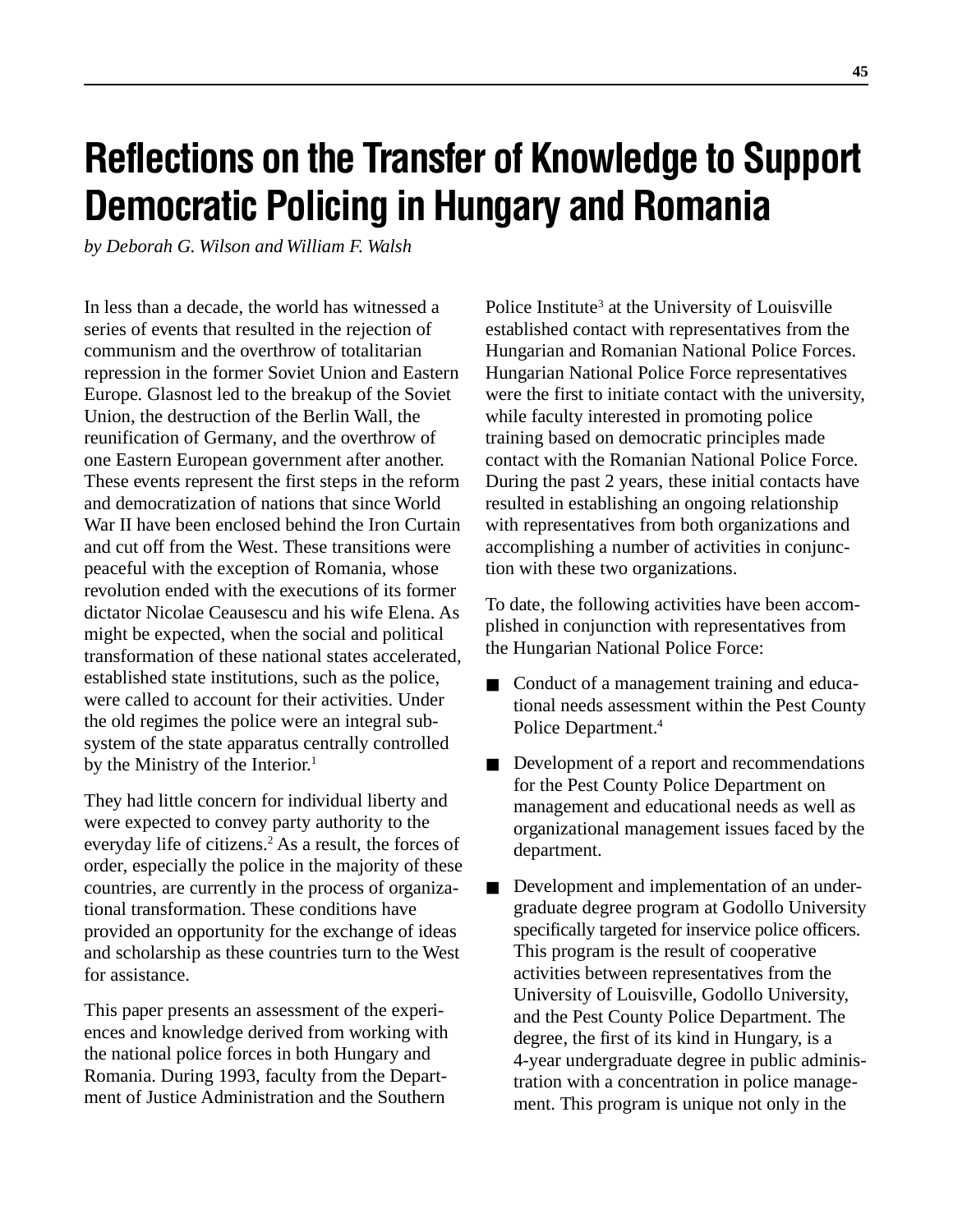# Reflections on the Transfer of Knowledge to Support Democratic Policing in Hungary and Romania

*by Deborah G. Wilson and William F. Walsh*

In less than a decade, the world has witnessed a series of events that resulted in the rejection of communism and the overthrow of totalitarian repression in the former Soviet Union and Eastern Europe. Glasnost led to the breakup of the Soviet Union, the destruction of the Berlin Wall, the reunification of Germany, and the overthrow of one Eastern European government after another. These events represent the first steps in the reform and democratization of nations that since World War II have been enclosed behind the Iron Curtain and cut off from the West. These transitions were peaceful with the exception of Romania, whose revolution ended with the executions of its former dictator Nicolae Ceausescu and his wife Elena. As might be expected, when the social and political transformation of these national states accelerated, established state institutions, such as the police, were called to account for their activities. Under the old regimes the police were an integral subsystem of the state apparatus centrally controlled by the Ministry of the Interior.[1]

They had little concern for individual liberty and were expected to convey party authority to the everyday life of citizens.[2] As a result, the forces of order, especially the police in the majority of these countries, are currently in the process of organizational transformation. These conditions have provided an opportunity for the exchange of ideas and scholarship as these countries turn to the West for assistance.

This paper presents an assessment of the experiences and knowledge derived from working with the national police forces in both Hungary and Romania. During 1993, faculty from the Department of Justice Administration and the Southern Police Institute[3] at the University of Louisville established contact with representatives from the Hungarian and Romanian National Police Forces. Hungarian National Police Force representatives were the first to initiate contact with the university, while faculty interested in promoting police training based on democratic principles made contact with the Romanian National Police Force. During the past 2 years, these initial contacts have resulted in establishing an ongoing relationship with representatives from both organizations and accomplishing a number of activities in conjunction with these two organizations.

To date, the following activities have been accomplished in conjunction with representatives from the Hungarian National Police Force:

- Conduct of a management training and educational needs assessment within the Pest County Police Department.[4]
- Development of a report and recommendations for the Pest County Police Department on management and educational needs as well as organizational management issues faced by the department.
- Development and implementation of an undergraduate degree program at Godollo University specifically targeted for inservice police officers. This program is the result of cooperative activities between representatives from the University of Louisville, Godollo University, and the Pest County Police Department. The degree, the first of its kind in Hungary, is a 4-year undergraduate degree in public administration with a concentration in police management. This program is unique not only in the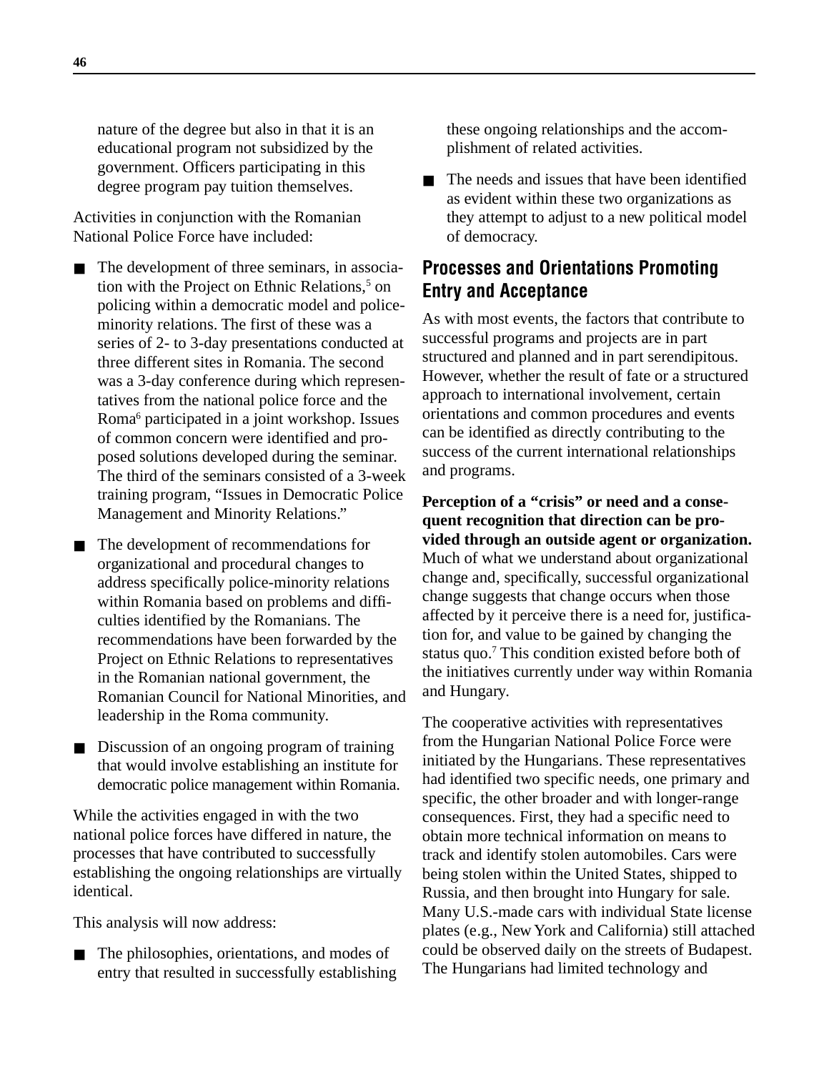nature of the degree but also in that it is an educational program not subsidized by the government. Officers participating in this degree program pay tuition themselves.

Activities in conjunction with the Romanian National Police Force have included:

- The development of three seminars, in association with the Project on Ethnic Relations,[5] on policing within a democratic model and police-minority relations. The first of these was a series of 2- to 3-day presentations conducted at three different sites in Romania. The second was a 3-day conference during which representatives from the national police force and the Roma[6] participated in a joint workshop. Issues of common concern were identified and proposed solutions developed during the seminar. The third of the seminars consisted of a 3-week training program, "Issues in Democratic Police Management and Minority Relations."
- The development of recommendations for organizational and procedural changes to address specifically police-minority relations within Romania based on problems and difficulties identified by the Romanians. The recommendations have been forwarded by the Project on Ethnic Relations to representatives in the Romanian national government, the Romanian Council for National Minorities, and leadership in the Roma community.
- Discussion of an ongoing program of training that would involve establishing an institute for democratic police management within Romania.

While the activities engaged in with the two national police forces have differed in nature, the processes that have contributed to successfully establishing the ongoing relationships are virtually identical.

This analysis will now address:

- The philosophies, orientations, and modes of entry that resulted in successfully establishing these ongoing relationships and the accomplishment of related activities.
- The needs and issues that have been identified as evident within these two organizations as they attempt to adjust to a new political model of democracy.

## Processes and Orientations Promoting Entry and Acceptance

As with most events, the factors that contribute to successful programs and projects are in part structured and planned and in part serendipitous. However, whether the result of fate or a structured approach to international involvement, certain orientations and common procedures and events can be identified as directly contributing to the success of the current international relationships and programs.

**Perception of a "crisis" or need and a consequent recognition that direction can be provided through an outside agent or organization.** Much of what we understand about organizational change and, specifically, successful organizational change suggests that change occurs when those affected by it perceive there is a need for, justification for, and value to be gained by changing the status quo.[7] This condition existed before both of the initiatives currently under way within Romania and Hungary.

The cooperative activities with representatives from the Hungarian National Police Force were initiated by the Hungarians. These representatives had identified two specific needs, one primary and specific, the other broader and with longer-range consequences. First, they had a specific need to obtain more technical information on means to track and identify stolen automobiles. Cars were being stolen within the United States, shipped to Russia, and then brought into Hungary for sale. Many U.S.-made cars with individual State license plates (e.g., New York and California) still attached could be observed daily on the streets of Budapest. The Hungarians had limited technology and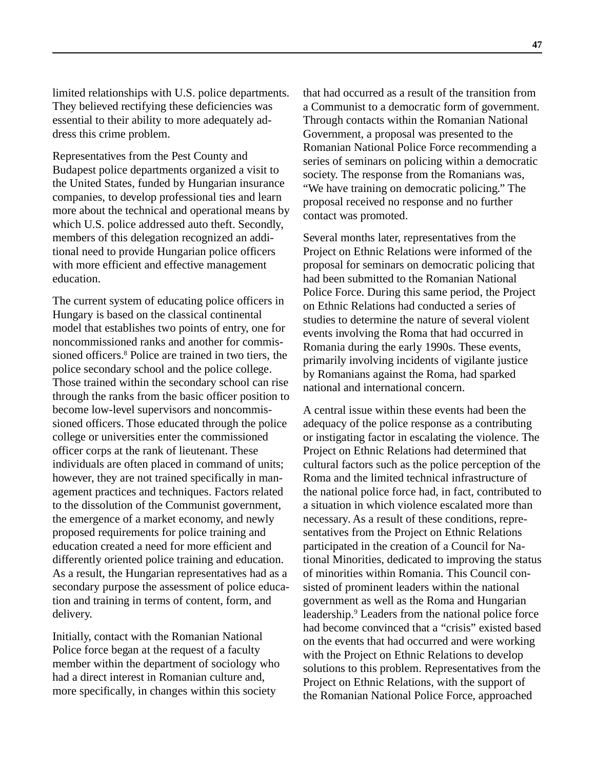limited relationships with U.S. police departments. They believed rectifying these deficiencies was essential to their ability to more adequately address this crime problem.

Representatives from the Pest County and Budapest police departments organized a visit to the United States, funded by Hungarian insurance companies, to develop professional ties and learn more about the technical and operational means by which U.S. police addressed auto theft. Secondly, members of this delegation recognized an additional need to provide Hungarian police officers with more efficient and effective management education.

The current system of educating police officers in Hungary is based on the classical continental model that establishes two points of entry, one for noncommissioned ranks and another for commissioned officers.[8] Police are trained in two tiers, the police secondary school and the police college. Those trained within the secondary school can rise through the ranks from the basic officer position to become low-level supervisors and noncommissioned officers. Those educated through the police college or universities enter the commissioned officer corps at the rank of lieutenant. These individuals are often placed in command of units; however, they are not trained specifically in management practices and techniques. Factors related to the dissolution of the Communist government, the emergence of a market economy, and newly proposed requirements for police training and education created a need for more efficient and differently oriented police training and education. As a result, the Hungarian representatives had as a secondary purpose the assessment of police education and training in terms of content, form, and delivery.

Initially, contact with the Romanian National Police force began at the request of a faculty member within the department of sociology who had a direct interest in Romanian culture and, more specifically, in changes within this society that had occurred as a result of the transition from a Communist to a democratic form of government. Through contacts within the Romanian National Government, a proposal was presented to the Romanian National Police Force recommending a series of seminars on policing within a democratic society. The response from the Romanians was, "We have training on democratic policing." The proposal received no response and no further contact was promoted.

Several months later, representatives from the Project on Ethnic Relations were informed of the proposal for seminars on democratic policing that had been submitted to the Romanian National Police Force. During this same period, the Project on Ethnic Relations had conducted a series of studies to determine the nature of several violent events involving the Roma that had occurred in Romania during the early 1990s. These events, primarily involving incidents of vigilante justice by Romanians against the Roma, had sparked national and international concern.

A central issue within these events had been the adequacy of the police response as a contributing or instigating factor in escalating the violence. The Project on Ethnic Relations had determined that cultural factors such as the police perception of the Roma and the limited technical infrastructure of the national police force had, in fact, contributed to a situation in which violence escalated more than necessary. As a result of these conditions, representatives from the Project on Ethnic Relations participated in the creation of a Council for National Minorities, dedicated to improving the status of minorities within Romania. This Council consisted of prominent leaders within the national government as well as the Roma and Hungarian leadership.[9] Leaders from the national police force had become convinced that a "crisis" existed based on the events that had occurred and were working with the Project on Ethnic Relations to develop solutions to this problem. Representatives from the Project on Ethnic Relations, with the support of the Romanian National Police Force, approached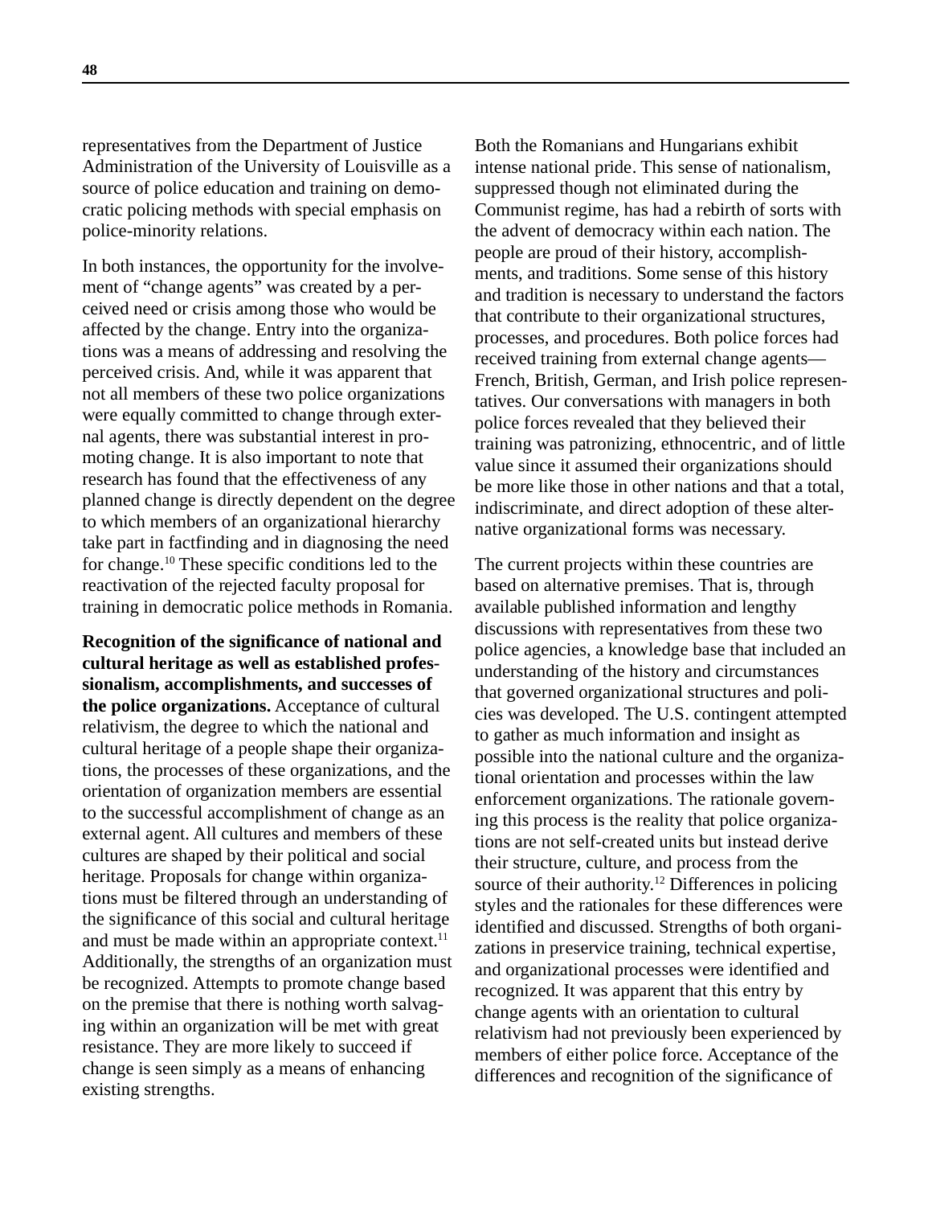representatives from the Department of Justice Administration of the University of Louisville as a source of police education and training on democratic policing methods with special emphasis on police-minority relations.

In both instances, the opportunity for the involvement of "change agents" was created by a perceived need or crisis among those who would be affected by the change. Entry into the organizations was a means of addressing and resolving the perceived crisis. And, while it was apparent that not all members of these two police organizations were equally committed to change through external agents, there was substantial interest in promoting change. It is also important to note that research has found that the effectiveness of any planned change is directly dependent on the degree to which members of an organizational hierarchy take part in factfinding and in diagnosing the need for change.[10] These specific conditions led to the reactivation of the rejected faculty proposal for training in democratic police methods in Romania.

**Recognition of the significance of national and cultural heritage as well as established professionalism, accomplishments, and successes of the police organizations.** Acceptance of cultural relativism, the degree to which the national and cultural heritage of a people shape their organizations, the processes of these organizations, and the orientation of organization members are essential to the successful accomplishment of change as an external agent. All cultures and members of these cultures are shaped by their political and social heritage. Proposals for change within organizations must be filtered through an understanding of the significance of this social and cultural heritage and must be made within an appropriate context.[11] Additionally, the strengths of an organization must be recognized. Attempts to promote change based on the premise that there is nothing worth salvaging within an organization will be met with great resistance. They are more likely to succeed if change is seen simply as a means of enhancing existing strengths.

Both the Romanians and Hungarians exhibit intense national pride. This sense of nationalism, suppressed though not eliminated during the Communist regime, has had a rebirth of sorts with the advent of democracy within each nation. The people are proud of their history, accomplishments, and traditions. Some sense of this history and tradition is necessary to understand the factors that contribute to their organizational structures, processes, and procedures. Both police forces had received training from external change agents—French, British, German, and Irish police representatives. Our conversations with managers in both police forces revealed that they believed their training was patronizing, ethnocentric, and of little value since it assumed their organizations should be more like those in other nations and that a total, indiscriminate, and direct adoption of these alternative organizational forms was necessary.

The current projects within these countries are based on alternative premises. That is, through available published information and lengthy discussions with representatives from these two police agencies, a knowledge base that included an understanding of the history and circumstances that governed organizational structures and policies was developed. The U.S. contingent attempted to gather as much information and insight as possible into the national culture and the organizational orientation and processes within the law enforcement organizations. The rationale governing this process is the reality that police organizations are not self-created units but instead derive their structure, culture, and process from the source of their authority.[12] Differences in policing styles and the rationales for these differences were identified and discussed. Strengths of both organizations in preservice training, technical expertise, and organizational processes were identified and recognized. It was apparent that this entry by change agents with an orientation to cultural relativism had not previously been experienced by members of either police force. Acceptance of the differences and recognition of the significance of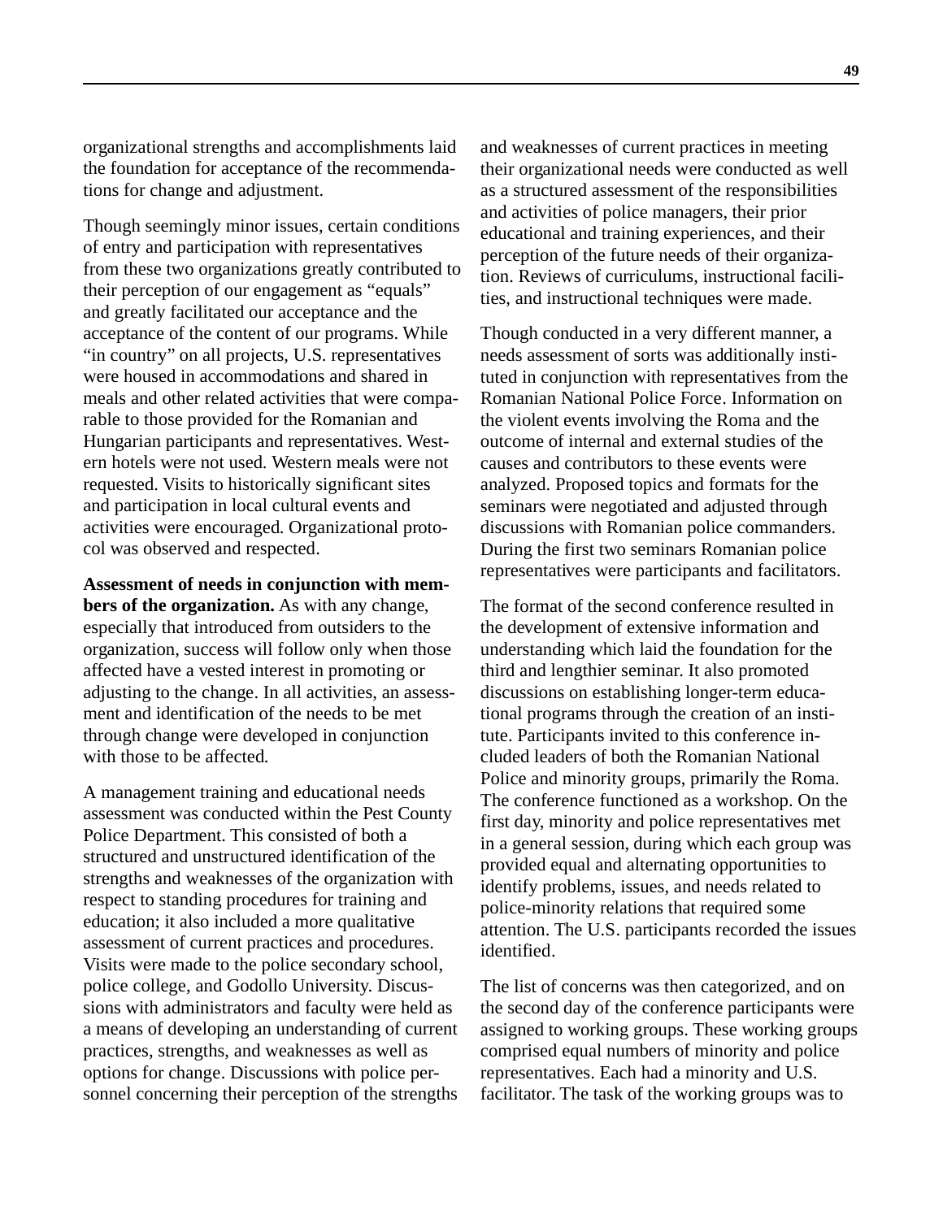organizational strengths and accomplishments laid the foundation for acceptance of the recommendations for change and adjustment.

Though seemingly minor issues, certain conditions of entry and participation with representatives from these two organizations greatly contributed to their perception of our engagement as "equals" and greatly facilitated our acceptance and the acceptance of the content of our programs. While "in country" on all projects, U.S. representatives were housed in accommodations and shared in meals and other related activities that were comparable to those provided for the Romanian and Hungarian participants and representatives. Western hotels were not used. Western meals were not requested. Visits to historically significant sites and participation in local cultural events and activities were encouraged. Organizational protocol was observed and respected.

**Assessment of needs in conjunction with members of the organization.** As with any change, especially that introduced from outsiders to the organization, success will follow only when those affected have a vested interest in promoting or adjusting to the change. In all activities, an assessment and identification of the needs to be met through change were developed in conjunction with those to be affected.

A management training and educational needs assessment was conducted within the Pest County Police Department. This consisted of both a structured and unstructured identification of the strengths and weaknesses of the organization with respect to standing procedures for training and education; it also included a more qualitative assessment of current practices and procedures. Visits were made to the police secondary school, police college, and Godollo University. Discussions with administrators and faculty were held as a means of developing an understanding of current practices, strengths, and weaknesses as well as options for change. Discussions with police personnel concerning their perception of the strengths and weaknesses of current practices in meeting their organizational needs were conducted as well as a structured assessment of the responsibilities and activities of police managers, their prior educational and training experiences, and their perception of the future needs of their organization. Reviews of curriculums, instructional facilities, and instructional techniques were made.

Though conducted in a very different manner, a needs assessment of sorts was additionally instituted in conjunction with representatives from the Romanian National Police Force. Information on the violent events involving the Roma and the outcome of internal and external studies of the causes and contributors to these events were analyzed. Proposed topics and formats for the seminars were negotiated and adjusted through discussions with Romanian police commanders. During the first two seminars Romanian police representatives were participants and facilitators.

The format of the second conference resulted in the development of extensive information and understanding which laid the foundation for the third and lengthier seminar. It also promoted discussions on establishing longer-term educational programs through the creation of an institute. Participants invited to this conference included leaders of both the Romanian National Police and minority groups, primarily the Roma. The conference functioned as a workshop. On the first day, minority and police representatives met in a general session, during which each group was provided equal and alternating opportunities to identify problems, issues, and needs related to police-minority relations that required some attention. The U.S. participants recorded the issues identified.

The list of concerns was then categorized, and on the second day of the conference participants were assigned to working groups. These working groups comprised equal numbers of minority and police representatives. Each had a minority and U.S. facilitator. The task of the working groups was to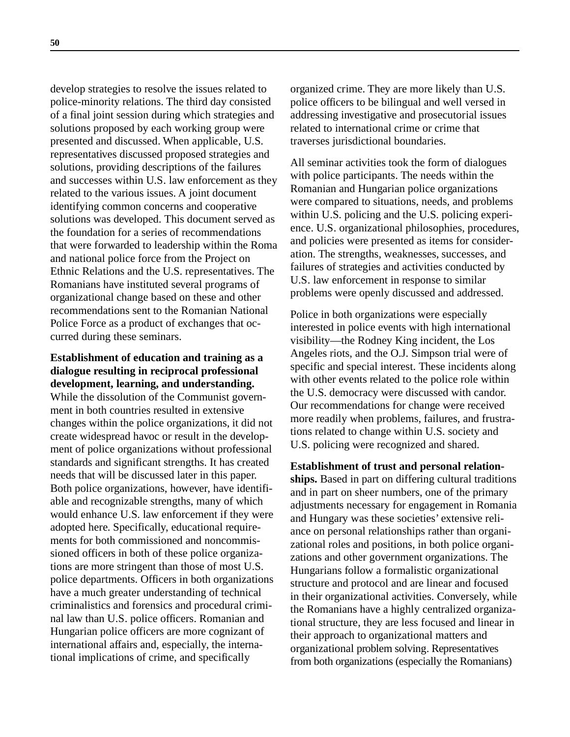develop strategies to resolve the issues related to police-minority relations. The third day consisted of a final joint session during which strategies and solutions proposed by each working group were presented and discussed. When applicable, U.S. representatives discussed proposed strategies and solutions, providing descriptions of the failures and successes within U.S. law enforcement as they related to the various issues. A joint document identifying common concerns and cooperative solutions was developed. This document served as the foundation for a series of recommendations that were forwarded to leadership within the Roma and national police force from the Project on Ethnic Relations and the U.S. representatives. The Romanians have instituted several programs of organizational change based on these and other recommendations sent to the Romanian National Police Force as a product of exchanges that occurred during these seminars.

**Establishment of education and training as a dialogue resulting in reciprocal professional development, learning, and understanding.** While the dissolution of the Communist government in both countries resulted in extensive changes within the police organizations, it did not create widespread havoc or result in the development of police organizations without professional standards and significant strengths. It has created needs that will be discussed later in this paper. Both police organizations, however, have identifiable and recognizable strengths, many of which would enhance U.S. law enforcement if they were adopted here. Specifically, educational requirements for both commissioned and noncommissioned officers in both of these police organizations are more stringent than those of most U.S. police departments. Officers in both organizations have a much greater understanding of technical criminalistics and forensics and procedural criminal law than U.S. police officers. Romanian and Hungarian police officers are more cognizant of international affairs and, especially, the international implications of crime, and specifically organized crime. They are more likely than U.S. police officers to be bilingual and well versed in addressing investigative and prosecutorial issues related to international crime or crime that traverses jurisdictional boundaries.

All seminar activities took the form of dialogues with police participants. The needs within the Romanian and Hungarian police organizations were compared to situations, needs, and problems within U.S. policing and the U.S. policing experience. U.S. organizational philosophies, procedures, and policies were presented as items for consideration. The strengths, weaknesses, successes, and failures of strategies and activities conducted by U.S. law enforcement in response to similar problems were openly discussed and addressed.

Police in both organizations were especially interested in police events with high international visibility—the Rodney King incident, the Los Angeles riots, and the O.J. Simpson trial were of specific and special interest. These incidents along with other events related to the police role within the U.S. democracy were discussed with candor. Our recommendations for change were received more readily when problems, failures, and frustrations related to change within U.S. society and U.S. policing were recognized and shared.

**Establishment of trust and personal relationships.** Based in part on differing cultural traditions and in part on sheer numbers, one of the primary adjustments necessary for engagement in Romania and Hungary was these societies' extensive reliance on personal relationships rather than organizational roles and positions, in both police organizations and other government organizations. The Hungarians follow a formalistic organizational structure and protocol and are linear and focused in their organizational activities. Conversely, while the Romanians have a highly centralized organizational structure, they are less focused and linear in their approach to organizational matters and organizational problem solving. Representatives from both organizations (especially the Romanians)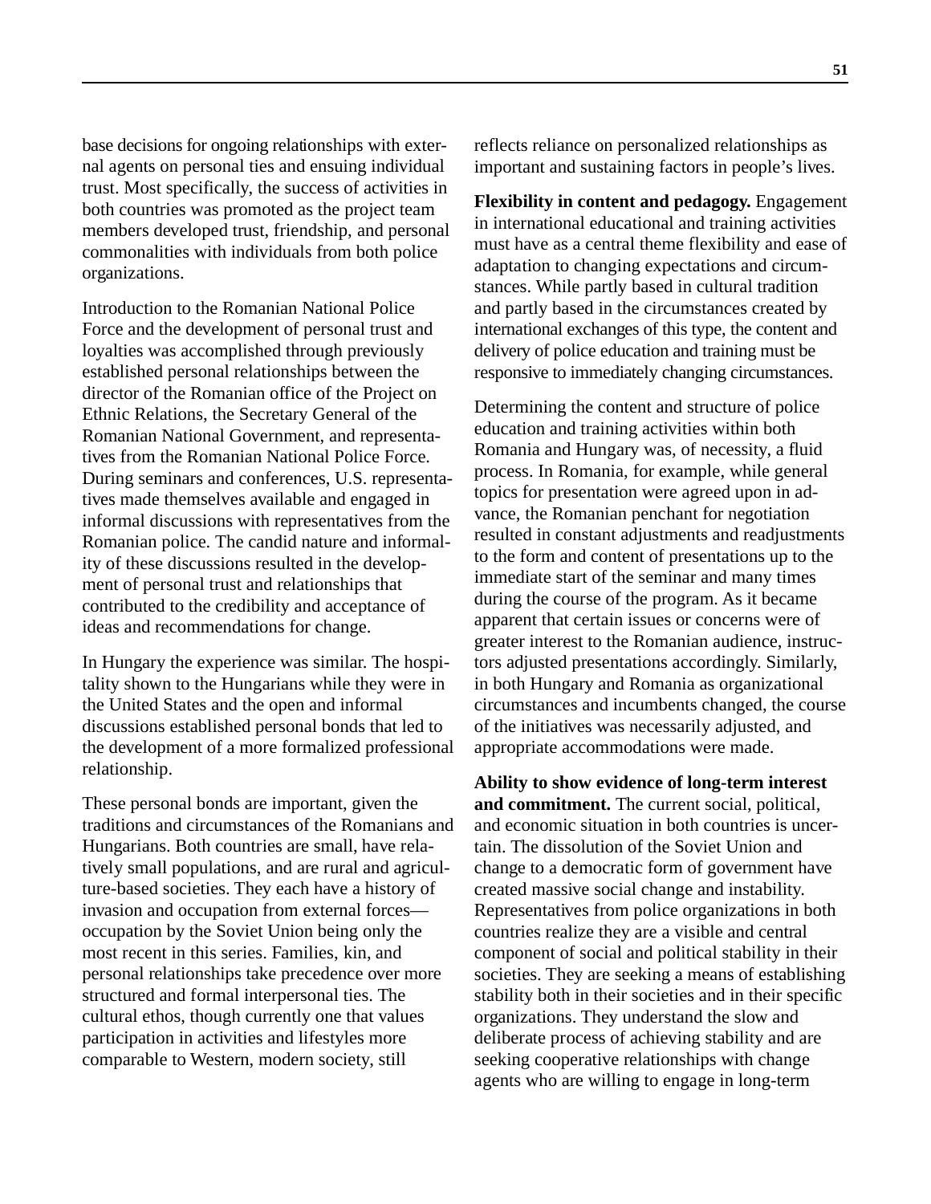base decisions for ongoing relationships with external agents on personal ties and ensuing individual trust. Most specifically, the success of activities in both countries was promoted as the project team members developed trust, friendship, and personal commonalities with individuals from both police organizations.

Introduction to the Romanian National Police Force and the development of personal trust and loyalties was accomplished through previously established personal relationships between the director of the Romanian office of the Project on Ethnic Relations, the Secretary General of the Romanian National Government, and representatives from the Romanian National Police Force. During seminars and conferences, U.S. representatives made themselves available and engaged in informal discussions with representatives from the Romanian police. The candid nature and informality of these discussions resulted in the development of personal trust and relationships that contributed to the credibility and acceptance of ideas and recommendations for change.

In Hungary the experience was similar. The hospitality shown to the Hungarians while they were in the United States and the open and informal discussions established personal bonds that led to the development of a more formalized professional relationship.

These personal bonds are important, given the traditions and circumstances of the Romanians and Hungarians. Both countries are small, have relatively small populations, and are rural and agriculture-based societies. They each have a history of invasion and occupation from external forces—occupation by the Soviet Union being only the most recent in this series. Families, kin, and personal relationships take precedence over more structured and formal interpersonal ties. The cultural ethos, though currently one that values participation in activities and lifestyles more comparable to Western, modern society, still reflects reliance on personalized relationships as important and sustaining factors in people's lives.

**Flexibility in content and pedagogy.** Engagement in international educational and training activities must have as a central theme flexibility and ease of adaptation to changing expectations and circumstances. While partly based in cultural tradition and partly based in the circumstances created by international exchanges of this type, the content and delivery of police education and training must be responsive to immediately changing circumstances.

Determining the content and structure of police education and training activities within both Romania and Hungary was, of necessity, a fluid process. In Romania, for example, while general topics for presentation were agreed upon in advance, the Romanian penchant for negotiation resulted in constant adjustments and readjustments to the form and content of presentations up to the immediate start of the seminar and many times during the course of the program. As it became apparent that certain issues or concerns were of greater interest to the Romanian audience, instructors adjusted presentations accordingly. Similarly, in both Hungary and Romania as organizational circumstances and incumbents changed, the course of the initiatives was necessarily adjusted, and appropriate accommodations were made.

**Ability to show evidence of long-term interest and commitment.** The current social, political, and economic situation in both countries is uncertain. The dissolution of the Soviet Union and change to a democratic form of government have created massive social change and instability. Representatives from police organizations in both countries realize they are a visible and central component of social and political stability in their societies. They are seeking a means of establishing stability both in their societies and in their specific organizations. They understand the slow and deliberate process of achieving stability and are seeking cooperative relationships with change agents who are willing to engage in long-term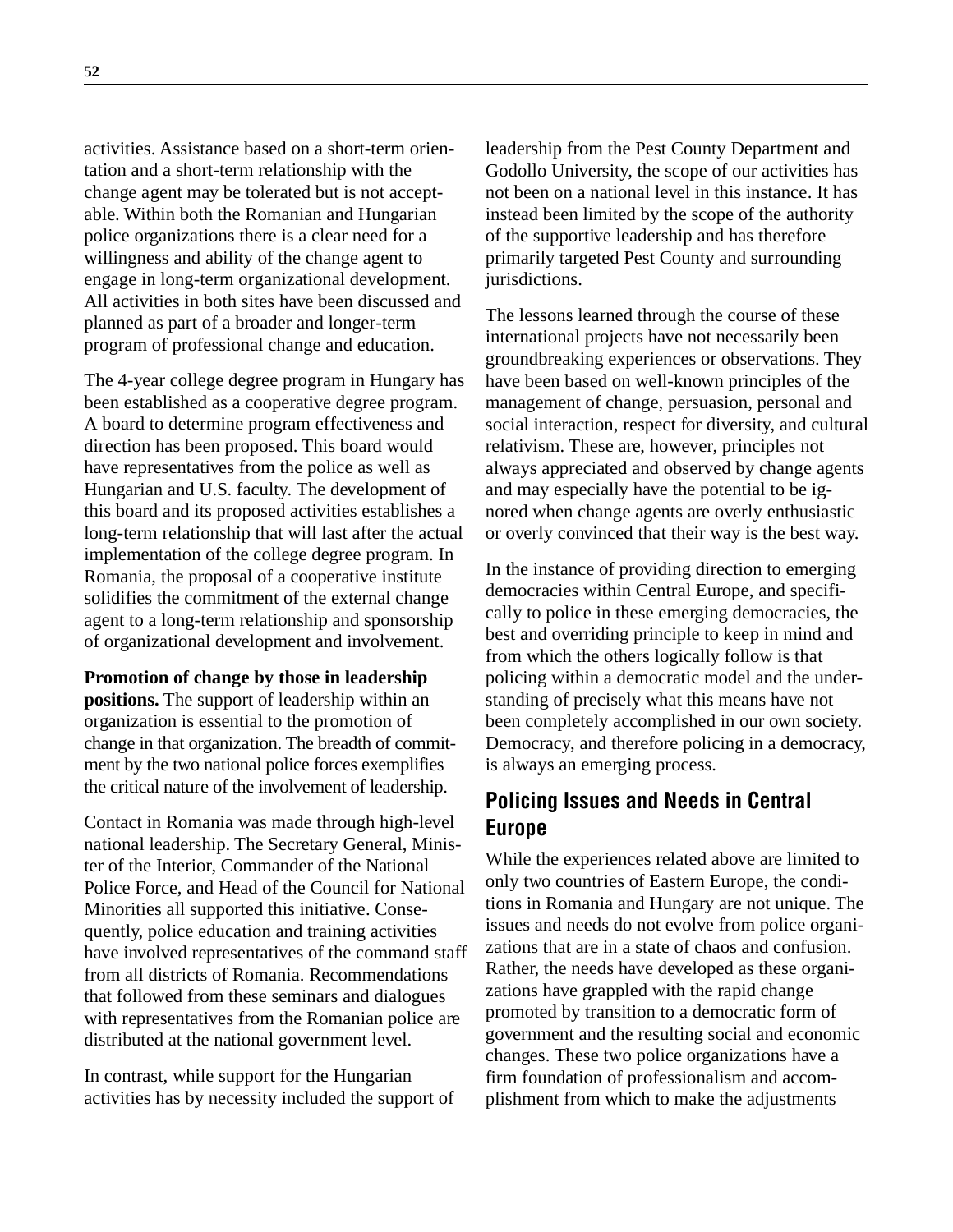activities. Assistance based on a short-term orientation and a short-term relationship with the change agent may be tolerated but is not acceptable. Within both the Romanian and Hungarian police organizations there is a clear need for a willingness and ability of the change agent to engage in long-term organizational development. All activities in both sites have been discussed and planned as part of a broader and longer-term program of professional change and education.

The 4-year college degree program in Hungary has been established as a cooperative degree program. A board to determine program effectiveness and direction has been proposed. This board would have representatives from the police as well as Hungarian and U.S. faculty. The development of this board and its proposed activities establishes a long-term relationship that will last after the actual implementation of the college degree program. In Romania, the proposal of a cooperative institute solidifies the commitment of the external change agent to a long-term relationship and sponsorship of organizational development and involvement.

**Promotion of change by those in leadership positions.** The support of leadership within an organization is essential to the promotion of change in that organization. The breadth of commitment by the two national police forces exemplifies the critical nature of the involvement of leadership.

Contact in Romania was made through high-level national leadership. The Secretary General, Minister of the Interior, Commander of the National Police Force, and Head of the Council for National Minorities all supported this initiative. Consequently, police education and training activities have involved representatives of the command staff from all districts of Romania. Recommendations that followed from these seminars and dialogues with representatives from the Romanian police are distributed at the national government level.

In contrast, while support for the Hungarian activities has by necessity included the support of leadership from the Pest County Department and Godollo University, the scope of our activities has not been on a national level in this instance. It has instead been limited by the scope of the authority of the supportive leadership and has therefore primarily targeted Pest County and surrounding jurisdictions.

The lessons learned through the course of these international projects have not necessarily been groundbreaking experiences or observations. They have been based on well-known principles of the management of change, persuasion, personal and social interaction, respect for diversity, and cultural relativism. These are, however, principles not always appreciated and observed by change agents and may especially have the potential to be ignored when change agents are overly enthusiastic or overly convinced that their way is the best way.

In the instance of providing direction to emerging democracies within Central Europe, and specifically to police in these emerging democracies, the best and overriding principle to keep in mind and from which the others logically follow is that policing within a democratic model and the understanding of precisely what this means have not been completely accomplished in our own society. Democracy, and therefore policing in a democracy, is always an emerging process.

## Policing Issues and Needs in Central Europe

While the experiences related above are limited to only two countries of Eastern Europe, the conditions in Romania and Hungary are not unique. The issues and needs do not evolve from police organizations that are in a state of chaos and confusion. Rather, the needs have developed as these organizations have grappled with the rapid change promoted by transition to a democratic form of government and the resulting social and economic changes. These two police organizations have a firm foundation of professionalism and accomplishment from which to make the adjustments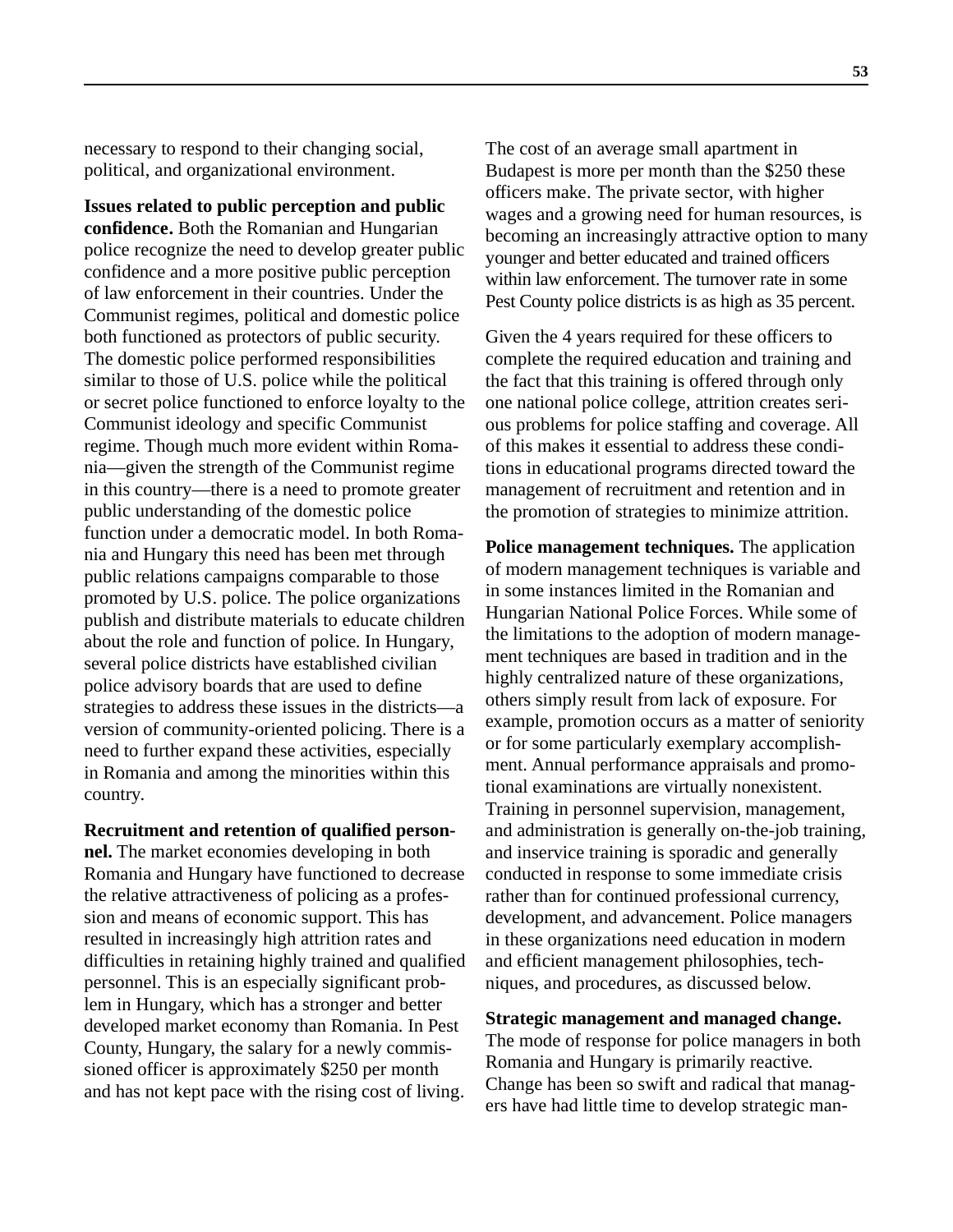necessary to respond to their changing social, political, and organizational environment.

**Issues related to public perception and public confidence.** Both the Romanian and Hungarian police recognize the need to develop greater public confidence and a more positive public perception of law enforcement in their countries. Under the Communist regimes, political and domestic police both functioned as protectors of public security. The domestic police performed responsibilities similar to those of U.S. police while the political or secret police functioned to enforce loyalty to the Communist ideology and specific Communist regime. Though much more evident within Romania—given the strength of the Communist regime in this country—there is a need to promote greater public understanding of the domestic police function under a democratic model. In both Romania and Hungary this need has been met through public relations campaigns comparable to those promoted by U.S. police. The police organizations publish and distribute materials to educate children about the role and function of police. In Hungary, several police districts have established civilian police advisory boards that are used to define strategies to address these issues in the districts—a version of community-oriented policing. There is a need to further expand these activities, especially in Romania and among the minorities within this country.

**Recruitment and retention of qualified personnel.** The market economies developing in both Romania and Hungary have functioned to decrease the relative attractiveness of policing as a profession and means of economic support. This has resulted in increasingly high attrition rates and difficulties in retaining highly trained and qualified personnel. This is an especially significant problem in Hungary, which has a stronger and better developed market economy than Romania. In Pest County, Hungary, the salary for a newly commissioned officer is approximately $250 per month and has not kept pace with the rising cost of living. The cost of an average small apartment in Budapest is more per month than the $250 these officers make. The private sector, with higher wages and a growing need for human resources, is becoming an increasingly attractive option to many younger and better educated and trained officers within law enforcement. The turnover rate in some Pest County police districts is as high as 35 percent.

Given the 4 years required for these officers to complete the required education and training and the fact that this training is offered through only one national police college, attrition creates serious problems for police staffing and coverage. All of this makes it essential to address these conditions in educational programs directed toward the management of recruitment and retention and in the promotion of strategies to minimize attrition.

**Police management techniques.** The application of modern management techniques is variable and in some instances limited in the Romanian and Hungarian National Police Forces. While some of the limitations to the adoption of modern management techniques are based in tradition and in the highly centralized nature of these organizations, others simply result from lack of exposure. For example, promotion occurs as a matter of seniority or for some particularly exemplary accomplishment. Annual performance appraisals and promotional examinations are virtually nonexistent. Training in personnel supervision, management, and administration is generally on-the-job training, and inservice training is sporadic and generally conducted in response to some immediate crisis rather than for continued professional currency, development, and advancement. Police managers in these organizations need education in modern and efficient management philosophies, techniques, and procedures, as discussed below.

**Strategic management and managed change.** The mode of response for police managers in both Romania and Hungary is primarily reactive. Change has been so swift and radical that managers have had little time to develop strategic man-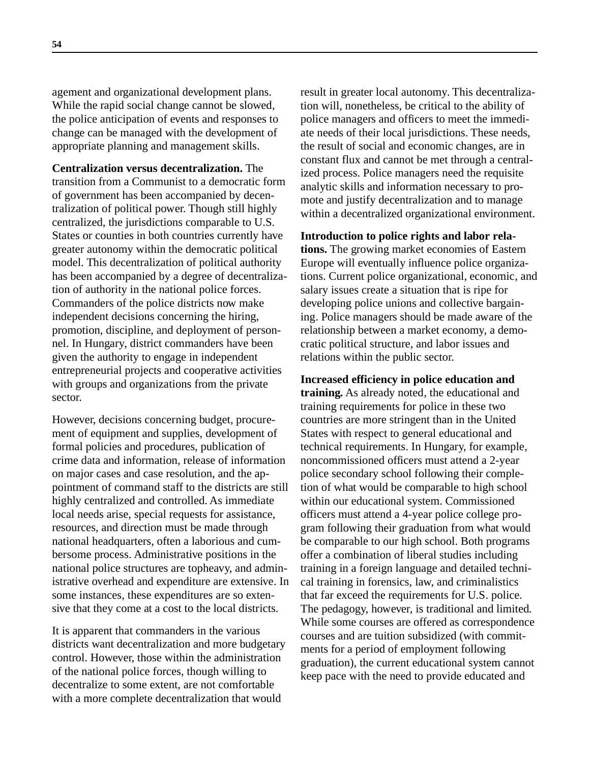agement and organizational development plans. While the rapid social change cannot be slowed, the police anticipation of events and responses to change can be managed with the development of appropriate planning and management skills.

**Centralization versus decentralization.** The transition from a Communist to a democratic form of government has been accompanied by decentralization of political power. Though still highly centralized, the jurisdictions comparable to U.S. States or counties in both countries currently have greater autonomy within the democratic political model. This decentralization of political authority has been accompanied by a degree of decentralization of authority in the national police forces. Commanders of the police districts now make independent decisions concerning the hiring, promotion, discipline, and deployment of personnel. In Hungary, district commanders have been given the authority to engage in independent entrepreneurial projects and cooperative activities with groups and organizations from the private sector.

However, decisions concerning budget, procurement of equipment and supplies, development of formal policies and procedures, publication of crime data and information, release of information on major cases and case resolution, and the appointment of command staff to the districts are still highly centralized and controlled. As immediate local needs arise, special requests for assistance, resources, and direction must be made through national headquarters, often a laborious and cumbersome process. Administrative positions in the national police structures are topheavy, and administrative overhead and expenditure are extensive. In some instances, these expenditures are so extensive that they come at a cost to the local districts.

It is apparent that commanders in the various districts want decentralization and more budgetary control. However, those within the administration of the national police forces, though willing to decentralize to some extent, are not comfortable with a more complete decentralization that would result in greater local autonomy. This decentralization will, nonetheless, be critical to the ability of police managers and officers to meet the immediate needs of their local jurisdictions. These needs, the result of social and economic changes, are in constant flux and cannot be met through a centralized process. Police managers need the requisite analytic skills and information necessary to promote and justify decentralization and to manage within a decentralized organizational environment.

**Introduction to police rights and labor relations.** The growing market economies of Eastern Europe will eventually influence police organizations. Current police organizational, economic, and salary issues create a situation that is ripe for developing police unions and collective bargaining. Police managers should be made aware of the relationship between a market economy, a democratic political structure, and labor issues and relations within the public sector.

**Increased efficiency in police education and training.** As already noted, the educational and training requirements for police in these two countries are more stringent than in the United States with respect to general educational and technical requirements. In Hungary, for example, noncommissioned officers must attend a 2-year police secondary school following their completion of what would be comparable to high school within our educational system. Commissioned officers must attend a 4-year police college program following their graduation from what would be comparable to our high school. Both programs offer a combination of liberal studies including training in a foreign language and detailed technical training in forensics, law, and criminalistics that far exceed the requirements for U.S. police. The pedagogy, however, is traditional and limited. While some courses are offered as correspondence courses and are tuition subsidized (with commitments for a period of employment following graduation), the current educational system cannot keep pace with the need to provide educated and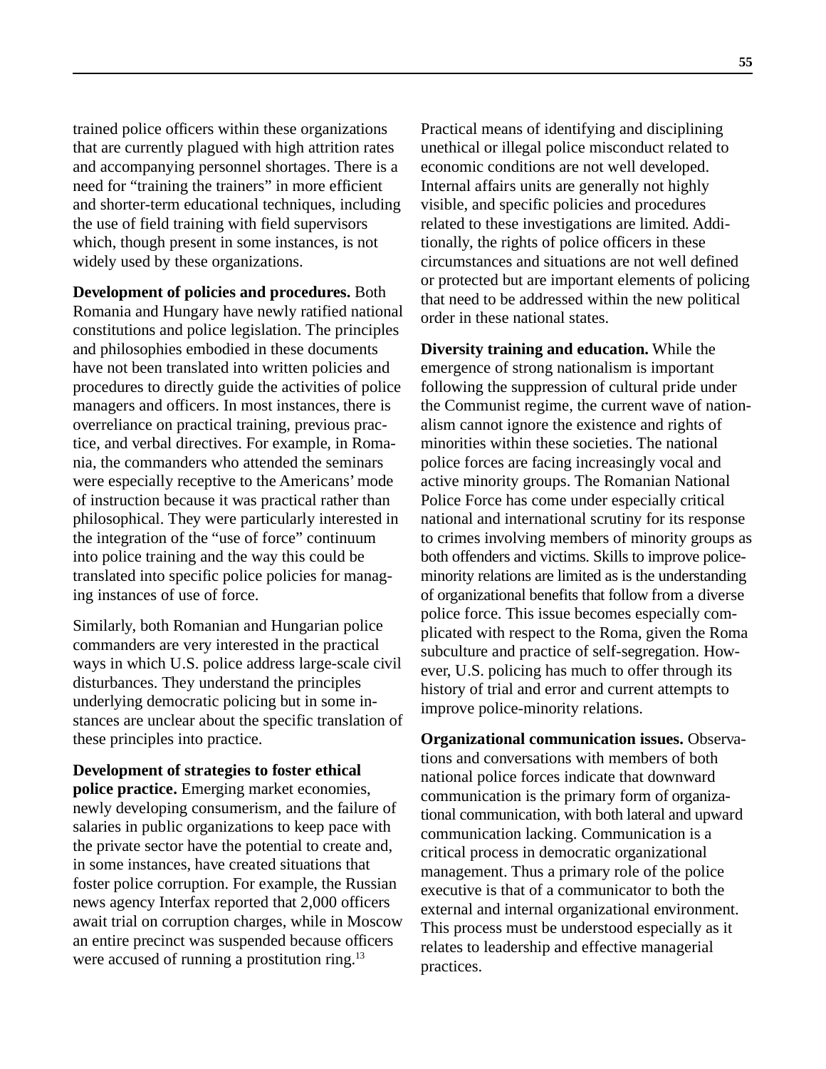trained police officers within these organizations that are currently plagued with high attrition rates and accompanying personnel shortages. There is a need for "training the trainers" in more efficient and shorter-term educational techniques, including the use of field training with field supervisors which, though present in some instances, is not widely used by these organizations.

**Development of policies and procedures.** Both Romania and Hungary have newly ratified national constitutions and police legislation. The principles and philosophies embodied in these documents have not been translated into written policies and procedures to directly guide the activities of police managers and officers. In most instances, there is overreliance on practical training, previous practice, and verbal directives. For example, in Romania, the commanders who attended the seminars were especially receptive to the Americans' mode of instruction because it was practical rather than philosophical. They were particularly interested in the integration of the "use of force" continuum into police training and the way this could be translated into specific police policies for managing instances of use of force.

Similarly, both Romanian and Hungarian police commanders are very interested in the practical ways in which U.S. police address large-scale civil disturbances. They understand the principles underlying democratic policing but in some instances are unclear about the specific translation of these principles into practice.

**Development of strategies to foster ethical police practice.** Emerging market economies, newly developing consumerism, and the failure of salaries in public organizations to keep pace with the private sector have the potential to create and, in some instances, have created situations that foster police corruption. For example, the Russian news agency Interfax reported that 2,000 officers await trial on corruption charges, while in Moscow an entire precinct was suspended because officers were accused of running a prostitution ring.[13]

Practical means of identifying and disciplining unethical or illegal police misconduct related to economic conditions are not well developed. Internal affairs units are generally not highly visible, and specific policies and procedures related to these investigations are limited. Additionally, the rights of police officers in these circumstances and situations are not well defined or protected but are important elements of policing that need to be addressed within the new political order in these national states.

**Diversity training and education.** While the emergence of strong nationalism is important following the suppression of cultural pride under the Communist regime, the current wave of nationalism cannot ignore the existence and rights of minorities within these societies. The national police forces are facing increasingly vocal and active minority groups. The Romanian National Police Force has come under especially critical national and international scrutiny for its response to crimes involving members of minority groups as both offenders and victims. Skills to improve police-minority relations are limited as is the understanding of organizational benefits that follow from a diverse police force. This issue becomes especially complicated with respect to the Roma, given the Roma subculture and practice of self-segregation. However, U.S. policing has much to offer through its history of trial and error and current attempts to improve police-minority relations.

**Organizational communication issues.** Observations and conversations with members of both national police forces indicate that downward communication is the primary form of organizational communication, with both lateral and upward communication lacking. Communication is a critical process in democratic organizational management. Thus a primary role of the police executive is that of a communicator to both the external and internal organizational environment. This process must be understood especially as it relates to leadership and effective managerial practices.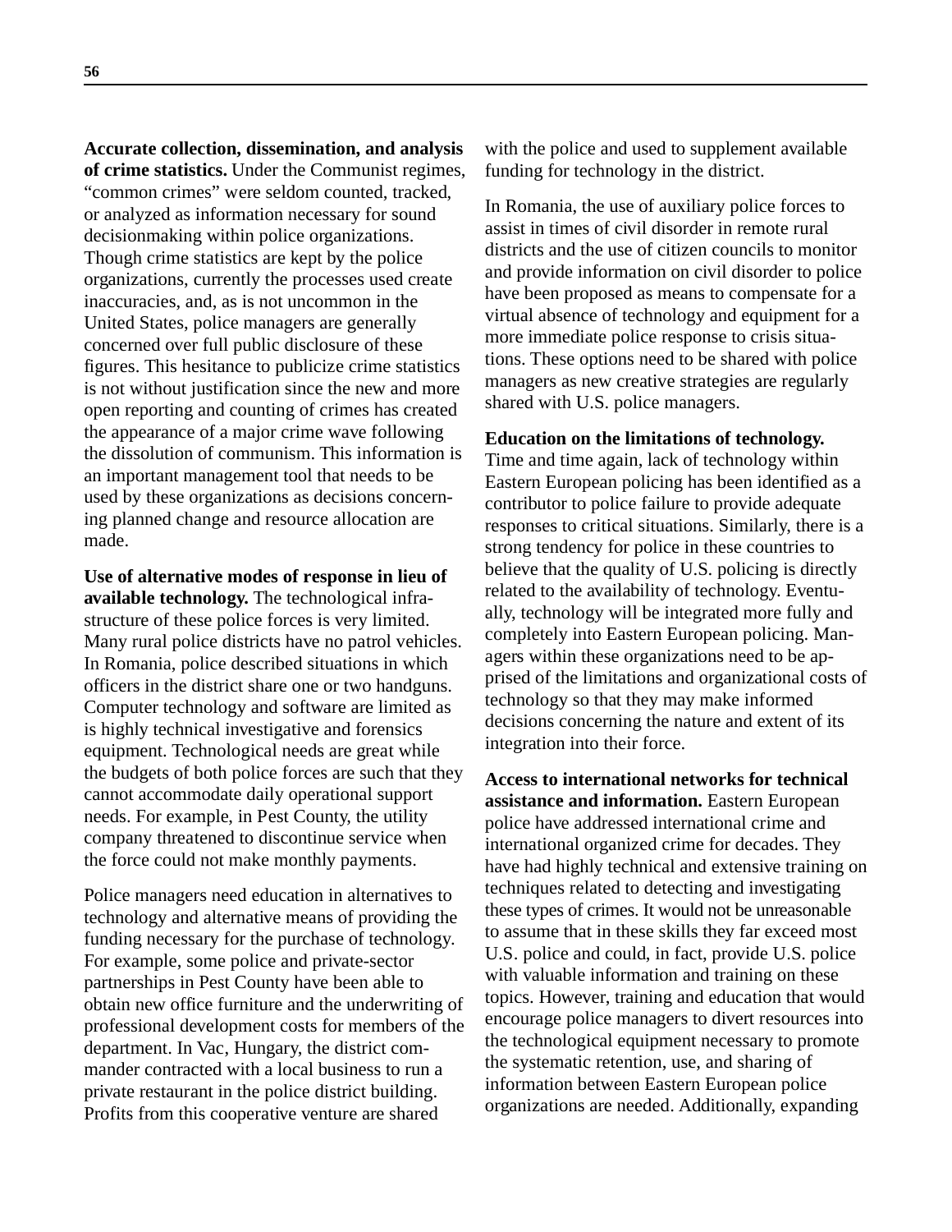**Accurate collection, dissemination, and analysis of crime statistics.** Under the Communist regimes, "common crimes" were seldom counted, tracked, or analyzed as information necessary for sound decisionmaking within police organizations. Though crime statistics are kept by the police organizations, currently the processes used create inaccuracies, and, as is not uncommon in the United States, police managers are generally concerned over full public disclosure of these figures. This hesitance to publicize crime statistics is not without justification since the new and more open reporting and counting of crimes has created the appearance of a major crime wave following the dissolution of communism. This information is an important management tool that needs to be used by these organizations as decisions concerning planned change and resource allocation are made.

**Use of alternative modes of response in lieu of available technology.** The technological infrastructure of these police forces is very limited. Many rural police districts have no patrol vehicles. In Romania, police described situations in which officers in the district share one or two handguns. Computer technology and software are limited as is highly technical investigative and forensics equipment. Technological needs are great while the budgets of both police forces are such that they cannot accommodate daily operational support needs. For example, in Pest County, the utility company threatened to discontinue service when the force could not make monthly payments.

Police managers need education in alternatives to technology and alternative means of providing the funding necessary for the purchase of technology. For example, some police and private-sector partnerships in Pest County have been able to obtain new office furniture and the underwriting of professional development costs for members of the department. In Vac, Hungary, the district commander contracted with a local business to run a private restaurant in the police district building. Profits from this cooperative venture are shared with the police and used to supplement available funding for technology in the district.

In Romania, the use of auxiliary police forces to assist in times of civil disorder in remote rural districts and the use of citizen councils to monitor and provide information on civil disorder to police have been proposed as means to compensate for a virtual absence of technology and equipment for a more immediate police response to crisis situations. These options need to be shared with police managers as new creative strategies are regularly shared with U.S. police managers.

**Education on the limitations of technology.** Time and time again, lack of technology within Eastern European policing has been identified as a contributor to police failure to provide adequate responses to critical situations. Similarly, there is a strong tendency for police in these countries to believe that the quality of U.S. policing is directly related to the availability of technology. Eventually, technology will be integrated more fully and completely into Eastern European policing. Managers within these organizations need to be apprised of the limitations and organizational costs of technology so that they may make informed decisions concerning the nature and extent of its integration into their force.

**Access to international networks for technical assistance and information.** Eastern European police have addressed international crime and international organized crime for decades. They have had highly technical and extensive training on techniques related to detecting and investigating these types of crimes. It would not be unreasonable to assume that in these skills they far exceed most U.S. police and could, in fact, provide U.S. police with valuable information and training on these topics. However, training and education that would encourage police managers to divert resources into the technological equipment necessary to promote the systematic retention, use, and sharing of information between Eastern European police organizations are needed. Additionally, expanding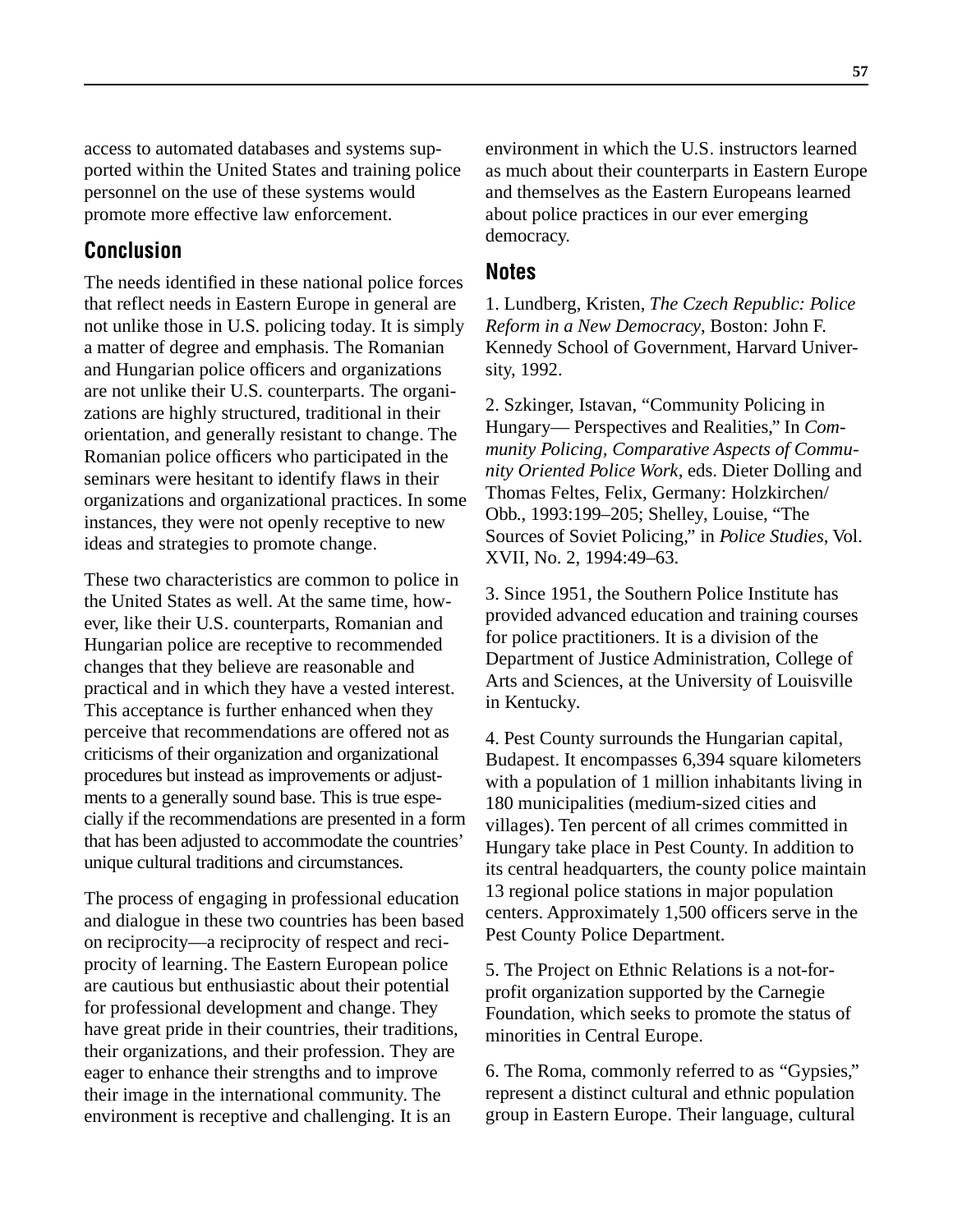access to automated databases and systems supported within the United States and training police personnel on the use of these systems would promote more effective law enforcement.

## Conclusion

The needs identified in these national police forces that reflect needs in Eastern Europe in general are not unlike those in U.S. policing today. It is simply a matter of degree and emphasis. The Romanian and Hungarian police officers and organizations are not unlike their U.S. counterparts. The organizations are highly structured, traditional in their orientation, and generally resistant to change. The Romanian police officers who participated in the seminars were hesitant to identify flaws in their organizations and organizational practices. In some instances, they were not openly receptive to new ideas and strategies to promote change.

These two characteristics are common to police in the United States as well. At the same time, however, like their U.S. counterparts, Romanian and Hungarian police are receptive to recommended changes that they believe are reasonable and practical and in which they have a vested interest. This acceptance is further enhanced when they perceive that recommendations are offered not as criticisms of their organization and organizational procedures but instead as improvements or adjustments to a generally sound base. This is true especially if the recommendations are presented in a form that has been adjusted to accommodate the countries' unique cultural traditions and circumstances.

The process of engaging in professional education and dialogue in these two countries has been based on reciprocity—a reciprocity of respect and reciprocity of learning. The Eastern European police are cautious but enthusiastic about their potential for professional development and change. They have great pride in their countries, their traditions, their organizations, and their profession. They are eager to enhance their strengths and to improve their image in the international community. The environment is receptive and challenging. It is an environment in which the U.S. instructors learned as much about their counterparts in Eastern Europe and themselves as the Eastern Europeans learned about police practices in our ever emerging democracy.

## Notes

1. Lundberg, Kristen, *The Czech Republic: Police Reform in a New Democracy*, Boston: John F. Kennedy School of Government, Harvard University, 1992.

2. Szkinger, Istavan, "Community Policing in Hungary— Perspectives and Realities," In *Community Policing, Comparative Aspects of Community Oriented Police Work*, eds. Dieter Dolling and Thomas Feltes, Felix, Germany: Holzkirchen/ Obb., 1993:199–205; Shelley, Louise, "The Sources of Soviet Policing," in *Police Studies*, Vol. XVII, No. 2, 1994:49–63.

3. Since 1951, the Southern Police Institute has provided advanced education and training courses for police practitioners. It is a division of the Department of Justice Administration, College of Arts and Sciences, at the University of Louisville in Kentucky.

4. Pest County surrounds the Hungarian capital, Budapest. It encompasses 6,394 square kilometers with a population of 1 million inhabitants living in 180 municipalities (medium-sized cities and villages). Ten percent of all crimes committed in Hungary take place in Pest County. In addition to its central headquarters, the county police maintain 13 regional police stations in major population centers. Approximately 1,500 officers serve in the Pest County Police Department.

5. The Project on Ethnic Relations is a not-for-profit organization supported by the Carnegie Foundation, which seeks to promote the status of minorities in Central Europe.

6. The Roma, commonly referred to as "Gypsies," represent a distinct cultural and ethnic population group in Eastern Europe. Their language, cultural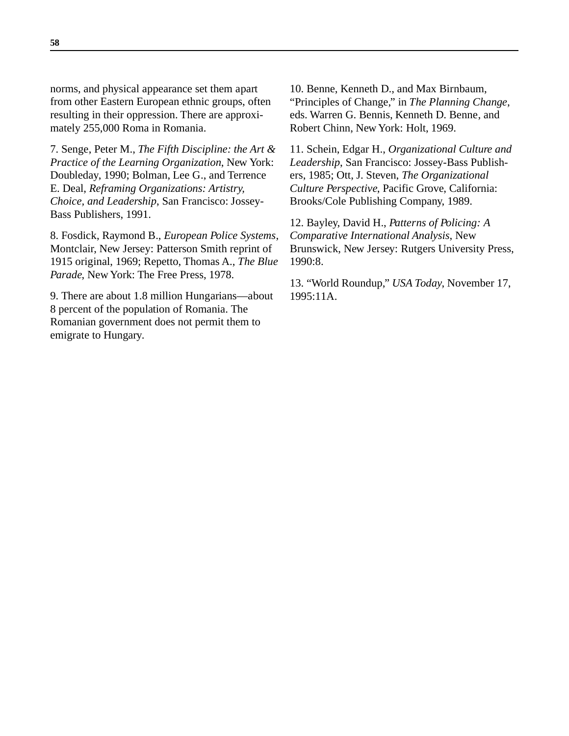norms, and physical appearance set them apart from other Eastern European ethnic groups, often resulting in their oppression. There are approximately 255,000 Roma in Romania.

7. Senge, Peter M., *The Fifth Discipline: the Art & Practice of the Learning Organization*, New York: Doubleday, 1990; Bolman, Lee G., and Terrence E. Deal, *Reframing Organizations: Artistry, Choice, and Leadership*, San Francisco: Jossey-Bass Publishers, 1991.

8. Fosdick, Raymond B., *European Police Systems*, Montclair, New Jersey: Patterson Smith reprint of 1915 original, 1969; Repetto, Thomas A., *The Blue Parade*, New York: The Free Press, 1978.

9. There are about 1.8 million Hungarians—about 8 percent of the population of Romania. The Romanian government does not permit them to emigrate to Hungary.

10. Benne, Kenneth D., and Max Birnbaum, "Principles of Change," in *The Planning Change*, eds. Warren G. Bennis, Kenneth D. Benne, and Robert Chinn, New York: Holt, 1969.

11. Schein, Edgar H., *Organizational Culture and Leadership*, San Francisco: Jossey-Bass Publishers, 1985; Ott, J. Steven, *The Organizational Culture Perspective*, Pacific Grove, California: Brooks/Cole Publishing Company, 1989.

12. Bayley, David H., *Patterns of Policing: A Comparative International Analysis*, New Brunswick, New Jersey: Rutgers University Press, 1990:8.

13. "World Roundup," *USA Today*, November 17, 1995:11A.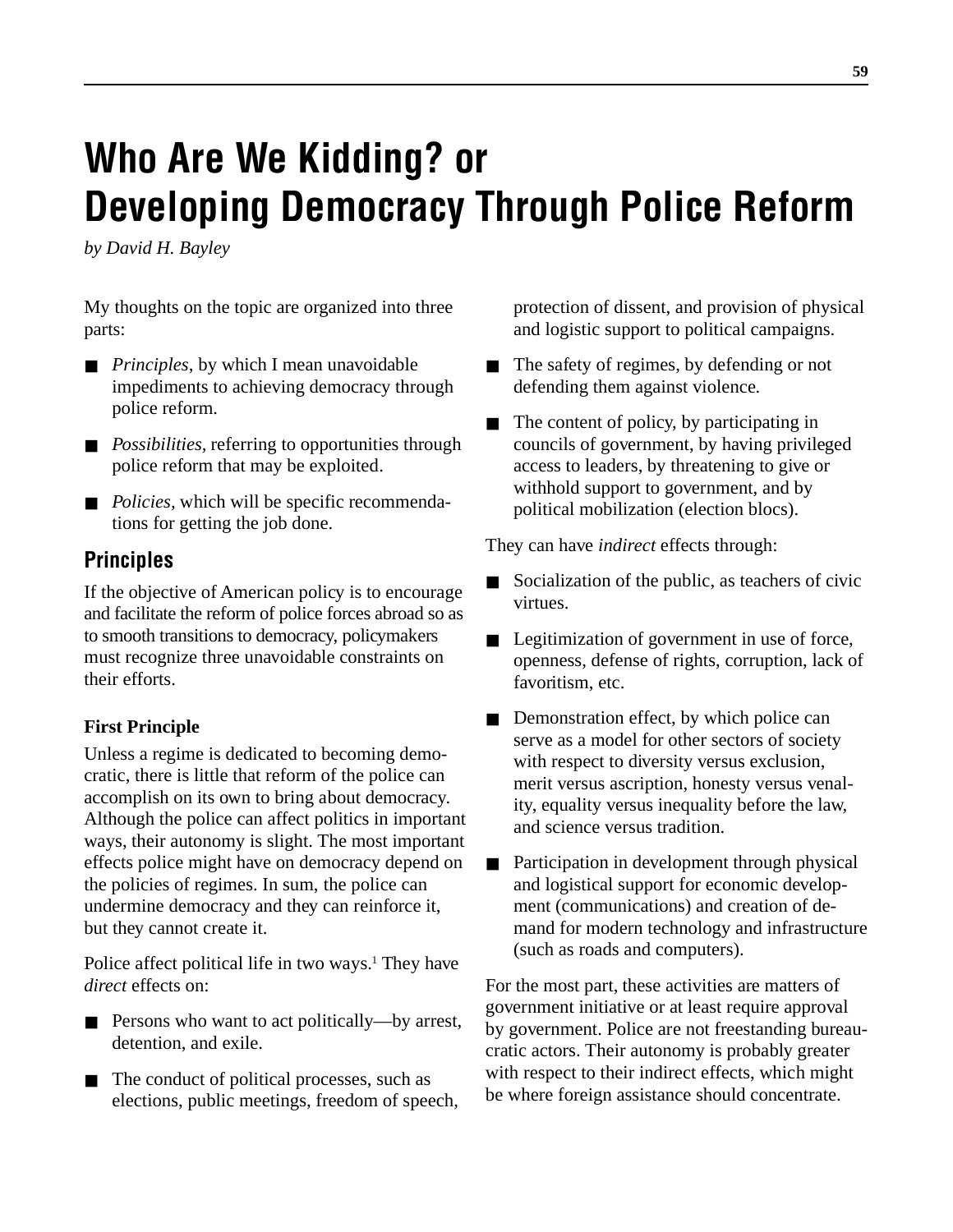// Transcribed page content
# Who Are We Kidding? or Developing Democracy Through Police Reform

*by David H. Bayley*

My thoughts on the topic are organized into three parts:

- *Principles*, by which I mean unavoidable impediments to achieving democracy through police reform.
- *Possibilities*, referring to opportunities through police reform that may be exploited.
- *Policies*, which will be specific recommendations for getting the job done.

## Principles

If the objective of American policy is to encourage and facilitate the reform of police forces abroad so as to smooth transitions to democracy, policymakers must recognize three unavoidable constraints on their efforts.

### First Principle

Unless a regime is dedicated to becoming democratic, there is little that reform of the police can accomplish on its own to bring about democracy. Although the police can affect politics in important ways, their autonomy is slight. The most important effects police might have on democracy depend on the policies of regimes. In sum, the police can undermine democracy and they can reinforce it, but they cannot create it.

Police affect political life in two ways.[1] They have *direct* effects on:

- Persons who want to act politically—by arrest, detention, and exile.
- The conduct of political processes, such as elections, public meetings, freedom of speech, protection of dissent, and provision of physical and logistic support to political campaigns.
- The safety of regimes, by defending or not defending them against violence.
- The content of policy, by participating in councils of government, by having privileged access to leaders, by threatening to give or withhold support to government, and by political mobilization (election blocs).

They can have *indirect* effects through:

- Socialization of the public, as teachers of civic virtues.
- Legitimization of government in use of force, openness, defense of rights, corruption, lack of favoritism, etc.
- Demonstration effect, by which police can serve as a model for other sectors of society with respect to diversity versus exclusion, merit versus ascription, honesty versus venality, equality versus inequality before the law, and science versus tradition.
- Participation in development through physical and logistical support for economic development (communications) and creation of demand for modern technology and infrastructure (such as roads and computers).

For the most part, these activities are matters of government initiative or at least require approval by government. Police are not freestanding bureaucratic actors. Their autonomy is probably greater with respect to their indirect effects, which might be where foreign assistance should concentrate.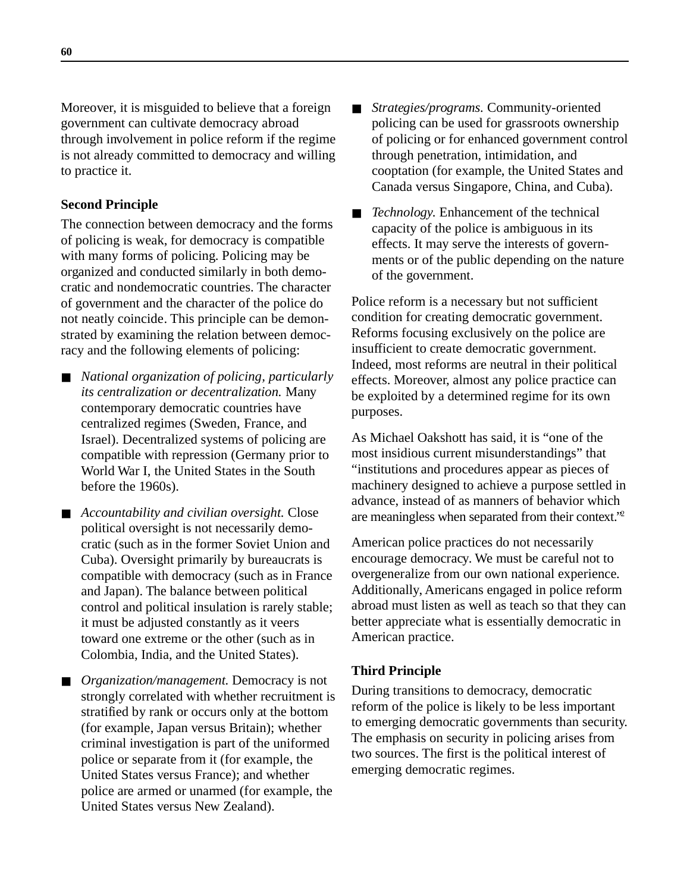Moreover, it is misguided to believe that a foreign government can cultivate democracy abroad through involvement in police reform if the regime is not already committed to democracy and willing to practice it.

**Second Principle**

The connection between democracy and the forms of policing is weak, for democracy is compatible with many forms of policing. Policing may be organized and conducted similarly in both democratic and nondemocratic countries. The character of government and the character of the police do not neatly coincide. This principle can be demonstrated by examining the relation between democracy and the following elements of policing:

- *National organization of policing, particularly its centralization or decentralization.* Many contemporary democratic countries have centralized regimes (Sweden, France, and Israel). Decentralized systems of policing are compatible with repression (Germany prior to World War I, the United States in the South before the 1960s).
- *Accountability and civilian oversight.* Close political oversight is not necessarily democratic (such as in the former Soviet Union and Cuba). Oversight primarily by bureaucrats is compatible with democracy (such as in France and Japan). The balance between political control and political insulation is rarely stable; it must be adjusted constantly as it veers toward one extreme or the other (such as in Colombia, India, and the United States).
- *Organization/management.* Democracy is not strongly correlated with whether recruitment is stratified by rank or occurs only at the bottom (for example, Japan versus Britain); whether criminal investigation is part of the uniformed police or separate from it (for example, the United States versus France); and whether police are armed or unarmed (for example, the United States versus New Zealand).
- *Strategies/programs.* Community-oriented policing can be used for grassroots ownership of policing or for enhanced government control through penetration, intimidation, and cooptation (for example, the United States and Canada versus Singapore, China, and Cuba).
- *Technology.* Enhancement of the technical capacity of the police is ambiguous in its effects. It may serve the interests of governments or of the public depending on the nature of the government.

Police reform is a necessary but not sufficient condition for creating democratic government. Reforms focusing exclusively on the police are insufficient to create democratic government. Indeed, most reforms are neutral in their political effects. Moreover, almost any police practice can be exploited by a determined regime for its own purposes.

As Michael Oakshott has said, it is "one of the most insidious current misunderstandings" that "institutions and procedures appear as pieces of machinery designed to achieve a purpose settled in advance, instead of as manners of behavior which are meaningless when separated from their context."[2]

American police practices do not necessarily encourage democracy. We must be careful not to overgeneralize from our own national experience. Additionally, Americans engaged in police reform abroad must listen as well as teach so that they can better appreciate what is essentially democratic in American practice.

**Third Principle**

During transitions to democracy, democratic reform of the police is likely to be less important to emerging democratic governments than security. The emphasis on security in policing arises from two sources. The first is the political interest of emerging democratic regimes.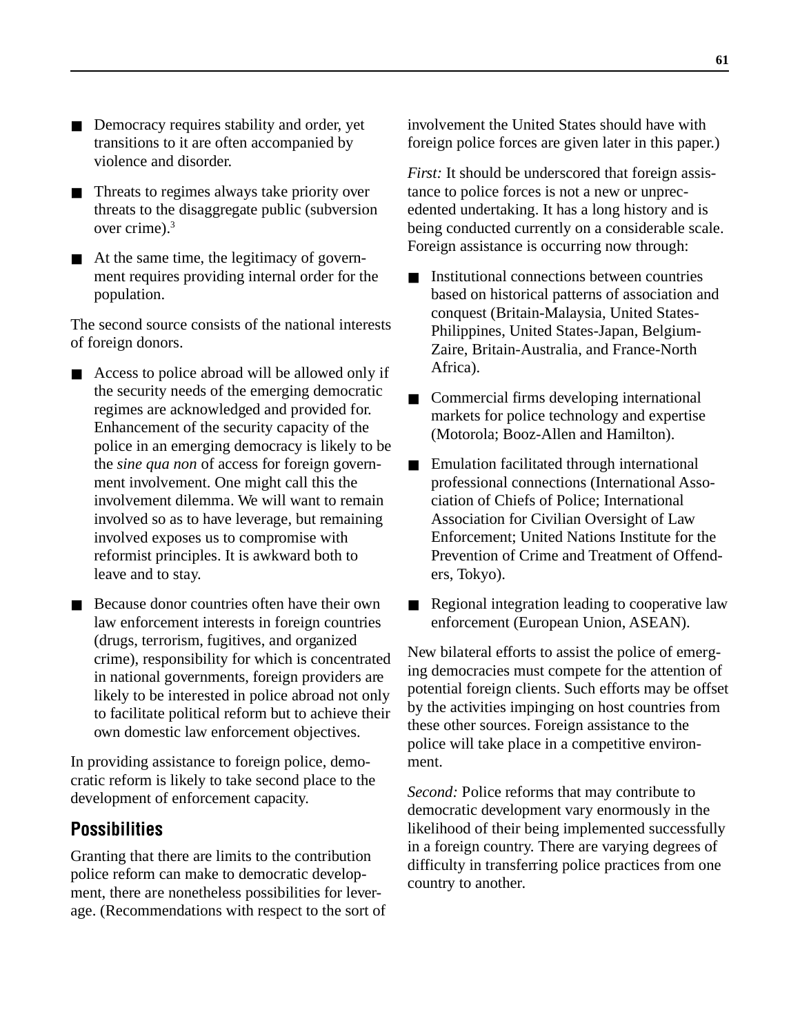- Democracy requires stability and order, yet transitions to it are often accompanied by violence and disorder.
- Threats to regimes always take priority over threats to the disaggregate public (subversion over crime).[3]
- At the same time, the legitimacy of government requires providing internal order for the population.

The second source consists of the national interests of foreign donors.

- Access to police abroad will be allowed only if the security needs of the emerging democratic regimes are acknowledged and provided for. Enhancement of the security capacity of the police in an emerging democracy is likely to be the *sine qua non* of access for foreign government involvement. One might call this the involvement dilemma. We will want to remain involved so as to have leverage, but remaining involved exposes us to compromise with reformist principles. It is awkward both to leave and to stay.
- Because donor countries often have their own law enforcement interests in foreign countries (drugs, terrorism, fugitives, and organized crime), responsibility for which is concentrated in national governments, foreign providers are likely to be interested in police abroad not only to facilitate political reform but to achieve their own domestic law enforcement objectives.

In providing assistance to foreign police, democratic reform is likely to take second place to the development of enforcement capacity.

## Possibilities

Granting that there are limits to the contribution police reform can make to democratic development, there are nonetheless possibilities for leverage. (Recommendations with respect to the sort of involvement the United States should have with foreign police forces are given later in this paper.)

*First:* It should be underscored that foreign assistance to police forces is not a new or unprecedented undertaking. It has a long history and is being conducted currently on a considerable scale. Foreign assistance is occurring now through:

- Institutional connections between countries based on historical patterns of association and conquest (Britain-Malaysia, United States-Philippines, United States-Japan, Belgium-Zaire, Britain-Australia, and France-North Africa).
- Commercial firms developing international markets for police technology and expertise (Motorola; Booz-Allen and Hamilton).
- Emulation facilitated through international professional connections (International Association of Chiefs of Police; International Association for Civilian Oversight of Law Enforcement; United Nations Institute for the Prevention of Crime and Treatment of Offenders, Tokyo).
- Regional integration leading to cooperative law enforcement (European Union, ASEAN).

New bilateral efforts to assist the police of emerging democracies must compete for the attention of potential foreign clients. Such efforts may be offset by the activities impinging on host countries from these other sources. Foreign assistance to the police will take place in a competitive environment.

*Second:* Police reforms that may contribute to democratic development vary enormously in the likelihood of their being implemented successfully in a foreign country. There are varying degrees of difficulty in transferring police practices from one country to another.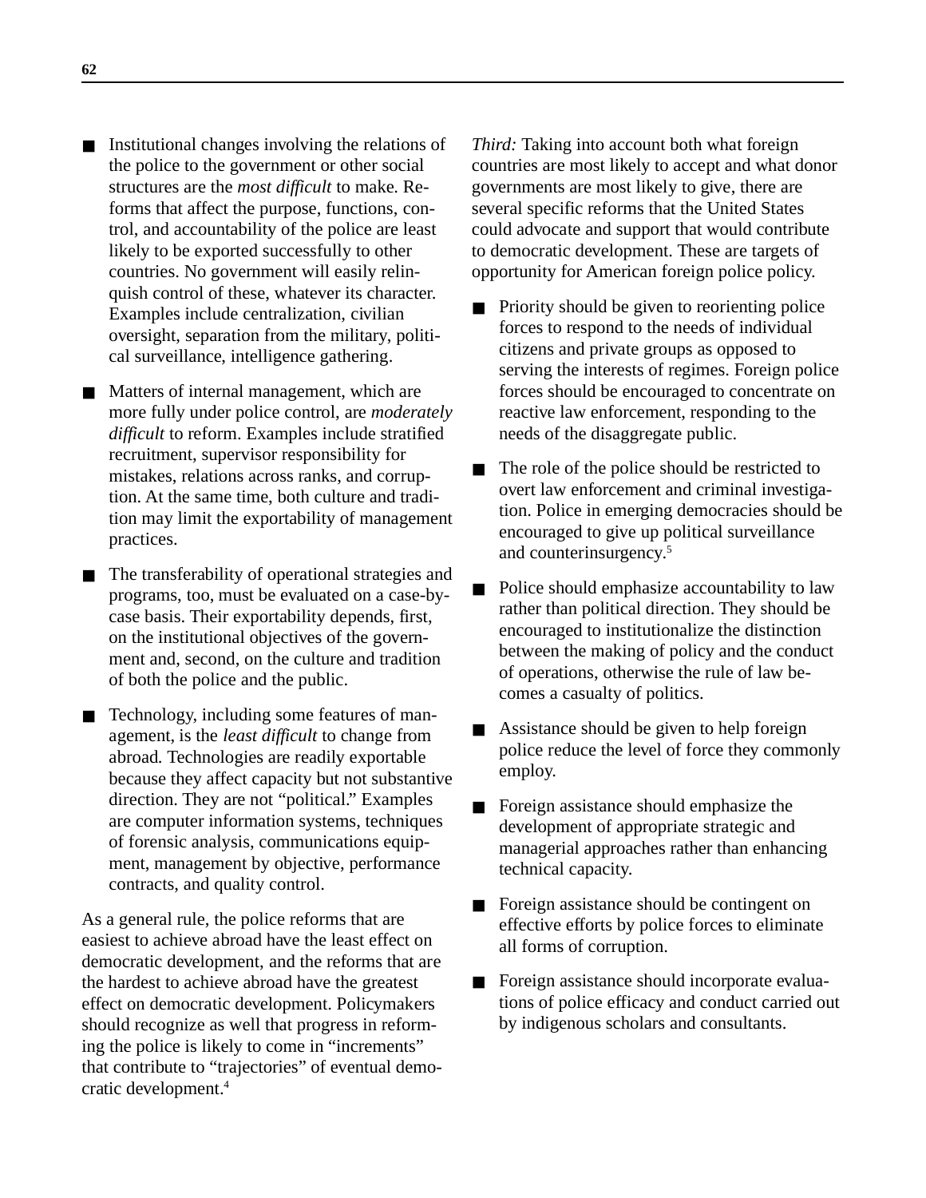- Institutional changes involving the relations of the police to the government or other social structures are the *most difficult* to make. Reforms that affect the purpose, functions, control, and accountability of the police are least likely to be exported successfully to other countries. No government will easily relinquish control of these, whatever its character. Examples include centralization, civilian oversight, separation from the military, political surveillance, intelligence gathering.

- Matters of internal management, which are more fully under police control, are *moderately difficult* to reform. Examples include stratified recruitment, supervisor responsibility for mistakes, relations across ranks, and corruption. At the same time, both culture and tradition may limit the exportability of management practices.

- The transferability of operational strategies and programs, too, must be evaluated on a case-by-case basis. Their exportability depends, first, on the institutional objectives of the government and, second, on the culture and tradition of both the police and the public.

- Technology, including some features of management, is the *least difficult* to change from abroad. Technologies are readily exportable because they affect capacity but not substantive direction. They are not "political." Examples are computer information systems, techniques of forensic analysis, communications equipment, management by objective, performance contracts, and quality control.

As a general rule, the police reforms that are easiest to achieve abroad have the least effect on democratic development, and the reforms that are the hardest to achieve abroad have the greatest effect on democratic development. Policymakers should recognize as well that progress in reforming the police is likely to come in "increments" that contribute to "trajectories" of eventual democratic development.[4]

*Third:* Taking into account both what foreign countries are most likely to accept and what donor governments are most likely to give, there are several specific reforms that the United States could advocate and support that would contribute to democratic development. These are targets of opportunity for American foreign police policy.

- Priority should be given to reorienting police forces to respond to the needs of individual citizens and private groups as opposed to serving the interests of regimes. Foreign police forces should be encouraged to concentrate on reactive law enforcement, responding to the needs of the disaggregate public.

- The role of the police should be restricted to overt law enforcement and criminal investigation. Police in emerging democracies should be encouraged to give up political surveillance and counterinsurgency.[5]

- Police should emphasize accountability to law rather than political direction. They should be encouraged to institutionalize the distinction between the making of policy and the conduct of operations, otherwise the rule of law becomes a casualty of politics.

- Assistance should be given to help foreign police reduce the level of force they commonly employ.

- Foreign assistance should emphasize the development of appropriate strategic and managerial approaches rather than enhancing technical capacity.

- Foreign assistance should be contingent on effective efforts by police forces to eliminate all forms of corruption.

- Foreign assistance should incorporate evaluations of police efficacy and conduct carried out by indigenous scholars and consultants.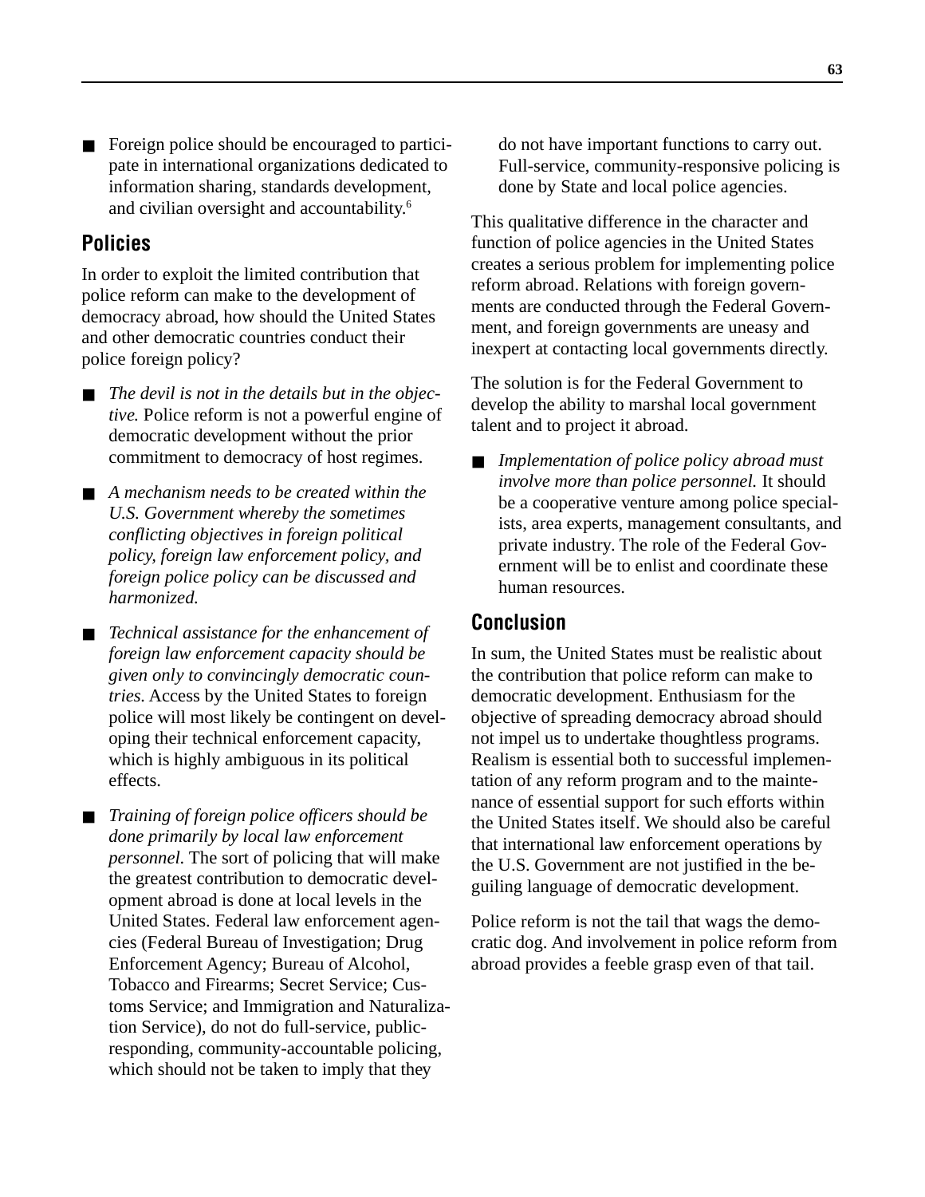- Foreign police should be encouraged to participate in international organizations dedicated to information sharing, standards development, and civilian oversight and accountability.[6]

## Policies

In order to exploit the limited contribution that police reform can make to the development of democracy abroad, how should the United States and other democratic countries conduct their police foreign policy?

- *The devil is not in the details but in the objective.* Police reform is not a powerful engine of democratic development without the prior commitment to democracy of host regimes.

- *A mechanism needs to be created within the U.S. Government whereby the sometimes conflicting objectives in foreign political policy, foreign law enforcement policy, and foreign police policy can be discussed and harmonized.*

- *Technical assistance for the enhancement of foreign law enforcement capacity should be given only to convincingly democratic countries.* Access by the United States to foreign police will most likely be contingent on developing their technical enforcement capacity, which is highly ambiguous in its political effects.

- *Training of foreign police officers should be done primarily by local law enforcement personnel.* The sort of policing that will make the greatest contribution to democratic development abroad is done at local levels in the United States. Federal law enforcement agencies (Federal Bureau of Investigation; Drug Enforcement Agency; Bureau of Alcohol, Tobacco and Firearms; Secret Service; Customs Service; and Immigration and Naturalization Service), do not do full-service, public-responding, community-accountable policing, which should not be taken to imply that they do not have important functions to carry out. Full-service, community-responsive policing is done by State and local police agencies.

This qualitative difference in the character and function of police agencies in the United States creates a serious problem for implementing police reform abroad. Relations with foreign governments are conducted through the Federal Government, and foreign governments are uneasy and inexpert at contacting local governments directly.

The solution is for the Federal Government to develop the ability to marshal local government talent and to project it abroad.

- *Implementation of police policy abroad must involve more than police personnel.* It should be a cooperative venture among police specialists, area experts, management consultants, and private industry. The role of the Federal Government will be to enlist and coordinate these human resources.

## Conclusion

In sum, the United States must be realistic about the contribution that police reform can make to democratic development. Enthusiasm for the objective of spreading democracy abroad should not impel us to undertake thoughtless programs. Realism is essential both to successful implementation of any reform program and to the maintenance of essential support for such efforts within the United States itself. We should also be careful that international law enforcement operations by the U.S. Government are not justified in the beguiling language of democratic development.

Police reform is not the tail that wags the democratic dog. And involvement in police reform from abroad provides a feeble grasp even of that tail.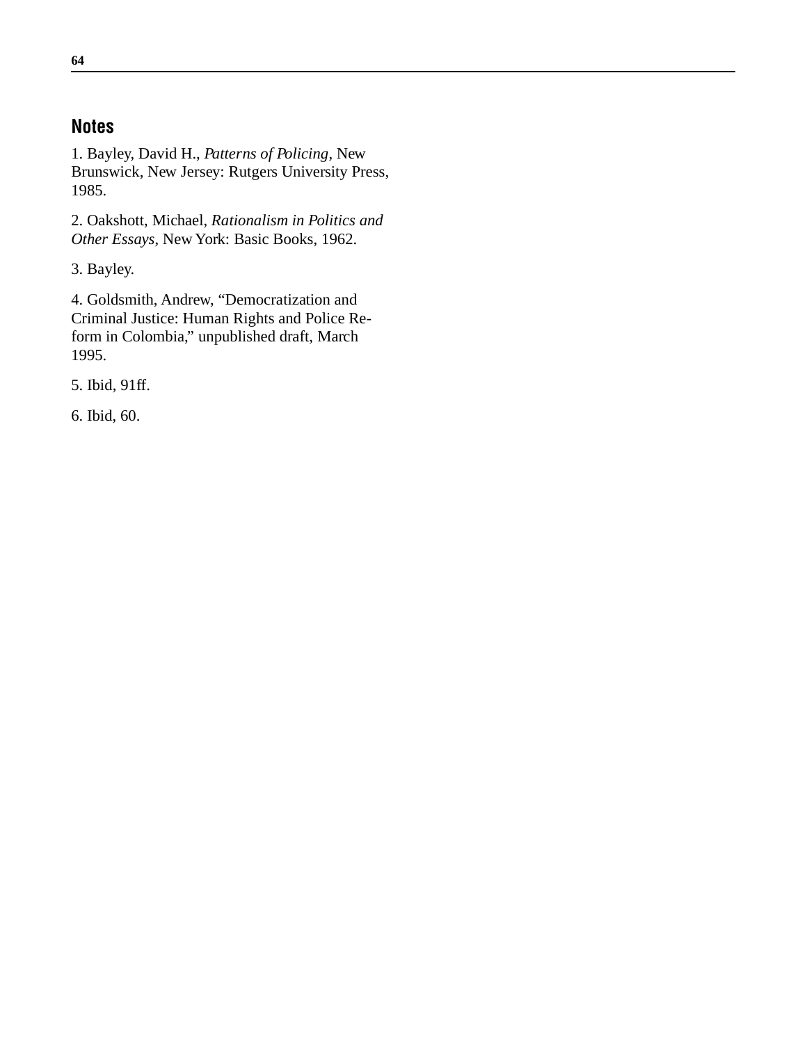## Notes

1. Bayley, David H., *Patterns of Policing*, New Brunswick, New Jersey: Rutgers University Press, 1985.

2. Oakshott, Michael, *Rationalism in Politics and Other Essays*, New York: Basic Books, 1962.

3. Bayley.

4. Goldsmith, Andrew, "Democratization and Criminal Justice: Human Rights and Police Reform in Colombia," unpublished draft, March 1995.

5. Ibid, 91ff.

6. Ibid, 60.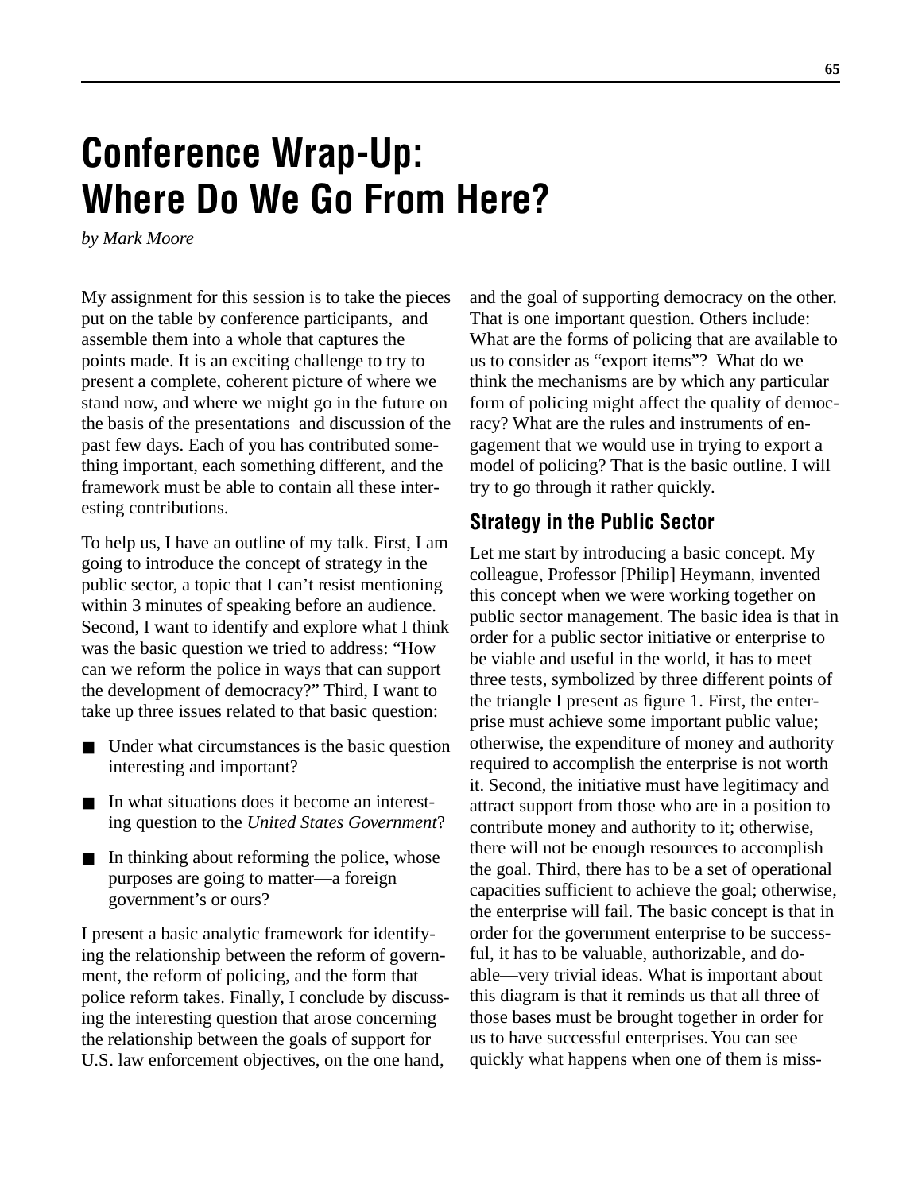# Conference Wrap-Up: Where Do We Go From Here?

*by Mark Moore*

My assignment for this session is to take the pieces put on the table by conference participants, and assemble them into a whole that captures the points made. It is an exciting challenge to try to present a complete, coherent picture of where we stand now, and where we might go in the future on the basis of the presentations and discussion of the past few days. Each of you has contributed something important, each something different, and the framework must be able to contain all these interesting contributions.

To help us, I have an outline of my talk. First, I am going to introduce the concept of strategy in the public sector, a topic that I can't resist mentioning within 3 minutes of speaking before an audience. Second, I want to identify and explore what I think was the basic question we tried to address: "How can we reform the police in ways that can support the development of democracy?" Third, I want to take up three issues related to that basic question:

- Under what circumstances is the basic question interesting and important?
- In what situations does it become an interesting question to the *United States Government*?
- In thinking about reforming the police, whose purposes are going to matter—a foreign government's or ours?

I present a basic analytic framework for identifying the relationship between the reform of government, the reform of policing, and the form that police reform takes. Finally, I conclude by discussing the interesting question that arose concerning the relationship between the goals of support for U.S. law enforcement objectives, on the one hand, and the goal of supporting democracy on the other. That is one important question. Others include: What are the forms of policing that are available to us to consider as "export items"? What do we think the mechanisms are by which any particular form of policing might affect the quality of democracy? What are the rules and instruments of engagement that we would use in trying to export a model of policing? That is the basic outline. I will try to go through it rather quickly.

## Strategy in the Public Sector

Let me start by introducing a basic concept. My colleague, Professor [Philip] Heymann, invented this concept when we were working together on public sector management. The basic idea is that in order for a public sector initiative or enterprise to be viable and useful in the world, it has to meet three tests, symbolized by three different points of the triangle I present as figure 1. First, the enterprise must achieve some important public value; otherwise, the expenditure of money and authority required to accomplish the enterprise is not worth it. Second, the initiative must have legitimacy and attract support from those who are in a position to contribute money and authority to it; otherwise, there will not be enough resources to accomplish the goal. Third, there has to be a set of operational capacities sufficient to achieve the goal; otherwise, the enterprise will fail. The basic concept is that in order for the government enterprise to be successful, it has to be valuable, authorizable, and doable—very trivial ideas. What is important about this diagram is that it reminds us that all three of those bases must be brought together in order for us to have successful enterprises. You can see quickly what happens when one of them is miss-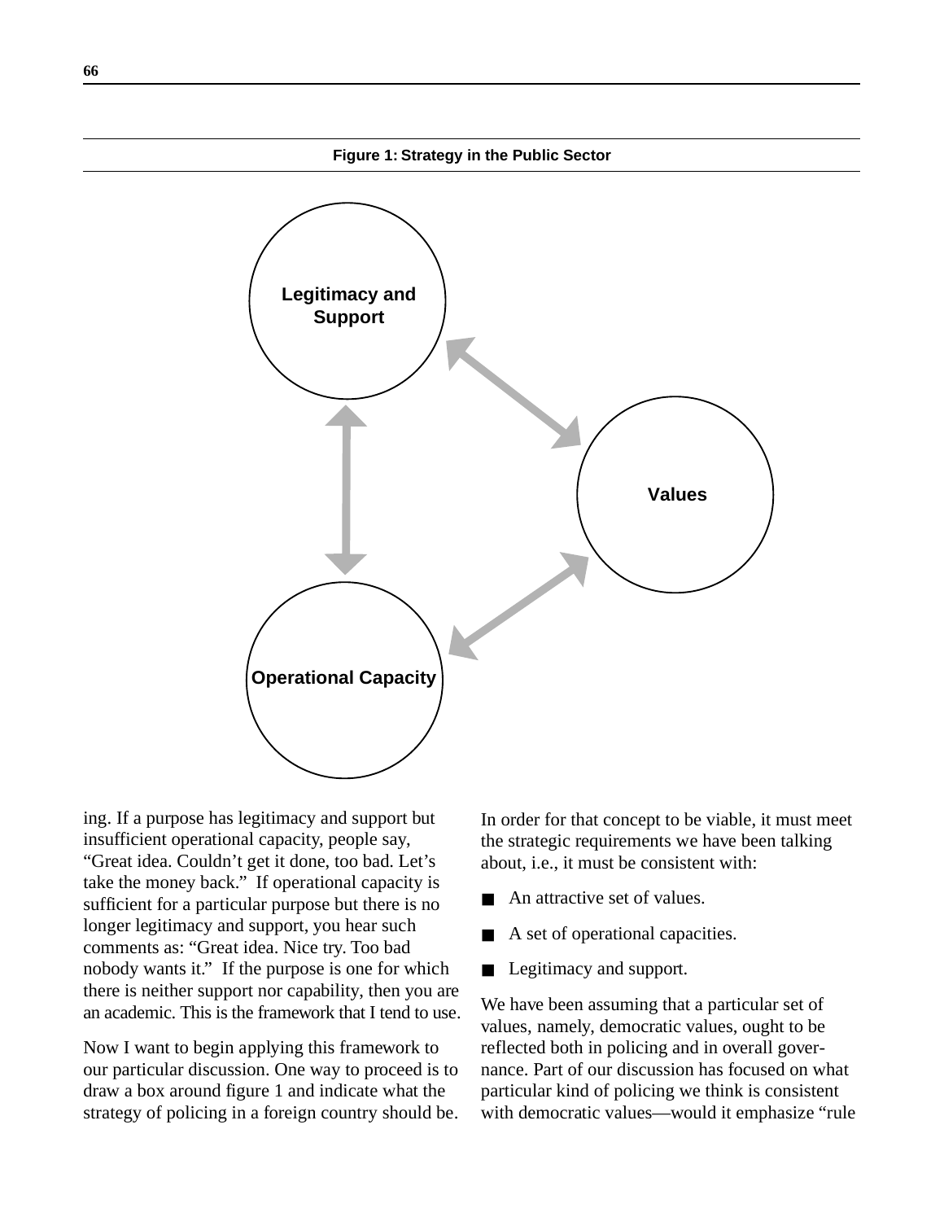**Figure 1: Strategy in the Public Sector**

ing. If a purpose has legitimacy and support but insufficient operational capacity, people say, "Great idea. Couldn't get it done, too bad. Let's take the money back." If operational capacity is sufficient for a particular purpose but there is no longer legitimacy and support, you hear such comments as: "Great idea. Nice try. Too bad nobody wants it." If the purpose is one for which there is neither support nor capability, then you are an academic. This is the framework that I tend to use.

Now I want to begin applying this framework to our particular discussion. One way to proceed is to draw a box around figure 1 and indicate what the strategy of policing in a foreign country should be. In order for that concept to be viable, it must meet the strategic requirements we have been talking about, i.e., it must be consistent with:

- An attractive set of values.
- A set of operational capacities.
- Legitimacy and support.

We have been assuming that a particular set of values, namely, democratic values, ought to be reflected both in policing and in overall governance. Part of our discussion has focused on what particular kind of policing we think is consistent with democratic values—would it emphasize "rule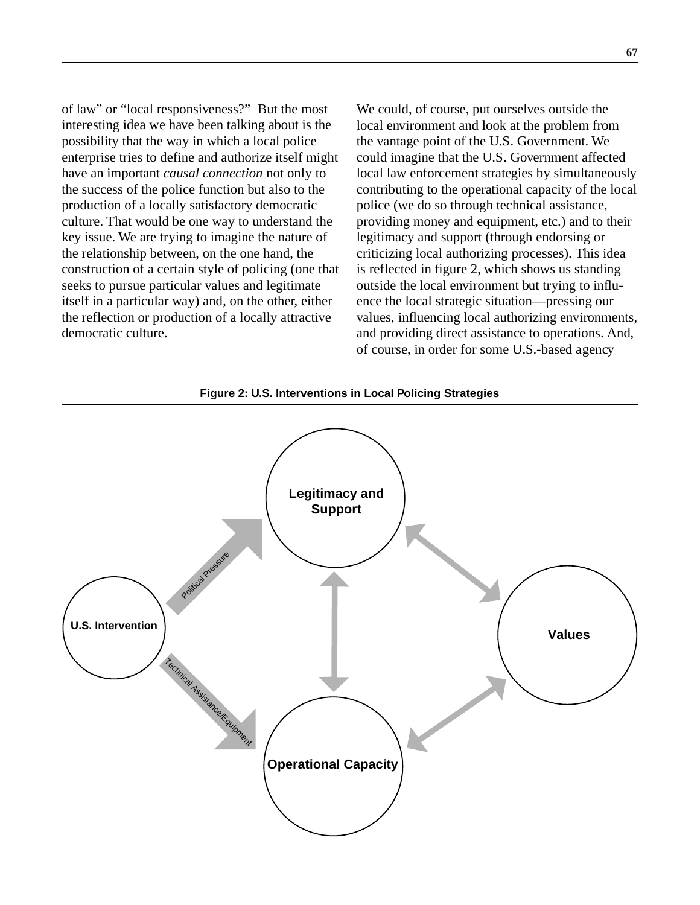of law" or "local responsiveness?" But the most interesting idea we have been talking about is the possibility that the way in which a local police enterprise tries to define and authorize itself might have an important *causal connection* not only to the success of the police function but also to the production of a locally satisfactory democratic culture. That would be one way to understand the key issue. We are trying to imagine the nature of the relationship between, on the one hand, the construction of a certain style of policing (one that seeks to pursue particular values and legitimate itself in a particular way) and, on the other, either the reflection or production of a locally attractive democratic culture.

We could, of course, put ourselves outside the local environment and look at the problem from the vantage point of the U.S. Government. We could imagine that the U.S. Government affected local law enforcement strategies by simultaneously contributing to the operational capacity of the local police (we do so through technical assistance, providing money and equipment, etc.) and to their legitimacy and support (through endorsing or criticizing local authorizing processes). This idea is reflected in figure 2, which shows us standing outside the local environment but trying to influence the local strategic situation—pressing our values, influencing local authorizing environments, and providing direct assistance to operations. And, of course, in order for some U.S.-based agency

**Figure 2: U.S. Interventions in Local Policing Strategies**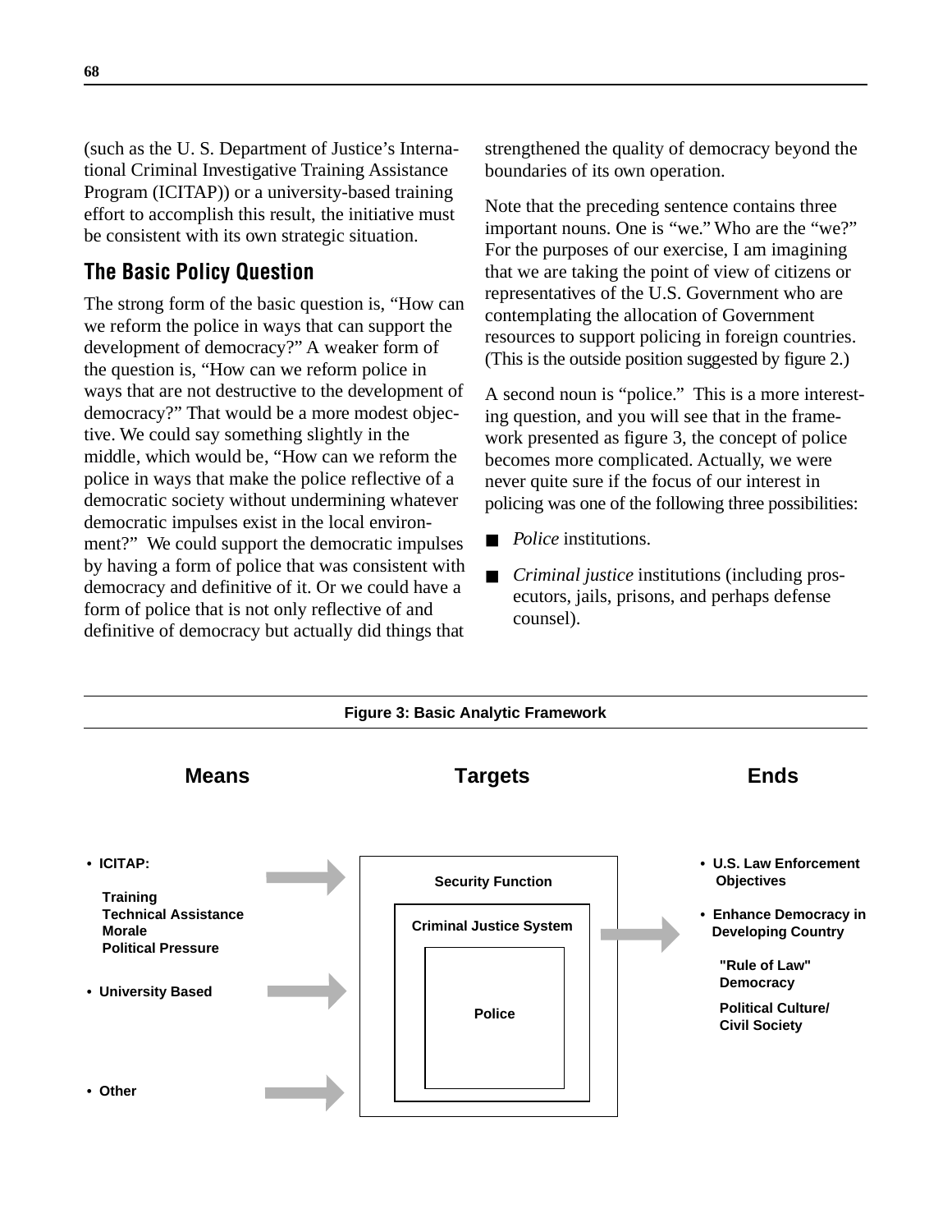(such as the U. S. Department of Justice's International Criminal Investigative Training Assistance Program (ICITAP)) or a university-based training effort to accomplish this result, the initiative must be consistent with its own strategic situation.

## The Basic Policy Question

The strong form of the basic question is, "How can we reform the police in ways that can support the development of democracy?" A weaker form of the question is, "How can we reform police in ways that are not destructive to the development of democracy?" That would be a more modest objective. We could say something slightly in the middle, which would be, "How can we reform the police in ways that make the police reflective of a democratic society without undermining whatever democratic impulses exist in the local environment?" We could support the democratic impulses by having a form of police that was consistent with democracy and definitive of it. Or we could have a form of police that is not only reflective of and definitive of democracy but actually did things that strengthened the quality of democracy beyond the boundaries of its own operation.

Note that the preceding sentence contains three important nouns. One is "we." Who are the "we?" For the purposes of our exercise, I am imagining that we are taking the point of view of citizens or representatives of the U.S. Government who are contemplating the allocation of Government resources to support policing in foreign countries. (This is the outside position suggested by figure 2.)

A second noun is "police." This is a more interesting question, and you will see that in the framework presented as figure 3, the concept of police becomes more complicated. Actually, we were never quite sure if the focus of our interest in policing was one of the following three possibilities:

- *Police* institutions.
- *Criminal justice* institutions (including prosecutors, jails, prisons, and perhaps defense counsel).

**Figure 3: Basic Analytic Framework**

**Means**

- **ICITAP:**
  - **Training**
  - **Technical Assistance**
  - **Morale**
  - **Political Pressure**
- **University Based**
- **Other**

**Targets**

**Security Function** ⊃ **Criminal Justice System** ⊃ **Police**

**Ends**

- **U.S. Law Enforcement Objectives**
- **Enhance Democracy in Developing Country**
  - **"Rule of Law" Democracy**
  - **Political Culture/ Civil Society**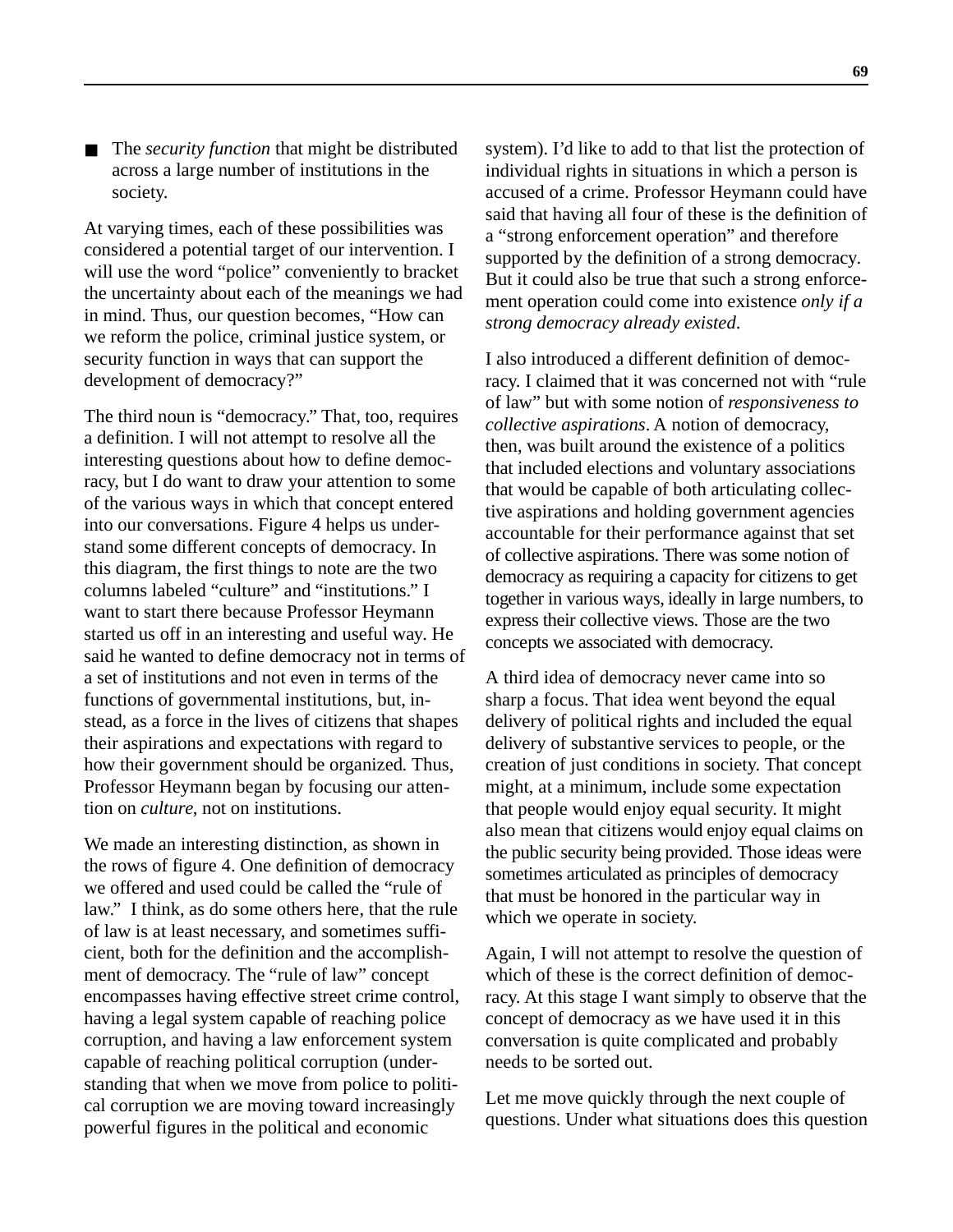- The *security function* that might be distributed across a large number of institutions in the society.

At varying times, each of these possibilities was considered a potential target of our intervention. I will use the word "police" conveniently to bracket the uncertainty about each of the meanings we had in mind. Thus, our question becomes, "How can we reform the police, criminal justice system, or security function in ways that can support the development of democracy?"

The third noun is "democracy." That, too, requires a definition. I will not attempt to resolve all the interesting questions about how to define democracy, but I do want to draw your attention to some of the various ways in which that concept entered into our conversations. Figure 4 helps us understand some different concepts of democracy. In this diagram, the first things to note are the two columns labeled "culture" and "institutions." I want to start there because Professor Heymann started us off in an interesting and useful way. He said he wanted to define democracy not in terms of a set of institutions and not even in terms of the functions of governmental institutions, but, instead, as a force in the lives of citizens that shapes their aspirations and expectations with regard to how their government should be organized. Thus, Professor Heymann began by focusing our attention on *culture*, not on institutions.

We made an interesting distinction, as shown in the rows of figure 4. One definition of democracy we offered and used could be called the "rule of law." I think, as do some others here, that the rule of law is at least necessary, and sometimes sufficient, both for the definition and the accomplishment of democracy. The "rule of law" concept encompasses having effective street crime control, having a legal system capable of reaching police corruption, and having a law enforcement system capable of reaching political corruption (understanding that when we move from police to political corruption we are moving toward increasingly powerful figures in the political and economic system). I'd like to add to that list the protection of individual rights in situations in which a person is accused of a crime. Professor Heymann could have said that having all four of these is the definition of a "strong enforcement operation" and therefore supported by the definition of a strong democracy. But it could also be true that such a strong enforcement operation could come into existence *only if a strong democracy already existed*.

I also introduced a different definition of democracy. I claimed that it was concerned not with "rule of law" but with some notion of *responsiveness to collective aspirations*. A notion of democracy, then, was built around the existence of a politics that included elections and voluntary associations that would be capable of both articulating collective aspirations and holding government agencies accountable for their performance against that set of collective aspirations. There was some notion of democracy as requiring a capacity for citizens to get together in various ways, ideally in large numbers, to express their collective views. Those are the two concepts we associated with democracy.

A third idea of democracy never came into so sharp a focus. That idea went beyond the equal delivery of political rights and included the equal delivery of substantive services to people, or the creation of just conditions in society. That concept might, at a minimum, include some expectation that people would enjoy equal security. It might also mean that citizens would enjoy equal claims on the public security being provided. Those ideas were sometimes articulated as principles of democracy that must be honored in the particular way in which we operate in society.

Again, I will not attempt to resolve the question of which of these is the correct definition of democracy. At this stage I want simply to observe that the concept of democracy as we have used it in this conversation is quite complicated and probably needs to be sorted out.

Let me move quickly through the next couple of questions. Under what situations does this question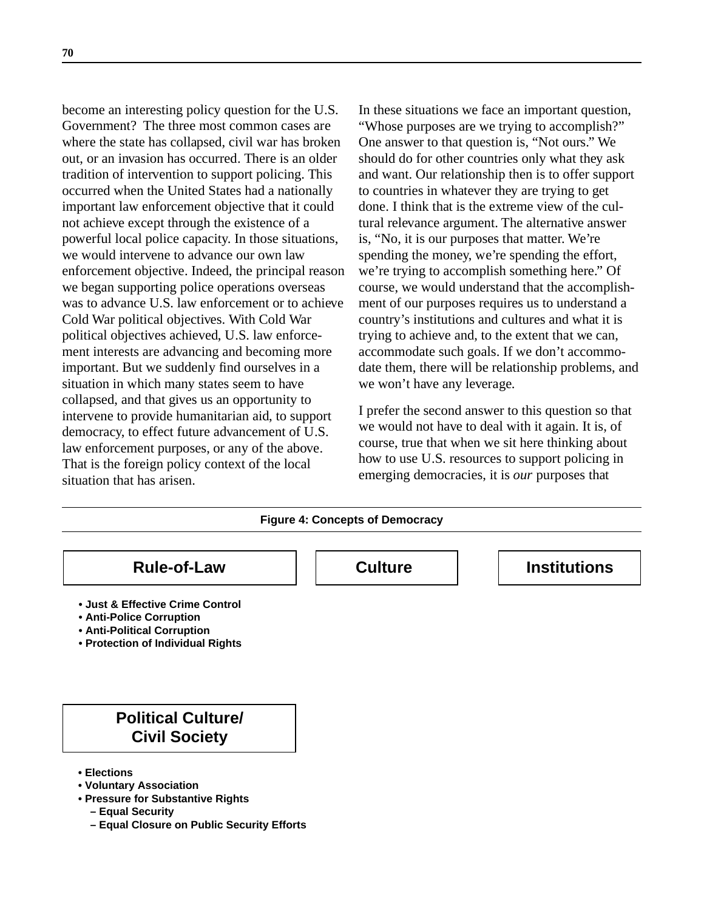become an interesting policy question for the U.S. Government? The three most common cases are where the state has collapsed, civil war has broken out, or an invasion has occurred. There is an older tradition of intervention to support policing. This occurred when the United States had a nationally important law enforcement objective that it could not achieve except through the existence of a powerful local police capacity. In those situations, we would intervene to advance our own law enforcement objective. Indeed, the principal reason we began supporting police operations overseas was to advance U.S. law enforcement or to achieve Cold War political objectives. With Cold War political objectives achieved, U.S. law enforcement interests are advancing and becoming more important. But we suddenly find ourselves in a situation in which many states seem to have collapsed, and that gives us an opportunity to intervene to provide humanitarian aid, to support democracy, to effect future advancement of U.S. law enforcement purposes, or any of the above. That is the foreign policy context of the local situation that has arisen.

In these situations we face an important question, "Whose purposes are we trying to accomplish?" One answer to that question is, "Not ours." We should do for other countries only what they ask and want. Our relationship then is to offer support to countries in whatever they are trying to get done. I think that is the extreme view of the cultural relevance argument. The alternative answer is, "No, it is our purposes that matter. We're spending the money, we're spending the effort, we're trying to accomplish something here." Of course, we would understand that the accomplishment of our purposes requires us to understand a country's institutions and cultures and what it is trying to achieve and, to the extent that we can, accommodate such goals. If we don't accommodate them, there will be relationship problems, and we won't have any leverage.

I prefer the second answer to this question so that we would not have to deal with it again. It is, of course, true that when we sit here thinking about how to use U.S. resources to support policing in emerging democracies, it is *our* purposes that

**Figure 4: Concepts of Democracy**

**Rule-of-Law**

- **Just & Effective Crime Control**
- **Anti-Police Corruption**
- **Anti-Political Corruption**
- **Protection of Individual Rights**

**Culture**

**Institutions**

**Political Culture/ Civil Society**

- **Elections**
- **Voluntary Association**
- **Pressure for Substantive Rights**
  - **Equal Security**
  - **Equal Closure on Public Security Efforts**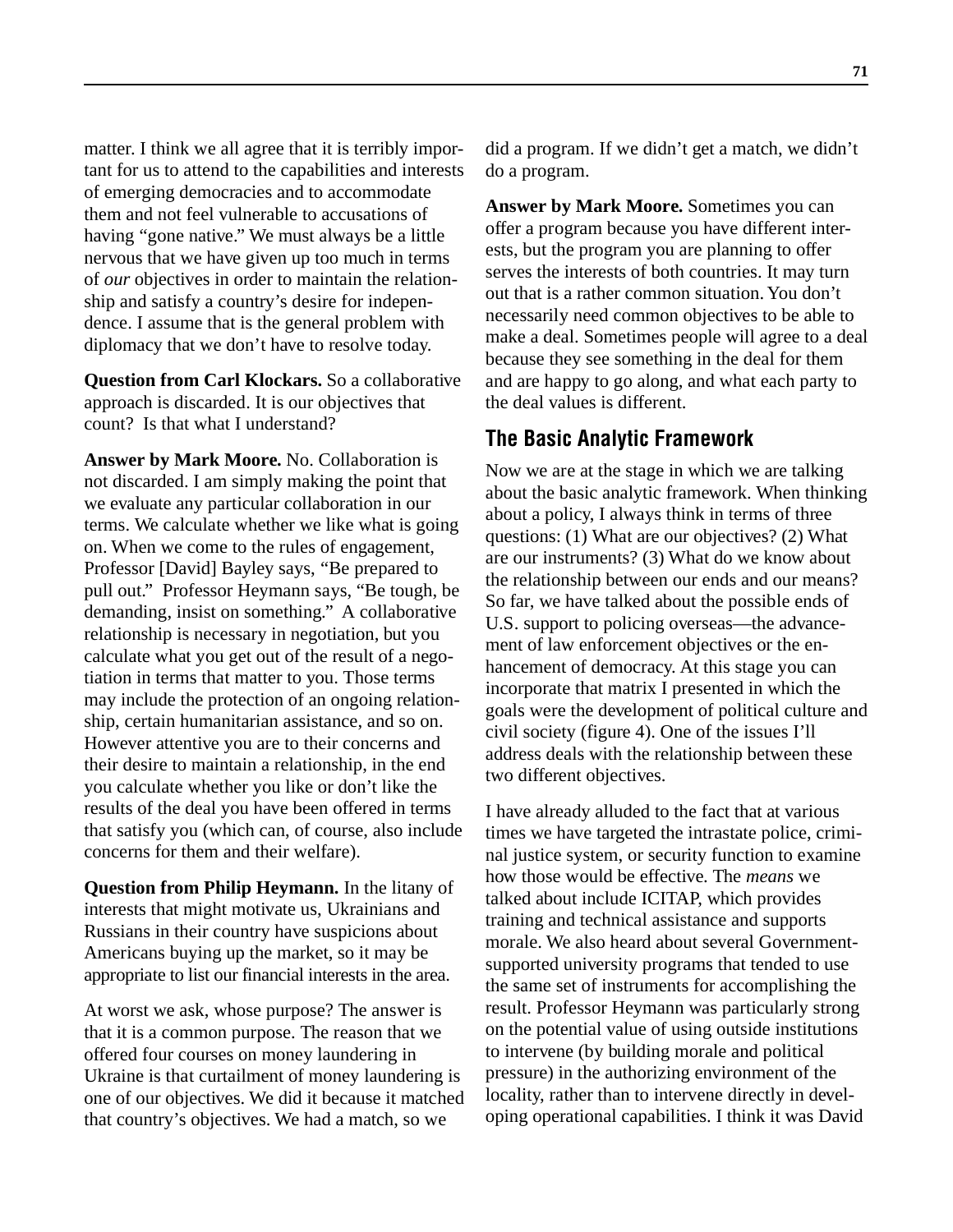matter. I think we all agree that it is terribly important for us to attend to the capabilities and interests of emerging democracies and to accommodate them and not feel vulnerable to accusations of having "gone native." We must always be a little nervous that we have given up too much in terms of *our* objectives in order to maintain the relationship and satisfy a country's desire for independence. I assume that is the general problem with diplomacy that we don't have to resolve today.

**Question from Carl Klockars.** So a collaborative approach is discarded. It is our objectives that count? Is that what I understand?

**Answer by Mark Moore.** No. Collaboration is not discarded. I am simply making the point that we evaluate any particular collaboration in our terms. We calculate whether we like what is going on. When we come to the rules of engagement, Professor [David] Bayley says, "Be prepared to pull out." Professor Heymann says, "Be tough, be demanding, insist on something." A collaborative relationship is necessary in negotiation, but you calculate what you get out of the result of a negotiation in terms that matter to you. Those terms may include the protection of an ongoing relationship, certain humanitarian assistance, and so on. However attentive you are to their concerns and their desire to maintain a relationship, in the end you calculate whether you like or don't like the results of the deal you have been offered in terms that satisfy you (which can, of course, also include concerns for them and their welfare).

**Question from Philip Heymann.** In the litany of interests that might motivate us, Ukrainians and Russians in their country have suspicions about Americans buying up the market, so it may be appropriate to list our financial interests in the area.

At worst we ask, whose purpose? The answer is that it is a common purpose. The reason that we offered four courses on money laundering in Ukraine is that curtailment of money laundering is one of our objectives. We did it because it matched that country's objectives. We had a match, so we did a program. If we didn't get a match, we didn't do a program.

**Answer by Mark Moore.** Sometimes you can offer a program because you have different interests, but the program you are planning to offer serves the interests of both countries. It may turn out that is a rather common situation. You don't necessarily need common objectives to be able to make a deal. Sometimes people will agree to a deal because they see something in the deal for them and are happy to go along, and what each party to the deal values is different.

## The Basic Analytic Framework

Now we are at the stage in which we are talking about the basic analytic framework. When thinking about a policy, I always think in terms of three questions: (1) What are our objectives? (2) What are our instruments? (3) What do we know about the relationship between our ends and our means? So far, we have talked about the possible ends of U.S. support to policing overseas—the advancement of law enforcement objectives or the enhancement of democracy. At this stage you can incorporate that matrix I presented in which the goals were the development of political culture and civil society (figure 4). One of the issues I'll address deals with the relationship between these two different objectives.

I have already alluded to the fact that at various times we have targeted the intrastate police, criminal justice system, or security function to examine how those would be effective. The *means* we talked about include ICITAP, which provides training and technical assistance and supports morale. We also heard about several Government-supported university programs that tended to use the same set of instruments for accomplishing the result. Professor Heymann was particularly strong on the potential value of using outside institutions to intervene (by building morale and political pressure) in the authorizing environment of the locality, rather than to intervene directly in developing operational capabilities. I think it was David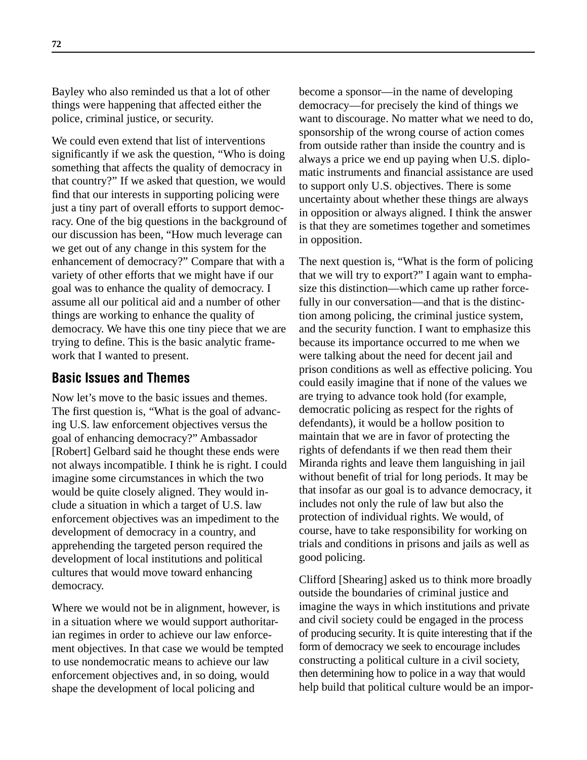Bayley who also reminded us that a lot of other things were happening that affected either the police, criminal justice, or security.

We could even extend that list of interventions significantly if we ask the question, "Who is doing something that affects the quality of democracy in that country?" If we asked that question, we would find that our interests in supporting policing were just a tiny part of overall efforts to support democracy. One of the big questions in the background of our discussion has been, "How much leverage can we get out of any change in this system for the enhancement of democracy?" Compare that with a variety of other efforts that we might have if our goal was to enhance the quality of democracy. I assume all our political aid and a number of other things are working to enhance the quality of democracy. We have this one tiny piece that we are trying to define. This is the basic analytic framework that I wanted to present.

## Basic Issues and Themes

Now let's move to the basic issues and themes. The first question is, "What is the goal of advancing U.S. law enforcement objectives versus the goal of enhancing democracy?" Ambassador [Robert] Gelbard said he thought these ends were not always incompatible. I think he is right. I could imagine some circumstances in which the two would be quite closely aligned. They would include a situation in which a target of U.S. law enforcement objectives was an impediment to the development of democracy in a country, and apprehending the targeted person required the development of local institutions and political cultures that would move toward enhancing democracy.

Where we would not be in alignment, however, is in a situation where we would support authoritarian regimes in order to achieve our law enforcement objectives. In that case we would be tempted to use nondemocratic means to achieve our law enforcement objectives and, in so doing, would shape the development of local policing and become a sponsor—in the name of developing democracy—for precisely the kind of things we want to discourage. No matter what we need to do, sponsorship of the wrong course of action comes from outside rather than inside the country and is always a price we end up paying when U.S. diplomatic instruments and financial assistance are used to support only U.S. objectives. There is some uncertainty about whether these things are always in opposition or always aligned. I think the answer is that they are sometimes together and sometimes in opposition.

The next question is, "What is the form of policing that we will try to export?" I again want to emphasize this distinction—which came up rather forcefully in our conversation—and that is the distinction among policing, the criminal justice system, and the security function. I want to emphasize this because its importance occurred to me when we were talking about the need for decent jail and prison conditions as well as effective policing. You could easily imagine that if none of the values we are trying to advance took hold (for example, democratic policing as respect for the rights of defendants), it would be a hollow position to maintain that we are in favor of protecting the rights of defendants if we then read them their Miranda rights and leave them languishing in jail without benefit of trial for long periods. It may be that insofar as our goal is to advance democracy, it includes not only the rule of law but also the protection of individual rights. We would, of course, have to take responsibility for working on trials and conditions in prisons and jails as well as good policing.

Clifford [Shearing] asked us to think more broadly outside the boundaries of criminal justice and imagine the ways in which institutions and private and civil society could be engaged in the process of producing security. It is quite interesting that if the form of democracy we seek to encourage includes constructing a political culture in a civil society, then determining how to police in a way that would help build that political culture would be an impor-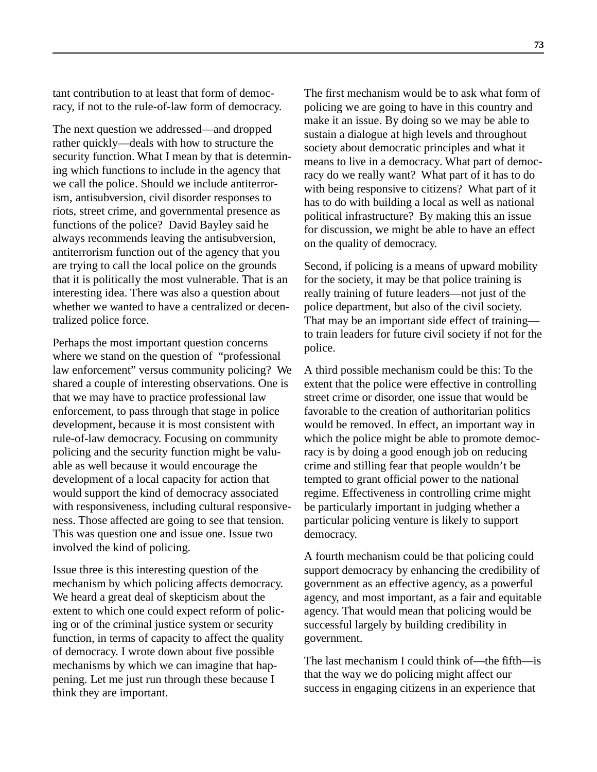tant contribution to at least that form of democracy, if not to the rule-of-law form of democracy.

The next question we addressed—and dropped rather quickly—deals with how to structure the security function. What I mean by that is determining which functions to include in the agency that we call the police. Should we include antiterrorism, antisubversion, civil disorder responses to riots, street crime, and governmental presence as functions of the police? David Bayley said he always recommends leaving the antisubversion, antiterrorism function out of the agency that you are trying to call the local police on the grounds that it is politically the most vulnerable. That is an interesting idea. There was also a question about whether we wanted to have a centralized or decentralized police force.

Perhaps the most important question concerns where we stand on the question of "professional law enforcement" versus community policing? We shared a couple of interesting observations. One is that we may have to practice professional law enforcement, to pass through that stage in police development, because it is most consistent with rule-of-law democracy. Focusing on community policing and the security function might be valuable as well because it would encourage the development of a local capacity for action that would support the kind of democracy associated with responsiveness, including cultural responsiveness. Those affected are going to see that tension. This was question one and issue one. Issue two involved the kind of policing.

Issue three is this interesting question of the mechanism by which policing affects democracy. We heard a great deal of skepticism about the extent to which one could expect reform of policing or of the criminal justice system or security function, in terms of capacity to affect the quality of democracy. I wrote down about five possible mechanisms by which we can imagine that happening. Let me just run through these because I think they are important.

The first mechanism would be to ask what form of policing we are going to have in this country and make it an issue. By doing so we may be able to sustain a dialogue at high levels and throughout society about democratic principles and what it means to live in a democracy. What part of democracy do we really want? What part of it has to do with being responsive to citizens? What part of it has to do with building a local as well as national political infrastructure? By making this an issue for discussion, we might be able to have an effect on the quality of democracy.

Second, if policing is a means of upward mobility for the society, it may be that police training is really training of future leaders—not just of the police department, but also of the civil society. That may be an important side effect of training—to train leaders for future civil society if not for the police.

A third possible mechanism could be this: To the extent that the police were effective in controlling street crime or disorder, one issue that would be favorable to the creation of authoritarian politics would be removed. In effect, an important way in which the police might be able to promote democracy is by doing a good enough job on reducing crime and stilling fear that people wouldn't be tempted to grant official power to the national regime. Effectiveness in controlling crime might be particularly important in judging whether a particular policing venture is likely to support democracy.

A fourth mechanism could be that policing could support democracy by enhancing the credibility of government as an effective agency, as a powerful agency, and most important, as a fair and equitable agency. That would mean that policing would be successful largely by building credibility in government.

The last mechanism I could think of—the fifth—is that the way we do policing might affect our success in engaging citizens in an experience that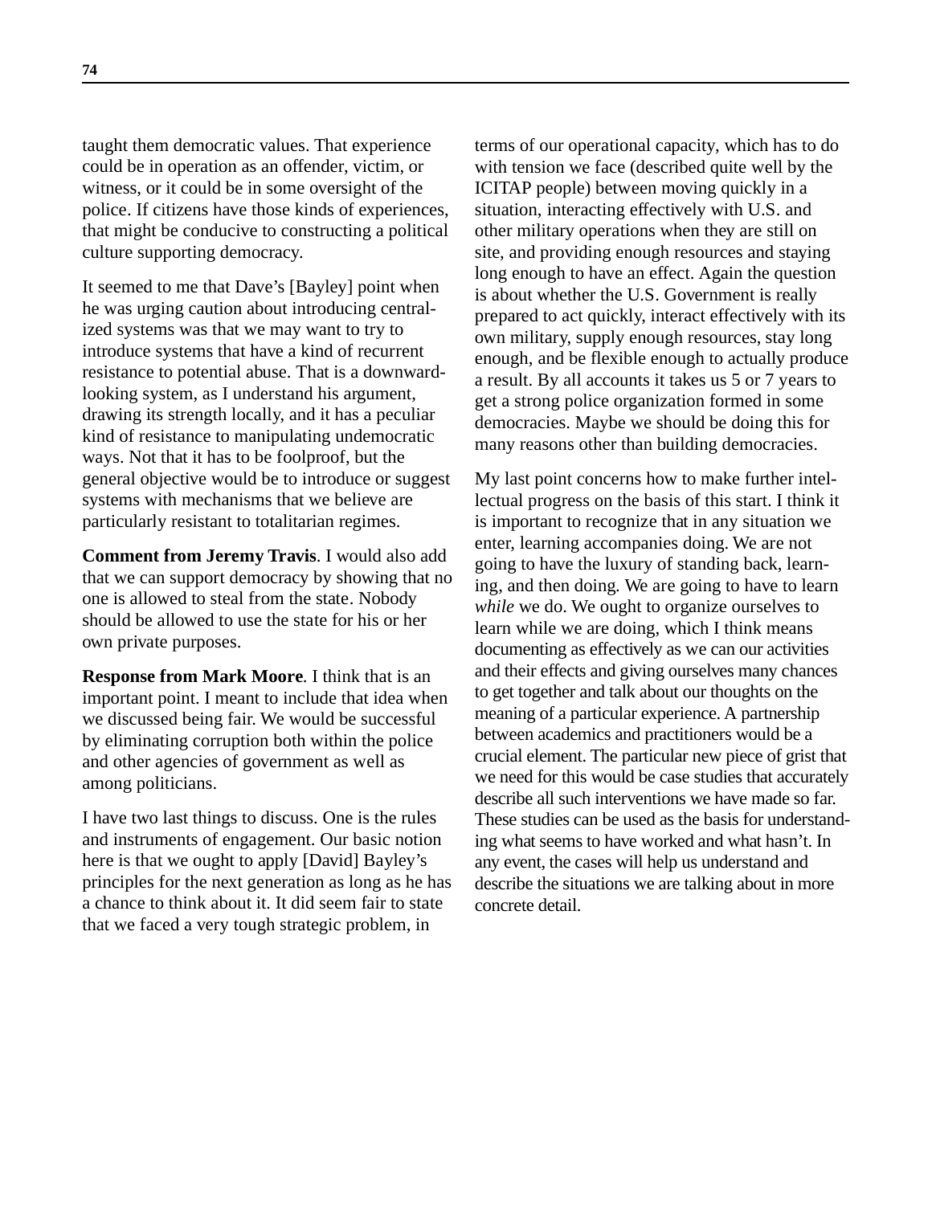taught them democratic values. That experience could be in operation as an offender, victim, or witness, or it could be in some oversight of the police. If citizens have those kinds of experiences, that might be conducive to constructing a political culture supporting democracy.

It seemed to me that Dave's [Bayley] point when he was urging caution about introducing centralized systems was that we may want to try to introduce systems that have a kind of recurrent resistance to potential abuse. That is a downward-looking system, as I understand his argument, drawing its strength locally, and it has a peculiar kind of resistance to manipulating undemocratic ways. Not that it has to be foolproof, but the general objective would be to introduce or suggest systems with mechanisms that we believe are particularly resistant to totalitarian regimes.

**Comment from Jeremy Travis**. I would also add that we can support democracy by showing that no one is allowed to steal from the state. Nobody should be allowed to use the state for his or her own private purposes.

**Response from Mark Moore**. I think that is an important point. I meant to include that idea when we discussed being fair. We would be successful by eliminating corruption both within the police and other agencies of government as well as among politicians.

I have two last things to discuss. One is the rules and instruments of engagement. Our basic notion here is that we ought to apply [David] Bayley's principles for the next generation as long as he has a chance to think about it. It did seem fair to state that we faced a very tough strategic problem, in terms of our operational capacity, which has to do with tension we face (described quite well by the ICITAP people) between moving quickly in a situation, interacting effectively with U.S. and other military operations when they are still on site, and providing enough resources and staying long enough to have an effect. Again the question is about whether the U.S. Government is really prepared to act quickly, interact effectively with its own military, supply enough resources, stay long enough, and be flexible enough to actually produce a result. By all accounts it takes us 5 or 7 years to get a strong police organization formed in some democracies. Maybe we should be doing this for many reasons other than building democracies.

My last point concerns how to make further intellectual progress on the basis of this start. I think it is important to recognize that in any situation we enter, learning accompanies doing. We are not going to have the luxury of standing back, learning, and then doing. We are going to have to learn *while* we do. We ought to organize ourselves to learn while we are doing, which I think means documenting as effectively as we can our activities and their effects and giving ourselves many chances to get together and talk about our thoughts on the meaning of a particular experience. A partnership between academics and practitioners would be a crucial element. The particular new piece of grist that we need for this would be case studies that accurately describe all such interventions we have made so far. These studies can be used as the basis for understanding what seems to have worked and what hasn't. In any event, the cases will help us understand and describe the situations we are talking about in more concrete detail.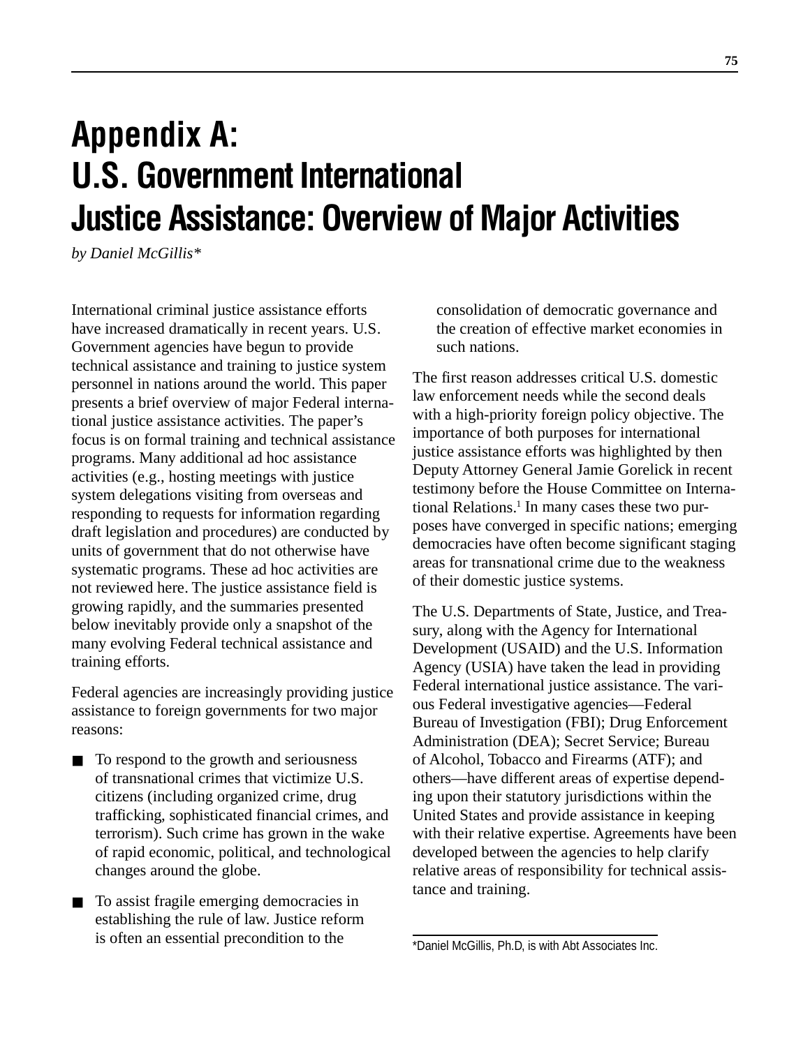# Appendix A: U.S. Government International Justice Assistance: Overview of Major Activities

*by Daniel McGillis\**

International criminal justice assistance efforts have increased dramatically in recent years. U.S. Government agencies have begun to provide technical assistance and training to justice system personnel in nations around the world. This paper presents a brief overview of major Federal international justice assistance activities. The paper's focus is on formal training and technical assistance programs. Many additional ad hoc assistance activities (e.g., hosting meetings with justice system delegations visiting from overseas and responding to requests for information regarding draft legislation and procedures) are conducted by units of government that do not otherwise have systematic programs. These ad hoc activities are not reviewed here. The justice assistance field is growing rapidly, and the summaries presented below inevitably provide only a snapshot of the many evolving Federal technical assistance and training efforts.

Federal agencies are increasingly providing justice assistance to foreign governments for two major reasons:

- To respond to the growth and seriousness of transnational crimes that victimize U.S. citizens (including organized crime, drug trafficking, sophisticated financial crimes, and terrorism). Such crime has grown in the wake of rapid economic, political, and technological changes around the globe.
- To assist fragile emerging democracies in establishing the rule of law. Justice reform is often an essential precondition to the consolidation of democratic governance and the creation of effective market economies in such nations.

The first reason addresses critical U.S. domestic law enforcement needs while the second deals with a high-priority foreign policy objective. The importance of both purposes for international justice assistance efforts was highlighted by then Deputy Attorney General Jamie Gorelick in recent testimony before the House Committee on International Relations.[1] In many cases these two purposes have converged in specific nations; emerging democracies have often become significant staging areas for transnational crime due to the weakness of their domestic justice systems.

The U.S. Departments of State, Justice, and Treasury, along with the Agency for International Development (USAID) and the U.S. Information Agency (USIA) have taken the lead in providing Federal international justice assistance. The various Federal investigative agencies—Federal Bureau of Investigation (FBI); Drug Enforcement Administration (DEA); Secret Service; Bureau of Alcohol, Tobacco and Firearms (ATF); and others—have different areas of expertise depending upon their statutory jurisdictions within the United States and provide assistance in keeping with their relative expertise. Agreements have been developed between the agencies to help clarify relative areas of responsibility for technical assistance and training.

\*Daniel McGillis, Ph.D, is with Abt Associates Inc.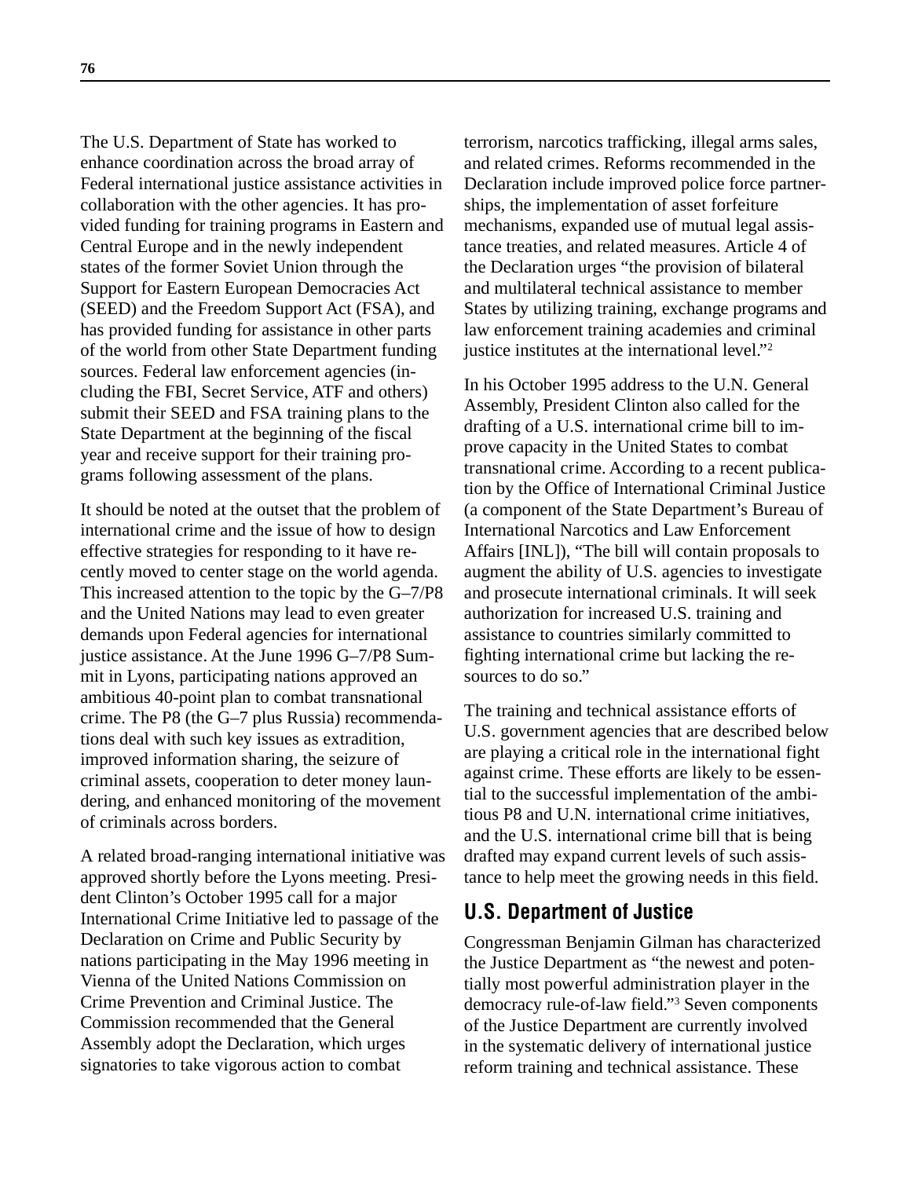The U.S. Department of State has worked to enhance coordination across the broad array of Federal international justice assistance activities in collaboration with the other agencies. It has provided funding for training programs in Eastern and Central Europe and in the newly independent states of the former Soviet Union through the Support for Eastern European Democracies Act (SEED) and the Freedom Support Act (FSA), and has provided funding for assistance in other parts of the world from other State Department funding sources. Federal law enforcement agencies (including the FBI, Secret Service, ATF and others) submit their SEED and FSA training plans to the State Department at the beginning of the fiscal year and receive support for their training programs following assessment of the plans.

It should be noted at the outset that the problem of international crime and the issue of how to design effective strategies for responding to it have recently moved to center stage on the world agenda. This increased attention to the topic by the G–7/P8 and the United Nations may lead to even greater demands upon Federal agencies for international justice assistance. At the June 1996 G–7/P8 Summit in Lyons, participating nations approved an ambitious 40-point plan to combat transnational crime. The P8 (the G–7 plus Russia) recommendations deal with such key issues as extradition, improved information sharing, the seizure of criminal assets, cooperation to deter money laundering, and enhanced monitoring of the movement of criminals across borders.

A related broad-ranging international initiative was approved shortly before the Lyons meeting. President Clinton's October 1995 call for a major International Crime Initiative led to passage of the Declaration on Crime and Public Security by nations participating in the May 1996 meeting in Vienna of the United Nations Commission on Crime Prevention and Criminal Justice. The Commission recommended that the General Assembly adopt the Declaration, which urges signatories to take vigorous action to combat terrorism, narcotics trafficking, illegal arms sales, and related crimes. Reforms recommended in the Declaration include improved police force partnerships, the implementation of asset forfeiture mechanisms, expanded use of mutual legal assistance treaties, and related measures. Article 4 of the Declaration urges "the provision of bilateral and multilateral technical assistance to member States by utilizing training, exchange programs and law enforcement training academies and criminal justice institutes at the international level."[2]

In his October 1995 address to the U.N. General Assembly, President Clinton also called for the drafting of a U.S. international crime bill to improve capacity in the United States to combat transnational crime. According to a recent publication by the Office of International Criminal Justice (a component of the State Department's Bureau of International Narcotics and Law Enforcement Affairs [INL]), "The bill will contain proposals to augment the ability of U.S. agencies to investigate and prosecute international criminals. It will seek authorization for increased U.S. training and assistance to countries similarly committed to fighting international crime but lacking the resources to do so."

The training and technical assistance efforts of U.S. government agencies that are described below are playing a critical role in the international fight against crime. These efforts are likely to be essential to the successful implementation of the ambitious P8 and U.N. international crime initiatives, and the U.S. international crime bill that is being drafted may expand current levels of such assistance to help meet the growing needs in this field.

## U.S. Department of Justice

Congressman Benjamin Gilman has characterized the Justice Department as "the newest and potentially most powerful administration player in the democracy rule-of-law field."[3] Seven components of the Justice Department are currently involved in the systematic delivery of international justice reform training and technical assistance. These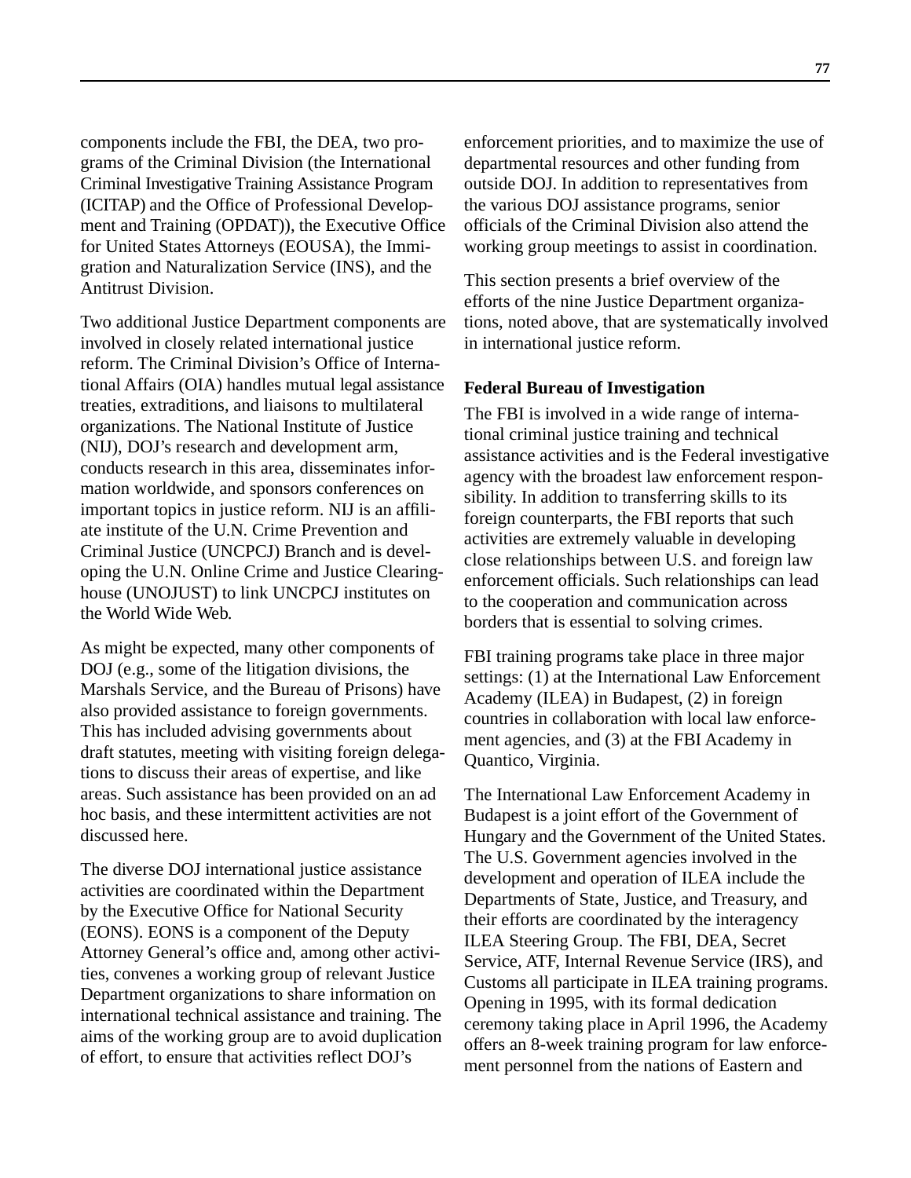components include the FBI, the DEA, two programs of the Criminal Division (the International Criminal Investigative Training Assistance Program (ICITAP) and the Office of Professional Development and Training (OPDAT)), the Executive Office for United States Attorneys (EOUSA), the Immigration and Naturalization Service (INS), and the Antitrust Division.

Two additional Justice Department components are involved in closely related international justice reform. The Criminal Division's Office of International Affairs (OIA) handles mutual legal assistance treaties, extraditions, and liaisons to multilateral organizations. The National Institute of Justice (NIJ), DOJ's research and development arm, conducts research in this area, disseminates information worldwide, and sponsors conferences on important topics in justice reform. NIJ is an affiliate institute of the U.N. Crime Prevention and Criminal Justice (UNCPCJ) Branch and is developing the U.N. Online Crime and Justice Clearinghouse (UNOJUST) to link UNCPCJ institutes on the World Wide Web.

As might be expected, many other components of DOJ (e.g., some of the litigation divisions, the Marshals Service, and the Bureau of Prisons) have also provided assistance to foreign governments. This has included advising governments about draft statutes, meeting with visiting foreign delegations to discuss their areas of expertise, and like areas. Such assistance has been provided on an ad hoc basis, and these intermittent activities are not discussed here.

The diverse DOJ international justice assistance activities are coordinated within the Department by the Executive Office for National Security (EONS). EONS is a component of the Deputy Attorney General's office and, among other activities, convenes a working group of relevant Justice Department organizations to share information on international technical assistance and training. The aims of the working group are to avoid duplication of effort, to ensure that activities reflect DOJ's enforcement priorities, and to maximize the use of departmental resources and other funding from outside DOJ. In addition to representatives from the various DOJ assistance programs, senior officials of the Criminal Division also attend the working group meetings to assist in coordination.

This section presents a brief overview of the efforts of the nine Justice Department organizations, noted above, that are systematically involved in international justice reform.

**Federal Bureau of Investigation**

The FBI is involved in a wide range of international criminal justice training and technical assistance activities and is the Federal investigative agency with the broadest law enforcement responsibility. In addition to transferring skills to its foreign counterparts, the FBI reports that such activities are extremely valuable in developing close relationships between U.S. and foreign law enforcement officials. Such relationships can lead to the cooperation and communication across borders that is essential to solving crimes.

FBI training programs take place in three major settings: (1) at the International Law Enforcement Academy (ILEA) in Budapest, (2) in foreign countries in collaboration with local law enforcement agencies, and (3) at the FBI Academy in Quantico, Virginia.

The International Law Enforcement Academy in Budapest is a joint effort of the Government of Hungary and the Government of the United States. The U.S. Government agencies involved in the development and operation of ILEA include the Departments of State, Justice, and Treasury, and their efforts are coordinated by the interagency ILEA Steering Group. The FBI, DEA, Secret Service, ATF, Internal Revenue Service (IRS), and Customs all participate in ILEA training programs. Opening in 1995, with its formal dedication ceremony taking place in April 1996, the Academy offers an 8-week training program for law enforcement personnel from the nations of Eastern and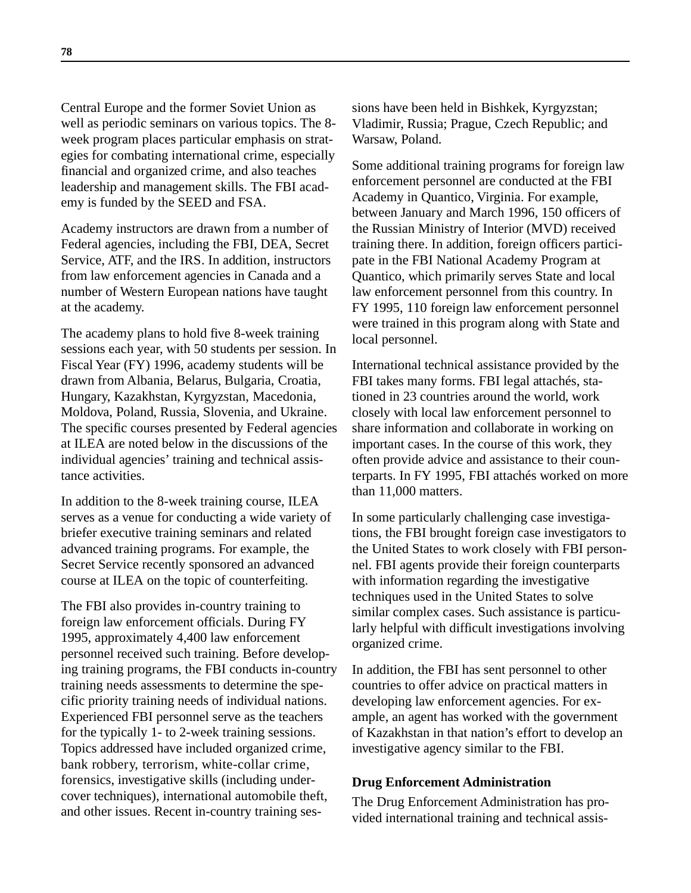Central Europe and the former Soviet Union as well as periodic seminars on various topics. The 8-week program places particular emphasis on strategies for combating international crime, especially financial and organized crime, and also teaches leadership and management skills. The FBI academy is funded by the SEED and FSA.

Academy instructors are drawn from a number of Federal agencies, including the FBI, DEA, Secret Service, ATF, and the IRS. In addition, instructors from law enforcement agencies in Canada and a number of Western European nations have taught at the academy.

The academy plans to hold five 8-week training sessions each year, with 50 students per session. In Fiscal Year (FY) 1996, academy students will be drawn from Albania, Belarus, Bulgaria, Croatia, Hungary, Kazakhstan, Kyrgyzstan, Macedonia, Moldova, Poland, Russia, Slovenia, and Ukraine. The specific courses presented by Federal agencies at ILEA are noted below in the discussions of the individual agencies' training and technical assistance activities.

In addition to the 8-week training course, ILEA serves as a venue for conducting a wide variety of briefer executive training seminars and related advanced training programs. For example, the Secret Service recently sponsored an advanced course at ILEA on the topic of counterfeiting.

The FBI also provides in-country training to foreign law enforcement officials. During FY 1995, approximately 4,400 law enforcement personnel received such training. Before developing training programs, the FBI conducts in-country training needs assessments to determine the specific priority training needs of individual nations. Experienced FBI personnel serve as the teachers for the typically 1- to 2-week training sessions. Topics addressed have included organized crime, bank robbery, terrorism, white-collar crime, forensics, investigative skills (including undercover techniques), international automobile theft, and other issues. Recent in-country training sessions have been held in Bishkek, Kyrgyzstan; Vladimir, Russia; Prague, Czech Republic; and Warsaw, Poland.

Some additional training programs for foreign law enforcement personnel are conducted at the FBI Academy in Quantico, Virginia. For example, between January and March 1996, 150 officers of the Russian Ministry of Interior (MVD) received training there. In addition, foreign officers participate in the FBI National Academy Program at Quantico, which primarily serves State and local law enforcement personnel from this country. In FY 1995, 110 foreign law enforcement personnel were trained in this program along with State and local personnel.

International technical assistance provided by the FBI takes many forms. FBI legal attachés, stationed in 23 countries around the world, work closely with local law enforcement personnel to share information and collaborate in working on important cases. In the course of this work, they often provide advice and assistance to their counterparts. In FY 1995, FBI attachés worked on more than 11,000 matters.

In some particularly challenging case investigations, the FBI brought foreign case investigators to the United States to work closely with FBI personnel. FBI agents provide their foreign counterparts with information regarding the investigative techniques used in the United States to solve similar complex cases. Such assistance is particularly helpful with difficult investigations involving organized crime.

In addition, the FBI has sent personnel to other countries to offer advice on practical matters in developing law enforcement agencies. For example, an agent has worked with the government of Kazakhstan in that nation's effort to develop an investigative agency similar to the FBI.

### Drug Enforcement Administration

The Drug Enforcement Administration has provided international training and technical assis-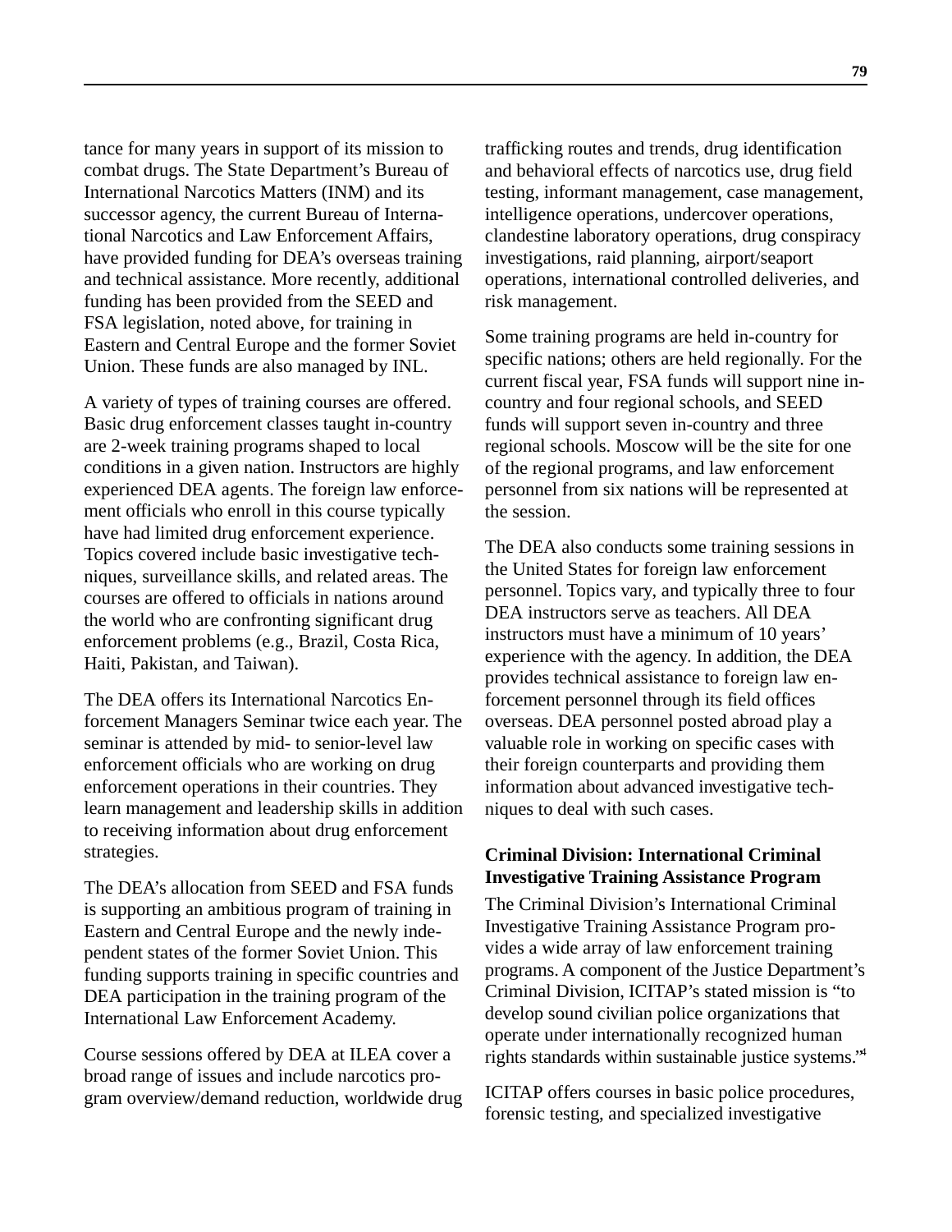tance for many years in support of its mission to combat drugs. The State Department's Bureau of International Narcotics Matters (INM) and its successor agency, the current Bureau of International Narcotics and Law Enforcement Affairs, have provided funding for DEA's overseas training and technical assistance. More recently, additional funding has been provided from the SEED and FSA legislation, noted above, for training in Eastern and Central Europe and the former Soviet Union. These funds are also managed by INL.

A variety of types of training courses are offered. Basic drug enforcement classes taught in-country are 2-week training programs shaped to local conditions in a given nation. Instructors are highly experienced DEA agents. The foreign law enforcement officials who enroll in this course typically have had limited drug enforcement experience. Topics covered include basic investigative techniques, surveillance skills, and related areas. The courses are offered to officials in nations around the world who are confronting significant drug enforcement problems (e.g., Brazil, Costa Rica, Haiti, Pakistan, and Taiwan).

The DEA offers its International Narcotics Enforcement Managers Seminar twice each year. The seminar is attended by mid- to senior-level law enforcement officials who are working on drug enforcement operations in their countries. They learn management and leadership skills in addition to receiving information about drug enforcement strategies.

The DEA's allocation from SEED and FSA funds is supporting an ambitious program of training in Eastern and Central Europe and the newly independent states of the former Soviet Union. This funding supports training in specific countries and DEA participation in the training program of the International Law Enforcement Academy.

Course sessions offered by DEA at ILEA cover a broad range of issues and include narcotics program overview/demand reduction, worldwide drug trafficking routes and trends, drug identification and behavioral effects of narcotics use, drug field testing, informant management, case management, intelligence operations, undercover operations, clandestine laboratory operations, drug conspiracy investigations, raid planning, airport/seaport operations, international controlled deliveries, and risk management.

Some training programs are held in-country for specific nations; others are held regionally. For the current fiscal year, FSA funds will support nine in-country and four regional schools, and SEED funds will support seven in-country and three regional schools. Moscow will be the site for one of the regional programs, and law enforcement personnel from six nations will be represented at the session.

The DEA also conducts some training sessions in the United States for foreign law enforcement personnel. Topics vary, and typically three to four DEA instructors serve as teachers. All DEA instructors must have a minimum of 10 years' experience with the agency. In addition, the DEA provides technical assistance to foreign law enforcement personnel through its field offices overseas. DEA personnel posted abroad play a valuable role in working on specific cases with their foreign counterparts and providing them information about advanced investigative techniques to deal with such cases.

**Criminal Division: International Criminal Investigative Training Assistance Program**

The Criminal Division's International Criminal Investigative Training Assistance Program provides a wide array of law enforcement training programs. A component of the Justice Department's Criminal Division, ICITAP's stated mission is "to develop sound civilian police organizations that operate under internationally recognized human rights standards within sustainable justice systems."[4]

ICITAP offers courses in basic police procedures, forensic testing, and specialized investigative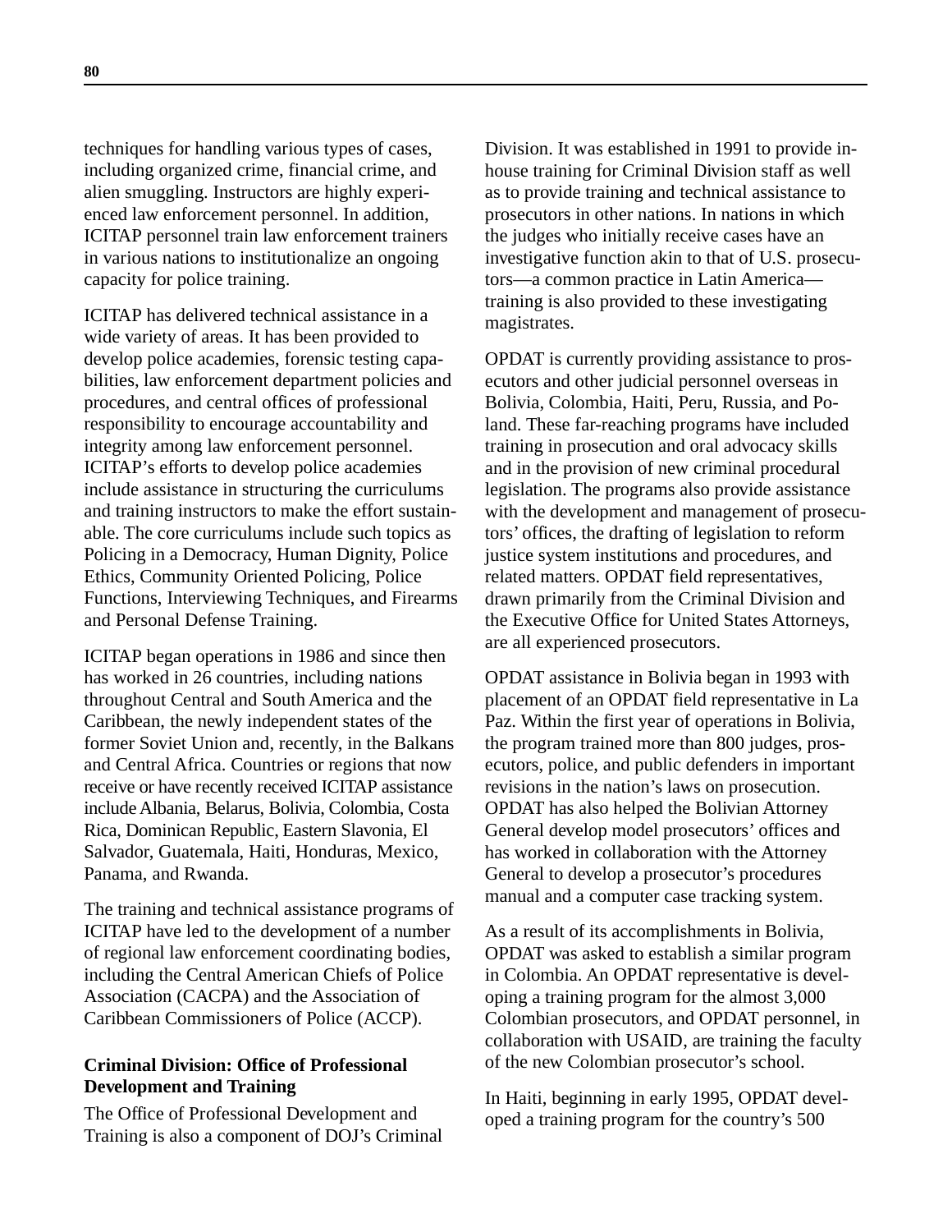techniques for handling various types of cases, including organized crime, financial crime, and alien smuggling. Instructors are highly experienced law enforcement personnel. In addition, ICITAP personnel train law enforcement trainers in various nations to institutionalize an ongoing capacity for police training.

ICITAP has delivered technical assistance in a wide variety of areas. It has been provided to develop police academies, forensic testing capabilities, law enforcement department policies and procedures, and central offices of professional responsibility to encourage accountability and integrity among law enforcement personnel. ICITAP's efforts to develop police academies include assistance in structuring the curriculums and training instructors to make the effort sustainable. The core curriculums include such topics as Policing in a Democracy, Human Dignity, Police Ethics, Community Oriented Policing, Police Functions, Interviewing Techniques, and Firearms and Personal Defense Training.

ICITAP began operations in 1986 and since then has worked in 26 countries, including nations throughout Central and South America and the Caribbean, the newly independent states of the former Soviet Union and, recently, in the Balkans and Central Africa. Countries or regions that now receive or have recently received ICITAP assistance include Albania, Belarus, Bolivia, Colombia, Costa Rica, Dominican Republic, Eastern Slavonia, El Salvador, Guatemala, Haiti, Honduras, Mexico, Panama, and Rwanda.

The training and technical assistance programs of ICITAP have led to the development of a number of regional law enforcement coordinating bodies, including the Central American Chiefs of Police Association (CACPA) and the Association of Caribbean Commissioners of Police (ACCP).

**Criminal Division: Office of Professional Development and Training**

The Office of Professional Development and Training is also a component of DOJ's Criminal Division. It was established in 1991 to provide in-house training for Criminal Division staff as well as to provide training and technical assistance to prosecutors in other nations. In nations in which the judges who initially receive cases have an investigative function akin to that of U.S. prosecutors—a common practice in Latin America—training is also provided to these investigating magistrates.

OPDAT is currently providing assistance to prosecutors and other judicial personnel overseas in Bolivia, Colombia, Haiti, Peru, Russia, and Poland. These far-reaching programs have included training in prosecution and oral advocacy skills and in the provision of new criminal procedural legislation. The programs also provide assistance with the development and management of prosecutors' offices, the drafting of legislation to reform justice system institutions and procedures, and related matters. OPDAT field representatives, drawn primarily from the Criminal Division and the Executive Office for United States Attorneys, are all experienced prosecutors.

OPDAT assistance in Bolivia began in 1993 with placement of an OPDAT field representative in La Paz. Within the first year of operations in Bolivia, the program trained more than 800 judges, prosecutors, police, and public defenders in important revisions in the nation's laws on prosecution. OPDAT has also helped the Bolivian Attorney General develop model prosecutors' offices and has worked in collaboration with the Attorney General to develop a prosecutor's procedures manual and a computer case tracking system.

As a result of its accomplishments in Bolivia, OPDAT was asked to establish a similar program in Colombia. An OPDAT representative is developing a training program for the almost 3,000 Colombian prosecutors, and OPDAT personnel, in collaboration with USAID, are training the faculty of the new Colombian prosecutor's school.

In Haiti, beginning in early 1995, OPDAT developed a training program for the country's 500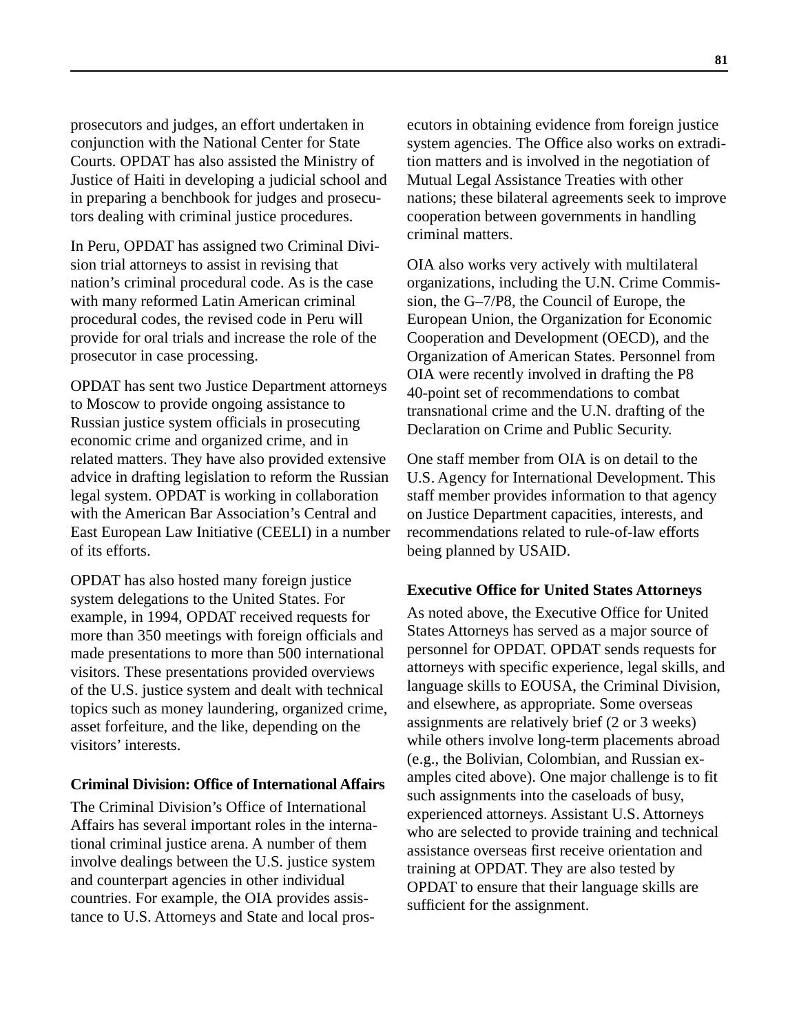prosecutors and judges, an effort undertaken in conjunction with the National Center for State Courts. OPDAT has also assisted the Ministry of Justice of Haiti in developing a judicial school and in preparing a benchbook for judges and prosecutors dealing with criminal justice procedures.

In Peru, OPDAT has assigned two Criminal Division trial attorneys to assist in revising that nation's criminal procedural code. As is the case with many reformed Latin American criminal procedural codes, the revised code in Peru will provide for oral trials and increase the role of the prosecutor in case processing.

OPDAT has sent two Justice Department attorneys to Moscow to provide ongoing assistance to Russian justice system officials in prosecuting economic crime and organized crime, and in related matters. They have also provided extensive advice in drafting legislation to reform the Russian legal system. OPDAT is working in collaboration with the American Bar Association's Central and East European Law Initiative (CEELI) in a number of its efforts.

OPDAT has also hosted many foreign justice system delegations to the United States. For example, in 1994, OPDAT received requests for more than 350 meetings with foreign officials and made presentations to more than 500 international visitors. These presentations provided overviews of the U.S. justice system and dealt with technical topics such as money laundering, organized crime, asset forfeiture, and the like, depending on the visitors' interests.

**Criminal Division: Office of International Affairs**

The Criminal Division's Office of International Affairs has several important roles in the international criminal justice arena. A number of them involve dealings between the U.S. justice system and counterpart agencies in other individual countries. For example, the OIA provides assistance to U.S. Attorneys and State and local prosecutors in obtaining evidence from foreign justice system agencies. The Office also works on extradition matters and is involved in the negotiation of Mutual Legal Assistance Treaties with other nations; these bilateral agreements seek to improve cooperation between governments in handling criminal matters.

OIA also works very actively with multilateral organizations, including the U.N. Crime Commission, the G–7/P8, the Council of Europe, the European Union, the Organization for Economic Cooperation and Development (OECD), and the Organization of American States. Personnel from OIA were recently involved in drafting the P8 40-point set of recommendations to combat transnational crime and the U.N. drafting of the Declaration on Crime and Public Security.

One staff member from OIA is on detail to the U.S. Agency for International Development. This staff member provides information to that agency on Justice Department capacities, interests, and recommendations related to rule-of-law efforts being planned by USAID.

**Executive Office for United States Attorneys**

As noted above, the Executive Office for United States Attorneys has served as a major source of personnel for OPDAT. OPDAT sends requests for attorneys with specific experience, legal skills, and language skills to EOUSA, the Criminal Division, and elsewhere, as appropriate. Some overseas assignments are relatively brief (2 or 3 weeks) while others involve long-term placements abroad (e.g., the Bolivian, Colombian, and Russian examples cited above). One major challenge is to fit such assignments into the caseloads of busy, experienced attorneys. Assistant U.S. Attorneys who are selected to provide training and technical assistance overseas first receive orientation and training at OPDAT. They are also tested by OPDAT to ensure that their language skills are sufficient for the assignment.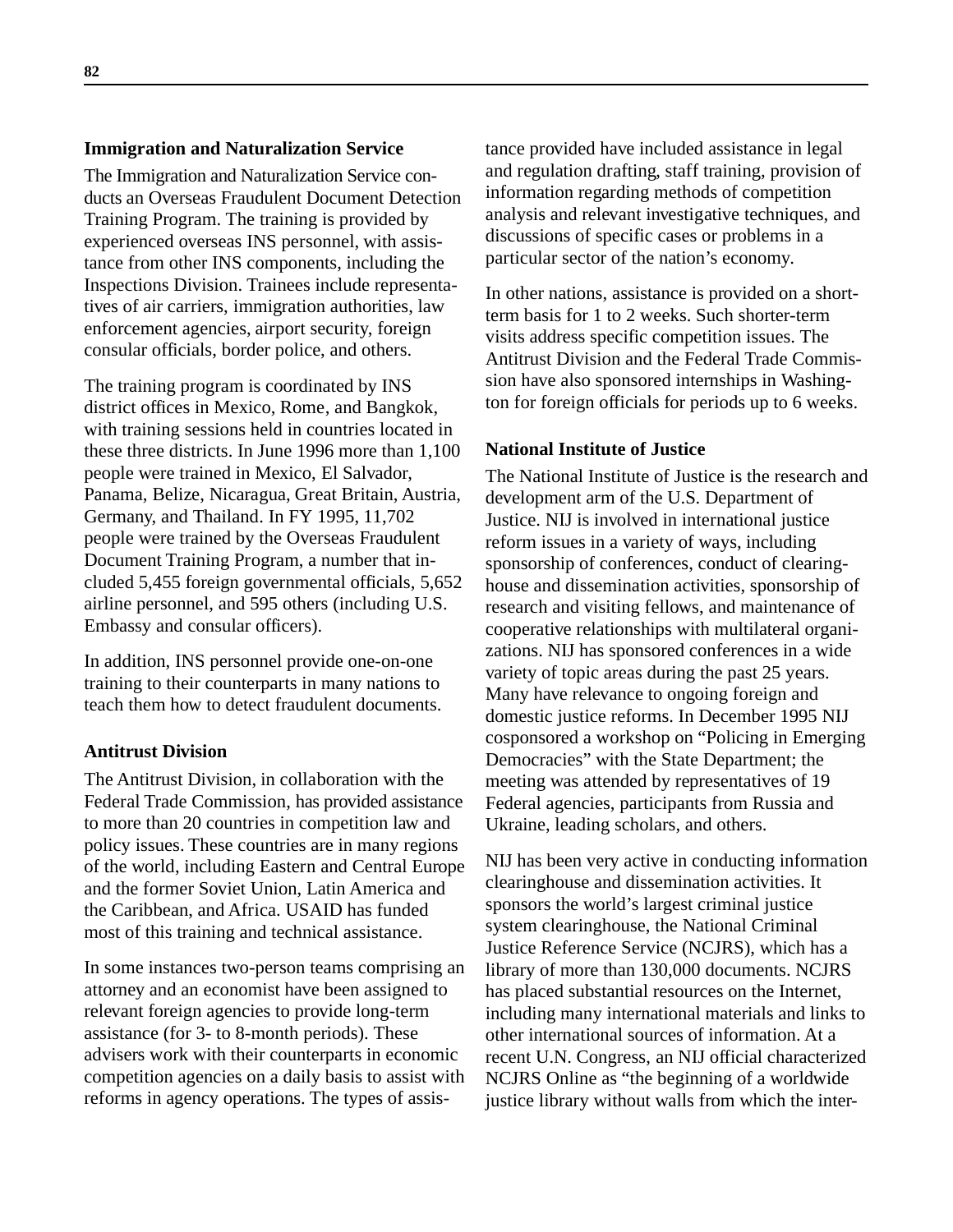### Immigration and Naturalization Service

The Immigration and Naturalization Service conducts an Overseas Fraudulent Document Detection Training Program. The training is provided by experienced overseas INS personnel, with assistance from other INS components, including the Inspections Division. Trainees include representatives of air carriers, immigration authorities, law enforcement agencies, airport security, foreign consular officials, border police, and others.

The training program is coordinated by INS district offices in Mexico, Rome, and Bangkok, with training sessions held in countries located in these three districts. In June 1996 more than 1,100 people were trained in Mexico, El Salvador, Panama, Belize, Nicaragua, Great Britain, Austria, Germany, and Thailand. In FY 1995, 11,702 people were trained by the Overseas Fraudulent Document Training Program, a number that included 5,455 foreign governmental officials, 5,652 airline personnel, and 595 others (including U.S. Embassy and consular officers).

In addition, INS personnel provide one-on-one training to their counterparts in many nations to teach them how to detect fraudulent documents.

### Antitrust Division

The Antitrust Division, in collaboration with the Federal Trade Commission, has provided assistance to more than 20 countries in competition law and policy issues. These countries are in many regions of the world, including Eastern and Central Europe and the former Soviet Union, Latin America and the Caribbean, and Africa. USAID has funded most of this training and technical assistance.

In some instances two-person teams comprising an attorney and an economist have been assigned to relevant foreign agencies to provide long-term assistance (for 3- to 8-month periods). These advisers work with their counterparts in economic competition agencies on a daily basis to assist with reforms in agency operations. The types of assistance provided have included assistance in legal and regulation drafting, staff training, provision of information regarding methods of competition analysis and relevant investigative techniques, and discussions of specific cases or problems in a particular sector of the nation's economy.

In other nations, assistance is provided on a short-term basis for 1 to 2 weeks. Such shorter-term visits address specific competition issues. The Antitrust Division and the Federal Trade Commission have also sponsored internships in Washington for foreign officials for periods up to 6 weeks.

### National Institute of Justice

The National Institute of Justice is the research and development arm of the U.S. Department of Justice. NIJ is involved in international justice reform issues in a variety of ways, including sponsorship of conferences, conduct of clearinghouse and dissemination activities, sponsorship of research and visiting fellows, and maintenance of cooperative relationships with multilateral organizations. NIJ has sponsored conferences in a wide variety of topic areas during the past 25 years. Many have relevance to ongoing foreign and domestic justice reforms. In December 1995 NIJ cosponsored a workshop on "Policing in Emerging Democracies" with the State Department; the meeting was attended by representatives of 19 Federal agencies, participants from Russia and Ukraine, leading scholars, and others.

NIJ has been very active in conducting information clearinghouse and dissemination activities. It sponsors the world's largest criminal justice system clearinghouse, the National Criminal Justice Reference Service (NCJRS), which has a library of more than 130,000 documents. NCJRS has placed substantial resources on the Internet, including many international materials and links to other international sources of information. At a recent U.N. Congress, an NIJ official characterized NCJRS Online as "the beginning of a worldwide justice library without walls from which the inter-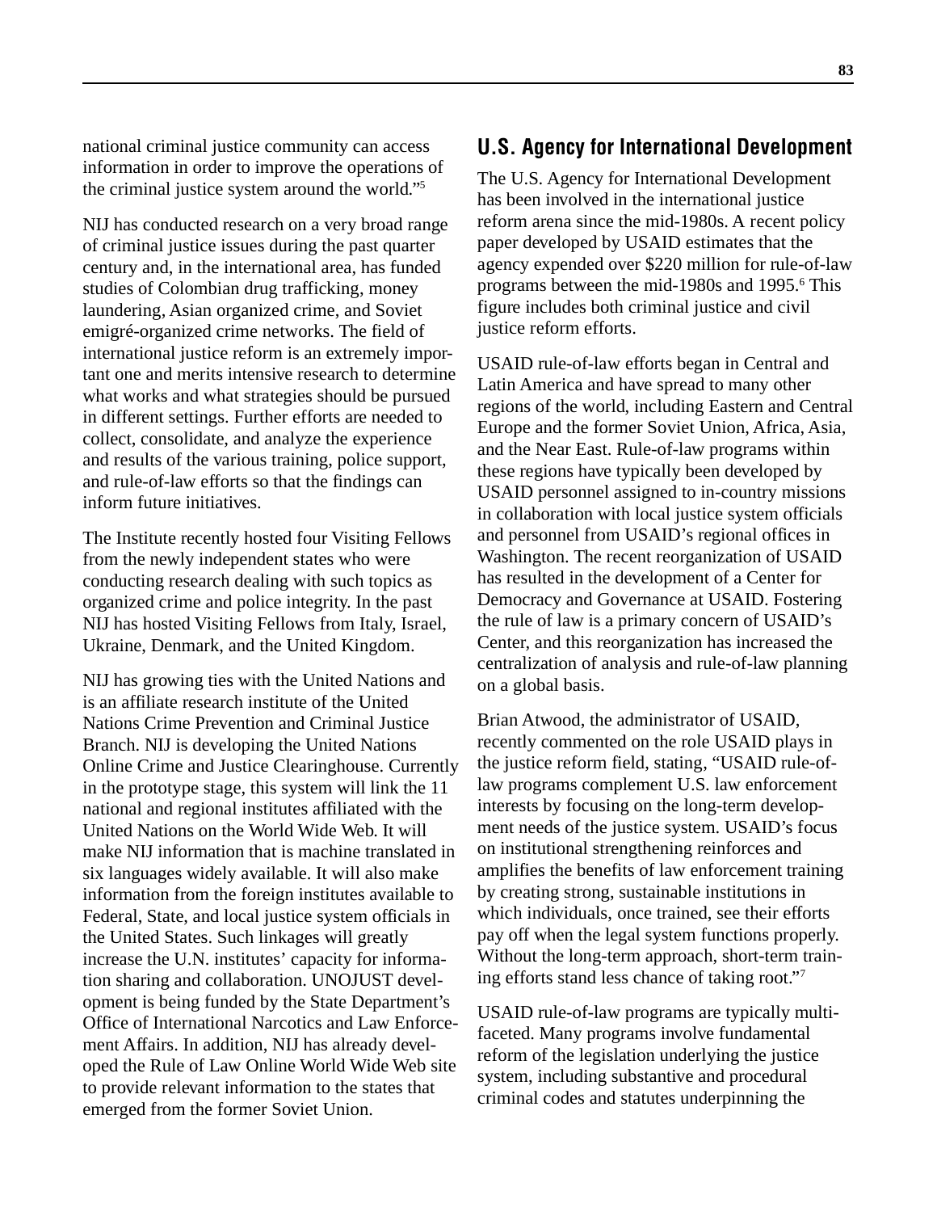national criminal justice community can access information in order to improve the operations of the criminal justice system around the world."[5]

NIJ has conducted research on a very broad range of criminal justice issues during the past quarter century and, in the international area, has funded studies of Colombian drug trafficking, money laundering, Asian organized crime, and Soviet emigré-organized crime networks. The field of international justice reform is an extremely important one and merits intensive research to determine what works and what strategies should be pursued in different settings. Further efforts are needed to collect, consolidate, and analyze the experience and results of the various training, police support, and rule-of-law efforts so that the findings can inform future initiatives.

The Institute recently hosted four Visiting Fellows from the newly independent states who were conducting research dealing with such topics as organized crime and police integrity. In the past NIJ has hosted Visiting Fellows from Italy, Israel, Ukraine, Denmark, and the United Kingdom.

NIJ has growing ties with the United Nations and is an affiliate research institute of the United Nations Crime Prevention and Criminal Justice Branch. NIJ is developing the United Nations Online Crime and Justice Clearinghouse. Currently in the prototype stage, this system will link the 11 national and regional institutes affiliated with the United Nations on the World Wide Web. It will make NIJ information that is machine translated in six languages widely available. It will also make information from the foreign institutes available to Federal, State, and local justice system officials in the United States. Such linkages will greatly increase the U.N. institutes' capacity for information sharing and collaboration. UNOJUST development is being funded by the State Department's Office of International Narcotics and Law Enforcement Affairs. In addition, NIJ has already developed the Rule of Law Online World Wide Web site to provide relevant information to the states that emerged from the former Soviet Union.

## U.S. Agency for International Development

The U.S. Agency for International Development has been involved in the international justice reform arena since the mid-1980s. A recent policy paper developed by USAID estimates that the agency expended over $220 million for rule-of-law programs between the mid-1980s and 1995.[6] This figure includes both criminal justice and civil justice reform efforts.

USAID rule-of-law efforts began in Central and Latin America and have spread to many other regions of the world, including Eastern and Central Europe and the former Soviet Union, Africa, Asia, and the Near East. Rule-of-law programs within these regions have typically been developed by USAID personnel assigned to in-country missions in collaboration with local justice system officials and personnel from USAID's regional offices in Washington. The recent reorganization of USAID has resulted in the development of a Center for Democracy and Governance at USAID. Fostering the rule of law is a primary concern of USAID's Center, and this reorganization has increased the centralization of analysis and rule-of-law planning on a global basis.

Brian Atwood, the administrator of USAID, recently commented on the role USAID plays in the justice reform field, stating, "USAID rule-of-law programs complement U.S. law enforcement interests by focusing on the long-term development needs of the justice system. USAID's focus on institutional strengthening reinforces and amplifies the benefits of law enforcement training by creating strong, sustainable institutions in which individuals, once trained, see their efforts pay off when the legal system functions properly. Without the long-term approach, short-term training efforts stand less chance of taking root."[7]

USAID rule-of-law programs are typically multifaceted. Many programs involve fundamental reform of the legislation underlying the justice system, including substantive and procedural criminal codes and statutes underpinning the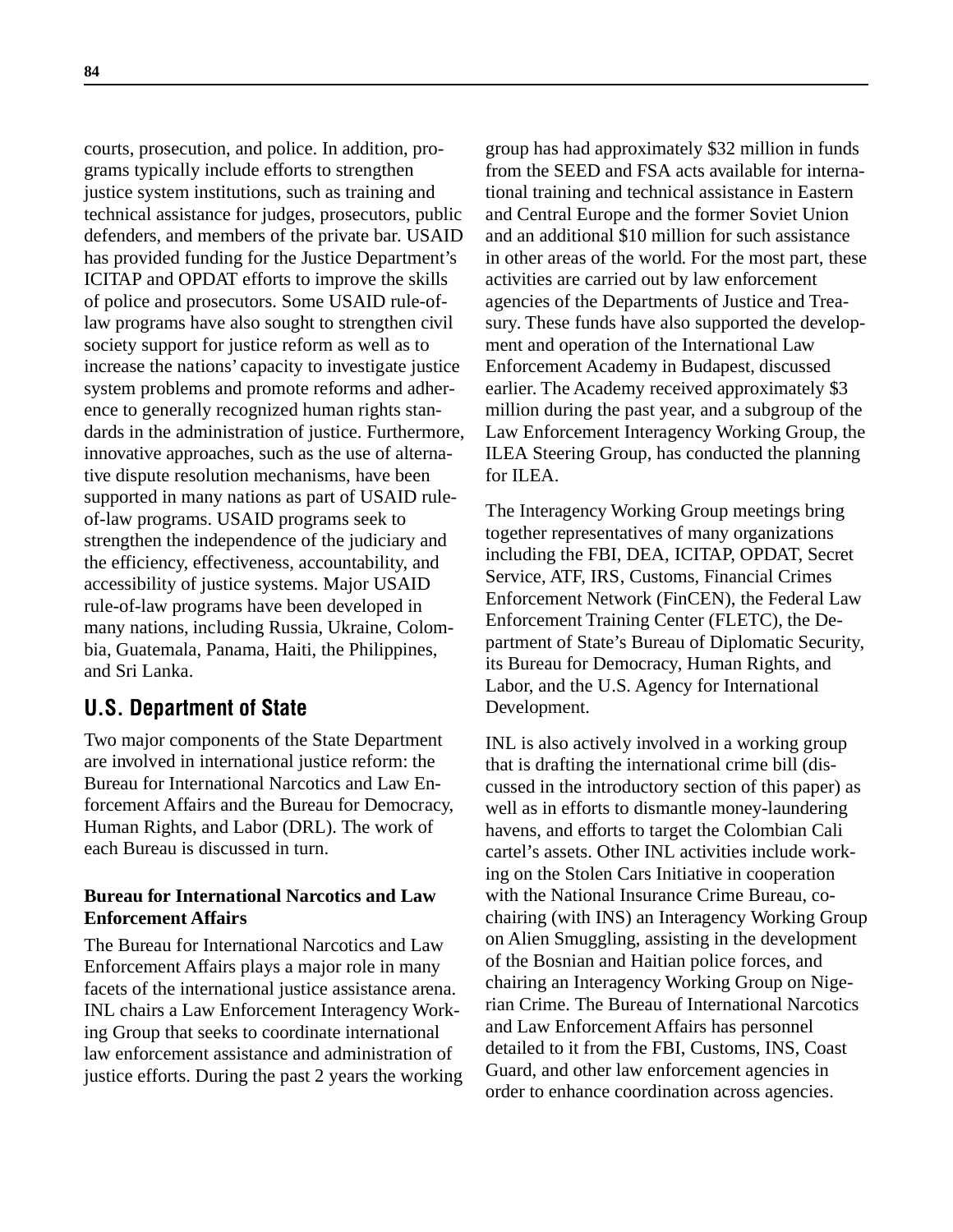courts, prosecution, and police. In addition, programs typically include efforts to strengthen justice system institutions, such as training and technical assistance for judges, prosecutors, public defenders, and members of the private bar. USAID has provided funding for the Justice Department's ICITAP and OPDAT efforts to improve the skills of police and prosecutors. Some USAID rule-of-law programs have also sought to strengthen civil society support for justice reform as well as to increase the nations' capacity to investigate justice system problems and promote reforms and adherence to generally recognized human rights standards in the administration of justice. Furthermore, innovative approaches, such as the use of alternative dispute resolution mechanisms, have been supported in many nations as part of USAID rule-of-law programs. USAID programs seek to strengthen the independence of the judiciary and the efficiency, effectiveness, accountability, and accessibility of justice systems. Major USAID rule-of-law programs have been developed in many nations, including Russia, Ukraine, Colombia, Guatemala, Panama, Haiti, the Philippines, and Sri Lanka.

## U.S. Department of State

Two major components of the State Department are involved in international justice reform: the Bureau for International Narcotics and Law Enforcement Affairs and the Bureau for Democracy, Human Rights, and Labor (DRL). The work of each Bureau is discussed in turn.

### Bureau for International Narcotics and Law Enforcement Affairs

The Bureau for International Narcotics and Law Enforcement Affairs plays a major role in many facets of the international justice assistance arena. INL chairs a Law Enforcement Interagency Working Group that seeks to coordinate international law enforcement assistance and administration of justice efforts. During the past 2 years the working group has had approximately $32 million in funds from the SEED and FSA acts available for international training and technical assistance in Eastern and Central Europe and the former Soviet Union and an additional $10 million for such assistance in other areas of the world. For the most part, these activities are carried out by law enforcement agencies of the Departments of Justice and Treasury. These funds have also supported the development and operation of the International Law Enforcement Academy in Budapest, discussed earlier. The Academy received approximately $3 million during the past year, and a subgroup of the Law Enforcement Interagency Working Group, the ILEA Steering Group, has conducted the planning for ILEA.

The Interagency Working Group meetings bring together representatives of many organizations including the FBI, DEA, ICITAP, OPDAT, Secret Service, ATF, IRS, Customs, Financial Crimes Enforcement Network (FinCEN), the Federal Law Enforcement Training Center (FLETC), the Department of State's Bureau of Diplomatic Security, its Bureau for Democracy, Human Rights, and Labor, and the U.S. Agency for International Development.

INL is also actively involved in a working group that is drafting the international crime bill (discussed in the introductory section of this paper) as well as in efforts to dismantle money-laundering havens, and efforts to target the Colombian Cali cartel's assets. Other INL activities include working on the Stolen Cars Initiative in cooperation with the National Insurance Crime Bureau, co-chairing (with INS) an Interagency Working Group on Alien Smuggling, assisting in the development of the Bosnian and Haitian police forces, and chairing an Interagency Working Group on Nigerian Crime. The Bureau of International Narcotics and Law Enforcement Affairs has personnel detailed to it from the FBI, Customs, INS, Coast Guard, and other law enforcement agencies in order to enhance coordination across agencies.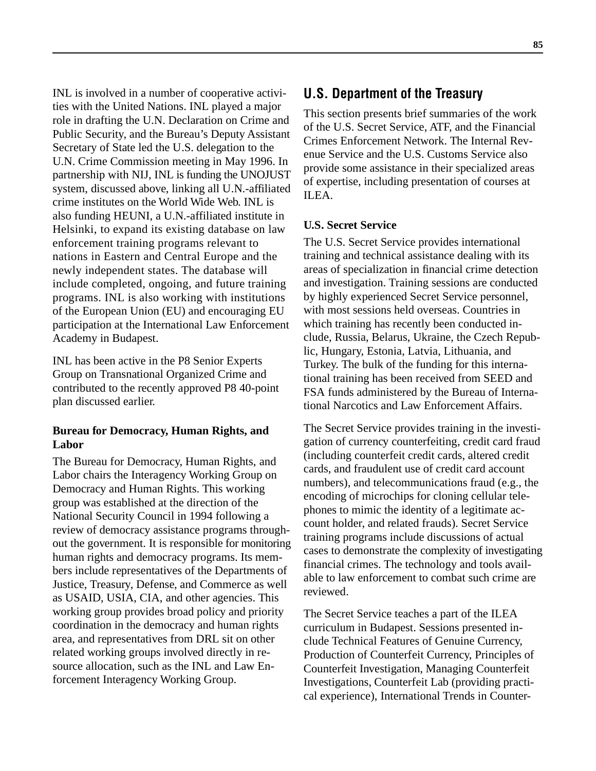INL is involved in a number of cooperative activities with the United Nations. INL played a major role in drafting the U.N. Declaration on Crime and Public Security, and the Bureau's Deputy Assistant Secretary of State led the U.S. delegation to the U.N. Crime Commission meeting in May 1996. In partnership with NIJ, INL is funding the UNOJUST system, discussed above, linking all U.N.-affiliated crime institutes on the World Wide Web. INL is also funding HEUNI, a U.N.-affiliated institute in Helsinki, to expand its existing database on law enforcement training programs relevant to nations in Eastern and Central Europe and the newly independent states. The database will include completed, ongoing, and future training programs. INL is also working with institutions of the European Union (EU) and encouraging EU participation at the International Law Enforcement Academy in Budapest.

INL has been active in the P8 Senior Experts Group on Transnational Organized Crime and contributed to the recently approved P8 40-point plan discussed earlier.

**Bureau for Democracy, Human Rights, and Labor**

The Bureau for Democracy, Human Rights, and Labor chairs the Interagency Working Group on Democracy and Human Rights. This working group was established at the direction of the National Security Council in 1994 following a review of democracy assistance programs throughout the government. It is responsible for monitoring human rights and democracy programs. Its members include representatives of the Departments of Justice, Treasury, Defense, and Commerce as well as USAID, USIA, CIA, and other agencies. This working group provides broad policy and priority coordination in the democracy and human rights area, and representatives from DRL sit on other related working groups involved directly in resource allocation, such as the INL and Law Enforcement Interagency Working Group.

## U.S. Department of the Treasury

This section presents brief summaries of the work of the U.S. Secret Service, ATF, and the Financial Crimes Enforcement Network. The Internal Revenue Service and the U.S. Customs Service also provide some assistance in their specialized areas of expertise, including presentation of courses at ILEA.

**U.S. Secret Service**

The U.S. Secret Service provides international training and technical assistance dealing with its areas of specialization in financial crime detection and investigation. Training sessions are conducted by highly experienced Secret Service personnel, with most sessions held overseas. Countries in which training has recently been conducted include, Russia, Belarus, Ukraine, the Czech Republic, Hungary, Estonia, Latvia, Lithuania, and Turkey. The bulk of the funding for this international training has been received from SEED and FSA funds administered by the Bureau of International Narcotics and Law Enforcement Affairs.

The Secret Service provides training in the investigation of currency counterfeiting, credit card fraud (including counterfeit credit cards, altered credit cards, and fraudulent use of credit card account numbers), and telecommunications fraud (e.g., the encoding of microchips for cloning cellular telephones to mimic the identity of a legitimate account holder, and related frauds). Secret Service training programs include discussions of actual cases to demonstrate the complexity of investigating financial crimes. The technology and tools available to law enforcement to combat such crime are reviewed.

The Secret Service teaches a part of the ILEA curriculum in Budapest. Sessions presented include Technical Features of Genuine Currency, Production of Counterfeit Currency, Principles of Counterfeit Investigation, Managing Counterfeit Investigations, Counterfeit Lab (providing practical experience), International Trends in Counter-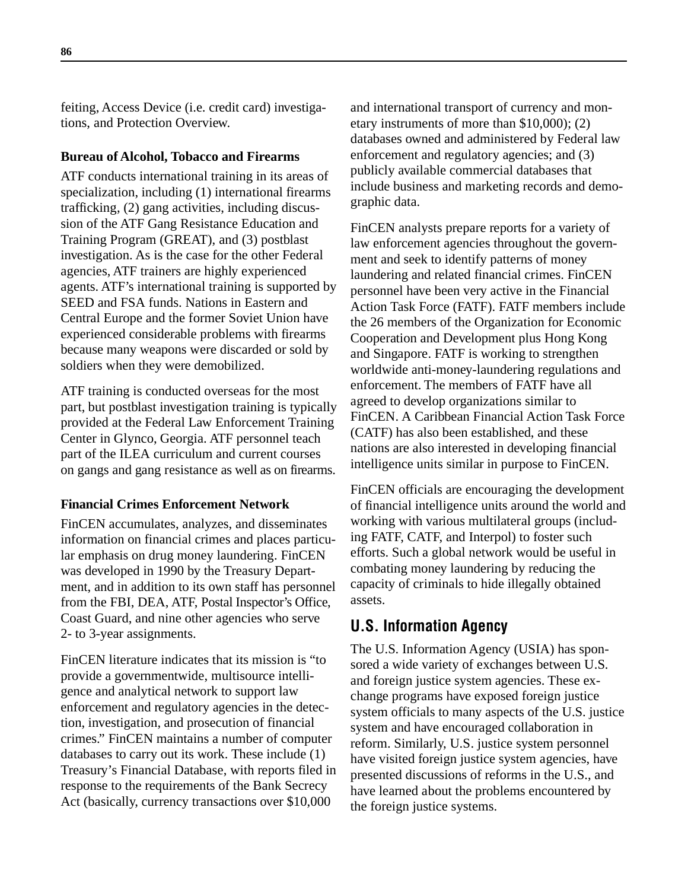feiting, Access Device (i.e. credit card) investigations, and Protection Overview.

### Bureau of Alcohol, Tobacco and Firearms

ATF conducts international training in its areas of specialization, including (1) international firearms trafficking, (2) gang activities, including discussion of the ATF Gang Resistance Education and Training Program (GREAT), and (3) postblast investigation. As is the case for the other Federal agencies, ATF trainers are highly experienced agents. ATF's international training is supported by SEED and FSA funds. Nations in Eastern and Central Europe and the former Soviet Union have experienced considerable problems with firearms because many weapons were discarded or sold by soldiers when they were demobilized.

ATF training is conducted overseas for the most part, but postblast investigation training is typically provided at the Federal Law Enforcement Training Center in Glynco, Georgia. ATF personnel teach part of the ILEA curriculum and current courses on gangs and gang resistance as well as on firearms.

### Financial Crimes Enforcement Network

FinCEN accumulates, analyzes, and disseminates information on financial crimes and places particular emphasis on drug money laundering. FinCEN was developed in 1990 by the Treasury Department, and in addition to its own staff has personnel from the FBI, DEA, ATF, Postal Inspector's Office, Coast Guard, and nine other agencies who serve 2- to 3-year assignments.

FinCEN literature indicates that its mission is "to provide a governmentwide, multisource intelligence and analytical network to support law enforcement and regulatory agencies in the detection, investigation, and prosecution of financial crimes." FinCEN maintains a number of computer databases to carry out its work. These include (1) Treasury's Financial Database, with reports filed in response to the requirements of the Bank Secrecy Act (basically, currency transactions over $10,000 and international transport of currency and monetary instruments of more than $10,000); (2) databases owned and administered by Federal law enforcement and regulatory agencies; and (3) publicly available commercial databases that include business and marketing records and demographic data.

FinCEN analysts prepare reports for a variety of law enforcement agencies throughout the government and seek to identify patterns of money laundering and related financial crimes. FinCEN personnel have been very active in the Financial Action Task Force (FATF). FATF members include the 26 members of the Organization for Economic Cooperation and Development plus Hong Kong and Singapore. FATF is working to strengthen worldwide anti-money-laundering regulations and enforcement. The members of FATF have all agreed to develop organizations similar to FinCEN. A Caribbean Financial Action Task Force (CATF) has also been established, and these nations are also interested in developing financial intelligence units similar in purpose to FinCEN.

FinCEN officials are encouraging the development of financial intelligence units around the world and working with various multilateral groups (including FATF, CATF, and Interpol) to foster such efforts. Such a global network would be useful in combating money laundering by reducing the capacity of criminals to hide illegally obtained assets.

## U.S. Information Agency

The U.S. Information Agency (USIA) has sponsored a wide variety of exchanges between U.S. and foreign justice system agencies. These exchange programs have exposed foreign justice system officials to many aspects of the U.S. justice system and have encouraged collaboration in reform. Similarly, U.S. justice system personnel have visited foreign justice system agencies, have presented discussions of reforms in the U.S., and have learned about the problems encountered by the foreign justice systems.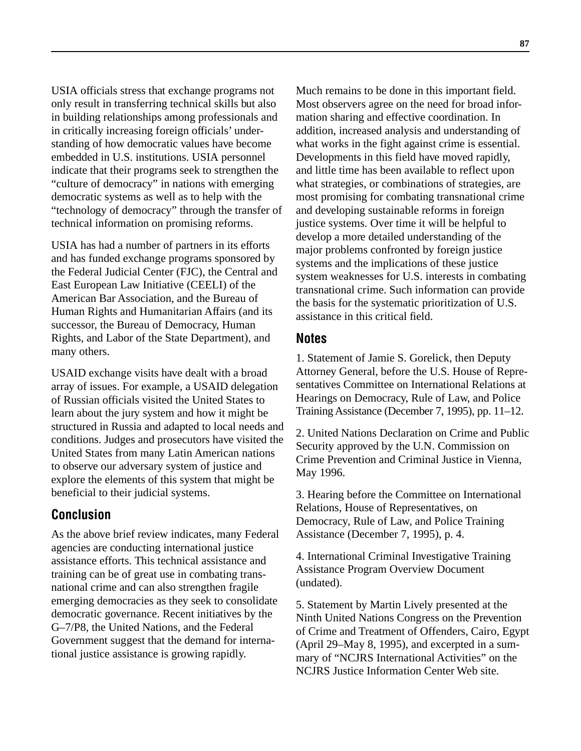USIA officials stress that exchange programs not only result in transferring technical skills but also in building relationships among professionals and in critically increasing foreign officials' understanding of how democratic values have become embedded in U.S. institutions. USIA personnel indicate that their programs seek to strengthen the "culture of democracy" in nations with emerging democratic systems as well as to help with the "technology of democracy" through the transfer of technical information on promising reforms.

USIA has had a number of partners in its efforts and has funded exchange programs sponsored by the Federal Judicial Center (FJC), the Central and East European Law Initiative (CEELI) of the American Bar Association, and the Bureau of Human Rights and Humanitarian Affairs (and its successor, the Bureau of Democracy, Human Rights, and Labor of the State Department), and many others.

USAID exchange visits have dealt with a broad array of issues. For example, a USAID delegation of Russian officials visited the United States to learn about the jury system and how it might be structured in Russia and adapted to local needs and conditions. Judges and prosecutors have visited the United States from many Latin American nations to observe our adversary system of justice and explore the elements of this system that might be beneficial to their judicial systems.

## Conclusion

As the above brief review indicates, many Federal agencies are conducting international justice assistance efforts. This technical assistance and training can be of great use in combating transnational crime and can also strengthen fragile emerging democracies as they seek to consolidate democratic governance. Recent initiatives by the G–7/P8, the United Nations, and the Federal Government suggest that the demand for international justice assistance is growing rapidly.

Much remains to be done in this important field. Most observers agree on the need for broad information sharing and effective coordination. In addition, increased analysis and understanding of what works in the fight against crime is essential. Developments in this field have moved rapidly, and little time has been available to reflect upon what strategies, or combinations of strategies, are most promising for combating transnational crime and developing sustainable reforms in foreign justice systems. Over time it will be helpful to develop a more detailed understanding of the major problems confronted by foreign justice systems and the implications of these justice system weaknesses for U.S. interests in combating transnational crime. Such information can provide the basis for the systematic prioritization of U.S. assistance in this critical field.

## Notes

1. Statement of Jamie S. Gorelick, then Deputy Attorney General, before the U.S. House of Representatives Committee on International Relations at Hearings on Democracy, Rule of Law, and Police Training Assistance (December 7, 1995), pp. 11–12.

2. United Nations Declaration on Crime and Public Security approved by the U.N. Commission on Crime Prevention and Criminal Justice in Vienna, May 1996.

3. Hearing before the Committee on International Relations, House of Representatives, on Democracy, Rule of Law, and Police Training Assistance (December 7, 1995), p. 4.

4. International Criminal Investigative Training Assistance Program Overview Document (undated).

5. Statement by Martin Lively presented at the Ninth United Nations Congress on the Prevention of Crime and Treatment of Offenders, Cairo, Egypt (April 29–May 8, 1995), and excerpted in a summary of "NCJRS International Activities" on the NCJRS Justice Information Center Web site.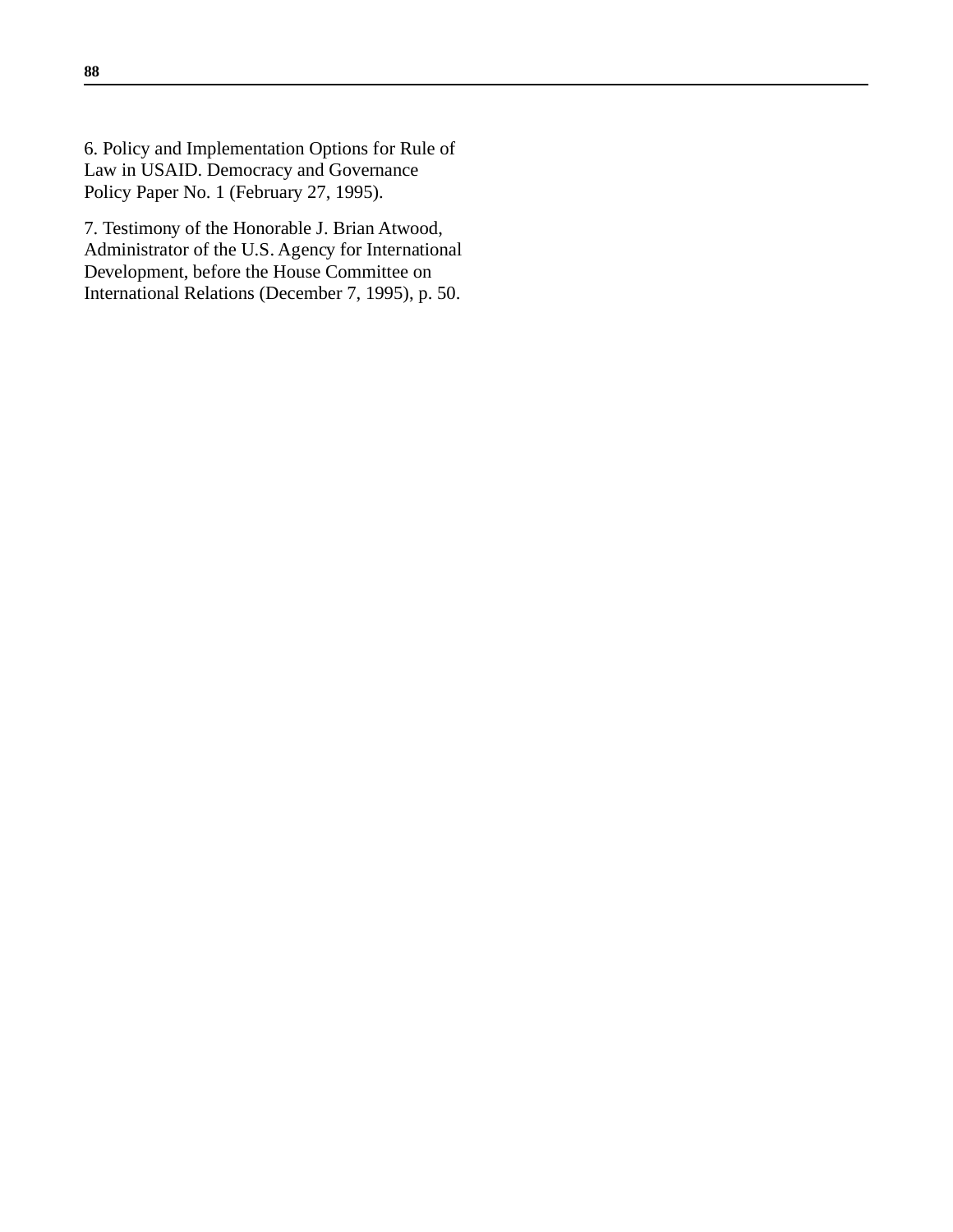6. Policy and Implementation Options for Rule of Law in USAID. Democracy and Governance Policy Paper No. 1 (February 27, 1995).

7. Testimony of the Honorable J. Brian Atwood, Administrator of the U.S. Agency for International Development, before the House Committee on International Relations (December 7, 1995), p. 50.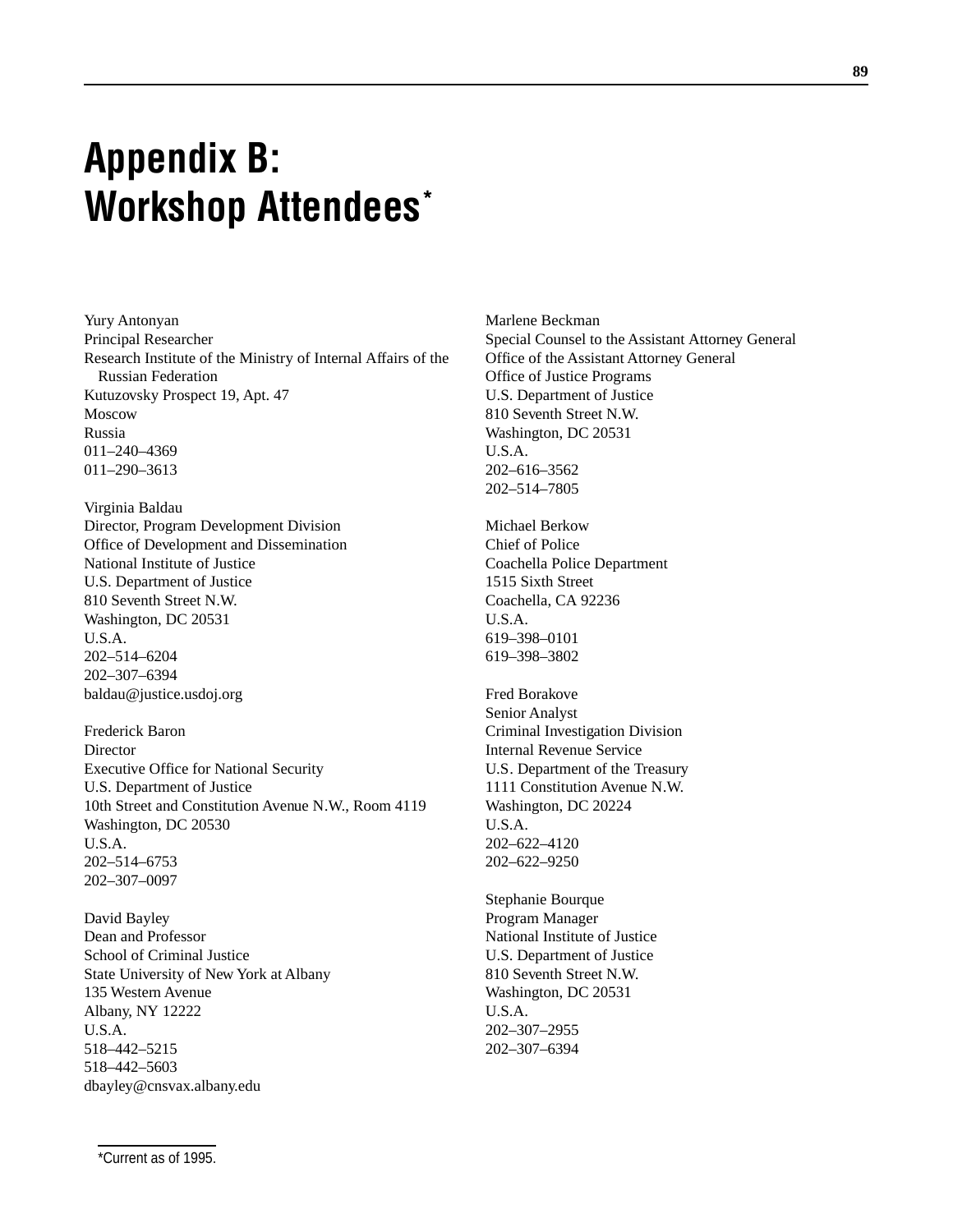# Appendix B: Workshop Attendees*

Yury Antonyan
Principal Researcher
Research Institute of the Ministry of Internal Affairs of the Russian Federation
Kutuzovsky Prospect 19, Apt. 47
Moscow
Russia
011–240–4369
011–290–3613

Virginia Baldau
Director, Program Development Division
Office of Development and Dissemination
National Institute of Justice
U.S. Department of Justice
810 Seventh Street N.W.
Washington, DC 20531
U.S.A.
202–514–6204
202–307–6394
baldau@justice.usdoj.org

Frederick Baron
Director
Executive Office for National Security
U.S. Department of Justice
10th Street and Constitution Avenue N.W., Room 4119
Washington, DC 20530
U.S.A.
202–514–6753
202–307–0097

David Bayley
Dean and Professor
School of Criminal Justice
State University of New York at Albany
135 Western Avenue
Albany, NY 12222
U.S.A.
518–442–5215
518–442–5603
dbayley@cnsvax.albany.edu

Marlene Beckman
Special Counsel to the Assistant Attorney General
Office of the Assistant Attorney General
Office of Justice Programs
U.S. Department of Justice
810 Seventh Street N.W.
Washington, DC 20531
U.S.A.
202–616–3562
202–514–7805

Michael Berkow
Chief of Police
Coachella Police Department
1515 Sixth Street
Coachella, CA 92236
U.S.A.
619–398–0101
619–398–3802

Fred Borakove
Senior Analyst
Criminal Investigation Division
Internal Revenue Service
U.S. Department of the Treasury
1111 Constitution Avenue N.W.
Washington, DC 20224
U.S.A.
202–622–4120
202–622–9250

Stephanie Bourque
Program Manager
National Institute of Justice
U.S. Department of Justice
810 Seventh Street N.W.
Washington, DC 20531
U.S.A.
202–307–2955
202–307–6394

*Current as of 1995.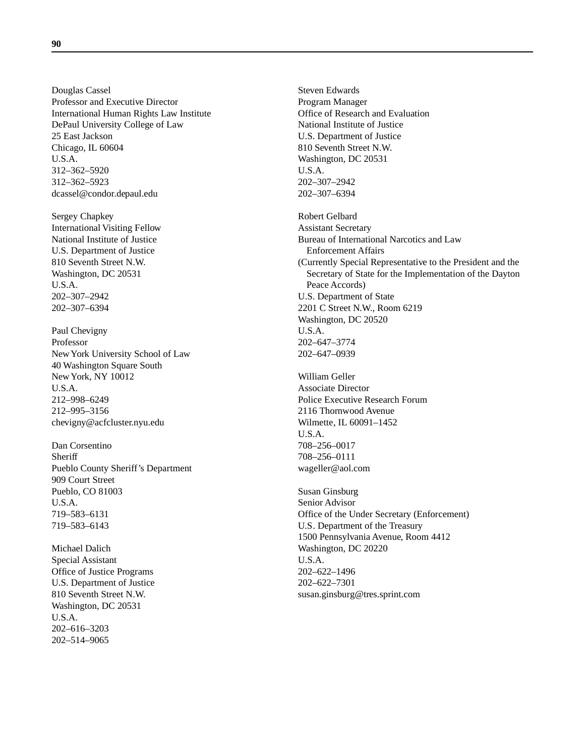Douglas Cassel
Professor and Executive Director
International Human Rights Law Institute
DePaul University College of Law
25 East Jackson
Chicago, IL 60604
U.S.A.
312–362–5920
312–362–5923
dcassel@condor.depaul.edu

Sergey Chapkey
International Visiting Fellow
National Institute of Justice
U.S. Department of Justice
810 Seventh Street N.W.
Washington, DC 20531
U.S.A.
202–307–2942
202–307–6394

Paul Chevigny
Professor
New York University School of Law
40 Washington Square South
New York, NY 10012
U.S.A.
212–998–6249
212–995–3156
chevigny@acfcluster.nyu.edu

Dan Corsentino
Sheriff
Pueblo County Sheriff's Department
909 Court Street
Pueblo, CO 81003
U.S.A.
719–583–6131
719–583–6143

Michael Dalich
Special Assistant
Office of Justice Programs
U.S. Department of Justice
810 Seventh Street N.W.
Washington, DC 20531
U.S.A.
202–616–3203
202–514–9065

Steven Edwards
Program Manager
Office of Research and Evaluation
National Institute of Justice
U.S. Department of Justice
810 Seventh Street N.W.
Washington, DC 20531
U.S.A.
202–307–2942
202–307–6394

Robert Gelbard
Assistant Secretary
Bureau of International Narcotics and Law Enforcement Affairs
(Currently Special Representative to the President and the Secretary of State for the Implementation of the Dayton Peace Accords)
U.S. Department of State
2201 C Street N.W., Room 6219
Washington, DC 20520
U.S.A.
202–647–3774
202–647–0939

William Geller
Associate Director
Police Executive Research Forum
2116 Thornwood Avenue
Wilmette, IL 60091–1452
U.S.A.
708–256–0017
708–256–0111
wageller@aol.com

Susan Ginsburg
Senior Advisor
Office of the Under Secretary (Enforcement)
U.S. Department of the Treasury
1500 Pennsylvania Avenue, Room 4412
Washington, DC 20220
U.S.A.
202–622–1496
202–622–7301
susan.ginsburg@tres.sprint.com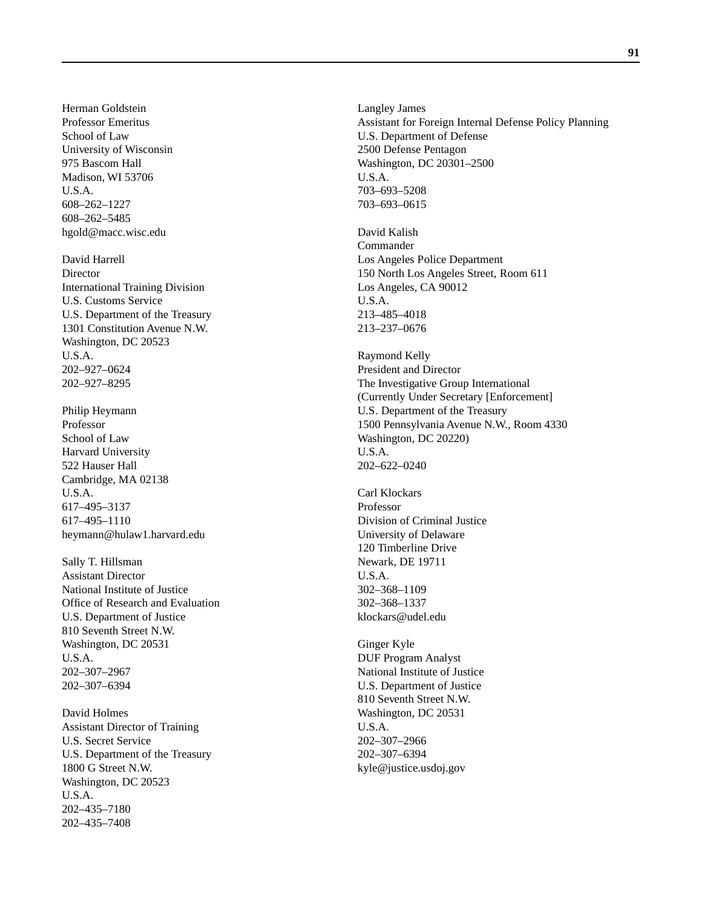Herman Goldstein
Professor Emeritus
School of Law
University of Wisconsin
975 Bascom Hall
Madison, WI 53706
U.S.A.
608–262–1227
608–262–5485
hgold@macc.wisc.edu

David Harrell
Director
International Training Division
U.S. Customs Service
U.S. Department of the Treasury
1301 Constitution Avenue N.W.
Washington, DC 20523
U.S.A.
202–927–0624
202–927–8295

Philip Heymann
Professor
School of Law
Harvard University
522 Hauser Hall
Cambridge, MA 02138
U.S.A.
617–495–3137
617–495–1110
heymann@hulaw1.harvard.edu

Sally T. Hillsman
Assistant Director
National Institute of Justice
Office of Research and Evaluation
U.S. Department of Justice
810 Seventh Street N.W.
Washington, DC 20531
U.S.A.
202–307–2967
202–307–6394

David Holmes
Assistant Director of Training
U.S. Secret Service
U.S. Department of the Treasury
1800 G Street N.W.
Washington, DC 20523
U.S.A.
202–435–7180
202–435–7408

Langley James
Assistant for Foreign Internal Defense Policy Planning
U.S. Department of Defense
2500 Defense Pentagon
Washington, DC 20301–2500
U.S.A.
703–693–5208
703–693–0615

David Kalish
Commander
Los Angeles Police Department
150 North Los Angeles Street, Room 611
Los Angeles, CA 90012
U.S.A.
213–485–4018
213–237–0676

Raymond Kelly
President and Director
The Investigative Group International
(Currently Under Secretary [Enforcement]
U.S. Department of the Treasury
1500 Pennsylvania Avenue N.W., Room 4330
Washington, DC 20220)
U.S.A.
202–622–0240

Carl Klockars
Professor
Division of Criminal Justice
University of Delaware
120 Timberline Drive
Newark, DE 19711
U.S.A.
302–368–1109
302–368–1337
klockars@udel.edu

Ginger Kyle
DUF Program Analyst
National Institute of Justice
U.S. Department of Justice
810 Seventh Street N.W.
Washington, DC 20531
U.S.A.
202–307–2966
202–307–6394
kyle@justice.usdoj.gov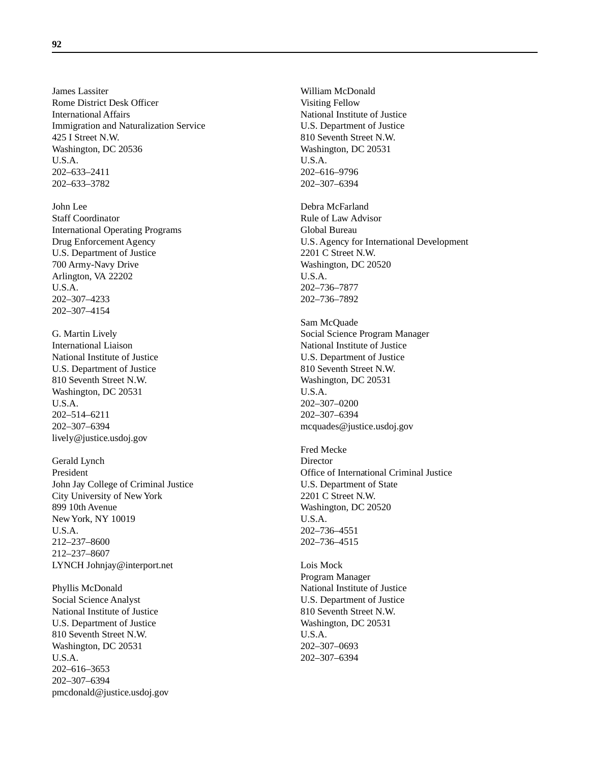James Lassiter
Rome District Desk Officer
International Affairs
Immigration and Naturalization Service
425 I Street N.W.
Washington, DC 20536
U.S.A.
202–633–2411
202–633–3782

John Lee
Staff Coordinator
International Operating Programs
Drug Enforcement Agency
U.S. Department of Justice
700 Army-Navy Drive
Arlington, VA 22202
U.S.A.
202–307–4233
202–307–4154

G. Martin Lively
International Liaison
National Institute of Justice
U.S. Department of Justice
810 Seventh Street N.W.
Washington, DC 20531
U.S.A.
202–514–6211
202–307–6394
lively@justice.usdoj.gov

Gerald Lynch
President
John Jay College of Criminal Justice
City University of New York
899 10th Avenue
New York, NY 10019
U.S.A.
212–237–8600
212–237–8607
LYNCH Johnjay@interport.net

Phyllis McDonald
Social Science Analyst
National Institute of Justice
U.S. Department of Justice
810 Seventh Street N.W.
Washington, DC 20531
U.S.A.
202–616–3653
202–307–6394
pmcdonald@justice.usdoj.gov

William McDonald
Visiting Fellow
National Institute of Justice
U.S. Department of Justice
810 Seventh Street N.W.
Washington, DC 20531
U.S.A.
202–616–9796
202–307–6394

Debra McFarland
Rule of Law Advisor
Global Bureau
U.S. Agency for International Development
2201 C Street N.W.
Washington, DC 20520
U.S.A.
202–736–7877
202–736–7892

Sam McQuade
Social Science Program Manager
National Institute of Justice
U.S. Department of Justice
810 Seventh Street N.W.
Washington, DC 20531
U.S.A.
202–307–0200
202–307–6394
mcquades@justice.usdoj.gov

Fred Mecke
Director
Office of International Criminal Justice
U.S. Department of State
2201 C Street N.W.
Washington, DC 20520
U.S.A.
202–736–4551
202–736–4515

Lois Mock
Program Manager
National Institute of Justice
U.S. Department of Justice
810 Seventh Street N.W.
Washington, DC 20531
U.S.A.
202–307–0693
202–307–6394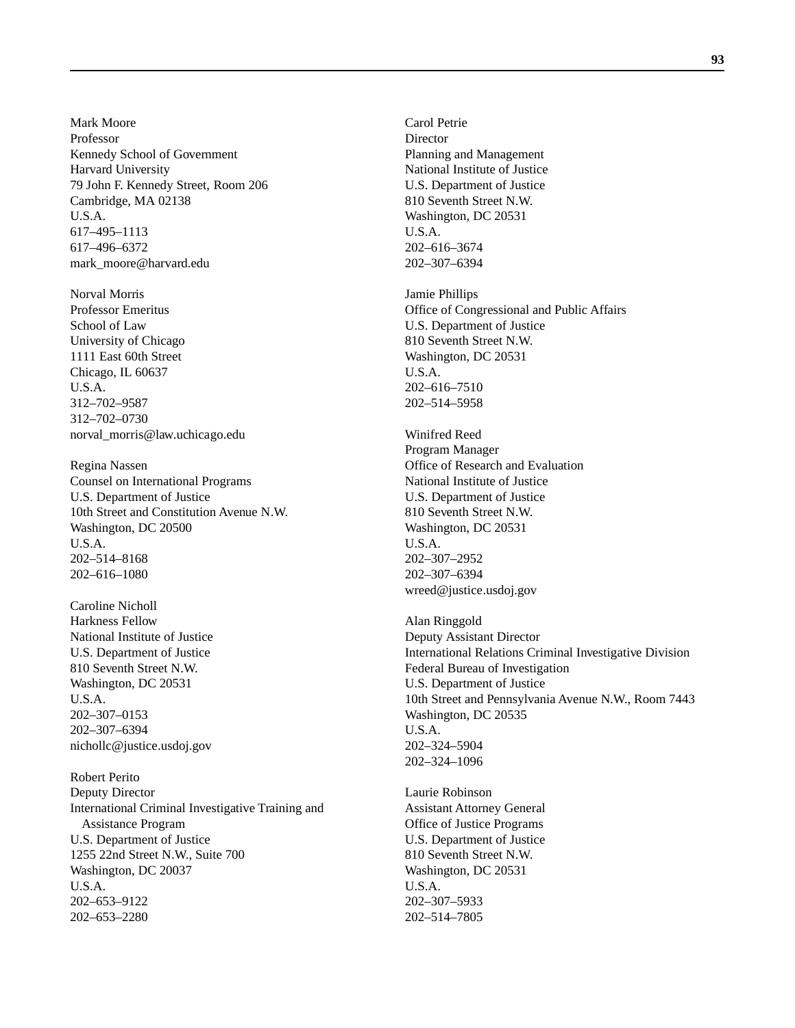Mark Moore
Professor
Kennedy School of Government
Harvard University
79 John F. Kennedy Street, Room 206
Cambridge, MA 02138
U.S.A.
617–495–1113
617–496–6372
mark_moore@harvard.edu

Norval Morris
Professor Emeritus
School of Law
University of Chicago
1111 East 60th Street
Chicago, IL 60637
U.S.A.
312–702–9587
312–702–0730
norval_morris@law.uchicago.edu

Regina Nassen
Counsel on International Programs
U.S. Department of Justice
10th Street and Constitution Avenue N.W.
Washington, DC 20500
U.S.A.
202–514–8168
202–616–1080

Caroline Nicholl
Harkness Fellow
National Institute of Justice
U.S. Department of Justice
810 Seventh Street N.W.
Washington, DC 20531
U.S.A.
202–307–0153
202–307–6394
nichollc@justice.usdoj.gov

Robert Perito
Deputy Director
International Criminal Investigative Training and Assistance Program
U.S. Department of Justice
1255 22nd Street N.W., Suite 700
Washington, DC 20037
U.S.A.
202–653–9122
202–653–2280

Carol Petrie
Director
Planning and Management
National Institute of Justice
U.S. Department of Justice
810 Seventh Street N.W.
Washington, DC 20531
U.S.A.
202–616–3674
202–307–6394

Jamie Phillips
Office of Congressional and Public Affairs
U.S. Department of Justice
810 Seventh Street N.W.
Washington, DC 20531
U.S.A.
202–616–7510
202–514–5958

Winifred Reed
Program Manager
Office of Research and Evaluation
National Institute of Justice
U.S. Department of Justice
810 Seventh Street N.W.
Washington, DC 20531
U.S.A.
202–307–2952
202–307–6394
wreed@justice.usdoj.gov

Alan Ringgold
Deputy Assistant Director
International Relations Criminal Investigative Division
Federal Bureau of Investigation
U.S. Department of Justice
10th Street and Pennsylvania Avenue N.W., Room 7443
Washington, DC 20535
U.S.A.
202–324–5904
202–324–1096

Laurie Robinson
Assistant Attorney General
Office of Justice Programs
U.S. Department of Justice
810 Seventh Street N.W.
Washington, DC 20531
U.S.A.
202–307–5933
202–514–7805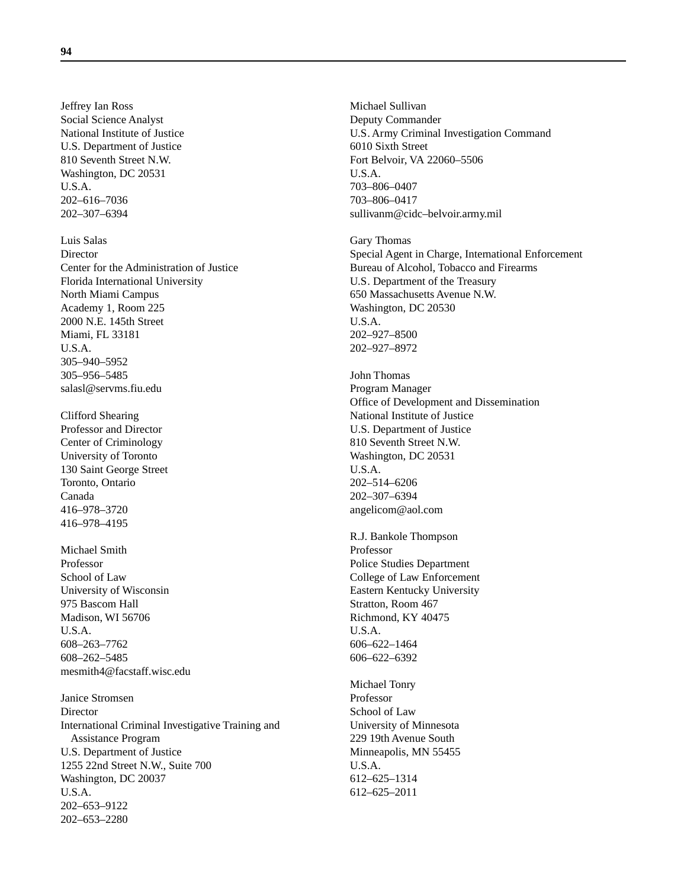Jeffrey Ian Ross
Social Science Analyst
National Institute of Justice
U.S. Department of Justice
810 Seventh Street N.W.
Washington, DC 20531
U.S.A.
202–616–7036
202–307–6394

Luis Salas
Director
Center for the Administration of Justice
Florida International University
North Miami Campus
Academy 1, Room 225
2000 N.E. 145th Street
Miami, FL 33181
U.S.A.
305–940–5952
305–956–5485
salasl@servms.fiu.edu

Clifford Shearing
Professor and Director
Center of Criminology
University of Toronto
130 Saint George Street
Toronto, Ontario
Canada
416–978–3720
416–978–4195

Michael Smith
Professor
School of Law
University of Wisconsin
975 Bascom Hall
Madison, WI 56706
U.S.A.
608–263–7762
608–262–5485
mesmith4@facstaff.wisc.edu

Janice Stromsen
Director
International Criminal Investigative Training and Assistance Program
U.S. Department of Justice
1255 22nd Street N.W., Suite 700
Washington, DC 20037
U.S.A.
202–653–9122
202–653–2280

Michael Sullivan
Deputy Commander
U.S. Army Criminal Investigation Command
6010 Sixth Street
Fort Belvoir, VA 22060–5506
U.S.A.
703–806–0407
703–806–0417
sullivanm@cidc–belvoir.army.mil

Gary Thomas
Special Agent in Charge, International Enforcement
Bureau of Alcohol, Tobacco and Firearms
U.S. Department of the Treasury
650 Massachusetts Avenue N.W.
Washington, DC 20530
U.S.A.
202–927–8500
202–927–8972

John Thomas
Program Manager
Office of Development and Dissemination
National Institute of Justice
U.S. Department of Justice
810 Seventh Street N.W.
Washington, DC 20531
U.S.A.
202–514–6206
202–307–6394
angelicom@aol.com

R.J. Bankole Thompson
Professor
Police Studies Department
College of Law Enforcement
Eastern Kentucky University
Stratton, Room 467
Richmond, KY 40475
U.S.A.
606–622–1464
606–622–6392

Michael Tonry
Professor
School of Law
University of Minnesota
229 19th Avenue South
Minneapolis, MN 55455
U.S.A.
612–625–1314
612–625–2011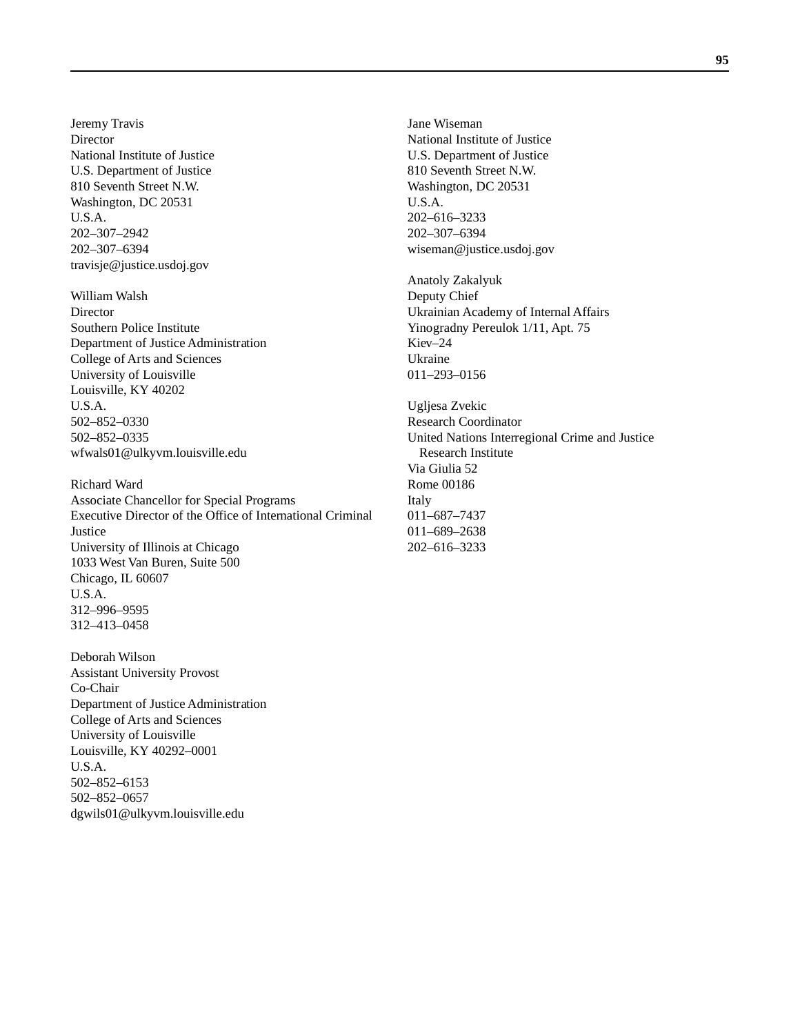Jeremy Travis  
Director  
National Institute of Justice  
U.S. Department of Justice  
810 Seventh Street N.W.  
Washington, DC 20531  
U.S.A.  
202–307–2942  
202–307–6394  
travisje@justice.usdoj.gov

William Walsh  
Director  
Southern Police Institute  
Department of Justice Administration  
College of Arts and Sciences  
University of Louisville  
Louisville, KY 40202  
U.S.A.  
502–852–0330  
502–852–0335  
wfwals01@ulkyvm.louisville.edu

Richard Ward  
Associate Chancellor for Special Programs  
Executive Director of the Office of International Criminal Justice  
University of Illinois at Chicago  
1033 West Van Buren, Suite 500  
Chicago, IL 60607  
U.S.A.  
312–996–9595  
312–413–0458

Deborah Wilson  
Assistant University Provost  
Co-Chair  
Department of Justice Administration  
College of Arts and Sciences  
University of Louisville  
Louisville, KY 40292–0001  
U.S.A.  
502–852–6153  
502–852–0657  
dgwils01@ulkyvm.louisville.edu

Jane Wiseman  
National Institute of Justice  
U.S. Department of Justice  
810 Seventh Street N.W.  
Washington, DC 20531  
U.S.A.  
202–616–3233  
202–307–6394  
wiseman@justice.usdoj.gov

Anatoly Zakalyuk  
Deputy Chief  
Ukrainian Academy of Internal Affairs  
Yinogradny Pereulok 1/11, Apt. 75  
Kiev–24  
Ukraine  
011–293–0156

Ugljesa Zvekic  
Research Coordinator  
United Nations Interregional Crime and Justice Research Institute  
Via Giulia 52  
Rome 00186  
Italy  
011–687–7437  
011–689–2638  
202–616–3233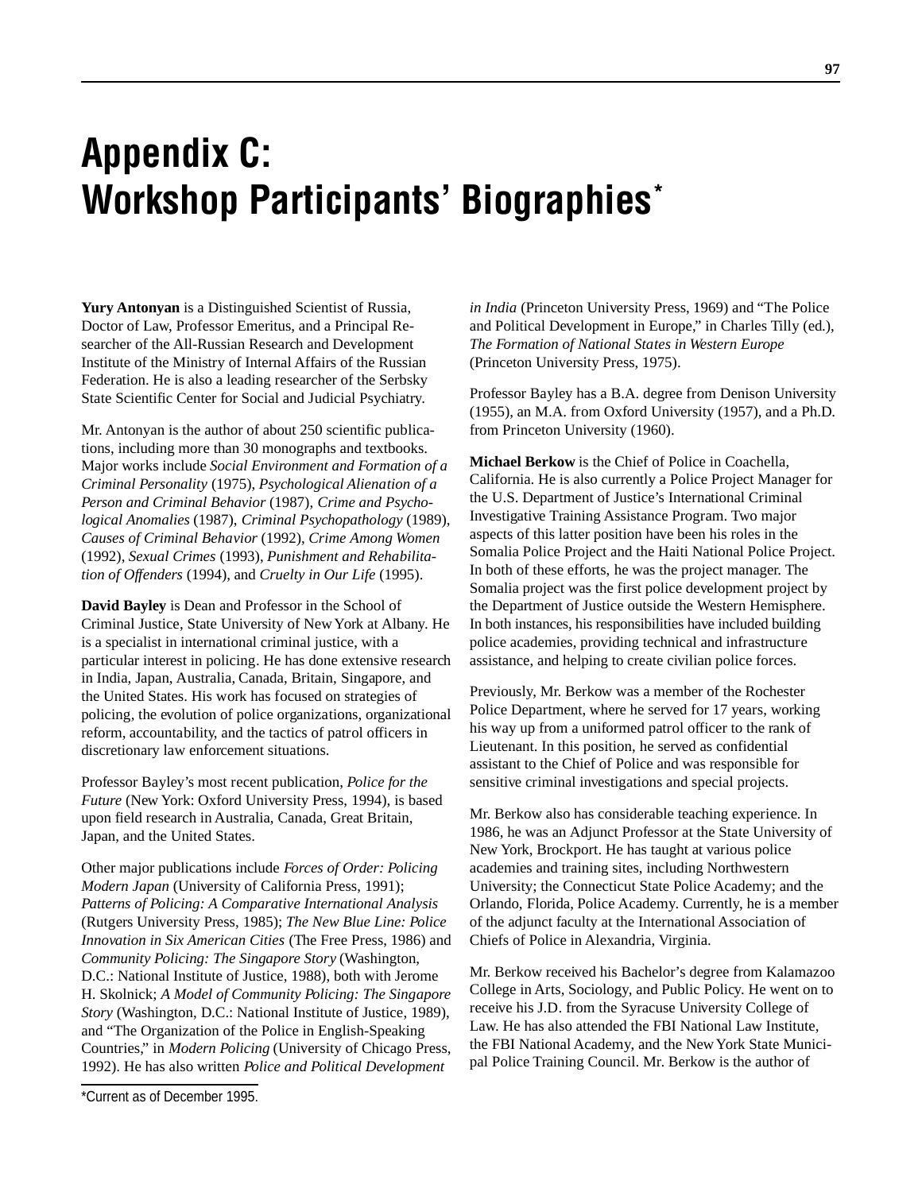# Appendix C: Workshop Participants' Biographies*

**Yury Antonyan** is a Distinguished Scientist of Russia, Doctor of Law, Professor Emeritus, and a Principal Researcher of the All-Russian Research and Development Institute of the Ministry of Internal Affairs of the Russian Federation. He is also a leading researcher of the Serbsky State Scientific Center for Social and Judicial Psychiatry.

Mr. Antonyan is the author of about 250 scientific publications, including more than 30 monographs and textbooks. Major works include *Social Environment and Formation of a Criminal Personality* (1975), *Psychological Alienation of a Person and Criminal Behavior* (1987), *Crime and Psychological Anomalies* (1987), *Criminal Psychopathology* (1989), *Causes of Criminal Behavior* (1992), *Crime Among Women* (1992), *Sexual Crimes* (1993), *Punishment and Rehabilitation of Offenders* (1994), and *Cruelty in Our Life* (1995).

**David Bayley** is Dean and Professor in the School of Criminal Justice, State University of New York at Albany. He is a specialist in international criminal justice, with a particular interest in policing. He has done extensive research in India, Japan, Australia, Canada, Britain, Singapore, and the United States. His work has focused on strategies of policing, the evolution of police organizations, organizational reform, accountability, and the tactics of patrol officers in discretionary law enforcement situations.

Professor Bayley's most recent publication, *Police for the Future* (New York: Oxford University Press, 1994), is based upon field research in Australia, Canada, Great Britain, Japan, and the United States.

Other major publications include *Forces of Order: Policing Modern Japan* (University of California Press, 1991); *Patterns of Policing: A Comparative International Analysis* (Rutgers University Press, 1985); *The New Blue Line: Police Innovation in Six American Cities* (The Free Press, 1986) and *Community Policing: The Singapore Story* (Washington, D.C.: National Institute of Justice, 1988), both with Jerome H. Skolnick; *A Model of Community Policing: The Singapore Story* (Washington, D.C.: National Institute of Justice, 1989), and "The Organization of the Police in English-Speaking Countries," in *Modern Policing* (University of Chicago Press, 1992). He has also written *Police and Political Development in India* (Princeton University Press, 1969) and "The Police and Political Development in Europe," in Charles Tilly (ed.), *The Formation of National States in Western Europe* (Princeton University Press, 1975).

Professor Bayley has a B.A. degree from Denison University (1955), an M.A. from Oxford University (1957), and a Ph.D. from Princeton University (1960).

**Michael Berkow** is the Chief of Police in Coachella, California. He is also currently a Police Project Manager for the U.S. Department of Justice's International Criminal Investigative Training Assistance Program. Two major aspects of this latter position have been his roles in the Somalia Police Project and the Haiti National Police Project. In both of these efforts, he was the project manager. The Somalia project was the first police development project by the Department of Justice outside the Western Hemisphere. In both instances, his responsibilities have included building police academies, providing technical and infrastructure assistance, and helping to create civilian police forces.

Previously, Mr. Berkow was a member of the Rochester Police Department, where he served for 17 years, working his way up from a uniformed patrol officer to the rank of Lieutenant. In this position, he served as confidential assistant to the Chief of Police and was responsible for sensitive criminal investigations and special projects.

Mr. Berkow also has considerable teaching experience. In 1986, he was an Adjunct Professor at the State University of New York, Brockport. He has taught at various police academies and training sites, including Northwestern University; the Connecticut State Police Academy; and the Orlando, Florida, Police Academy. Currently, he is a member of the adjunct faculty at the International Association of Chiefs of Police in Alexandria, Virginia.

Mr. Berkow received his Bachelor's degree from Kalamazoo College in Arts, Sociology, and Public Policy. He went on to receive his J.D. from the Syracuse University College of Law. He has also attended the FBI National Law Institute, the FBI National Academy, and the New York State Municipal Police Training Council. Mr. Berkow is the author of

*Current as of December 1995.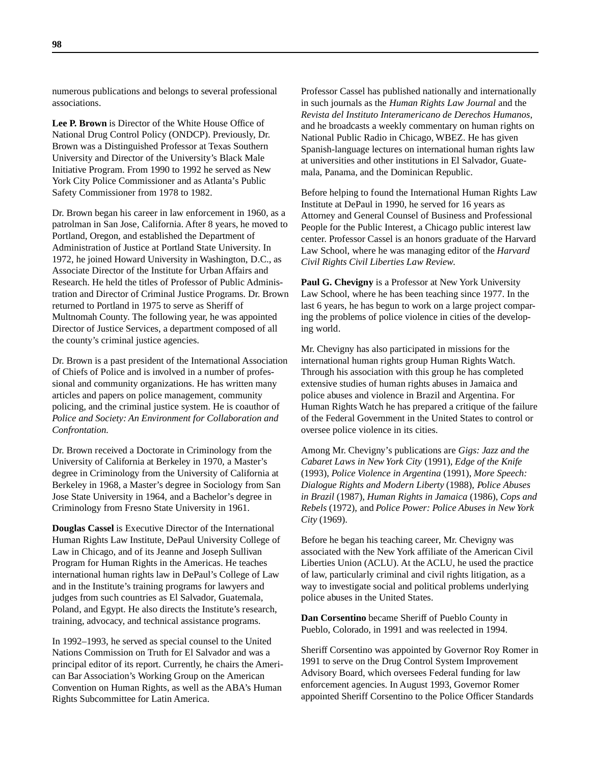numerous publications and belongs to several professional associations.

**Lee P. Brown** is Director of the White House Office of National Drug Control Policy (ONDCP). Previously, Dr. Brown was a Distinguished Professor at Texas Southern University and Director of the University's Black Male Initiative Program. From 1990 to 1992 he served as New York City Police Commissioner and as Atlanta's Public Safety Commissioner from 1978 to 1982.

Dr. Brown began his career in law enforcement in 1960, as a patrolman in San Jose, California. After 8 years, he moved to Portland, Oregon, and established the Department of Administration of Justice at Portland State University. In 1972, he joined Howard University in Washington, D.C., as Associate Director of the Institute for Urban Affairs and Research. He held the titles of Professor of Public Administration and Director of Criminal Justice Programs. Dr. Brown returned to Portland in 1975 to serve as Sheriff of Multnomah County. The following year, he was appointed Director of Justice Services, a department composed of all the county's criminal justice agencies.

Dr. Brown is a past president of the International Association of Chiefs of Police and is involved in a number of professional and community organizations. He has written many articles and papers on police management, community policing, and the criminal justice system. He is coauthor of *Police and Society: An Environment for Collaboration and Confrontation.*

Dr. Brown received a Doctorate in Criminology from the University of California at Berkeley in 1970, a Master's degree in Criminology from the University of California at Berkeley in 1968, a Master's degree in Sociology from San Jose State University in 1964, and a Bachelor's degree in Criminology from Fresno State University in 1961.

**Douglas Cassel** is Executive Director of the International Human Rights Law Institute, DePaul University College of Law in Chicago, and of its Jeanne and Joseph Sullivan Program for Human Rights in the Americas. He teaches international human rights law in DePaul's College of Law and in the Institute's training programs for lawyers and judges from such countries as El Salvador, Guatemala, Poland, and Egypt. He also directs the Institute's research, training, advocacy, and technical assistance programs.

In 1992–1993, he served as special counsel to the United Nations Commission on Truth for El Salvador and was a principal editor of its report. Currently, he chairs the American Bar Association's Working Group on the American Convention on Human Rights, as well as the ABA's Human Rights Subcommittee for Latin America.

Professor Cassel has published nationally and internationally in such journals as the *Human Rights Law Journal* and the *Revista del Instituto Interamericano de Derechos Humanos*, and he broadcasts a weekly commentary on human rights on National Public Radio in Chicago, WBEZ. He has given Spanish-language lectures on international human rights law at universities and other institutions in El Salvador, Guatemala, Panama, and the Dominican Republic.

Before helping to found the International Human Rights Law Institute at DePaul in 1990, he served for 16 years as Attorney and General Counsel of Business and Professional People for the Public Interest, a Chicago public interest law center. Professor Cassel is an honors graduate of the Harvard Law School, where he was managing editor of the *Harvard Civil Rights Civil Liberties Law Review.*

**Paul G. Chevigny** is a Professor at New York University Law School, where he has been teaching since 1977. In the last 6 years, he has begun to work on a large project comparing the problems of police violence in cities of the developing world.

Mr. Chevigny has also participated in missions for the international human rights group Human Rights Watch. Through his association with this group he has completed extensive studies of human rights abuses in Jamaica and police abuses and violence in Brazil and Argentina. For Human Rights Watch he has prepared a critique of the failure of the Federal Government in the United States to control or oversee police violence in its cities.

Among Mr. Chevigny's publications are *Gigs: Jazz and the Cabaret Laws in New York City* (1991), *Edge of the Knife* (1993), *Police Violence in Argentina* (1991), *More Speech: Dialogue Rights and Modern Liberty* (1988), *Police Abuses in Brazil* (1987), *Human Rights in Jamaica* (1986), *Cops and Rebels* (1972), and *Police Power: Police Abuses in New York City* (1969).

Before he began his teaching career, Mr. Chevigny was associated with the New York affiliate of the American Civil Liberties Union (ACLU). At the ACLU, he used the practice of law, particularly criminal and civil rights litigation, as a way to investigate social and political problems underlying police abuses in the United States.

**Dan Corsentino** became Sheriff of Pueblo County in Pueblo, Colorado, in 1991 and was reelected in 1994.

Sheriff Corsentino was appointed by Governor Roy Romer in 1991 to serve on the Drug Control System Improvement Advisory Board, which oversees Federal funding for law enforcement agencies. In August 1993, Governor Romer appointed Sheriff Corsentino to the Police Officer Standards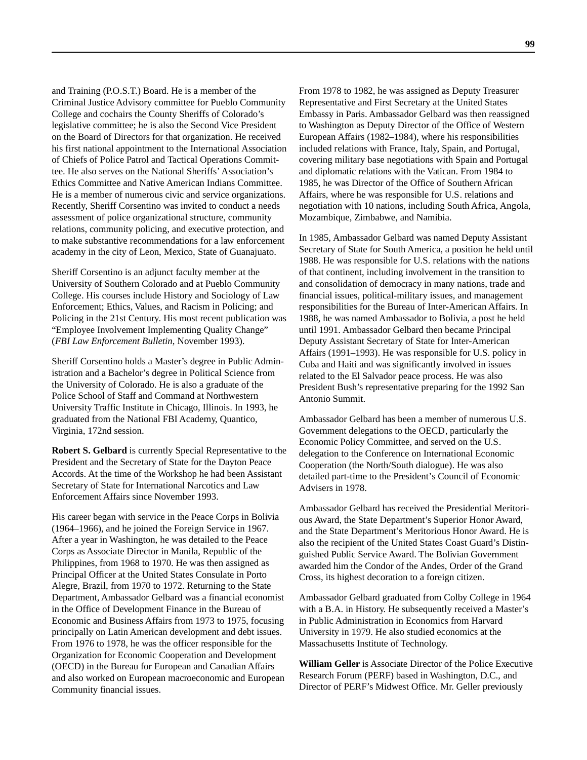and Training (P.O.S.T.) Board. He is a member of the Criminal Justice Advisory committee for Pueblo Community College and cochairs the County Sheriffs of Colorado's legislative committee; he is also the Second Vice President on the Board of Directors for that organization. He received his first national appointment to the International Association of Chiefs of Police Patrol and Tactical Operations Committee. He also serves on the National Sheriffs' Association's Ethics Committee and Native American Indians Committee. He is a member of numerous civic and service organizations. Recently, Sheriff Corsentino was invited to conduct a needs assessment of police organizational structure, community relations, community policing, and executive protection, and to make substantive recommendations for a law enforcement academy in the city of Leon, Mexico, State of Guanajuato.

Sheriff Corsentino is an adjunct faculty member at the University of Southern Colorado and at Pueblo Community College. His courses include History and Sociology of Law Enforcement; Ethics, Values, and Racism in Policing; and Policing in the 21st Century. His most recent publication was "Employee Involvement Implementing Quality Change" (*FBI Law Enforcement Bulletin*, November 1993).

Sheriff Corsentino holds a Master's degree in Public Administration and a Bachelor's degree in Political Science from the University of Colorado. He is also a graduate of the Police School of Staff and Command at Northwestern University Traffic Institute in Chicago, Illinois. In 1993, he graduated from the National FBI Academy, Quantico, Virginia, 172nd session.

**Robert S. Gelbard** is currently Special Representative to the President and the Secretary of State for the Dayton Peace Accords. At the time of the Workshop he had been Assistant Secretary of State for International Narcotics and Law Enforcement Affairs since November 1993.

His career began with service in the Peace Corps in Bolivia (1964–1966), and he joined the Foreign Service in 1967. After a year in Washington, he was detailed to the Peace Corps as Associate Director in Manila, Republic of the Philippines, from 1968 to 1970. He was then assigned as Principal Officer at the United States Consulate in Porto Alegre, Brazil, from 1970 to 1972. Returning to the State Department, Ambassador Gelbard was a financial economist in the Office of Development Finance in the Bureau of Economic and Business Affairs from 1973 to 1975, focusing principally on Latin American development and debt issues. From 1976 to 1978, he was the officer responsible for the Organization for Economic Cooperation and Development (OECD) in the Bureau for European and Canadian Affairs and also worked on European macroeconomic and European Community financial issues.

From 1978 to 1982, he was assigned as Deputy Treasurer Representative and First Secretary at the United States Embassy in Paris. Ambassador Gelbard was then reassigned to Washington as Deputy Director of the Office of Western European Affairs (1982–1984), where his responsibilities included relations with France, Italy, Spain, and Portugal, covering military base negotiations with Spain and Portugal and diplomatic relations with the Vatican. From 1984 to 1985, he was Director of the Office of Southern African Affairs, where he was responsible for U.S. relations and negotiation with 10 nations, including South Africa, Angola, Mozambique, Zimbabwe, and Namibia.

In 1985, Ambassador Gelbard was named Deputy Assistant Secretary of State for South America, a position he held until 1988. He was responsible for U.S. relations with the nations of that continent, including involvement in the transition to and consolidation of democracy in many nations, trade and financial issues, political-military issues, and management responsibilities for the Bureau of Inter-American Affairs. In 1988, he was named Ambassador to Bolivia, a post he held until 1991. Ambassador Gelbard then became Principal Deputy Assistant Secretary of State for Inter-American Affairs (1991–1993). He was responsible for U.S. policy in Cuba and Haiti and was significantly involved in issues related to the El Salvador peace process. He was also President Bush's representative preparing for the 1992 San Antonio Summit.

Ambassador Gelbard has been a member of numerous U.S. Government delegations to the OECD, particularly the Economic Policy Committee, and served on the U.S. delegation to the Conference on International Economic Cooperation (the North/South dialogue). He was also detailed part-time to the President's Council of Economic Advisers in 1978.

Ambassador Gelbard has received the Presidential Meritorious Award, the State Department's Superior Honor Award, and the State Department's Meritorious Honor Award. He is also the recipient of the United States Coast Guard's Distinguished Public Service Award. The Bolivian Government awarded him the Condor of the Andes, Order of the Grand Cross, its highest decoration to a foreign citizen.

Ambassador Gelbard graduated from Colby College in 1964 with a B.A. in History. He subsequently received a Master's in Public Administration in Economics from Harvard University in 1979. He also studied economics at the Massachusetts Institute of Technology.

**William Geller** is Associate Director of the Police Executive Research Forum (PERF) based in Washington, D.C., and Director of PERF's Midwest Office. Mr. Geller previously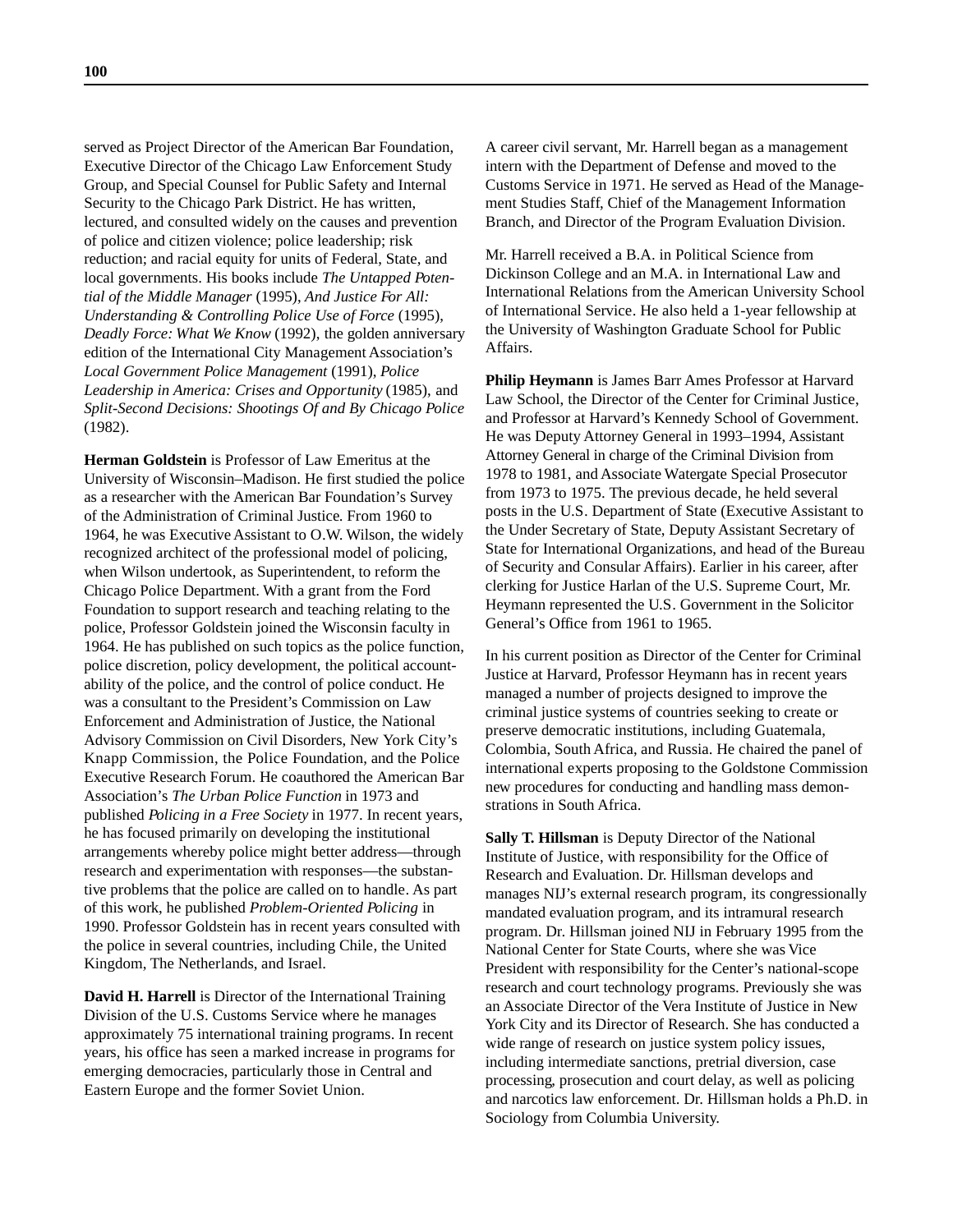served as Project Director of the American Bar Foundation, Executive Director of the Chicago Law Enforcement Study Group, and Special Counsel for Public Safety and Internal Security to the Chicago Park District. He has written, lectured, and consulted widely on the causes and prevention of police and citizen violence; police leadership; risk reduction; and racial equity for units of Federal, State, and local governments. His books include *The Untapped Potential of the Middle Manager* (1995), *And Justice For All: Understanding & Controlling Police Use of Force* (1995), *Deadly Force: What We Know* (1992), the golden anniversary edition of the International City Management Association's *Local Government Police Management* (1991), *Police Leadership in America: Crises and Opportunity* (1985), and *Split-Second Decisions: Shootings Of and By Chicago Police* (1982).

**Herman Goldstein** is Professor of Law Emeritus at the University of Wisconsin–Madison. He first studied the police as a researcher with the American Bar Foundation's Survey of the Administration of Criminal Justice. From 1960 to 1964, he was Executive Assistant to O.W. Wilson, the widely recognized architect of the professional model of policing, when Wilson undertook, as Superintendent, to reform the Chicago Police Department. With a grant from the Ford Foundation to support research and teaching relating to the police, Professor Goldstein joined the Wisconsin faculty in 1964. He has published on such topics as the police function, police discretion, policy development, the political accountability of the police, and the control of police conduct. He was a consultant to the President's Commission on Law Enforcement and Administration of Justice, the National Advisory Commission on Civil Disorders, New York City's Knapp Commission, the Police Foundation, and the Police Executive Research Forum. He coauthored the American Bar Association's *The Urban Police Function* in 1973 and published *Policing in a Free Society* in 1977. In recent years, he has focused primarily on developing the institutional arrangements whereby police might better address—through research and experimentation with responses—the substantive problems that the police are called on to handle. As part of this work, he published *Problem-Oriented Policing* in 1990. Professor Goldstein has in recent years consulted with the police in several countries, including Chile, the United Kingdom, The Netherlands, and Israel.

**David H. Harrell** is Director of the International Training Division of the U.S. Customs Service where he manages approximately 75 international training programs. In recent years, his office has seen a marked increase in programs for emerging democracies, particularly those in Central and Eastern Europe and the former Soviet Union.

A career civil servant, Mr. Harrell began as a management intern with the Department of Defense and moved to the Customs Service in 1971. He served as Head of the Management Studies Staff, Chief of the Management Information Branch, and Director of the Program Evaluation Division.

Mr. Harrell received a B.A. in Political Science from Dickinson College and an M.A. in International Law and International Relations from the American University School of International Service. He also held a 1-year fellowship at the University of Washington Graduate School for Public Affairs.

**Philip Heymann** is James Barr Ames Professor at Harvard Law School, the Director of the Center for Criminal Justice, and Professor at Harvard's Kennedy School of Government. He was Deputy Attorney General in 1993–1994, Assistant Attorney General in charge of the Criminal Division from 1978 to 1981, and Associate Watergate Special Prosecutor from 1973 to 1975. The previous decade, he held several posts in the U.S. Department of State (Executive Assistant to the Under Secretary of State, Deputy Assistant Secretary of State for International Organizations, and head of the Bureau of Security and Consular Affairs). Earlier in his career, after clerking for Justice Harlan of the U.S. Supreme Court, Mr. Heymann represented the U.S. Government in the Solicitor General's Office from 1961 to 1965.

In his current position as Director of the Center for Criminal Justice at Harvard, Professor Heymann has in recent years managed a number of projects designed to improve the criminal justice systems of countries seeking to create or preserve democratic institutions, including Guatemala, Colombia, South Africa, and Russia. He chaired the panel of international experts proposing to the Goldstone Commission new procedures for conducting and handling mass demonstrations in South Africa.

**Sally T. Hillsman** is Deputy Director of the National Institute of Justice, with responsibility for the Office of Research and Evaluation. Dr. Hillsman develops and manages NIJ's external research program, its congressionally mandated evaluation program, and its intramural research program. Dr. Hillsman joined NIJ in February 1995 from the National Center for State Courts, where she was Vice President with responsibility for the Center's national-scope research and court technology programs. Previously she was an Associate Director of the Vera Institute of Justice in New York City and its Director of Research. She has conducted a wide range of research on justice system policy issues, including intermediate sanctions, pretrial diversion, case processing, prosecution and court delay, as well as policing and narcotics law enforcement. Dr. Hillsman holds a Ph.D. in Sociology from Columbia University.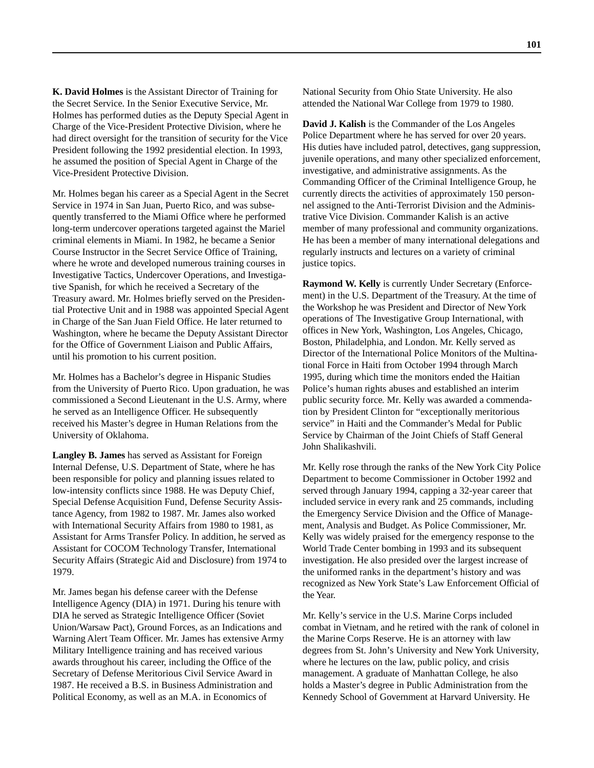**K. David Holmes** is the Assistant Director of Training for the Secret Service. In the Senior Executive Service, Mr. Holmes has performed duties as the Deputy Special Agent in Charge of the Vice-President Protective Division, where he had direct oversight for the transition of security for the Vice President following the 1992 presidential election. In 1993, he assumed the position of Special Agent in Charge of the Vice-President Protective Division.

Mr. Holmes began his career as a Special Agent in the Secret Service in 1974 in San Juan, Puerto Rico, and was subsequently transferred to the Miami Office where he performed long-term undercover operations targeted against the Mariel criminal elements in Miami. In 1982, he became a Senior Course Instructor in the Secret Service Office of Training, where he wrote and developed numerous training courses in Investigative Tactics, Undercover Operations, and Investigative Spanish, for which he received a Secretary of the Treasury award. Mr. Holmes briefly served on the Presidential Protective Unit and in 1988 was appointed Special Agent in Charge of the San Juan Field Office. He later returned to Washington, where he became the Deputy Assistant Director for the Office of Government Liaison and Public Affairs, until his promotion to his current position.

Mr. Holmes has a Bachelor's degree in Hispanic Studies from the University of Puerto Rico. Upon graduation, he was commissioned a Second Lieutenant in the U.S. Army, where he served as an Intelligence Officer. He subsequently received his Master's degree in Human Relations from the University of Oklahoma.

**Langley B. James** has served as Assistant for Foreign Internal Defense, U.S. Department of State, where he has been responsible for policy and planning issues related to low-intensity conflicts since 1988. He was Deputy Chief, Special Defense Acquisition Fund, Defense Security Assistance Agency, from 1982 to 1987. Mr. James also worked with International Security Affairs from 1980 to 1981, as Assistant for Arms Transfer Policy. In addition, he served as Assistant for COCOM Technology Transfer, International Security Affairs (Strategic Aid and Disclosure) from 1974 to 1979.

Mr. James began his defense career with the Defense Intelligence Agency (DIA) in 1971. During his tenure with DIA he served as Strategic Intelligence Officer (Soviet Union/Warsaw Pact), Ground Forces, as an Indications and Warning Alert Team Officer. Mr. James has extensive Army Military Intelligence training and has received various awards throughout his career, including the Office of the Secretary of Defense Meritorious Civil Service Award in 1987. He received a B.S. in Business Administration and Political Economy, as well as an M.A. in Economics of National Security from Ohio State University. He also attended the National War College from 1979 to 1980.

**David J. Kalish** is the Commander of the Los Angeles Police Department where he has served for over 20 years. His duties have included patrol, detectives, gang suppression, juvenile operations, and many other specialized enforcement, investigative, and administrative assignments. As the Commanding Officer of the Criminal Intelligence Group, he currently directs the activities of approximately 150 personnel assigned to the Anti-Terrorist Division and the Administrative Vice Division. Commander Kalish is an active member of many professional and community organizations. He has been a member of many international delegations and regularly instructs and lectures on a variety of criminal justice topics.

**Raymond W. Kelly** is currently Under Secretary (Enforcement) in the U.S. Department of the Treasury. At the time of the Workshop he was President and Director of New York operations of The Investigative Group International, with offices in New York, Washington, Los Angeles, Chicago, Boston, Philadelphia, and London. Mr. Kelly served as Director of the International Police Monitors of the Multinational Force in Haiti from October 1994 through March 1995, during which time the monitors ended the Haitian Police's human rights abuses and established an interim public security force. Mr. Kelly was awarded a commendation by President Clinton for "exceptionally meritorious service" in Haiti and the Commander's Medal for Public Service by Chairman of the Joint Chiefs of Staff General John Shalikashvili.

Mr. Kelly rose through the ranks of the New York City Police Department to become Commissioner in October 1992 and served through January 1994, capping a 32-year career that included service in every rank and 25 commands, including the Emergency Service Division and the Office of Management, Analysis and Budget. As Police Commissioner, Mr. Kelly was widely praised for the emergency response to the World Trade Center bombing in 1993 and its subsequent investigation. He also presided over the largest increase of the uniformed ranks in the department's history and was recognized as New York State's Law Enforcement Official of the Year.

Mr. Kelly's service in the U.S. Marine Corps included combat in Vietnam, and he retired with the rank of colonel in the Marine Corps Reserve. He is an attorney with law degrees from St. John's University and New York University, where he lectures on the law, public policy, and crisis management. A graduate of Manhattan College, he also holds a Master's degree in Public Administration from the Kennedy School of Government at Harvard University. He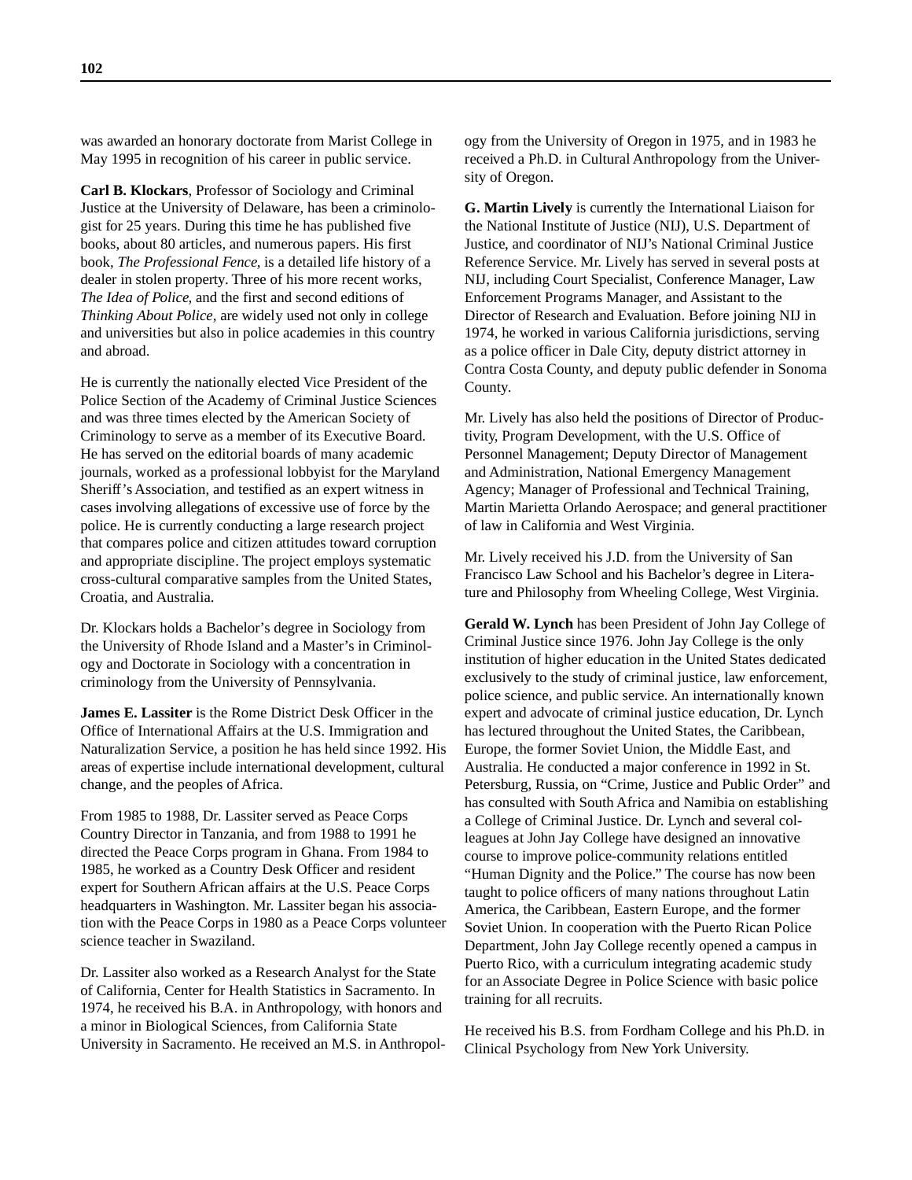was awarded an honorary doctorate from Marist College in May 1995 in recognition of his career in public service.

**Carl B. Klockars**, Professor of Sociology and Criminal Justice at the University of Delaware, has been a criminologist for 25 years. During this time he has published five books, about 80 articles, and numerous papers. His first book, *The Professional Fence,* is a detailed life history of a dealer in stolen property. Three of his more recent works, *The Idea of Police,* and the first and second editions of *Thinking About Police,* are widely used not only in college and universities but also in police academies in this country and abroad.

He is currently the nationally elected Vice President of the Police Section of the Academy of Criminal Justice Sciences and was three times elected by the American Society of Criminology to serve as a member of its Executive Board. He has served on the editorial boards of many academic journals, worked as a professional lobbyist for the Maryland Sheriff's Association, and testified as an expert witness in cases involving allegations of excessive use of force by the police. He is currently conducting a large research project that compares police and citizen attitudes toward corruption and appropriate discipline. The project employs systematic cross-cultural comparative samples from the United States, Croatia, and Australia.

Dr. Klockars holds a Bachelor's degree in Sociology from the University of Rhode Island and a Master's in Criminology and Doctorate in Sociology with a concentration in criminology from the University of Pennsylvania.

**James E. Lassiter** is the Rome District Desk Officer in the Office of International Affairs at the U.S. Immigration and Naturalization Service, a position he has held since 1992. His areas of expertise include international development, cultural change, and the peoples of Africa.

From 1985 to 1988, Dr. Lassiter served as Peace Corps Country Director in Tanzania, and from 1988 to 1991 he directed the Peace Corps program in Ghana. From 1984 to 1985, he worked as a Country Desk Officer and resident expert for Southern African affairs at the U.S. Peace Corps headquarters in Washington. Mr. Lassiter began his association with the Peace Corps in 1980 as a Peace Corps volunteer science teacher in Swaziland.

Dr. Lassiter also worked as a Research Analyst for the State of California, Center for Health Statistics in Sacramento. In 1974, he received his B.A. in Anthropology, with honors and a minor in Biological Sciences, from California State University in Sacramento. He received an M.S. in Anthropology from the University of Oregon in 1975, and in 1983 he received a Ph.D. in Cultural Anthropology from the University of Oregon.

**G. Martin Lively** is currently the International Liaison for the National Institute of Justice (NIJ), U.S. Department of Justice, and coordinator of NIJ's National Criminal Justice Reference Service. Mr. Lively has served in several posts at NIJ, including Court Specialist, Conference Manager, Law Enforcement Programs Manager, and Assistant to the Director of Research and Evaluation. Before joining NIJ in 1974, he worked in various California jurisdictions, serving as a police officer in Dale City, deputy district attorney in Contra Costa County, and deputy public defender in Sonoma County.

Mr. Lively has also held the positions of Director of Productivity, Program Development, with the U.S. Office of Personnel Management; Deputy Director of Management and Administration, National Emergency Management Agency; Manager of Professional and Technical Training, Martin Marietta Orlando Aerospace; and general practitioner of law in California and West Virginia.

Mr. Lively received his J.D. from the University of San Francisco Law School and his Bachelor's degree in Literature and Philosophy from Wheeling College, West Virginia.

**Gerald W. Lynch** has been President of John Jay College of Criminal Justice since 1976. John Jay College is the only institution of higher education in the United States dedicated exclusively to the study of criminal justice, law enforcement, police science, and public service. An internationally known expert and advocate of criminal justice education, Dr. Lynch has lectured throughout the United States, the Caribbean, Europe, the former Soviet Union, the Middle East, and Australia. He conducted a major conference in 1992 in St. Petersburg, Russia, on "Crime, Justice and Public Order" and has consulted with South Africa and Namibia on establishing a College of Criminal Justice. Dr. Lynch and several colleagues at John Jay College have designed an innovative course to improve police-community relations entitled "Human Dignity and the Police." The course has now been taught to police officers of many nations throughout Latin America, the Caribbean, Eastern Europe, and the former Soviet Union. In cooperation with the Puerto Rican Police Department, John Jay College recently opened a campus in Puerto Rico, with a curriculum integrating academic study for an Associate Degree in Police Science with basic police training for all recruits.

He received his B.S. from Fordham College and his Ph.D. in Clinical Psychology from New York University.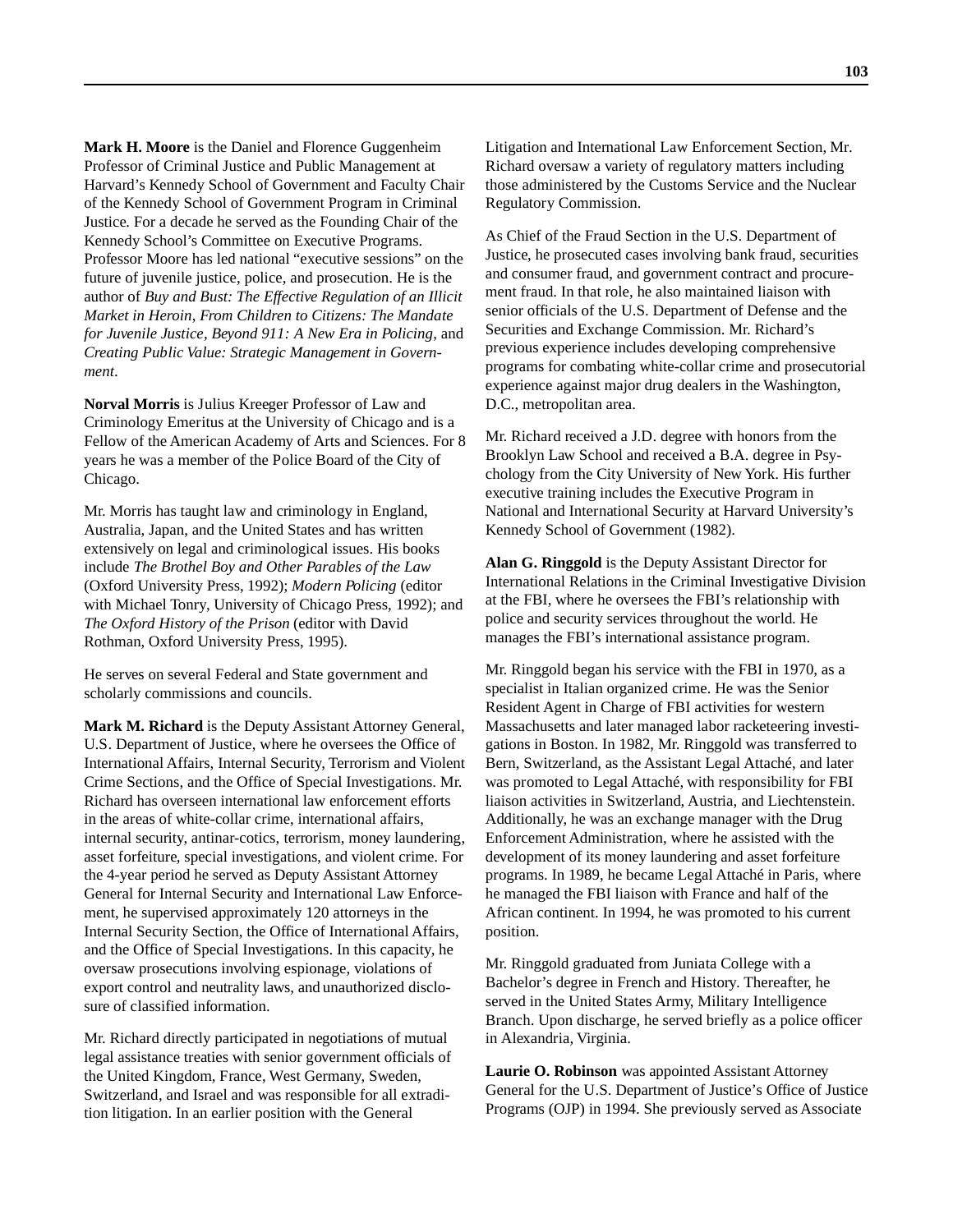**Mark H. Moore** is the Daniel and Florence Guggenheim Professor of Criminal Justice and Public Management at Harvard's Kennedy School of Government and Faculty Chair of the Kennedy School of Government Program in Criminal Justice. For a decade he served as the Founding Chair of the Kennedy School's Committee on Executive Programs. Professor Moore has led national "executive sessions" on the future of juvenile justice, police, and prosecution. He is the author of *Buy and Bust: The Effective Regulation of an Illicit Market in Heroin*, *From Children to Citizens: The Mandate for Juvenile Justice*, *Beyond 911: A New Era in Policing*, and *Creating Public Value: Strategic Management in Government*.

**Norval Morris** is Julius Kreeger Professor of Law and Criminology Emeritus at the University of Chicago and is a Fellow of the American Academy of Arts and Sciences. For 8 years he was a member of the Police Board of the City of Chicago.

Mr. Morris has taught law and criminology in England, Australia, Japan, and the United States and has written extensively on legal and criminological issues. His books include *The Brothel Boy and Other Parables of the Law* (Oxford University Press, 1992); *Modern Policing* (editor with Michael Tonry, University of Chicago Press, 1992); and *The Oxford History of the Prison* (editor with David Rothman, Oxford University Press, 1995).

He serves on several Federal and State government and scholarly commissions and councils.

**Mark M. Richard** is the Deputy Assistant Attorney General, U.S. Department of Justice, where he oversees the Office of International Affairs, Internal Security, Terrorism and Violent Crime Sections, and the Office of Special Investigations. Mr. Richard has overseen international law enforcement efforts in the areas of white-collar crime, international affairs, internal security, antinar-cotics, terrorism, money laundering, asset forfeiture, special investigations, and violent crime. For the 4-year period he served as Deputy Assistant Attorney General for Internal Security and International Law Enforcement, he supervised approximately 120 attorneys in the Internal Security Section, the Office of International Affairs, and the Office of Special Investigations. In this capacity, he oversaw prosecutions involving espionage, violations of export control and neutrality laws, and unauthorized disclosure of classified information.

Mr. Richard directly participated in negotiations of mutual legal assistance treaties with senior government officials of the United Kingdom, France, West Germany, Sweden, Switzerland, and Israel and was responsible for all extradition litigation. In an earlier position with the General Litigation and International Law Enforcement Section, Mr. Richard oversaw a variety of regulatory matters including those administered by the Customs Service and the Nuclear Regulatory Commission.

As Chief of the Fraud Section in the U.S. Department of Justice, he prosecuted cases involving bank fraud, securities and consumer fraud, and government contract and procurement fraud. In that role, he also maintained liaison with senior officials of the U.S. Department of Defense and the Securities and Exchange Commission. Mr. Richard's previous experience includes developing comprehensive programs for combating white-collar crime and prosecutorial experience against major drug dealers in the Washington, D.C., metropolitan area.

Mr. Richard received a J.D. degree with honors from the Brooklyn Law School and received a B.A. degree in Psychology from the City University of New York. His further executive training includes the Executive Program in National and International Security at Harvard University's Kennedy School of Government (1982).

**Alan G. Ringgold** is the Deputy Assistant Director for International Relations in the Criminal Investigative Division at the FBI, where he oversees the FBI's relationship with police and security services throughout the world. He manages the FBI's international assistance program.

Mr. Ringgold began his service with the FBI in 1970, as a specialist in Italian organized crime. He was the Senior Resident Agent in Charge of FBI activities for western Massachusetts and later managed labor racketeering investigations in Boston. In 1982, Mr. Ringgold was transferred to Bern, Switzerland, as the Assistant Legal Attaché, and later was promoted to Legal Attaché, with responsibility for FBI liaison activities in Switzerland, Austria, and Liechtenstein. Additionally, he was an exchange manager with the Drug Enforcement Administration, where he assisted with the development of its money laundering and asset forfeiture programs. In 1989, he became Legal Attaché in Paris, where he managed the FBI liaison with France and half of the African continent. In 1994, he was promoted to his current position.

Mr. Ringgold graduated from Juniata College with a Bachelor's degree in French and History. Thereafter, he served in the United States Army, Military Intelligence Branch. Upon discharge, he served briefly as a police officer in Alexandria, Virginia.

**Laurie O. Robinson** was appointed Assistant Attorney General for the U.S. Department of Justice's Office of Justice Programs (OJP) in 1994. She previously served as Associate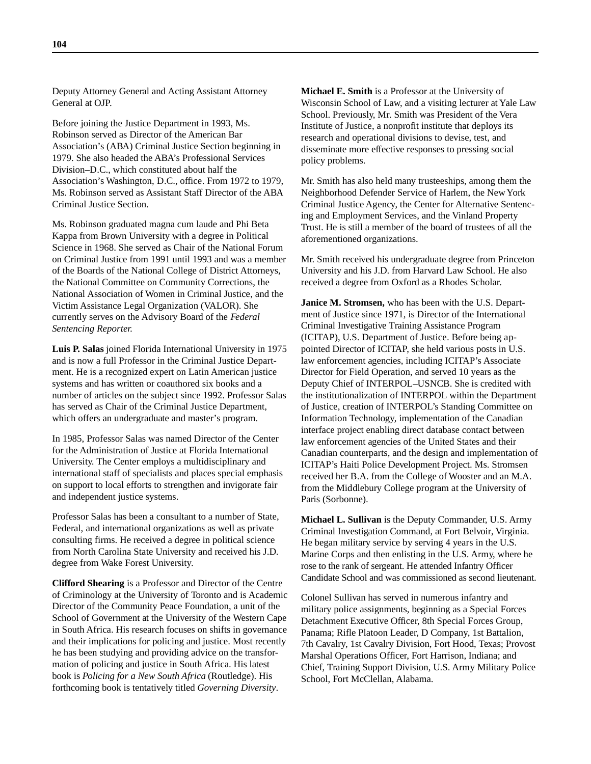Deputy Attorney General and Acting Assistant Attorney General at OJP.

Before joining the Justice Department in 1993, Ms. Robinson served as Director of the American Bar Association's (ABA) Criminal Justice Section beginning in 1979. She also headed the ABA's Professional Services Division–D.C., which constituted about half the Association's Washington, D.C., office. From 1972 to 1979, Ms. Robinson served as Assistant Staff Director of the ABA Criminal Justice Section.

Ms. Robinson graduated magna cum laude and Phi Beta Kappa from Brown University with a degree in Political Science in 1968. She served as Chair of the National Forum on Criminal Justice from 1991 until 1993 and was a member of the Boards of the National College of District Attorneys, the National Committee on Community Corrections, the National Association of Women in Criminal Justice, and the Victim Assistance Legal Organization (VALOR). She currently serves on the Advisory Board of the *Federal Sentencing Reporter.*

**Luis P. Salas** joined Florida International University in 1975 and is now a full Professor in the Criminal Justice Department. He is a recognized expert on Latin American justice systems and has written or coauthored six books and a number of articles on the subject since 1992. Professor Salas has served as Chair of the Criminal Justice Department, which offers an undergraduate and master's program.

In 1985, Professor Salas was named Director of the Center for the Administration of Justice at Florida International University. The Center employs a multidisciplinary and international staff of specialists and places special emphasis on support to local efforts to strengthen and invigorate fair and independent justice systems.

Professor Salas has been a consultant to a number of State, Federal, and international organizations as well as private consulting firms. He received a degree in political science from North Carolina State University and received his J.D. degree from Wake Forest University.

**Clifford Shearing** is a Professor and Director of the Centre of Criminology at the University of Toronto and is Academic Director of the Community Peace Foundation, a unit of the School of Government at the University of the Western Cape in South Africa. His research focuses on shifts in governance and their implications for policing and justice. Most recently he has been studying and providing advice on the transformation of policing and justice in South Africa. His latest book is *Policing for a New South Africa* (Routledge). His forthcoming book is tentatively titled *Governing Diversity*.

**Michael E. Smith** is a Professor at the University of Wisconsin School of Law, and a visiting lecturer at Yale Law School. Previously, Mr. Smith was President of the Vera Institute of Justice, a nonprofit institute that deploys its research and operational divisions to devise, test, and disseminate more effective responses to pressing social policy problems.

Mr. Smith has also held many trusteeships, among them the Neighborhood Defender Service of Harlem, the New York Criminal Justice Agency, the Center for Alternative Sentencing and Employment Services, and the Vinland Property Trust. He is still a member of the board of trustees of all the aforementioned organizations.

Mr. Smith received his undergraduate degree from Princeton University and his J.D. from Harvard Law School. He also received a degree from Oxford as a Rhodes Scholar.

**Janice M. Stromsen,** who has been with the U.S. Department of Justice since 1971, is Director of the International Criminal Investigative Training Assistance Program (ICITAP), U.S. Department of Justice. Before being appointed Director of ICITAP, she held various posts in U.S. law enforcement agencies, including ICITAP's Associate Director for Field Operation, and served 10 years as the Deputy Chief of INTERPOL–USNCB. She is credited with the institutionalization of INTERPOL within the Department of Justice, creation of INTERPOL's Standing Committee on Information Technology, implementation of the Canadian interface project enabling direct database contact between law enforcement agencies of the United States and their Canadian counterparts, and the design and implementation of ICITAP's Haiti Police Development Project. Ms. Stromsen received her B.A. from the College of Wooster and an M.A. from the Middlebury College program at the University of Paris (Sorbonne).

**Michael L. Sullivan** is the Deputy Commander, U.S. Army Criminal Investigation Command, at Fort Belvoir, Virginia. He began military service by serving 4 years in the U.S. Marine Corps and then enlisting in the U.S. Army, where he rose to the rank of sergeant. He attended Infantry Officer Candidate School and was commissioned as second lieutenant.

Colonel Sullivan has served in numerous infantry and military police assignments, beginning as a Special Forces Detachment Executive Officer, 8th Special Forces Group, Panama; Rifle Platoon Leader, D Company, 1st Battalion, 7th Cavalry, 1st Cavalry Division, Fort Hood, Texas; Provost Marshal Operations Officer, Fort Harrison, Indiana; and Chief, Training Support Division, U.S. Army Military Police School, Fort McClellan, Alabama.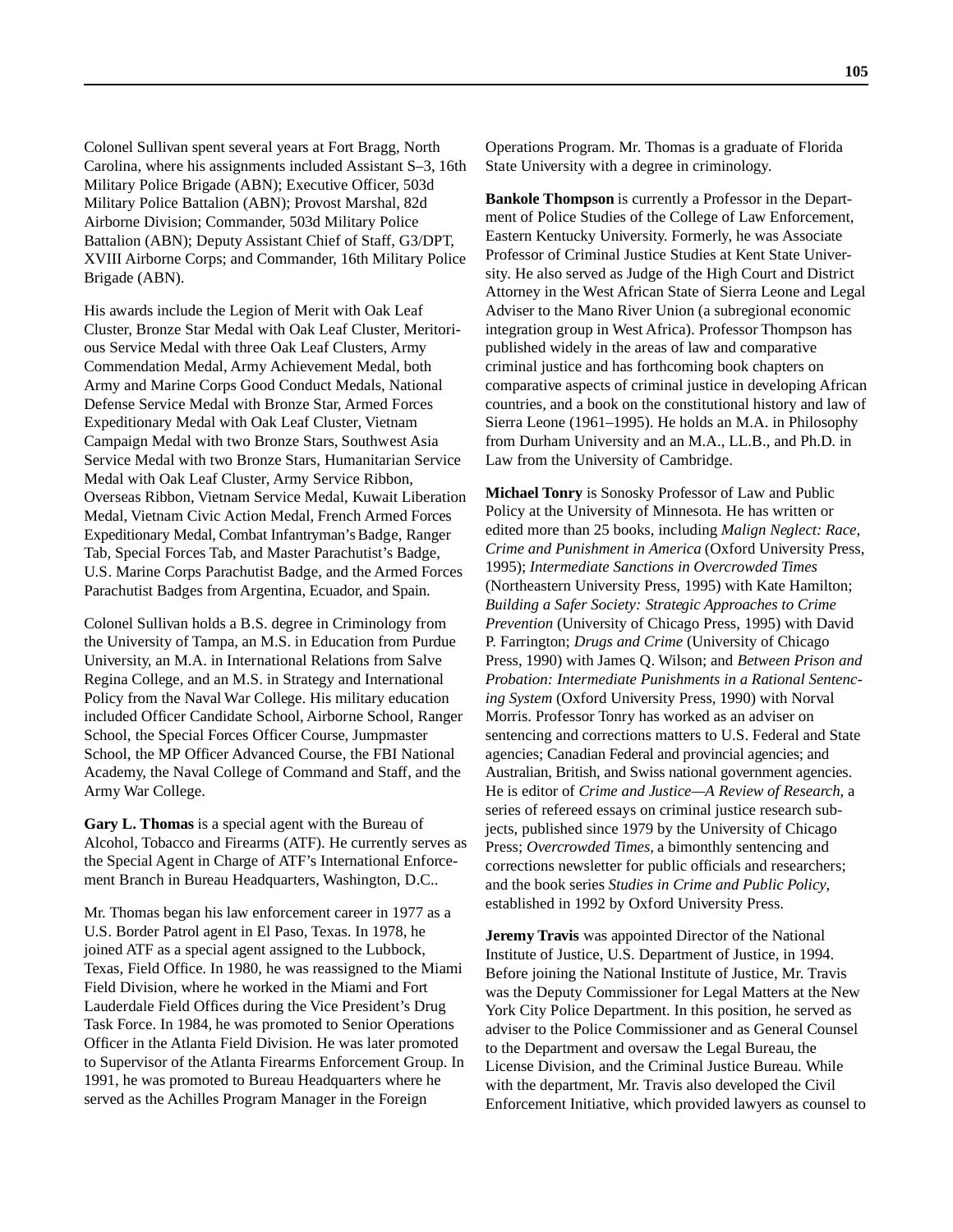Colonel Sullivan spent several years at Fort Bragg, North Carolina, where his assignments included Assistant S–3, 16th Military Police Brigade (ABN); Executive Officer, 503d Military Police Battalion (ABN); Provost Marshal, 82d Airborne Division; Commander, 503d Military Police Battalion (ABN); Deputy Assistant Chief of Staff, G3/DPT, XVIII Airborne Corps; and Commander, 16th Military Police Brigade (ABN).

His awards include the Legion of Merit with Oak Leaf Cluster, Bronze Star Medal with Oak Leaf Cluster, Meritorious Service Medal with three Oak Leaf Clusters, Army Commendation Medal, Army Achievement Medal, both Army and Marine Corps Good Conduct Medals, National Defense Service Medal with Bronze Star, Armed Forces Expeditionary Medal with Oak Leaf Cluster, Vietnam Campaign Medal with two Bronze Stars, Southwest Asia Service Medal with two Bronze Stars, Humanitarian Service Medal with Oak Leaf Cluster, Army Service Ribbon, Overseas Ribbon, Vietnam Service Medal, Kuwait Liberation Medal, Vietnam Civic Action Medal, French Armed Forces Expeditionary Medal, Combat Infantryman's Badge, Ranger Tab, Special Forces Tab, and Master Parachutist's Badge, U.S. Marine Corps Parachutist Badge, and the Armed Forces Parachutist Badges from Argentina, Ecuador, and Spain.

Colonel Sullivan holds a B.S. degree in Criminology from the University of Tampa, an M.S. in Education from Purdue University, an M.A. in International Relations from Salve Regina College, and an M.S. in Strategy and International Policy from the Naval War College. His military education included Officer Candidate School, Airborne School, Ranger School, the Special Forces Officer Course, Jumpmaster School, the MP Officer Advanced Course, the FBI National Academy, the Naval College of Command and Staff, and the Army War College.

**Gary L. Thomas** is a special agent with the Bureau of Alcohol, Tobacco and Firearms (ATF). He currently serves as the Special Agent in Charge of ATF's International Enforcement Branch in Bureau Headquarters, Washington, D.C..

Mr. Thomas began his law enforcement career in 1977 as a U.S. Border Patrol agent in El Paso, Texas. In 1978, he joined ATF as a special agent assigned to the Lubbock, Texas, Field Office. In 1980, he was reassigned to the Miami Field Division, where he worked in the Miami and Fort Lauderdale Field Offices during the Vice President's Drug Task Force. In 1984, he was promoted to Senior Operations Officer in the Atlanta Field Division. He was later promoted to Supervisor of the Atlanta Firearms Enforcement Group. In 1991, he was promoted to Bureau Headquarters where he served as the Achilles Program Manager in the Foreign Operations Program. Mr. Thomas is a graduate of Florida State University with a degree in criminology.

**Bankole Thompson** is currently a Professor in the Department of Police Studies of the College of Law Enforcement, Eastern Kentucky University. Formerly, he was Associate Professor of Criminal Justice Studies at Kent State University. He also served as Judge of the High Court and District Attorney in the West African State of Sierra Leone and Legal Adviser to the Mano River Union (a subregional economic integration group in West Africa). Professor Thompson has published widely in the areas of law and comparative criminal justice and has forthcoming book chapters on comparative aspects of criminal justice in developing African countries, and a book on the constitutional history and law of Sierra Leone (1961–1995). He holds an M.A. in Philosophy from Durham University and an M.A., LL.B., and Ph.D. in Law from the University of Cambridge.

**Michael Tonry** is Sonosky Professor of Law and Public Policy at the University of Minnesota. He has written or edited more than 25 books, including *Malign Neglect: Race, Crime and Punishment in America* (Oxford University Press, 1995); *Intermediate Sanctions in Overcrowded Times* (Northeastern University Press, 1995) with Kate Hamilton; *Building a Safer Society: Strategic Approaches to Crime Prevention* (University of Chicago Press, 1995) with David P. Farrington; *Drugs and Crime* (University of Chicago Press, 1990) with James Q. Wilson; and *Between Prison and Probation: Intermediate Punishments in a Rational Sentencing System* (Oxford University Press, 1990) with Norval Morris. Professor Tonry has worked as an adviser on sentencing and corrections matters to U.S. Federal and State agencies; Canadian Federal and provincial agencies; and Australian, British, and Swiss national government agencies. He is editor of *Crime and Justice—A Review of Research*, a series of refereed essays on criminal justice research subjects, published since 1979 by the University of Chicago Press; *Overcrowded Times*, a bimonthly sentencing and corrections newsletter for public officials and researchers; and the book series *Studies in Crime and Public Policy*, established in 1992 by Oxford University Press.

**Jeremy Travis** was appointed Director of the National Institute of Justice, U.S. Department of Justice, in 1994. Before joining the National Institute of Justice, Mr. Travis was the Deputy Commissioner for Legal Matters at the New York City Police Department. In this position, he served as adviser to the Police Commissioner and as General Counsel to the Department and oversaw the Legal Bureau, the License Division, and the Criminal Justice Bureau. While with the department, Mr. Travis also developed the Civil Enforcement Initiative, which provided lawyers as counsel to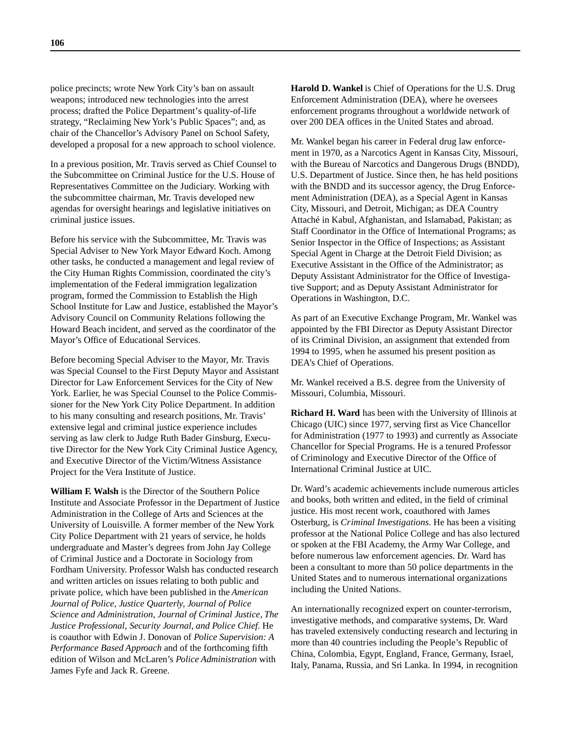police precincts; wrote New York City's ban on assault weapons; introduced new technologies into the arrest process; drafted the Police Department's quality-of-life strategy, "Reclaiming New York's Public Spaces"; and, as chair of the Chancellor's Advisory Panel on School Safety, developed a proposal for a new approach to school violence.

In a previous position, Mr. Travis served as Chief Counsel to the Subcommittee on Criminal Justice for the U.S. House of Representatives Committee on the Judiciary. Working with the subcommittee chairman, Mr. Travis developed new agendas for oversight hearings and legislative initiatives on criminal justice issues.

Before his service with the Subcommittee, Mr. Travis was Special Adviser to New York Mayor Edward Koch. Among other tasks, he conducted a management and legal review of the City Human Rights Commission, coordinated the city's implementation of the Federal immigration legalization program, formed the Commission to Establish the High School Institute for Law and Justice, established the Mayor's Advisory Council on Community Relations following the Howard Beach incident, and served as the coordinator of the Mayor's Office of Educational Services.

Before becoming Special Adviser to the Mayor, Mr. Travis was Special Counsel to the First Deputy Mayor and Assistant Director for Law Enforcement Services for the City of New York. Earlier, he was Special Counsel to the Police Commissioner for the New York City Police Department. In addition to his many consulting and research positions, Mr. Travis' extensive legal and criminal justice experience includes serving as law clerk to Judge Ruth Bader Ginsburg, Executive Director for the New York City Criminal Justice Agency, and Executive Director of the Victim/Witness Assistance Project for the Vera Institute of Justice.

**William F. Walsh** is the Director of the Southern Police Institute and Associate Professor in the Department of Justice Administration in the College of Arts and Sciences at the University of Louisville. A former member of the New York City Police Department with 21 years of service, he holds undergraduate and Master's degrees from John Jay College of Criminal Justice and a Doctorate in Sociology from Fordham University. Professor Walsh has conducted research and written articles on issues relating to both public and private police, which have been published in the *American Journal of Police, Justice Quarterly, Journal of Police Science and Administration, Journal of Criminal Justice, The Justice Professional, Security Journal, and Police Chief*. He is coauthor with Edwin J. Donovan of *Police Supervision: A Performance Based Approach* and of the forthcoming fifth edition of Wilson and McLaren's *Police Administration* with James Fyfe and Jack R. Greene.

**Harold D. Wankel** is Chief of Operations for the U.S. Drug Enforcement Administration (DEA), where he oversees enforcement programs throughout a worldwide network of over 200 DEA offices in the United States and abroad.

Mr. Wankel began his career in Federal drug law enforcement in 1970, as a Narcotics Agent in Kansas City, Missouri, with the Bureau of Narcotics and Dangerous Drugs (BNDD), U.S. Department of Justice. Since then, he has held positions with the BNDD and its successor agency, the Drug Enforcement Administration (DEA), as a Special Agent in Kansas City, Missouri, and Detroit, Michigan; as DEA Country Attaché in Kabul, Afghanistan, and Islamabad, Pakistan; as Staff Coordinator in the Office of International Programs; as Senior Inspector in the Office of Inspections; as Assistant Special Agent in Charge at the Detroit Field Division; as Executive Assistant in the Office of the Administrator; as Deputy Assistant Administrator for the Office of Investigative Support; and as Deputy Assistant Administrator for Operations in Washington, D.C.

As part of an Executive Exchange Program, Mr. Wankel was appointed by the FBI Director as Deputy Assistant Director of its Criminal Division, an assignment that extended from 1994 to 1995, when he assumed his present position as DEA's Chief of Operations.

Mr. Wankel received a B.S. degree from the University of Missouri, Columbia, Missouri.

**Richard H. Ward** has been with the University of Illinois at Chicago (UIC) since 1977, serving first as Vice Chancellor for Administration (1977 to 1993) and currently as Associate Chancellor for Special Programs. He is a tenured Professor of Criminology and Executive Director of the Office of International Criminal Justice at UIC.

Dr. Ward's academic achievements include numerous articles and books, both written and edited, in the field of criminal justice. His most recent work, coauthored with James Osterburg, is *Criminal Investigations*. He has been a visiting professor at the National Police College and has also lectured or spoken at the FBI Academy, the Army War College, and before numerous law enforcement agencies. Dr. Ward has been a consultant to more than 50 police departments in the United States and to numerous international organizations including the United Nations.

An internationally recognized expert on counter-terrorism, investigative methods, and comparative systems, Dr. Ward has traveled extensively conducting research and lecturing in more than 40 countries including the People's Republic of China, Colombia, Egypt, England, France, Germany, Israel, Italy, Panama, Russia, and Sri Lanka. In 1994, in recognition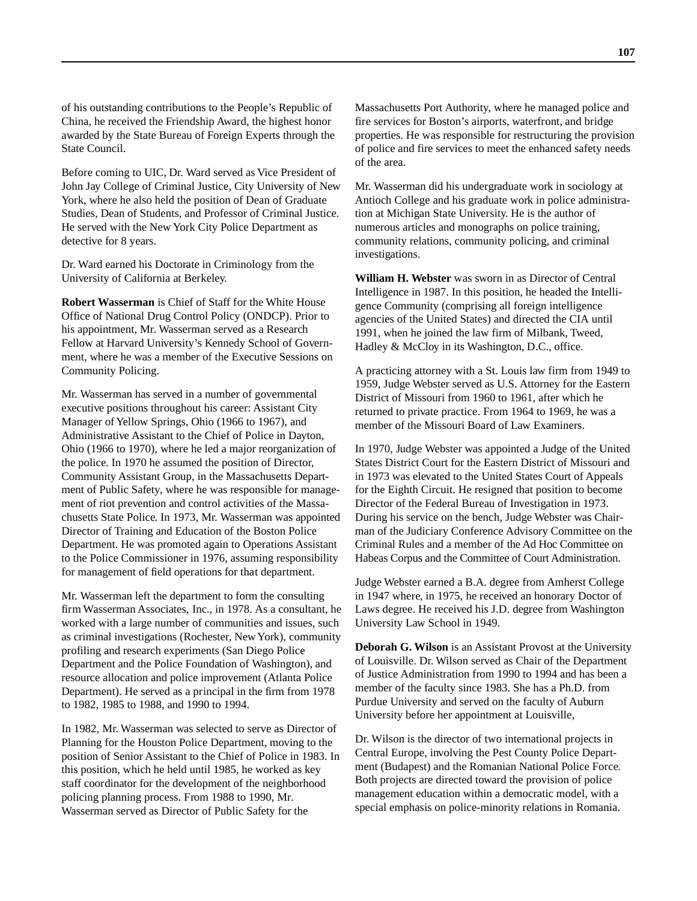of his outstanding contributions to the People's Republic of China, he received the Friendship Award, the highest honor awarded by the State Bureau of Foreign Experts through the State Council.

Before coming to UIC, Dr. Ward served as Vice President of John Jay College of Criminal Justice, City University of New York, where he also held the position of Dean of Graduate Studies, Dean of Students, and Professor of Criminal Justice. He served with the New York City Police Department as detective for 8 years.

Dr. Ward earned his Doctorate in Criminology from the University of California at Berkeley.

**Robert Wasserman** is Chief of Staff for the White House Office of National Drug Control Policy (ONDCP). Prior to his appointment, Mr. Wasserman served as a Research Fellow at Harvard University's Kennedy School of Government, where he was a member of the Executive Sessions on Community Policing.

Mr. Wasserman has served in a number of governmental executive positions throughout his career: Assistant City Manager of Yellow Springs, Ohio (1966 to 1967), and Administrative Assistant to the Chief of Police in Dayton, Ohio (1966 to 1970), where he led a major reorganization of the police. In 1970 he assumed the position of Director, Community Assistant Group, in the Massachusetts Department of Public Safety, where he was responsible for management of riot prevention and control activities of the Massachusetts State Police. In 1973, Mr. Wasserman was appointed Director of Training and Education of the Boston Police Department. He was promoted again to Operations Assistant to the Police Commissioner in 1976, assuming responsibility for management of field operations for that department.

Mr. Wasserman left the department to form the consulting firm Wasserman Associates, Inc., in 1978. As a consultant, he worked with a large number of communities and issues, such as criminal investigations (Rochester, New York), community profiling and research experiments (San Diego Police Department and the Police Foundation of Washington), and resource allocation and police improvement (Atlanta Police Department). He served as a principal in the firm from 1978 to 1982, 1985 to 1988, and 1990 to 1994.

In 1982, Mr. Wasserman was selected to serve as Director of Planning for the Houston Police Department, moving to the position of Senior Assistant to the Chief of Police in 1983. In this position, which he held until 1985, he worked as key staff coordinator for the development of the neighborhood policing planning process. From 1988 to 1990, Mr. Wasserman served as Director of Public Safety for the Massachusetts Port Authority, where he managed police and fire services for Boston's airports, waterfront, and bridge properties. He was responsible for restructuring the provision of police and fire services to meet the enhanced safety needs of the area.

Mr. Wasserman did his undergraduate work in sociology at Antioch College and his graduate work in police administration at Michigan State University. He is the author of numerous articles and monographs on police training, community relations, community policing, and criminal investigations.

**William H. Webster** was sworn in as Director of Central Intelligence in 1987. In this position, he headed the Intelligence Community (comprising all foreign intelligence agencies of the United States) and directed the CIA until 1991, when he joined the law firm of Milbank, Tweed, Hadley & McCloy in its Washington, D.C., office.

A practicing attorney with a St. Louis law firm from 1949 to 1959, Judge Webster served as U.S. Attorney for the Eastern District of Missouri from 1960 to 1961, after which he returned to private practice. From 1964 to 1969, he was a member of the Missouri Board of Law Examiners.

In 1970, Judge Webster was appointed a Judge of the United States District Court for the Eastern District of Missouri and in 1973 was elevated to the United States Court of Appeals for the Eighth Circuit. He resigned that position to become Director of the Federal Bureau of Investigation in 1973. During his service on the bench, Judge Webster was Chairman of the Judiciary Conference Advisory Committee on the Criminal Rules and a member of the Ad Hoc Committee on Habeas Corpus and the Committee of Court Administration.

Judge Webster earned a B.A. degree from Amherst College in 1947 where, in 1975, he received an honorary Doctor of Laws degree. He received his J.D. degree from Washington University Law School in 1949.

**Deborah G. Wilson** is an Assistant Provost at the University of Louisville. Dr. Wilson served as Chair of the Department of Justice Administration from 1990 to 1994 and has been a member of the faculty since 1983. She has a Ph.D. from Purdue University and served on the faculty of Auburn University before her appointment at Louisville,

Dr. Wilson is the director of two international projects in Central Europe, involving the Pest County Police Department (Budapest) and the Romanian National Police Force. Both projects are directed toward the provision of police management education within a democratic model, with a special emphasis on police-minority relations in Romania.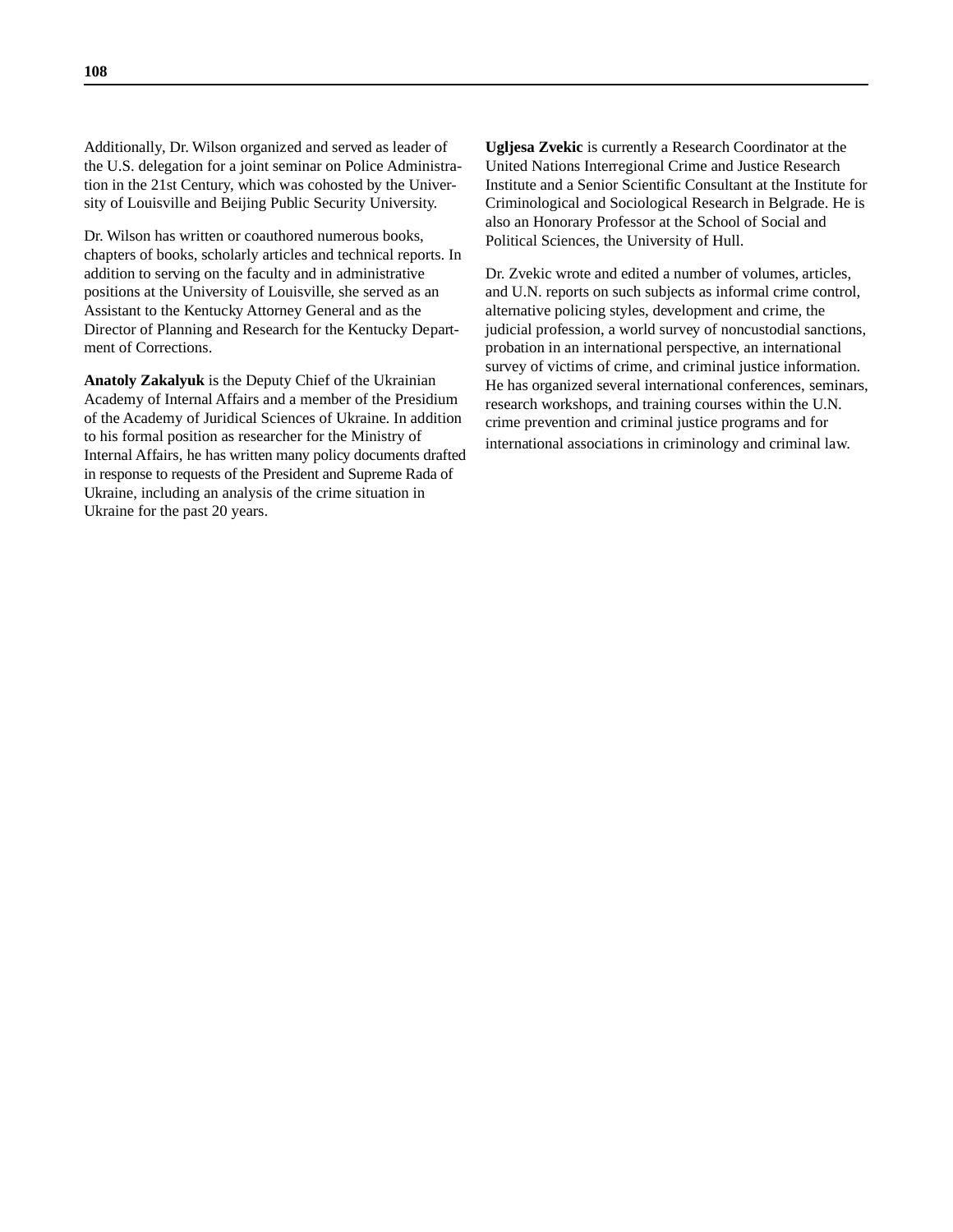Additionally, Dr. Wilson organized and served as leader of the U.S. delegation for a joint seminar on Police Administration in the 21st Century, which was cohosted by the University of Louisville and Beijing Public Security University.

Dr. Wilson has written or coauthored numerous books, chapters of books, scholarly articles and technical reports. In addition to serving on the faculty and in administrative positions at the University of Louisville, she served as an Assistant to the Kentucky Attorney General and as the Director of Planning and Research for the Kentucky Department of Corrections.

**Anatoly Zakalyuk** is the Deputy Chief of the Ukrainian Academy of Internal Affairs and a member of the Presidium of the Academy of Juridical Sciences of Ukraine. In addition to his formal position as researcher for the Ministry of Internal Affairs, he has written many policy documents drafted in response to requests of the President and Supreme Rada of Ukraine, including an analysis of the crime situation in Ukraine for the past 20 years.

**Ugljesa Zvekic** is currently a Research Coordinator at the United Nations Interregional Crime and Justice Research Institute and a Senior Scientific Consultant at the Institute for Criminological and Sociological Research in Belgrade. He is also an Honorary Professor at the School of Social and Political Sciences, the University of Hull.

Dr. Zvekic wrote and edited a number of volumes, articles, and U.N. reports on such subjects as informal crime control, alternative policing styles, development and crime, the judicial profession, a world survey of noncustodial sanctions, probation in an international perspective, an international survey of victims of crime, and criminal justice information. He has organized several international conferences, seminars, research workshops, and training courses within the U.N. crime prevention and criminal justice programs and for international associations in criminology and criminal law.